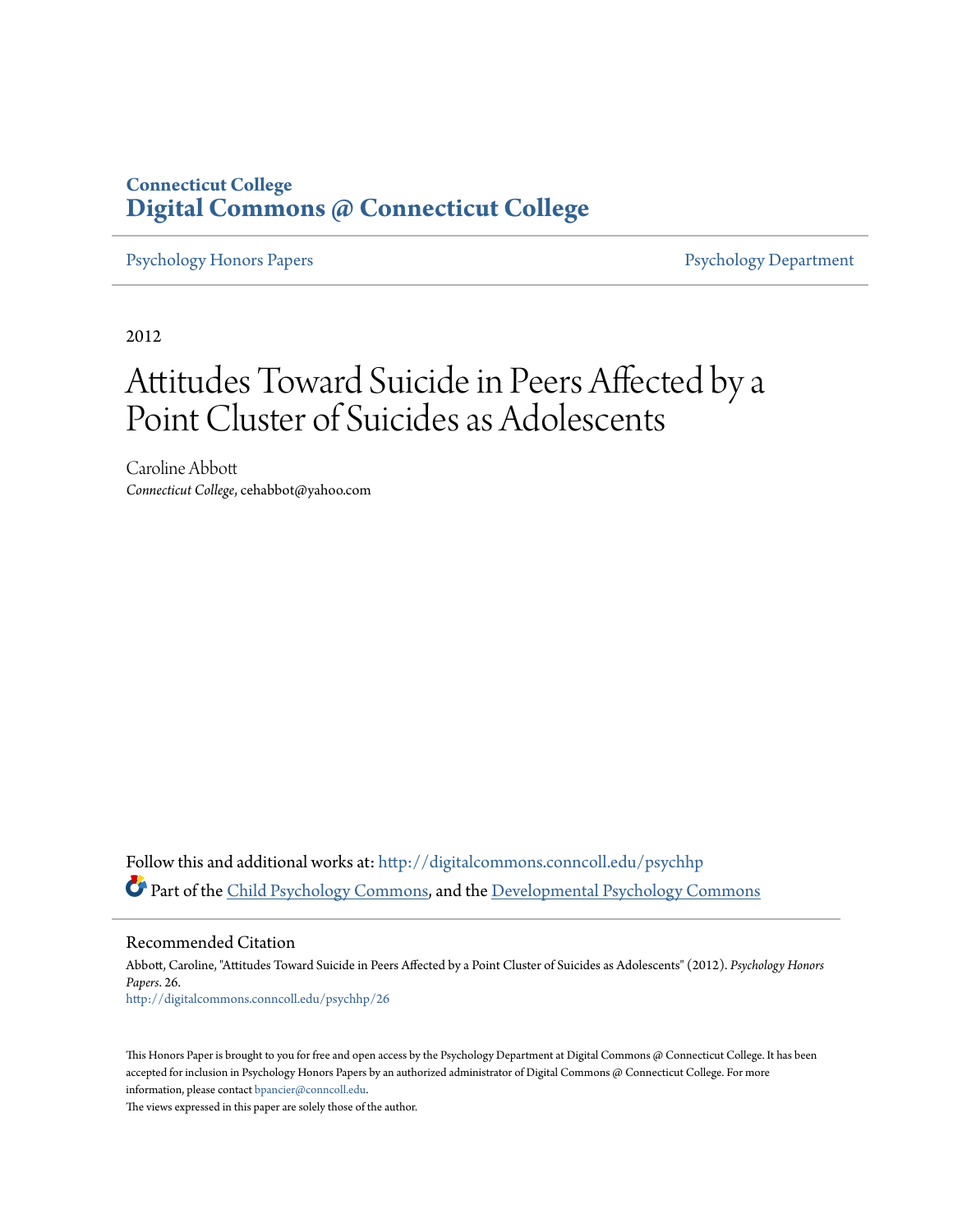Connecticut College
**Digital Commons @ Connecticut College**

Psychology Honors Papers | Psychology Department

2012

# Attitudes Toward Suicide in Peers Affected by a Point Cluster of Suicides as Adolescents

Caroline Abbott
*Connecticut College*, cehabbot@yahoo.com

Follow this and additional works at: http://digitalcommons.conncoll.edu/psychhp
Part of the Child Psychology Commons, and the Developmental Psychology Commons

## Recommended Citation

Abbott, Caroline, "Attitudes Toward Suicide in Peers Affected by a Point Cluster of Suicides as Adolescents" (2012). *Psychology Honors Papers*. 26.
http://digitalcommons.conncoll.edu/psychhp/26

This Honors Paper is brought to you for free and open access by the Psychology Department at Digital Commons @ Connecticut College. It has been accepted for inclusion in Psychology Honors Papers by an authorized administrator of Digital Commons @ Connecticut College. For more information, please contact bpancier@conncoll.edu.
The views expressed in this paper are solely those of the author.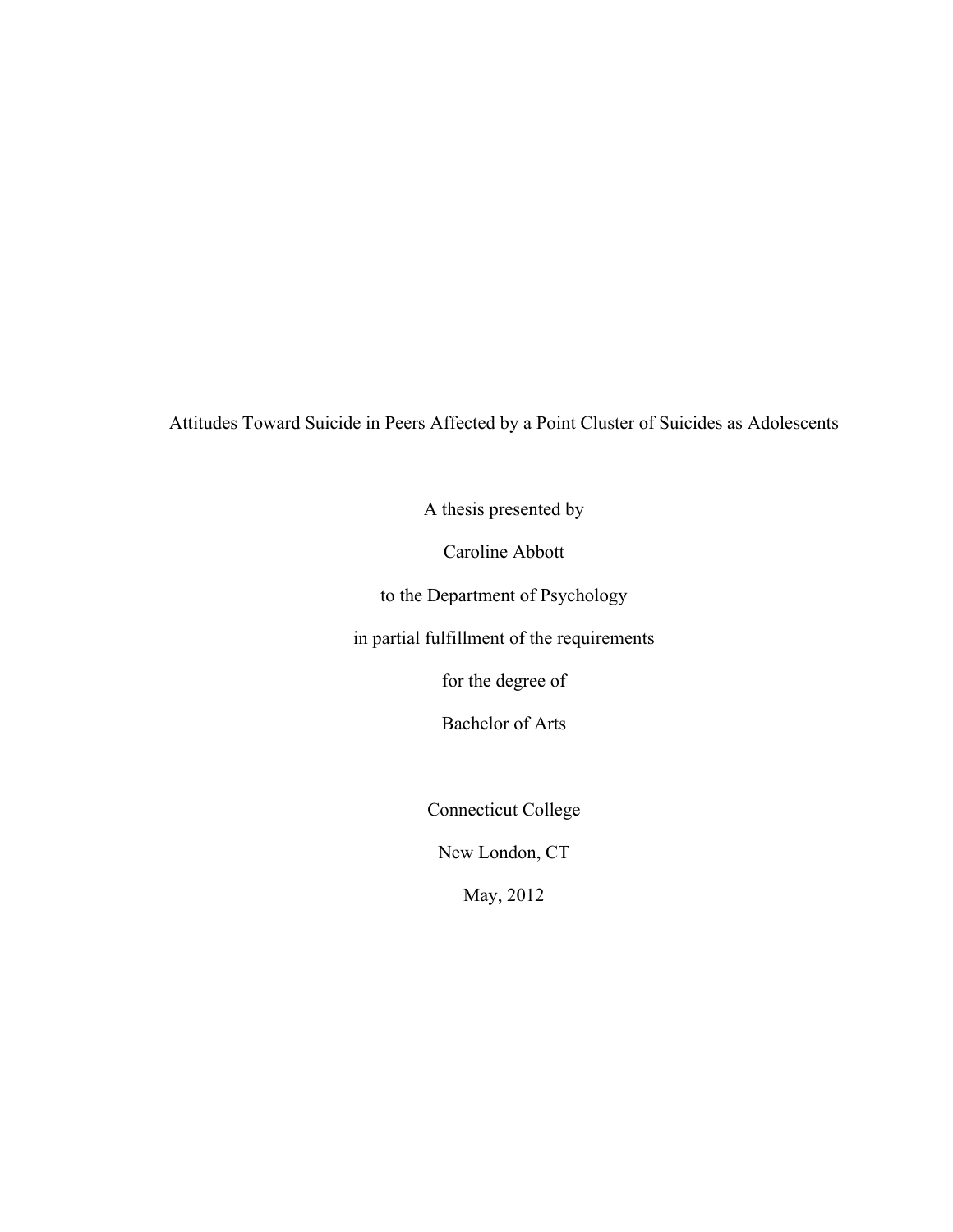# Attitudes Toward Suicide in Peers Affected by a Point Cluster of Suicides as Adolescents

A thesis presented by

Caroline Abbott

to the Department of Psychology

in partial fulfillment of the requirements

for the degree of

Bachelor of Arts

Connecticut College

New London, CT

May, 2012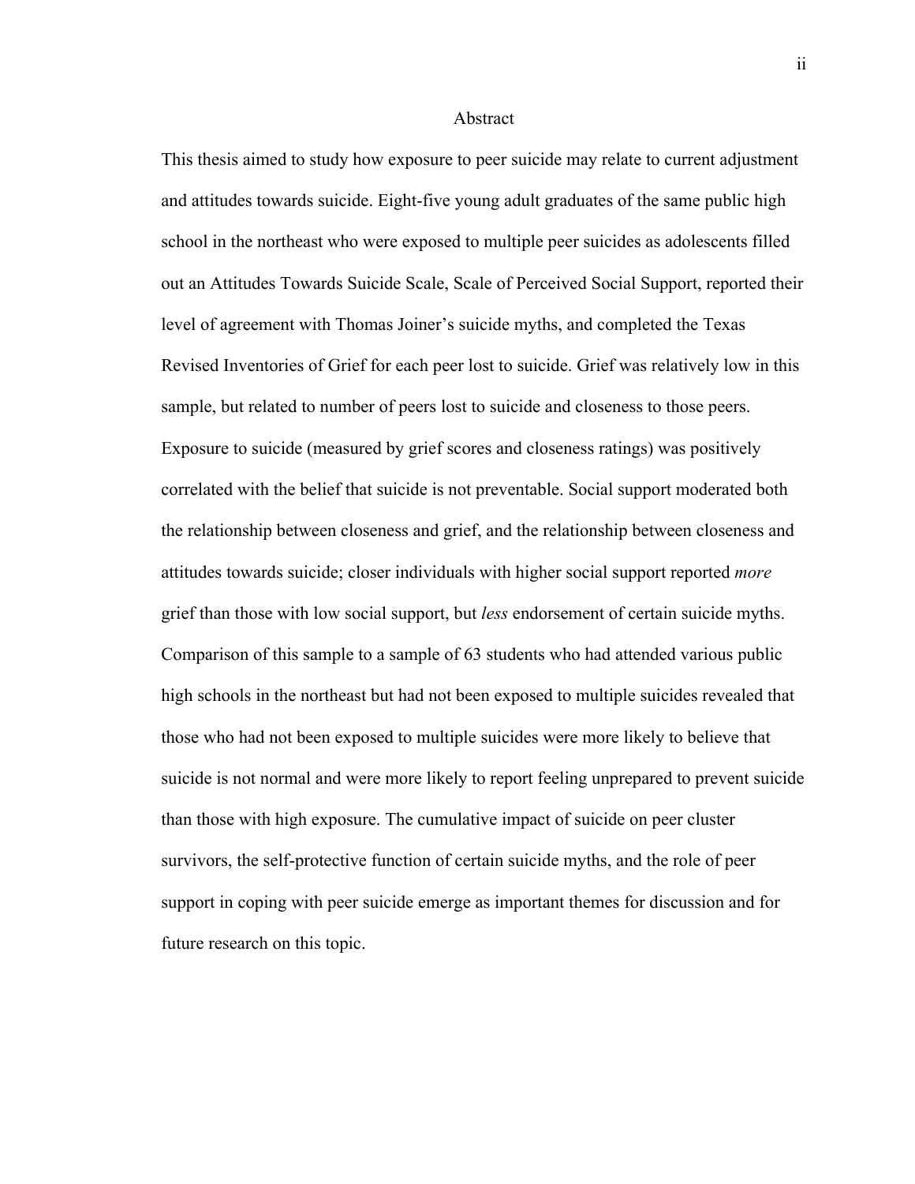# Abstract

This thesis aimed to study how exposure to peer suicide may relate to current adjustment and attitudes towards suicide. Eight-five young adult graduates of the same public high school in the northeast who were exposed to multiple peer suicides as adolescents filled out an Attitudes Towards Suicide Scale, Scale of Perceived Social Support, reported their level of agreement with Thomas Joiner's suicide myths, and completed the Texas Revised Inventories of Grief for each peer lost to suicide. Grief was relatively low in this sample, but related to number of peers lost to suicide and closeness to those peers. Exposure to suicide (measured by grief scores and closeness ratings) was positively correlated with the belief that suicide is not preventable. Social support moderated both the relationship between closeness and grief, and the relationship between closeness and attitudes towards suicide; closer individuals with higher social support reported *more* grief than those with low social support, but *less* endorsement of certain suicide myths. Comparison of this sample to a sample of 63 students who had attended various public high schools in the northeast but had not been exposed to multiple suicides revealed that those who had not been exposed to multiple suicides were more likely to believe that suicide is not normal and were more likely to report feeling unprepared to prevent suicide than those with high exposure. The cumulative impact of suicide on peer cluster survivors, the self-protective function of certain suicide myths, and the role of peer support in coping with peer suicide emerge as important themes for discussion and for future research on this topic.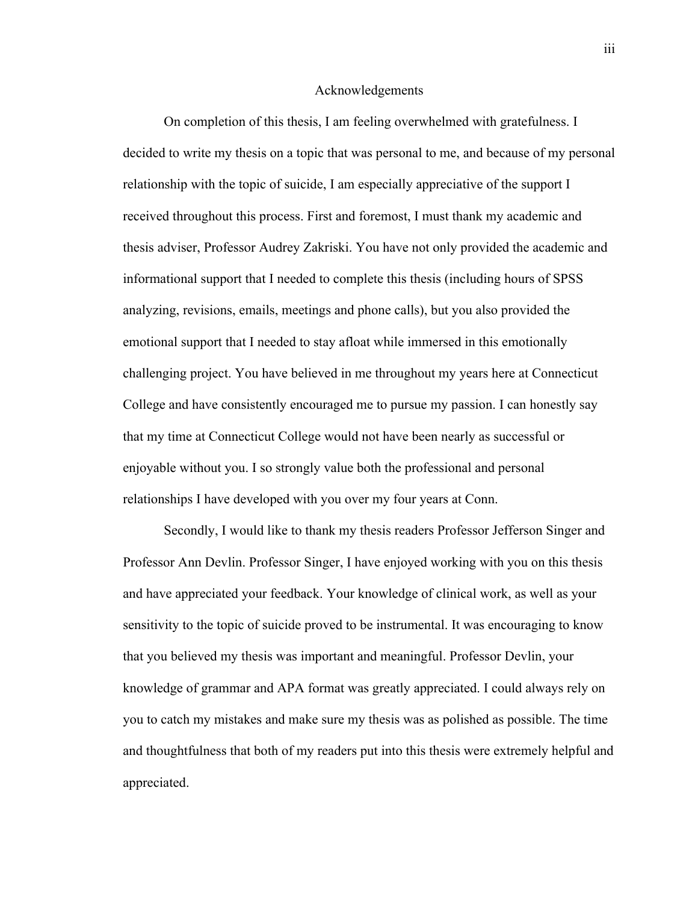# Acknowledgements

On completion of this thesis, I am feeling overwhelmed with gratefulness. I decided to write my thesis on a topic that was personal to me, and because of my personal relationship with the topic of suicide, I am especially appreciative of the support I received throughout this process. First and foremost, I must thank my academic and thesis adviser, Professor Audrey Zakriski. You have not only provided the academic and informational support that I needed to complete this thesis (including hours of SPSS analyzing, revisions, emails, meetings and phone calls), but you also provided the emotional support that I needed to stay afloat while immersed in this emotionally challenging project. You have believed in me throughout my years here at Connecticut College and have consistently encouraged me to pursue my passion. I can honestly say that my time at Connecticut College would not have been nearly as successful or enjoyable without you. I so strongly value both the professional and personal relationships I have developed with you over my four years at Conn.

Secondly, I would like to thank my thesis readers Professor Jefferson Singer and Professor Ann Devlin. Professor Singer, I have enjoyed working with you on this thesis and have appreciated your feedback. Your knowledge of clinical work, as well as your sensitivity to the topic of suicide proved to be instrumental. It was encouraging to know that you believed my thesis was important and meaningful. Professor Devlin, your knowledge of grammar and APA format was greatly appreciated. I could always rely on you to catch my mistakes and make sure my thesis was as polished as possible. The time and thoughtfulness that both of my readers put into this thesis were extremely helpful and appreciated.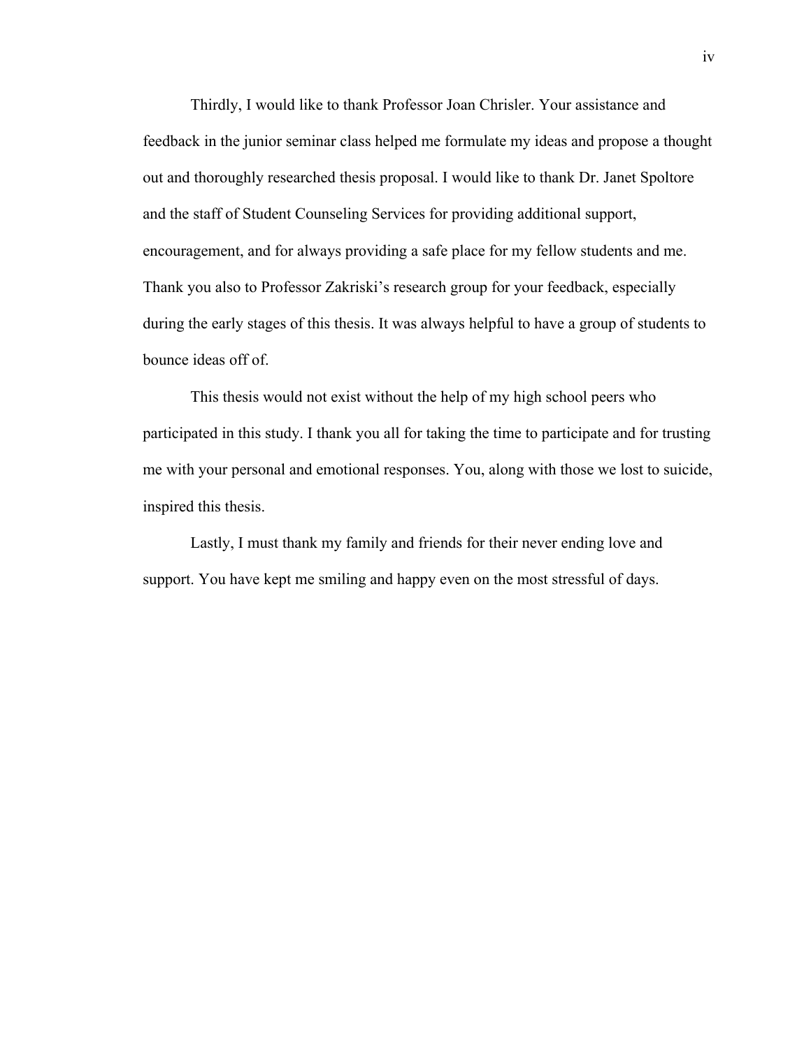Thirdly, I would like to thank Professor Joan Chrisler. Your assistance and feedback in the junior seminar class helped me formulate my ideas and propose a thought out and thoroughly researched thesis proposal. I would like to thank Dr. Janet Spoltore and the staff of Student Counseling Services for providing additional support, encouragement, and for always providing a safe place for my fellow students and me. Thank you also to Professor Zakriski's research group for your feedback, especially during the early stages of this thesis. It was always helpful to have a group of students to bounce ideas off of.

This thesis would not exist without the help of my high school peers who participated in this study. I thank you all for taking the time to participate and for trusting me with your personal and emotional responses. You, along with those we lost to suicide, inspired this thesis.

Lastly, I must thank my family and friends for their never ending love and support. You have kept me smiling and happy even on the most stressful of days.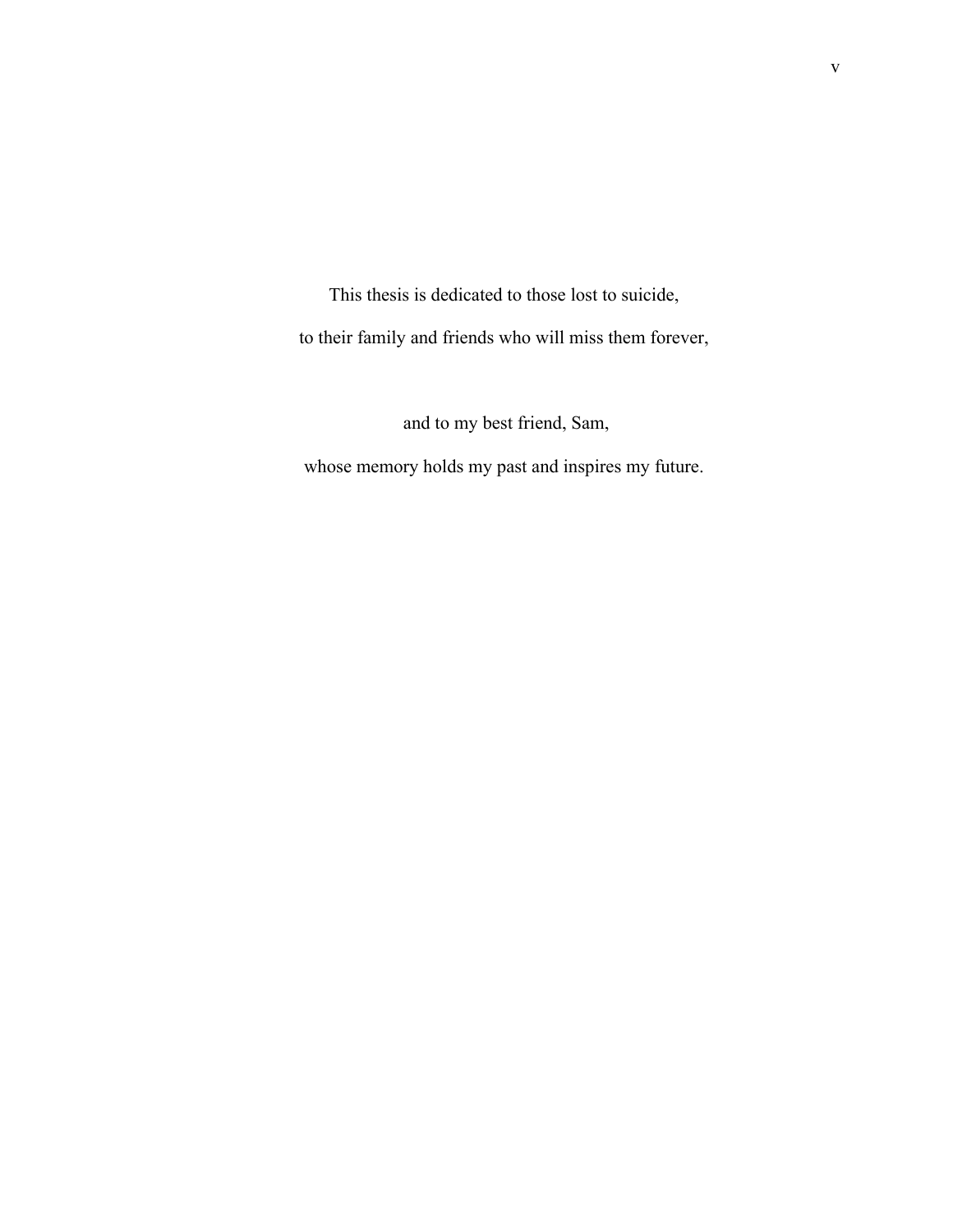This thesis is dedicated to those lost to suicide,

to their family and friends who will miss them forever,

and to my best friend, Sam,

whose memory holds my past and inspires my future.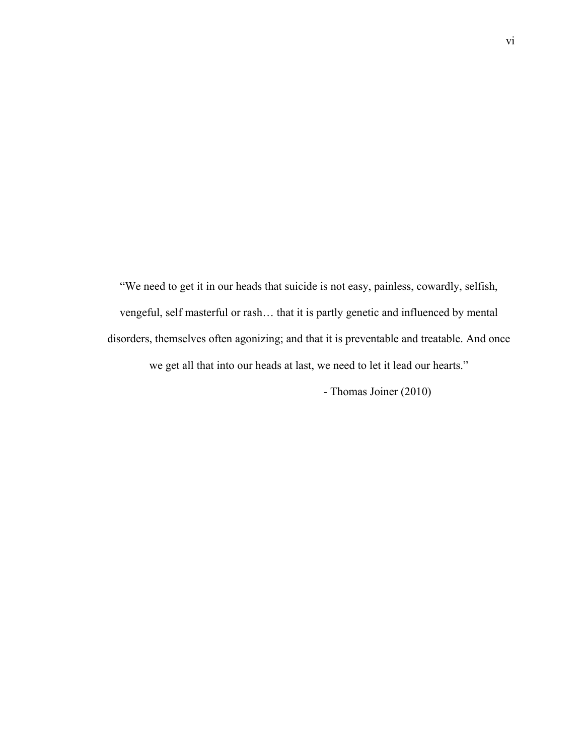"We need to get it in our heads that suicide is not easy, painless, cowardly, selfish, vengeful, self masterful or rash… that it is partly genetic and influenced by mental disorders, themselves often agonizing; and that it is preventable and treatable. And once we get all that into our heads at last, we need to let it lead our hearts."

- Thomas Joiner (2010)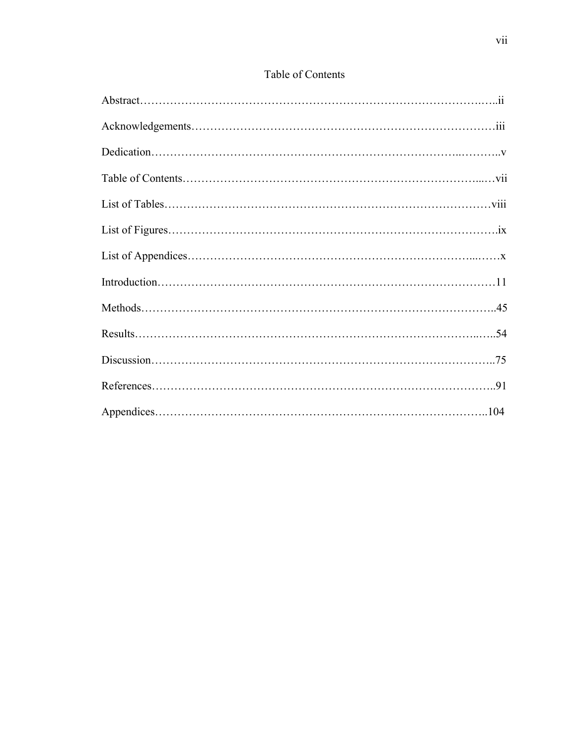# Table of Contents

Abstract……………………………………………………………………………..…..ii

Acknowledgements……………………………………………………………………iii

Dedication……………………………………………………………………..………..v

Table of Contents………………………………………………………………….....…vii

List of Tables……………………………………………………………………………viii

List of Figures…………………………………………………………………………..ix

List of Appendices…………………………………………………………………...……x

Introduction………………………………………………………………………………11

Methods………………………………………………………………………………..45

Results…………………………………………………………………………..…..54

Discussion……………………………………………………………………………..75

References…………………………………………………………………………….91

Appendices………………………………………………………………………….104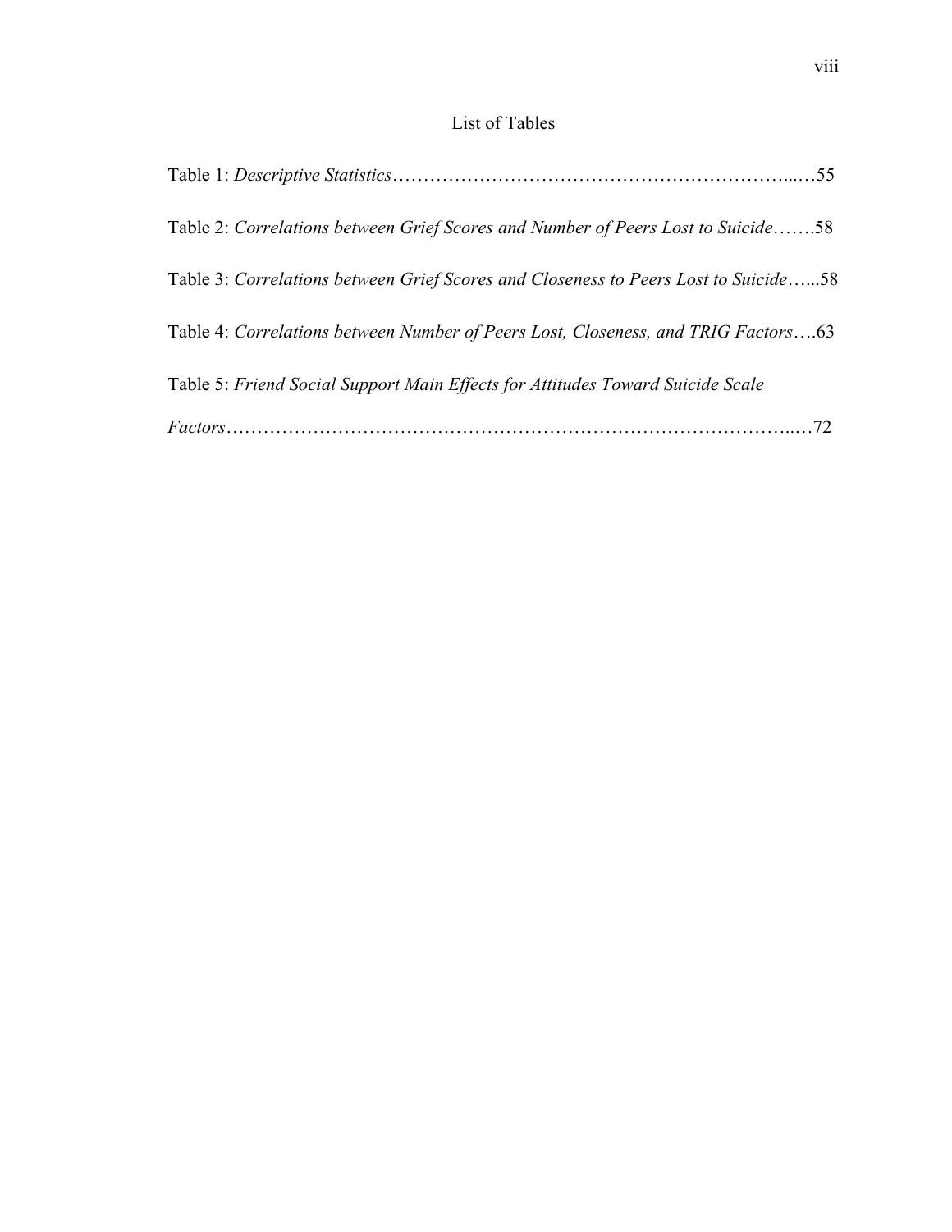# List of Tables

Table 1: *Descriptive Statistics*……………………………………………………………...…55

Table 2: *Correlations between Grief Scores and Number of Peers Lost to Suicide*…….58

Table 3: *Correlations between Grief Scores and Closeness to Peers Lost to Suicide*…...58

Table 4: *Correlations between Number of Peers Lost, Closeness, and TRIG Factors*….63

Table 5: *Friend Social Support Main Effects for Attitudes Toward Suicide Scale Factors*……………………………………………………………………………...…72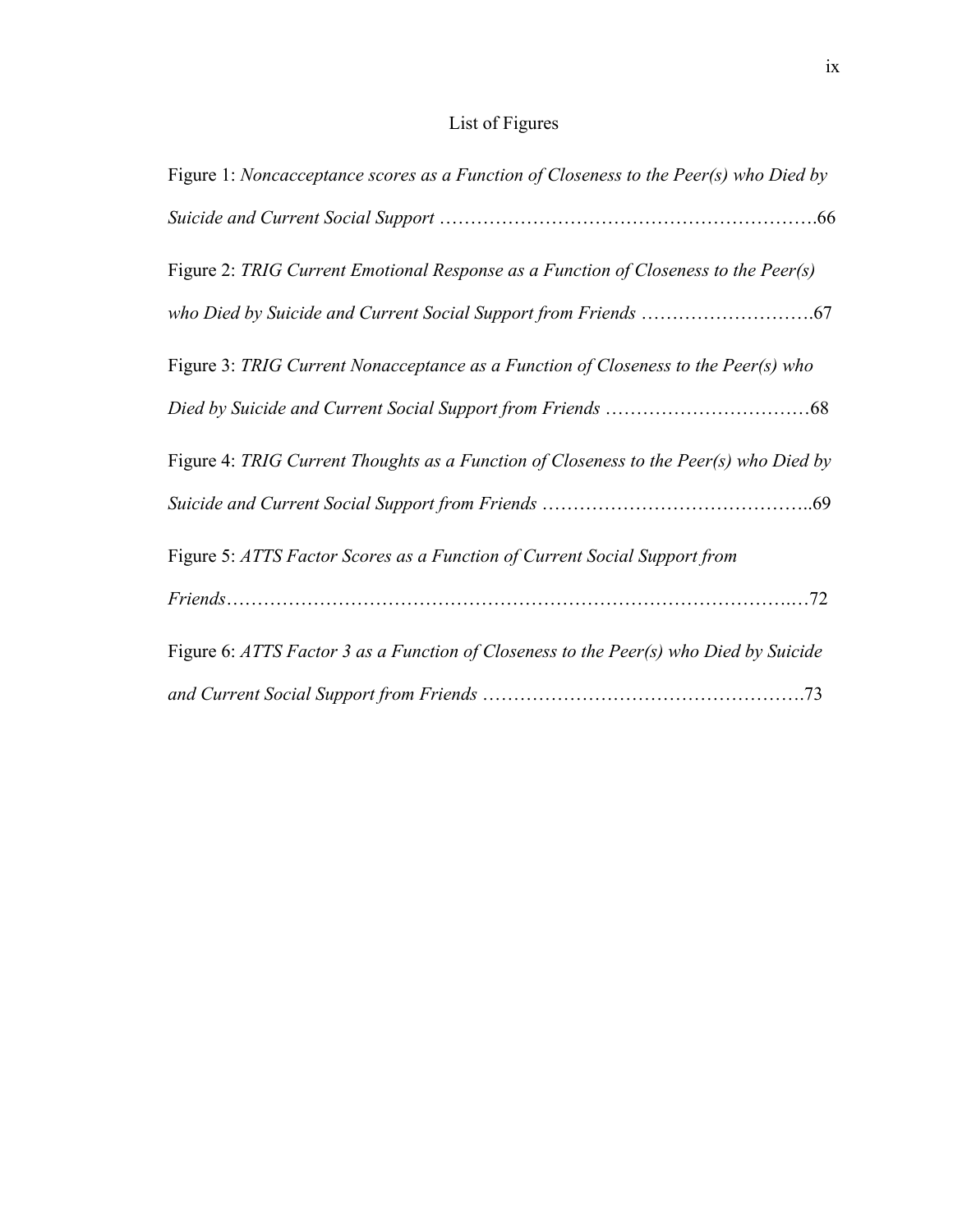# List of Figures

Figure 1: *Noncacceptance scores as a Function of Closeness to the Peer(s) who Died by Suicide and Current Social Support* ……………………………………………………….66

Figure 2: *TRIG Current Emotional Response as a Function of Closeness to the Peer(s) who Died by Suicide and Current Social Support from Friends* ……………………….67

Figure 3: *TRIG Current Nonacceptance as a Function of Closeness to the Peer(s) who Died by Suicide and Current Social Support from Friends* ……………………………68

Figure 4: *TRIG Current Thoughts as a Function of Closeness to the Peer(s) who Died by Suicide and Current Social Support from Friends* ……………………………………..69

Figure 5: *ATTS Factor Scores as a Function of Current Social Support from Friends*………………………………………………………………………….…72

Figure 6: *ATTS Factor 3 as a Function of Closeness to the Peer(s) who Died by Suicide and Current Social Support from Friends* …………………………………………….73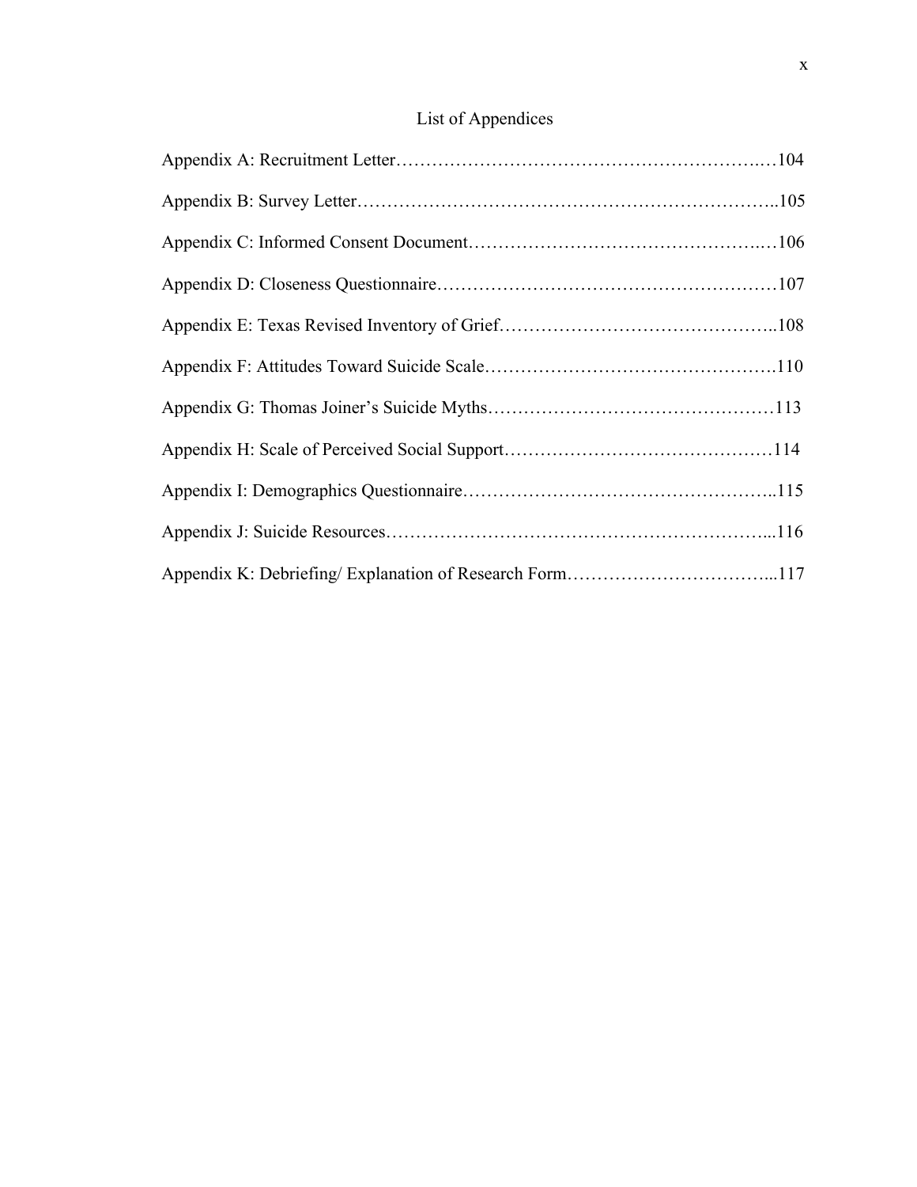# List of Appendices

Appendix A: Recruitment Letter……………………………………………………….…104

Appendix B: Survey Letter…………………………………………………………..105

Appendix C: Informed Consent Document……………………………………….…106

Appendix D: Closeness Questionnaire……………………………………………107

Appendix E: Texas Revised Inventory of Grief………………………………………..108

Appendix F: Attitudes Toward Suicide Scale……………………………………….110

Appendix G: Thomas Joiner's Suicide Myths…………………………………………113

Appendix H: Scale of Perceived Social Support………………………………………114

Appendix I: Demographics Questionnaire…………………………………………..115

Appendix J: Suicide Resources…………………………………………………...116

Appendix K: Debriefing/ Explanation of Research Form……………………………...117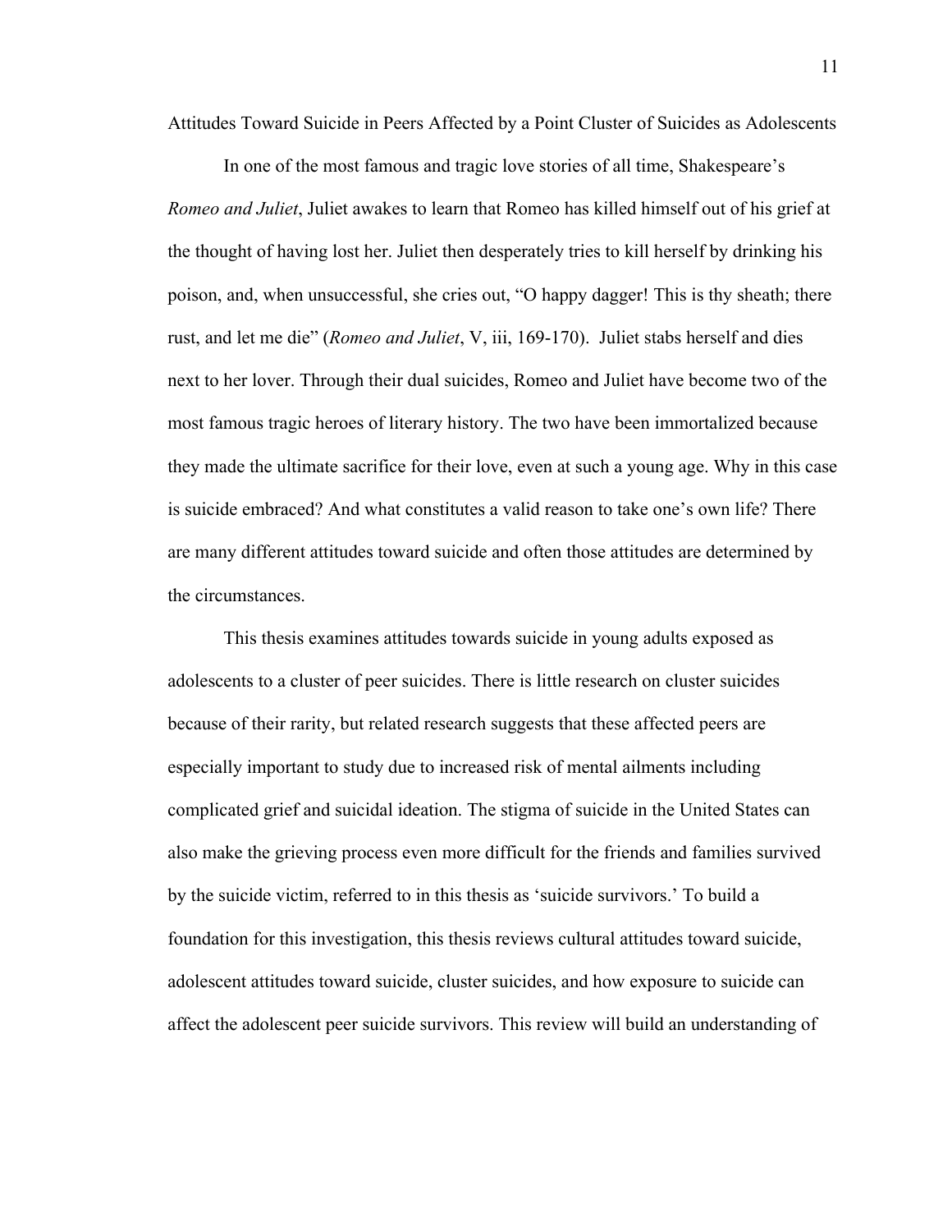# Attitudes Toward Suicide in Peers Affected by a Point Cluster of Suicides as Adolescents

In one of the most famous and tragic love stories of all time, Shakespeare's *Romeo and Juliet*, Juliet awakes to learn that Romeo has killed himself out of his grief at the thought of having lost her. Juliet then desperately tries to kill herself by drinking his poison, and, when unsuccessful, she cries out, "O happy dagger! This is thy sheath; there rust, and let me die" (*Romeo and Juliet*, V, iii, 169-170). Juliet stabs herself and dies next to her lover. Through their dual suicides, Romeo and Juliet have become two of the most famous tragic heroes of literary history. The two have been immortalized because they made the ultimate sacrifice for their love, even at such a young age. Why in this case is suicide embraced? And what constitutes a valid reason to take one's own life? There are many different attitudes toward suicide and often those attitudes are determined by the circumstances.

This thesis examines attitudes towards suicide in young adults exposed as adolescents to a cluster of peer suicides. There is little research on cluster suicides because of their rarity, but related research suggests that these affected peers are especially important to study due to increased risk of mental ailments including complicated grief and suicidal ideation. The stigma of suicide in the United States can also make the grieving process even more difficult for the friends and families survived by the suicide victim, referred to in this thesis as 'suicide survivors.' To build a foundation for this investigation, this thesis reviews cultural attitudes toward suicide, adolescent attitudes toward suicide, cluster suicides, and how exposure to suicide can affect the adolescent peer suicide survivors. This review will build an understanding of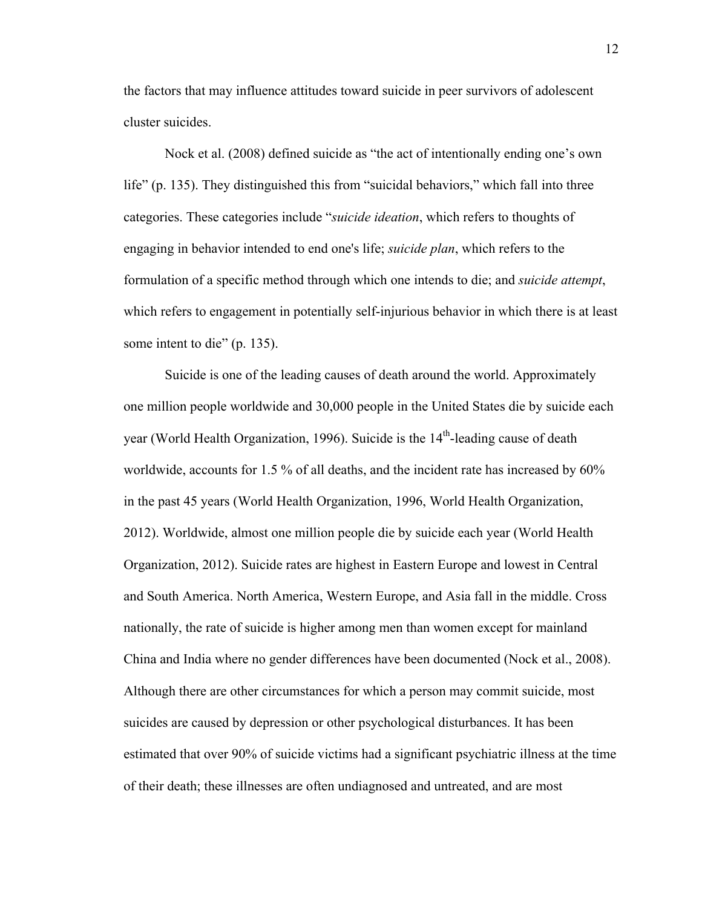the factors that may influence attitudes toward suicide in peer survivors of adolescent cluster suicides.

Nock et al. (2008) defined suicide as "the act of intentionally ending one's own life" (p. 135). They distinguished this from "suicidal behaviors," which fall into three categories. These categories include "*suicide ideation*, which refers to thoughts of engaging in behavior intended to end one's life; *suicide plan*, which refers to the formulation of a specific method through which one intends to die; and *suicide attempt*, which refers to engagement in potentially self-injurious behavior in which there is at least some intent to die" (p. 135).

Suicide is one of the leading causes of death around the world. Approximately one million people worldwide and 30,000 people in the United States die by suicide each year (World Health Organization, 1996). Suicide is the 14th-leading cause of death worldwide, accounts for 1.5 % of all deaths, and the incident rate has increased by 60% in the past 45 years (World Health Organization, 1996, World Health Organization, 2012). Worldwide, almost one million people die by suicide each year (World Health Organization, 2012). Suicide rates are highest in Eastern Europe and lowest in Central and South America. North America, Western Europe, and Asia fall in the middle. Cross nationally, the rate of suicide is higher among men than women except for mainland China and India where no gender differences have been documented (Nock et al., 2008). Although there are other circumstances for which a person may commit suicide, most suicides are caused by depression or other psychological disturbances. It has been estimated that over 90% of suicide victims had a significant psychiatric illness at the time of their death; these illnesses are often undiagnosed and untreated, and are most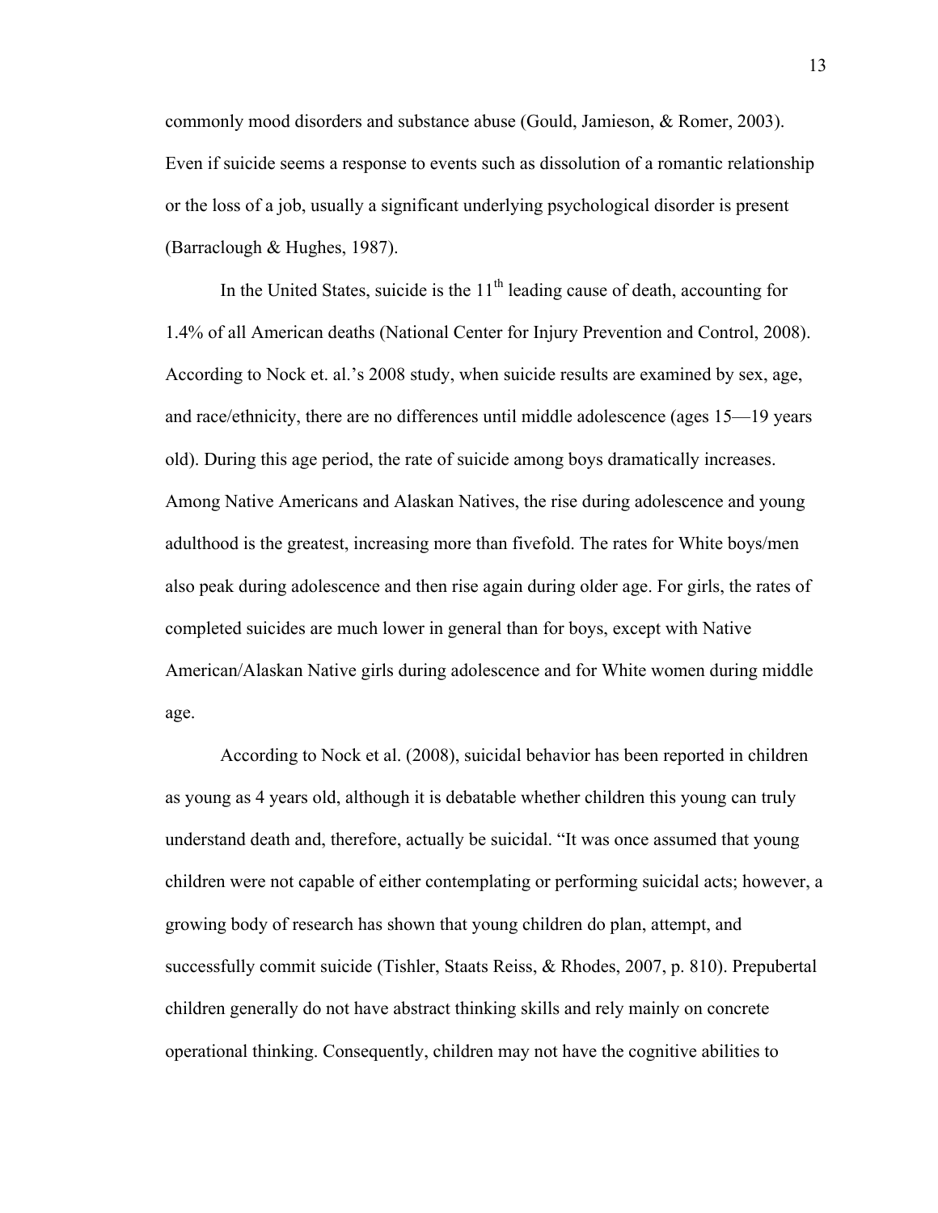commonly mood disorders and substance abuse (Gould, Jamieson, & Romer, 2003). Even if suicide seems a response to events such as dissolution of a romantic relationship or the loss of a job, usually a significant underlying psychological disorder is present (Barraclough & Hughes, 1987).

In the United States, suicide is the 11th leading cause of death, accounting for 1.4% of all American deaths (National Center for Injury Prevention and Control, 2008). According to Nock et. al.'s 2008 study, when suicide results are examined by sex, age, and race/ethnicity, there are no differences until middle adolescence (ages 15—19 years old). During this age period, the rate of suicide among boys dramatically increases. Among Native Americans and Alaskan Natives, the rise during adolescence and young adulthood is the greatest, increasing more than fivefold. The rates for White boys/men also peak during adolescence and then rise again during older age. For girls, the rates of completed suicides are much lower in general than for boys, except with Native American/Alaskan Native girls during adolescence and for White women during middle age.

According to Nock et al. (2008), suicidal behavior has been reported in children as young as 4 years old, although it is debatable whether children this young can truly understand death and, therefore, actually be suicidal. "It was once assumed that young children were not capable of either contemplating or performing suicidal acts; however, a growing body of research has shown that young children do plan, attempt, and successfully commit suicide (Tishler, Staats Reiss, & Rhodes, 2007, p. 810). Prepubertal children generally do not have abstract thinking skills and rely mainly on concrete operational thinking. Consequently, children may not have the cognitive abilities to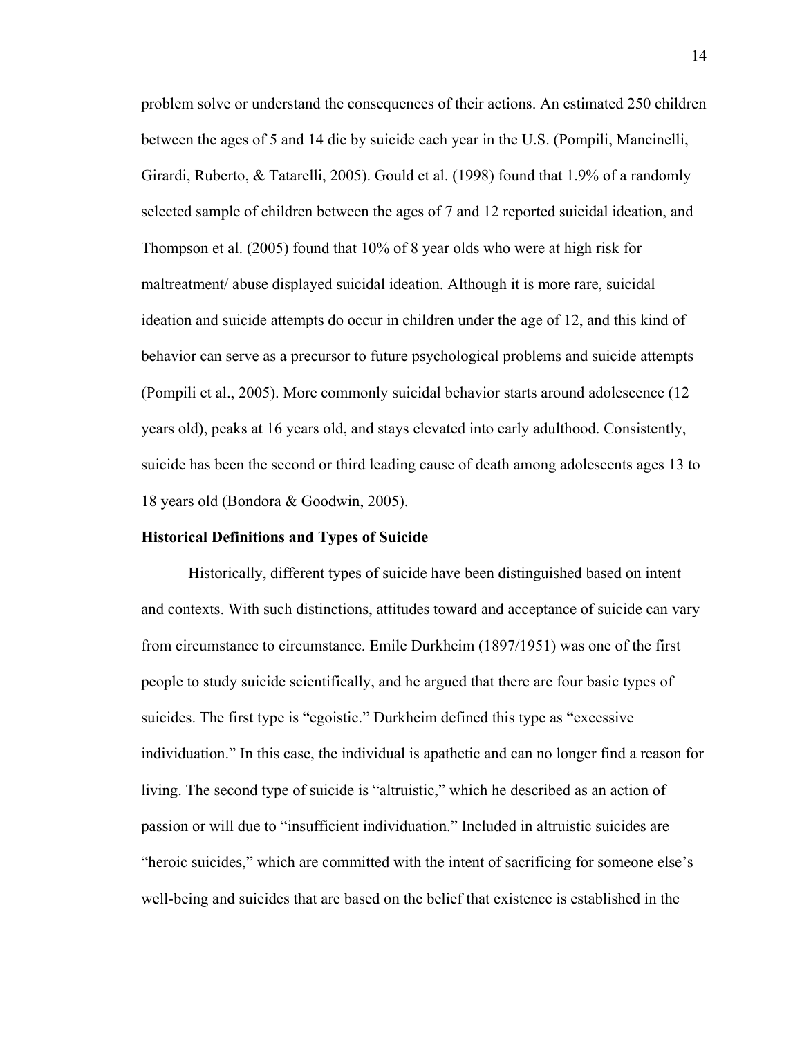problem solve or understand the consequences of their actions. An estimated 250 children between the ages of 5 and 14 die by suicide each year in the U.S. (Pompili, Mancinelli, Girardi, Ruberto, & Tatarelli, 2005). Gould et al. (1998) found that 1.9% of a randomly selected sample of children between the ages of 7 and 12 reported suicidal ideation, and Thompson et al. (2005) found that 10% of 8 year olds who were at high risk for maltreatment/ abuse displayed suicidal ideation. Although it is more rare, suicidal ideation and suicide attempts do occur in children under the age of 12, and this kind of behavior can serve as a precursor to future psychological problems and suicide attempts (Pompili et al., 2005). More commonly suicidal behavior starts around adolescence (12 years old), peaks at 16 years old, and stays elevated into early adulthood. Consistently, suicide has been the second or third leading cause of death among adolescents ages 13 to 18 years old (Bondora & Goodwin, 2005).

## Historical Definitions and Types of Suicide

Historically, different types of suicide have been distinguished based on intent and contexts. With such distinctions, attitudes toward and acceptance of suicide can vary from circumstance to circumstance. Emile Durkheim (1897/1951) was one of the first people to study suicide scientifically, and he argued that there are four basic types of suicides. The first type is "egoistic." Durkheim defined this type as "excessive individuation." In this case, the individual is apathetic and can no longer find a reason for living. The second type of suicide is "altruistic," which he described as an action of passion or will due to "insufficient individuation." Included in altruistic suicides are "heroic suicides," which are committed with the intent of sacrificing for someone else's well-being and suicides that are based on the belief that existence is established in the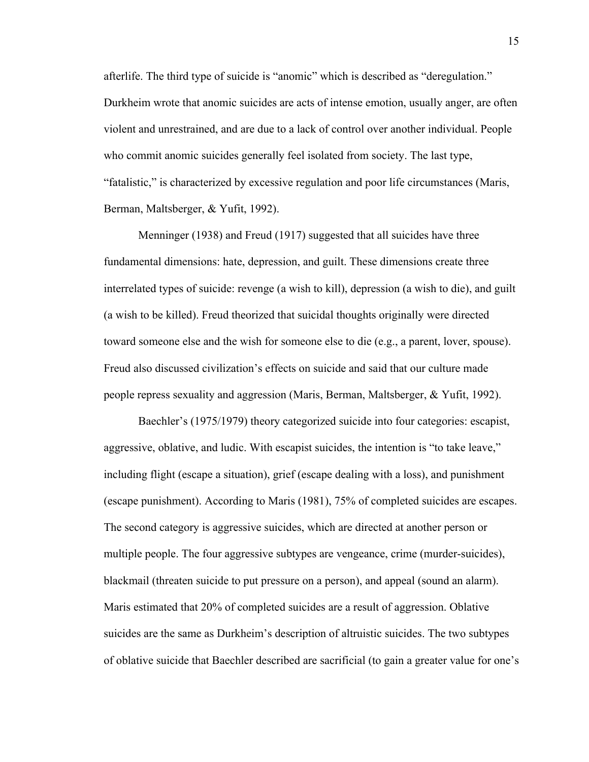afterlife. The third type of suicide is "anomic" which is described as "deregulation." Durkheim wrote that anomic suicides are acts of intense emotion, usually anger, are often violent and unrestrained, and are due to a lack of control over another individual. People who commit anomic suicides generally feel isolated from society. The last type, "fatalistic," is characterized by excessive regulation and poor life circumstances (Maris, Berman, Maltsberger, & Yufit, 1992).

Menninger (1938) and Freud (1917) suggested that all suicides have three fundamental dimensions: hate, depression, and guilt. These dimensions create three interrelated types of suicide: revenge (a wish to kill), depression (a wish to die), and guilt (a wish to be killed). Freud theorized that suicidal thoughts originally were directed toward someone else and the wish for someone else to die (e.g., a parent, lover, spouse). Freud also discussed civilization's effects on suicide and said that our culture made people repress sexuality and aggression (Maris, Berman, Maltsberger, & Yufit, 1992).

Baechler's (1975/1979) theory categorized suicide into four categories: escapist, aggressive, oblative, and ludic. With escapist suicides, the intention is "to take leave," including flight (escape a situation), grief (escape dealing with a loss), and punishment (escape punishment). According to Maris (1981), 75% of completed suicides are escapes. The second category is aggressive suicides, which are directed at another person or multiple people. The four aggressive subtypes are vengeance, crime (murder-suicides), blackmail (threaten suicide to put pressure on a person), and appeal (sound an alarm). Maris estimated that 20% of completed suicides are a result of aggression. Oblative suicides are the same as Durkheim's description of altruistic suicides. The two subtypes of oblative suicide that Baechler described are sacrificial (to gain a greater value for one's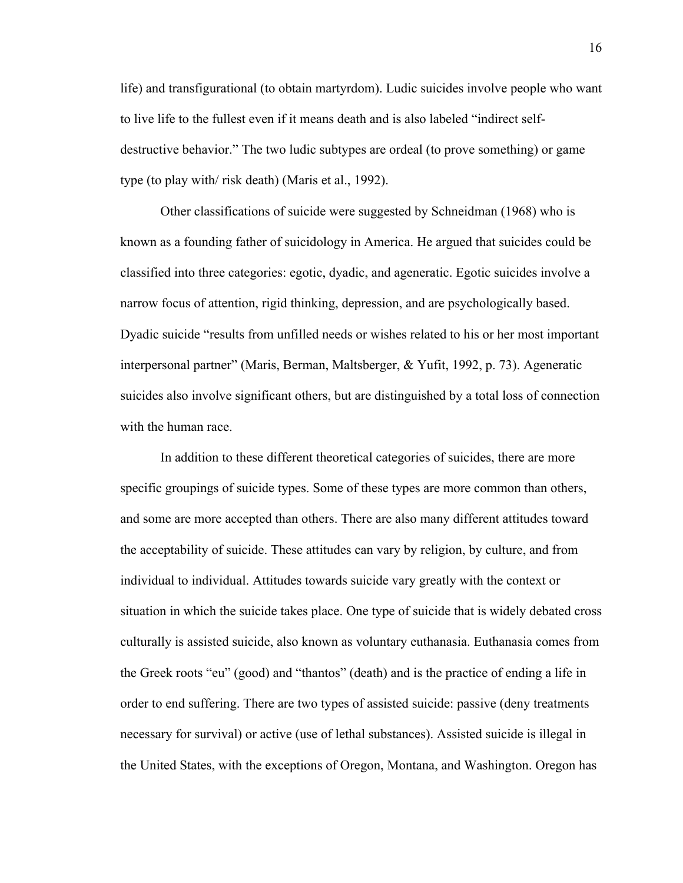life) and transfigurational (to obtain martyrdom). Ludic suicides involve people who want to live life to the fullest even if it means death and is also labeled "indirect self-destructive behavior." The two ludic subtypes are ordeal (to prove something) or game type (to play with/ risk death) (Maris et al., 1992).

Other classifications of suicide were suggested by Schneidman (1968) who is known as a founding father of suicidology in America. He argued that suicides could be classified into three categories: egotic, dyadic, and ageneratic. Egotic suicides involve a narrow focus of attention, rigid thinking, depression, and are psychologically based. Dyadic suicide "results from unfilled needs or wishes related to his or her most important interpersonal partner" (Maris, Berman, Maltsberger, & Yufit, 1992, p. 73). Ageneratic suicides also involve significant others, but are distinguished by a total loss of connection with the human race.

In addition to these different theoretical categories of suicides, there are more specific groupings of suicide types. Some of these types are more common than others, and some are more accepted than others. There are also many different attitudes toward the acceptability of suicide. These attitudes can vary by religion, by culture, and from individual to individual. Attitudes towards suicide vary greatly with the context or situation in which the suicide takes place. One type of suicide that is widely debated cross culturally is assisted suicide, also known as voluntary euthanasia. Euthanasia comes from the Greek roots "eu" (good) and "thantos" (death) and is the practice of ending a life in order to end suffering. There are two types of assisted suicide: passive (deny treatments necessary for survival) or active (use of lethal substances). Assisted suicide is illegal in the United States, with the exceptions of Oregon, Montana, and Washington. Oregon has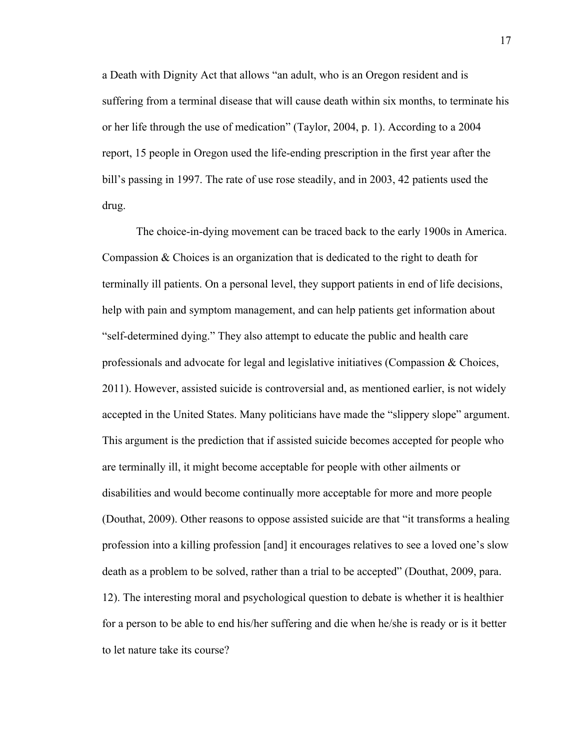a Death with Dignity Act that allows "an adult, who is an Oregon resident and is suffering from a terminal disease that will cause death within six months, to terminate his or her life through the use of medication" (Taylor, 2004, p. 1). According to a 2004 report, 15 people in Oregon used the life-ending prescription in the first year after the bill's passing in 1997. The rate of use rose steadily, and in 2003, 42 patients used the drug.

The choice-in-dying movement can be traced back to the early 1900s in America. Compassion & Choices is an organization that is dedicated to the right to death for terminally ill patients. On a personal level, they support patients in end of life decisions, help with pain and symptom management, and can help patients get information about "self-determined dying." They also attempt to educate the public and health care professionals and advocate for legal and legislative initiatives (Compassion & Choices, 2011). However, assisted suicide is controversial and, as mentioned earlier, is not widely accepted in the United States. Many politicians have made the "slippery slope" argument. This argument is the prediction that if assisted suicide becomes accepted for people who are terminally ill, it might become acceptable for people with other ailments or disabilities and would become continually more acceptable for more and more people (Douthat, 2009). Other reasons to oppose assisted suicide are that "it transforms a healing profession into a killing profession [and] it encourages relatives to see a loved one's slow death as a problem to be solved, rather than a trial to be accepted" (Douthat, 2009, para. 12). The interesting moral and psychological question to debate is whether it is healthier for a person to be able to end his/her suffering and die when he/she is ready or is it better to let nature take its course?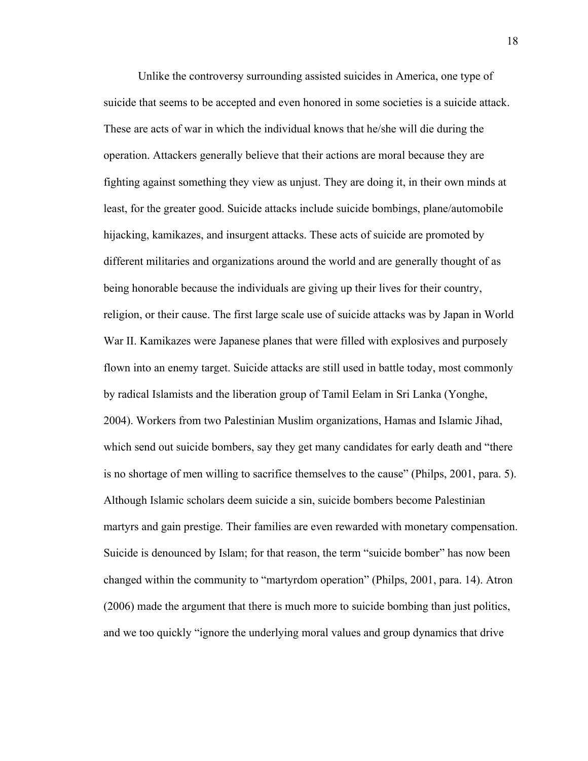Unlike the controversy surrounding assisted suicides in America, one type of suicide that seems to be accepted and even honored in some societies is a suicide attack. These are acts of war in which the individual knows that he/she will die during the operation. Attackers generally believe that their actions are moral because they are fighting against something they view as unjust. They are doing it, in their own minds at least, for the greater good. Suicide attacks include suicide bombings, plane/automobile hijacking, kamikazes, and insurgent attacks. These acts of suicide are promoted by different militaries and organizations around the world and are generally thought of as being honorable because the individuals are giving up their lives for their country, religion, or their cause. The first large scale use of suicide attacks was by Japan in World War II. Kamikazes were Japanese planes that were filled with explosives and purposely flown into an enemy target. Suicide attacks are still used in battle today, most commonly by radical Islamists and the liberation group of Tamil Eelam in Sri Lanka (Yonghe, 2004). Workers from two Palestinian Muslim organizations, Hamas and Islamic Jihad, which send out suicide bombers, say they get many candidates for early death and "there is no shortage of men willing to sacrifice themselves to the cause" (Philps, 2001, para. 5). Although Islamic scholars deem suicide a sin, suicide bombers become Palestinian martyrs and gain prestige. Their families are even rewarded with monetary compensation. Suicide is denounced by Islam; for that reason, the term "suicide bomber" has now been changed within the community to "martyrdom operation" (Philps, 2001, para. 14). Atron (2006) made the argument that there is much more to suicide bombing than just politics, and we too quickly "ignore the underlying moral values and group dynamics that drive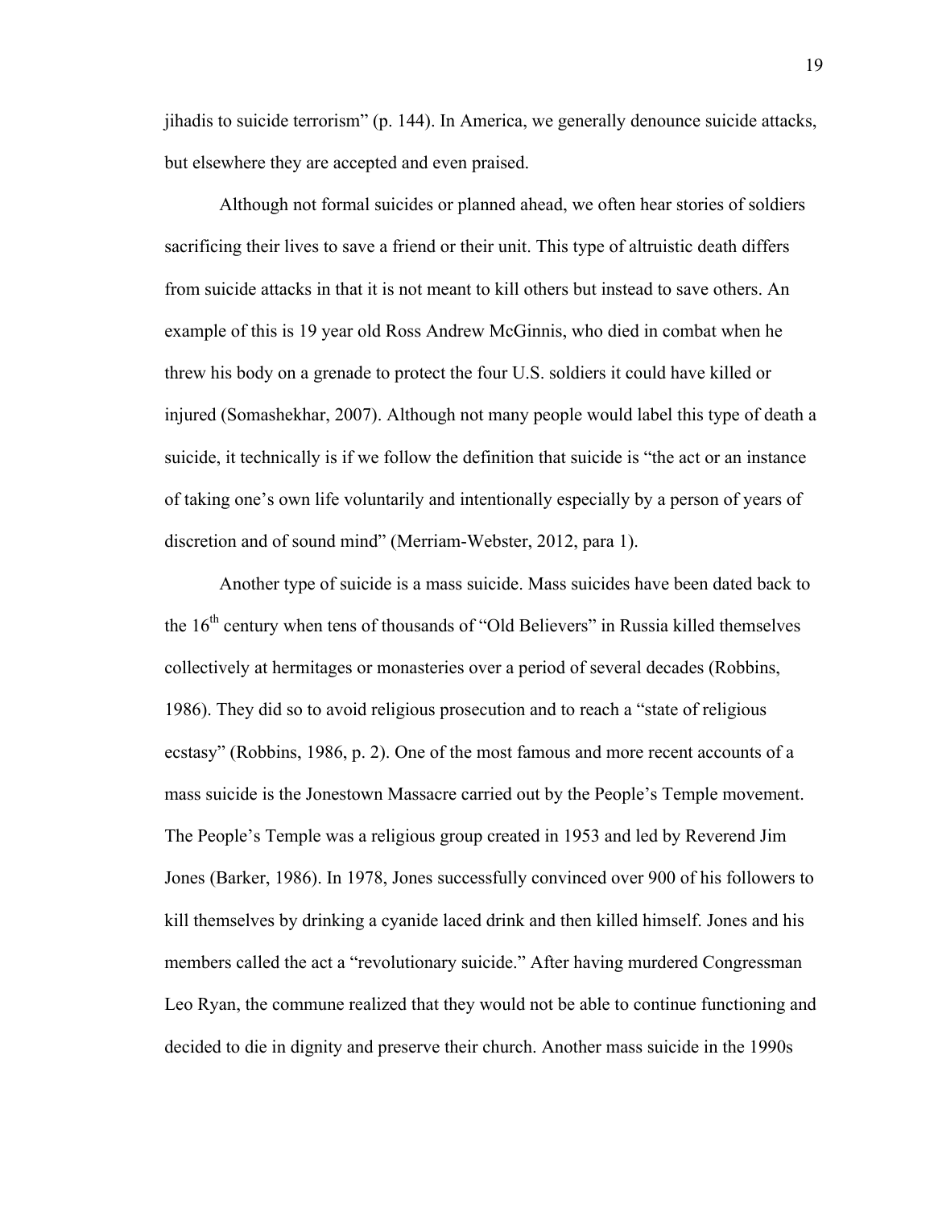jihadis to suicide terrorism" (p. 144). In America, we generally denounce suicide attacks, but elsewhere they are accepted and even praised.

Although not formal suicides or planned ahead, we often hear stories of soldiers sacrificing their lives to save a friend or their unit. This type of altruistic death differs from suicide attacks in that it is not meant to kill others but instead to save others. An example of this is 19 year old Ross Andrew McGinnis, who died in combat when he threw his body on a grenade to protect the four U.S. soldiers it could have killed or injured (Somashekhar, 2007). Although not many people would label this type of death a suicide, it technically is if we follow the definition that suicide is "the act or an instance of taking one's own life voluntarily and intentionally especially by a person of years of discretion and of sound mind" (Merriam-Webster, 2012, para 1).

Another type of suicide is a mass suicide. Mass suicides have been dated back to the 16th century when tens of thousands of "Old Believers" in Russia killed themselves collectively at hermitages or monasteries over a period of several decades (Robbins, 1986). They did so to avoid religious prosecution and to reach a "state of religious ecstasy" (Robbins, 1986, p. 2). One of the most famous and more recent accounts of a mass suicide is the Jonestown Massacre carried out by the People's Temple movement. The People's Temple was a religious group created in 1953 and led by Reverend Jim Jones (Barker, 1986). In 1978, Jones successfully convinced over 900 of his followers to kill themselves by drinking a cyanide laced drink and then killed himself. Jones and his members called the act a "revolutionary suicide." After having murdered Congressman Leo Ryan, the commune realized that they would not be able to continue functioning and decided to die in dignity and preserve their church. Another mass suicide in the 1990s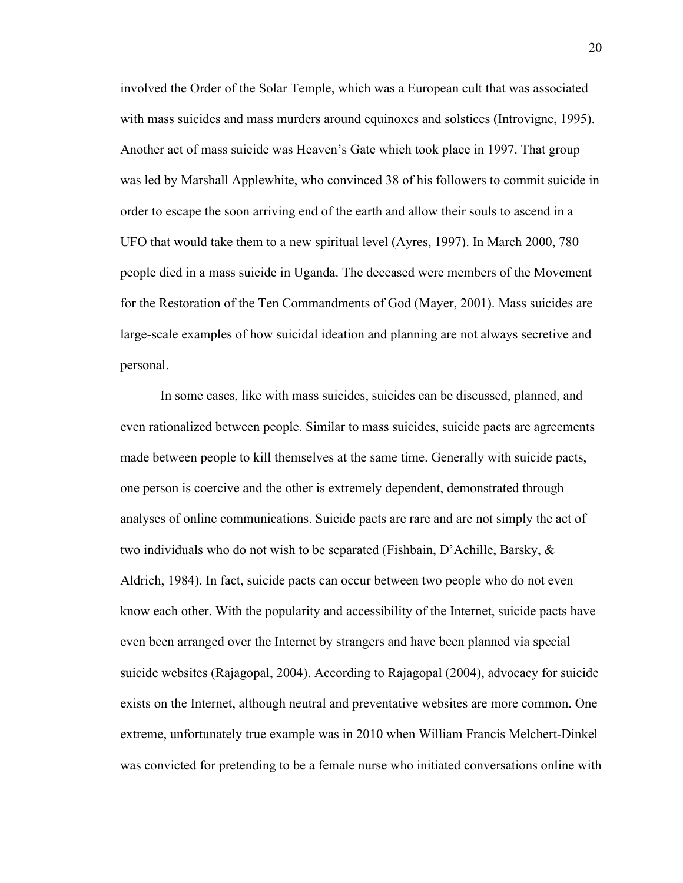involved the Order of the Solar Temple, which was a European cult that was associated with mass suicides and mass murders around equinoxes and solstices (Introvigne, 1995). Another act of mass suicide was Heaven's Gate which took place in 1997. That group was led by Marshall Applewhite, who convinced 38 of his followers to commit suicide in order to escape the soon arriving end of the earth and allow their souls to ascend in a UFO that would take them to a new spiritual level (Ayres, 1997). In March 2000, 780 people died in a mass suicide in Uganda. The deceased were members of the Movement for the Restoration of the Ten Commandments of God (Mayer, 2001). Mass suicides are large-scale examples of how suicidal ideation and planning are not always secretive and personal.

In some cases, like with mass suicides, suicides can be discussed, planned, and even rationalized between people. Similar to mass suicides, suicide pacts are agreements made between people to kill themselves at the same time. Generally with suicide pacts, one person is coercive and the other is extremely dependent, demonstrated through analyses of online communications. Suicide pacts are rare and are not simply the act of two individuals who do not wish to be separated (Fishbain, D'Achille, Barsky, & Aldrich, 1984). In fact, suicide pacts can occur between two people who do not even know each other. With the popularity and accessibility of the Internet, suicide pacts have even been arranged over the Internet by strangers and have been planned via special suicide websites (Rajagopal, 2004). According to Rajagopal (2004), advocacy for suicide exists on the Internet, although neutral and preventative websites are more common. One extreme, unfortunately true example was in 2010 when William Francis Melchert-Dinkel was convicted for pretending to be a female nurse who initiated conversations online with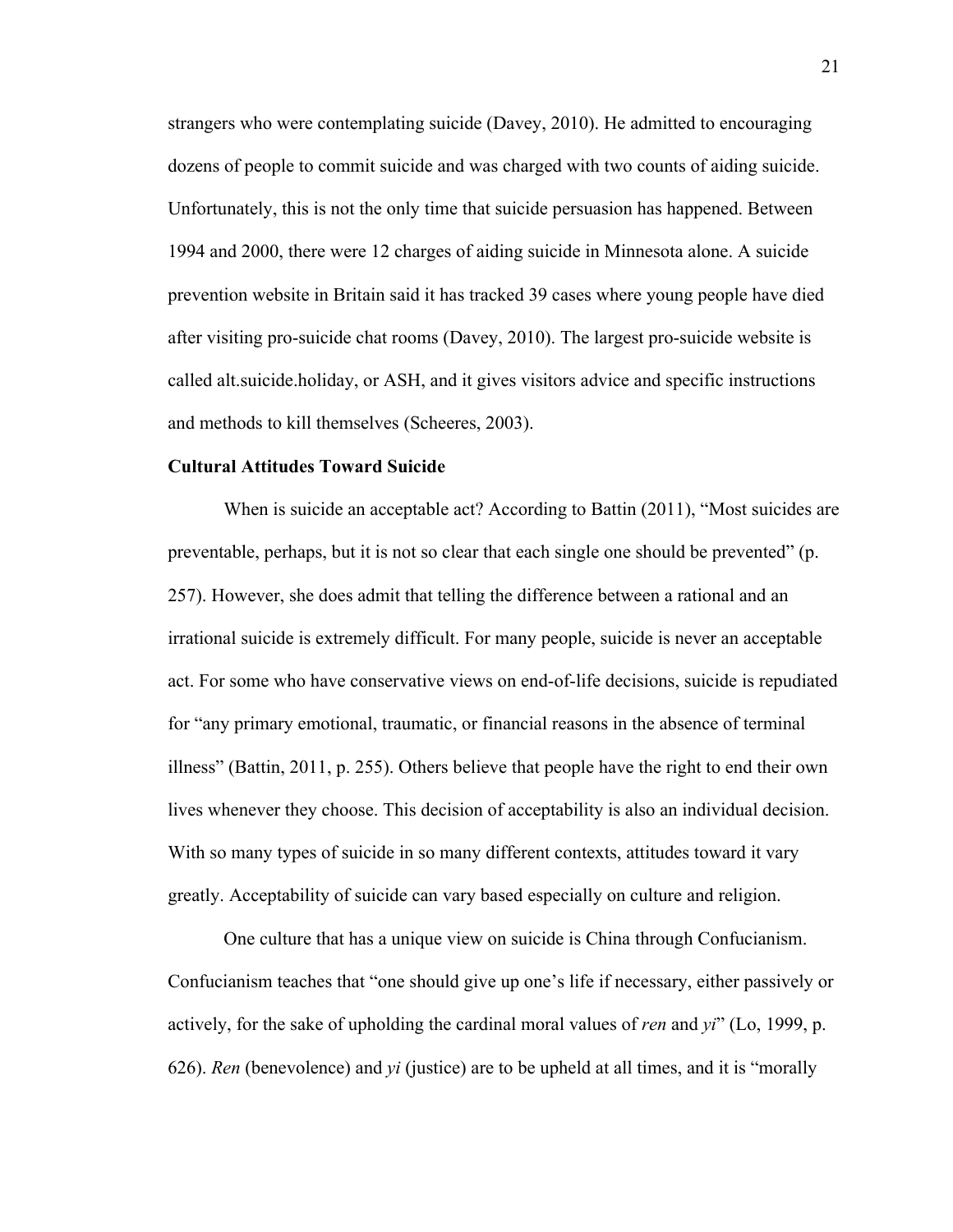strangers who were contemplating suicide (Davey, 2010). He admitted to encouraging dozens of people to commit suicide and was charged with two counts of aiding suicide. Unfortunately, this is not the only time that suicide persuasion has happened. Between 1994 and 2000, there were 12 charges of aiding suicide in Minnesota alone. A suicide prevention website in Britain said it has tracked 39 cases where young people have died after visiting pro-suicide chat rooms (Davey, 2010). The largest pro-suicide website is called alt.suicide.holiday, or ASH, and it gives visitors advice and specific instructions and methods to kill themselves (Scheeres, 2003).

**Cultural Attitudes Toward Suicide**

When is suicide an acceptable act? According to Battin (2011), "Most suicides are preventable, perhaps, but it is not so clear that each single one should be prevented" (p. 257). However, she does admit that telling the difference between a rational and an irrational suicide is extremely difficult. For many people, suicide is never an acceptable act. For some who have conservative views on end-of-life decisions, suicide is repudiated for "any primary emotional, traumatic, or financial reasons in the absence of terminal illness" (Battin, 2011, p. 255). Others believe that people have the right to end their own lives whenever they choose. This decision of acceptability is also an individual decision. With so many types of suicide in so many different contexts, attitudes toward it vary greatly. Acceptability of suicide can vary based especially on culture and religion.

One culture that has a unique view on suicide is China through Confucianism. Confucianism teaches that "one should give up one's life if necessary, either passively or actively, for the sake of upholding the cardinal moral values of *ren* and *yi*" (Lo, 1999, p. 626). *Ren* (benevolence) and *yi* (justice) are to be upheld at all times, and it is "morally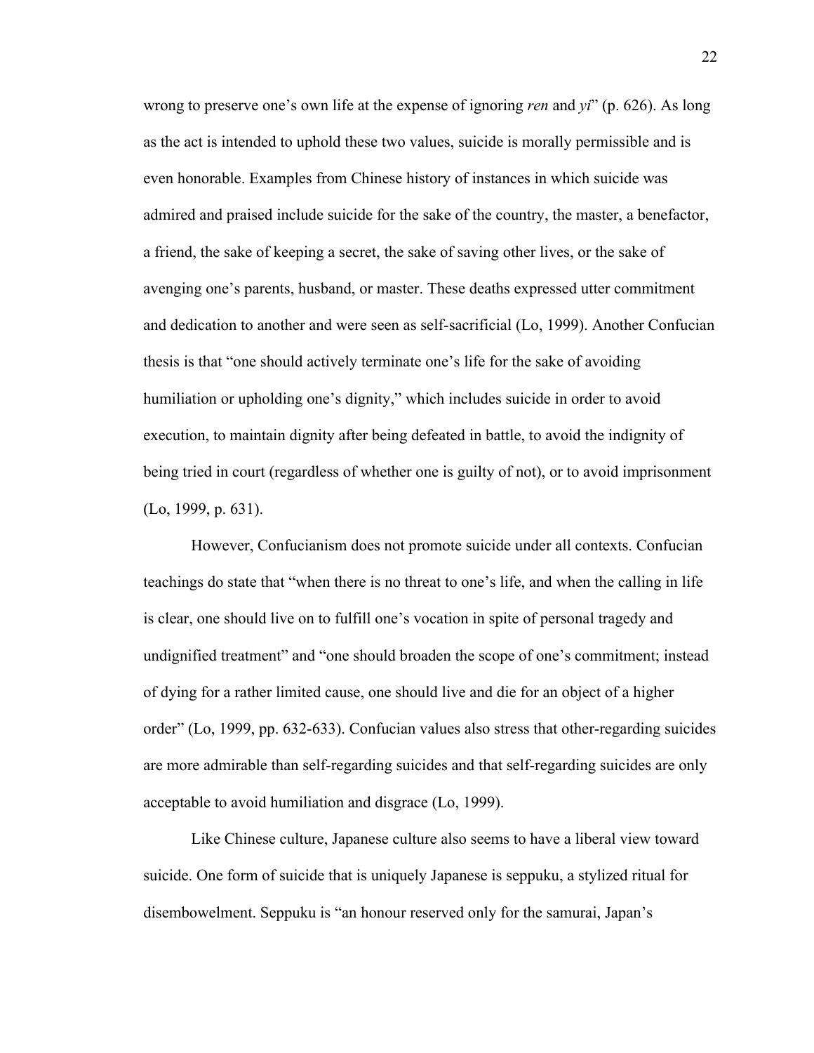wrong to preserve one's own life at the expense of ignoring *ren* and *yi*" (p. 626). As long as the act is intended to uphold these two values, suicide is morally permissible and is even honorable. Examples from Chinese history of instances in which suicide was admired and praised include suicide for the sake of the country, the master, a benefactor, a friend, the sake of keeping a secret, the sake of saving other lives, or the sake of avenging one's parents, husband, or master. These deaths expressed utter commitment and dedication to another and were seen as self-sacrificial (Lo, 1999). Another Confucian thesis is that "one should actively terminate one's life for the sake of avoiding humiliation or upholding one's dignity," which includes suicide in order to avoid execution, to maintain dignity after being defeated in battle, to avoid the indignity of being tried in court (regardless of whether one is guilty of not), or to avoid imprisonment (Lo, 1999, p. 631).

However, Confucianism does not promote suicide under all contexts. Confucian teachings do state that "when there is no threat to one's life, and when the calling in life is clear, one should live on to fulfill one's vocation in spite of personal tragedy and undignified treatment" and "one should broaden the scope of one's commitment; instead of dying for a rather limited cause, one should live and die for an object of a higher order" (Lo, 1999, pp. 632-633). Confucian values also stress that other-regarding suicides are more admirable than self-regarding suicides and that self-regarding suicides are only acceptable to avoid humiliation and disgrace (Lo, 1999).

Like Chinese culture, Japanese culture also seems to have a liberal view toward suicide. One form of suicide that is uniquely Japanese is seppuku, a stylized ritual for disembowelment. Seppuku is "an honour reserved only for the samurai, Japan's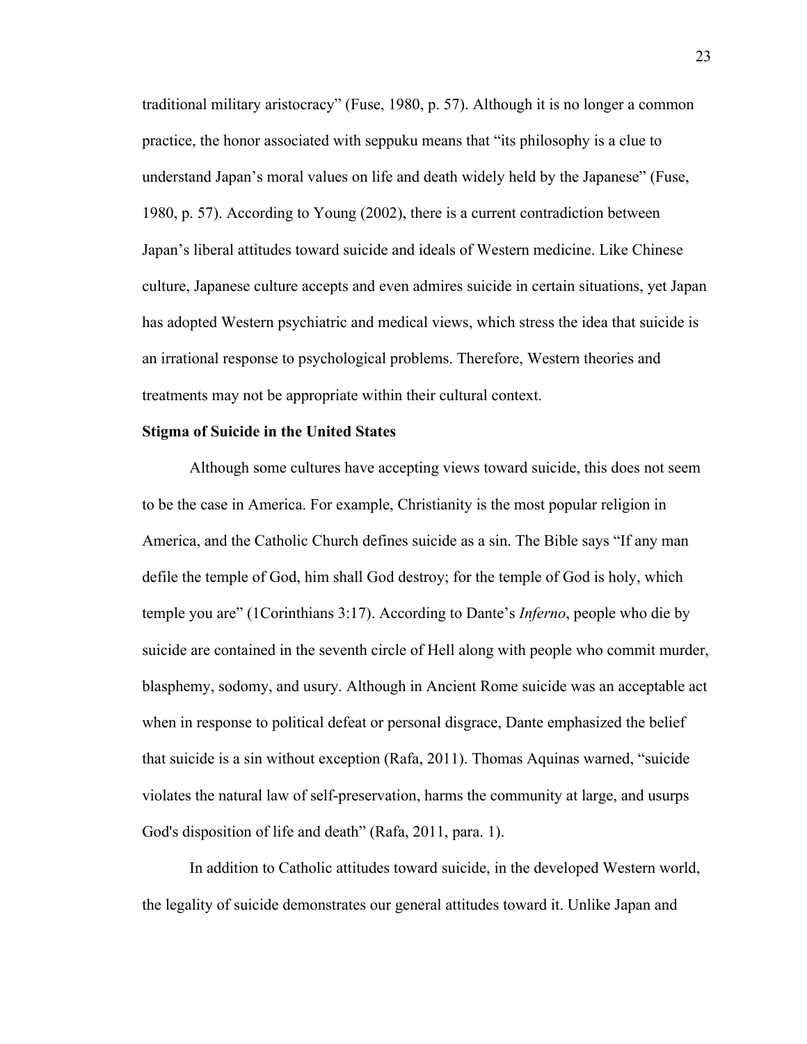traditional military aristocracy" (Fuse, 1980, p. 57). Although it is no longer a common practice, the honor associated with seppuku means that "its philosophy is a clue to understand Japan's moral values on life and death widely held by the Japanese" (Fuse, 1980, p. 57). According to Young (2002), there is a current contradiction between Japan's liberal attitudes toward suicide and ideals of Western medicine. Like Chinese culture, Japanese culture accepts and even admires suicide in certain situations, yet Japan has adopted Western psychiatric and medical views, which stress the idea that suicide is an irrational response to psychological problems. Therefore, Western theories and treatments may not be appropriate within their cultural context.

**Stigma of Suicide in the United States**

Although some cultures have accepting views toward suicide, this does not seem to be the case in America. For example, Christianity is the most popular religion in America, and the Catholic Church defines suicide as a sin. The Bible says "If any man defile the temple of God, him shall God destroy; for the temple of God is holy, which temple you are" (1Corinthians 3:17). According to Dante's *Inferno*, people who die by suicide are contained in the seventh circle of Hell along with people who commit murder, blasphemy, sodomy, and usury. Although in Ancient Rome suicide was an acceptable act when in response to political defeat or personal disgrace, Dante emphasized the belief that suicide is a sin without exception (Rafa, 2011). Thomas Aquinas warned, "suicide violates the natural law of self-preservation, harms the community at large, and usurps God's disposition of life and death" (Rafa, 2011, para. 1).

In addition to Catholic attitudes toward suicide, in the developed Western world, the legality of suicide demonstrates our general attitudes toward it. Unlike Japan and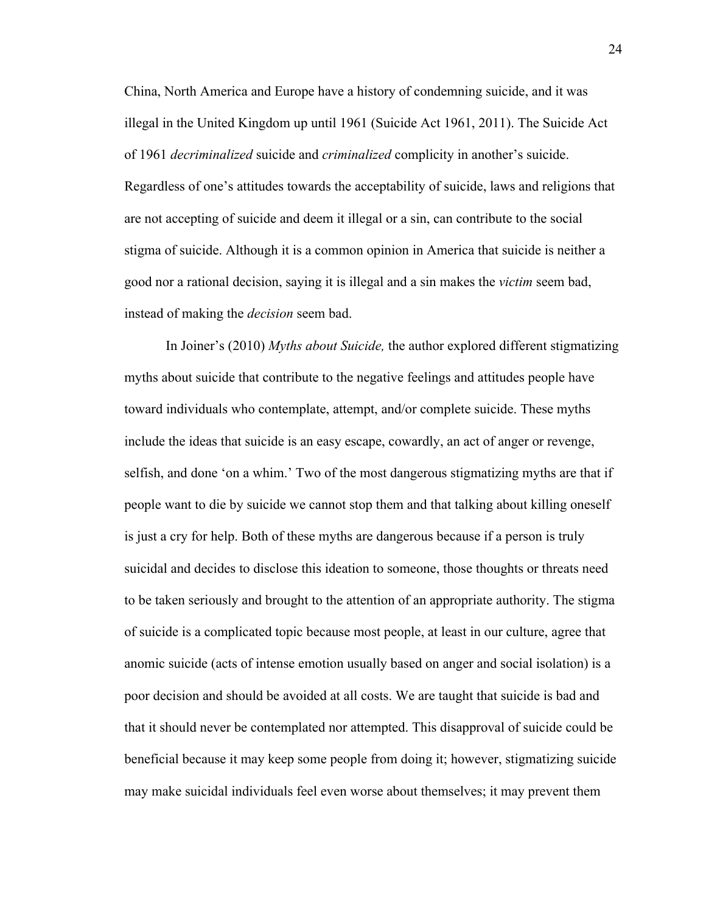China, North America and Europe have a history of condemning suicide, and it was illegal in the United Kingdom up until 1961 (Suicide Act 1961, 2011). The Suicide Act of 1961 *decriminalized* suicide and *criminalized* complicity in another's suicide. Regardless of one's attitudes towards the acceptability of suicide, laws and religions that are not accepting of suicide and deem it illegal or a sin, can contribute to the social stigma of suicide. Although it is a common opinion in America that suicide is neither a good nor a rational decision, saying it is illegal and a sin makes the *victim* seem bad, instead of making the *decision* seem bad.

In Joiner's (2010) *Myths about Suicide,* the author explored different stigmatizing myths about suicide that contribute to the negative feelings and attitudes people have toward individuals who contemplate, attempt, and/or complete suicide. These myths include the ideas that suicide is an easy escape, cowardly, an act of anger or revenge, selfish, and done 'on a whim.' Two of the most dangerous stigmatizing myths are that if people want to die by suicide we cannot stop them and that talking about killing oneself is just a cry for help. Both of these myths are dangerous because if a person is truly suicidal and decides to disclose this ideation to someone, those thoughts or threats need to be taken seriously and brought to the attention of an appropriate authority. The stigma of suicide is a complicated topic because most people, at least in our culture, agree that anomic suicide (acts of intense emotion usually based on anger and social isolation) is a poor decision and should be avoided at all costs. We are taught that suicide is bad and that it should never be contemplated nor attempted. This disapproval of suicide could be beneficial because it may keep some people from doing it; however, stigmatizing suicide may make suicidal individuals feel even worse about themselves; it may prevent them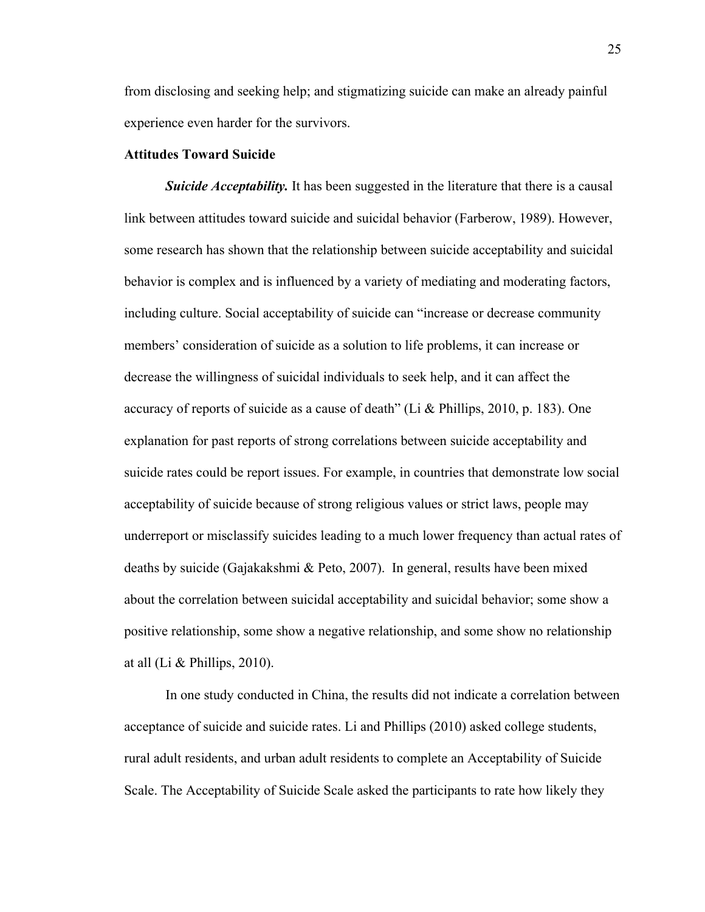from disclosing and seeking help; and stigmatizing suicide can make an already painful experience even harder for the survivors.

**Attitudes Toward Suicide**

***Suicide Acceptability.*** It has been suggested in the literature that there is a causal link between attitudes toward suicide and suicidal behavior (Farberow, 1989). However, some research has shown that the relationship between suicide acceptability and suicidal behavior is complex and is influenced by a variety of mediating and moderating factors, including culture. Social acceptability of suicide can "increase or decrease community members' consideration of suicide as a solution to life problems, it can increase or decrease the willingness of suicidal individuals to seek help, and it can affect the accuracy of reports of suicide as a cause of death" (Li & Phillips, 2010, p. 183). One explanation for past reports of strong correlations between suicide acceptability and suicide rates could be report issues. For example, in countries that demonstrate low social acceptability of suicide because of strong religious values or strict laws, people may underreport or misclassify suicides leading to a much lower frequency than actual rates of deaths by suicide (Gajakakshmi & Peto, 2007). In general, results have been mixed about the correlation between suicidal acceptability and suicidal behavior; some show a positive relationship, some show a negative relationship, and some show no relationship at all (Li & Phillips, 2010).

In one study conducted in China, the results did not indicate a correlation between acceptance of suicide and suicide rates. Li and Phillips (2010) asked college students, rural adult residents, and urban adult residents to complete an Acceptability of Suicide Scale. The Acceptability of Suicide Scale asked the participants to rate how likely they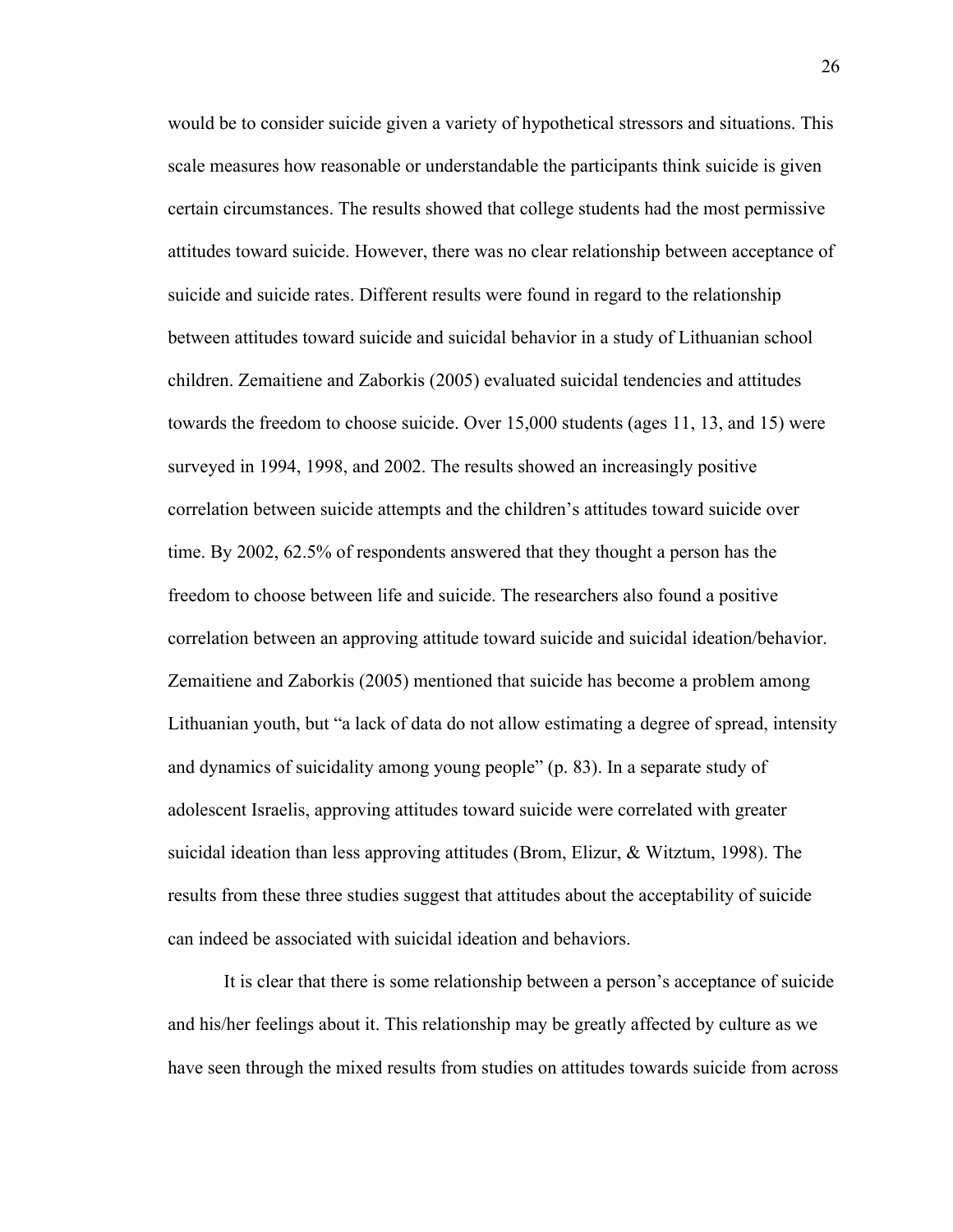would be to consider suicide given a variety of hypothetical stressors and situations. This scale measures how reasonable or understandable the participants think suicide is given certain circumstances. The results showed that college students had the most permissive attitudes toward suicide. However, there was no clear relationship between acceptance of suicide and suicide rates. Different results were found in regard to the relationship between attitudes toward suicide and suicidal behavior in a study of Lithuanian school children. Zemaitiene and Zaborkis (2005) evaluated suicidal tendencies and attitudes towards the freedom to choose suicide. Over 15,000 students (ages 11, 13, and 15) were surveyed in 1994, 1998, and 2002. The results showed an increasingly positive correlation between suicide attempts and the children's attitudes toward suicide over time. By 2002, 62.5% of respondents answered that they thought a person has the freedom to choose between life and suicide. The researchers also found a positive correlation between an approving attitude toward suicide and suicidal ideation/behavior. Zemaitiene and Zaborkis (2005) mentioned that suicide has become a problem among Lithuanian youth, but "a lack of data do not allow estimating a degree of spread, intensity and dynamics of suicidality among young people" (p. 83). In a separate study of adolescent Israelis, approving attitudes toward suicide were correlated with greater suicidal ideation than less approving attitudes (Brom, Elizur, & Witztum, 1998). The results from these three studies suggest that attitudes about the acceptability of suicide can indeed be associated with suicidal ideation and behaviors.

It is clear that there is some relationship between a person's acceptance of suicide and his/her feelings about it. This relationship may be greatly affected by culture as we have seen through the mixed results from studies on attitudes towards suicide from across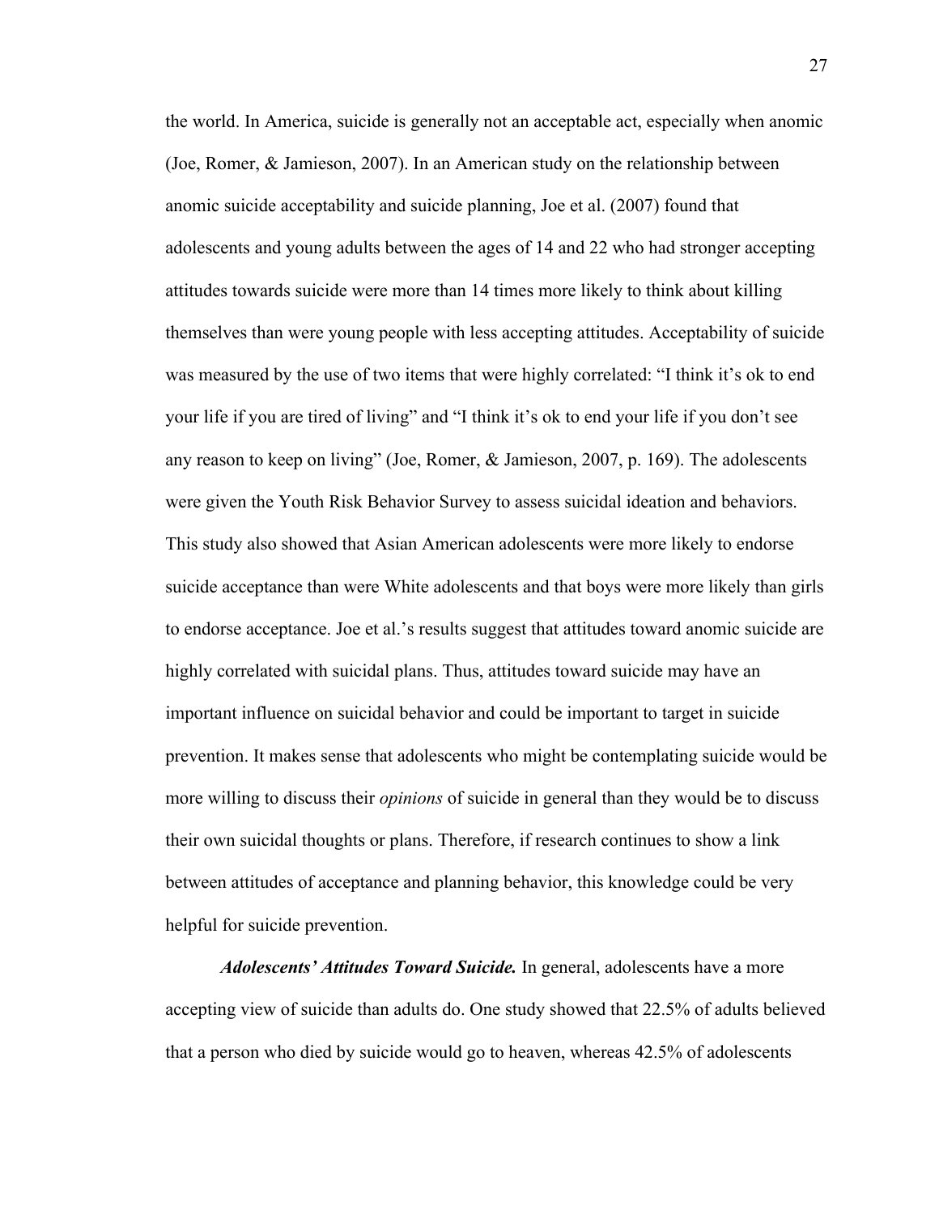the world. In America, suicide is generally not an acceptable act, especially when anomic (Joe, Romer, & Jamieson, 2007). In an American study on the relationship between anomic suicide acceptability and suicide planning, Joe et al. (2007) found that adolescents and young adults between the ages of 14 and 22 who had stronger accepting attitudes towards suicide were more than 14 times more likely to think about killing themselves than were young people with less accepting attitudes. Acceptability of suicide was measured by the use of two items that were highly correlated: "I think it's ok to end your life if you are tired of living" and "I think it's ok to end your life if you don't see any reason to keep on living" (Joe, Romer, & Jamieson, 2007, p. 169). The adolescents were given the Youth Risk Behavior Survey to assess suicidal ideation and behaviors. This study also showed that Asian American adolescents were more likely to endorse suicide acceptance than were White adolescents and that boys were more likely than girls to endorse acceptance. Joe et al.'s results suggest that attitudes toward anomic suicide are highly correlated with suicidal plans. Thus, attitudes toward suicide may have an important influence on suicidal behavior and could be important to target in suicide prevention. It makes sense that adolescents who might be contemplating suicide would be more willing to discuss their *opinions* of suicide in general than they would be to discuss their own suicidal thoughts or plans. Therefore, if research continues to show a link between attitudes of acceptance and planning behavior, this knowledge could be very helpful for suicide prevention.

***Adolescents' Attitudes Toward Suicide.*** In general, adolescents have a more accepting view of suicide than adults do. One study showed that 22.5% of adults believed that a person who died by suicide would go to heaven, whereas 42.5% of adolescents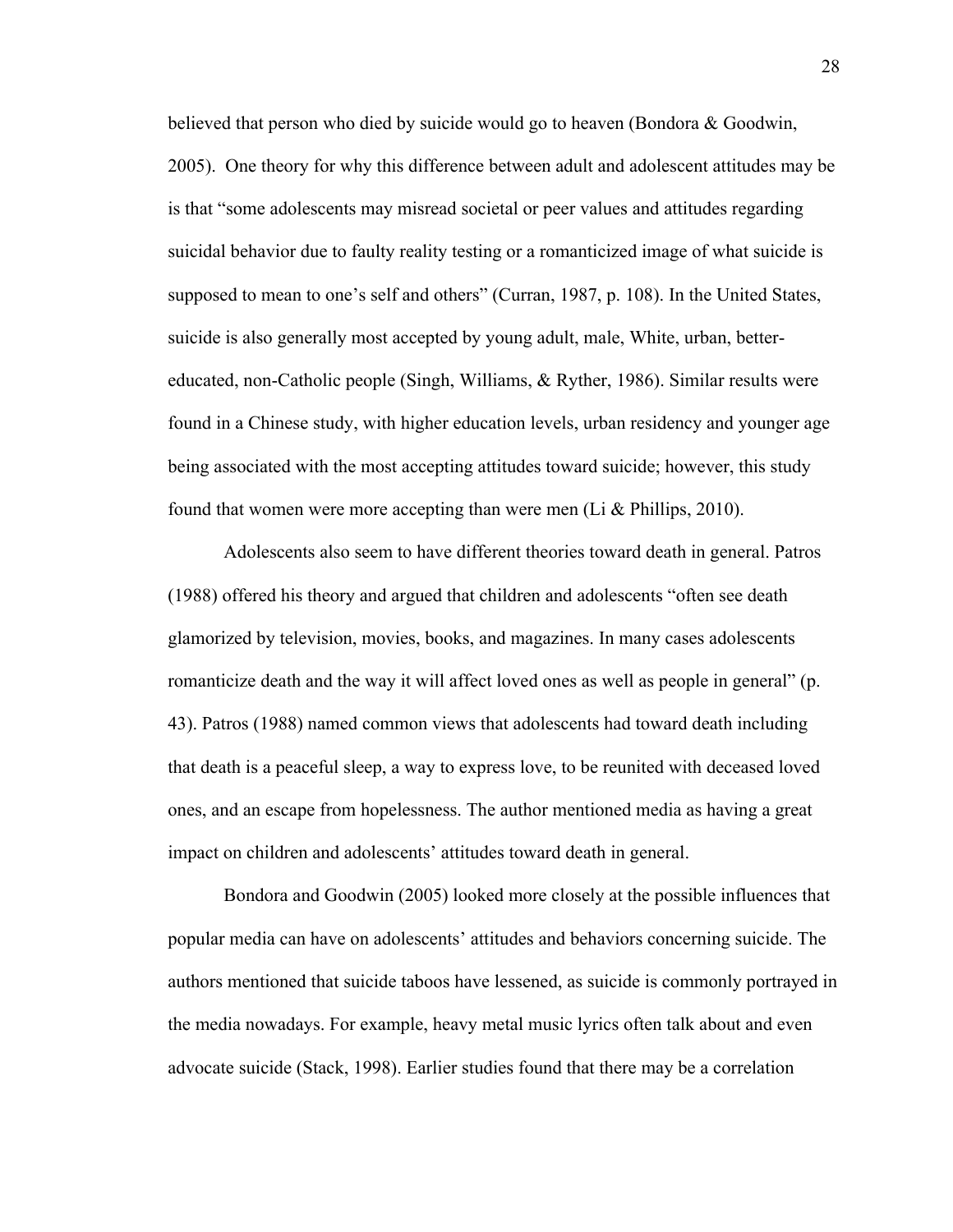believed that person who died by suicide would go to heaven (Bondora & Goodwin, 2005). One theory for why this difference between adult and adolescent attitudes may be is that "some adolescents may misread societal or peer values and attitudes regarding suicidal behavior due to faulty reality testing or a romanticized image of what suicide is supposed to mean to one's self and others" (Curran, 1987, p. 108). In the United States, suicide is also generally most accepted by young adult, male, White, urban, better-educated, non-Catholic people (Singh, Williams, & Ryther, 1986). Similar results were found in a Chinese study, with higher education levels, urban residency and younger age being associated with the most accepting attitudes toward suicide; however, this study found that women were more accepting than were men (Li & Phillips, 2010).

Adolescents also seem to have different theories toward death in general. Patros (1988) offered his theory and argued that children and adolescents "often see death glamorized by television, movies, books, and magazines. In many cases adolescents romanticize death and the way it will affect loved ones as well as people in general" (p. 43). Patros (1988) named common views that adolescents had toward death including that death is a peaceful sleep, a way to express love, to be reunited with deceased loved ones, and an escape from hopelessness. The author mentioned media as having a great impact on children and adolescents' attitudes toward death in general.

Bondora and Goodwin (2005) looked more closely at the possible influences that popular media can have on adolescents' attitudes and behaviors concerning suicide. The authors mentioned that suicide taboos have lessened, as suicide is commonly portrayed in the media nowadays. For example, heavy metal music lyrics often talk about and even advocate suicide (Stack, 1998). Earlier studies found that there may be a correlation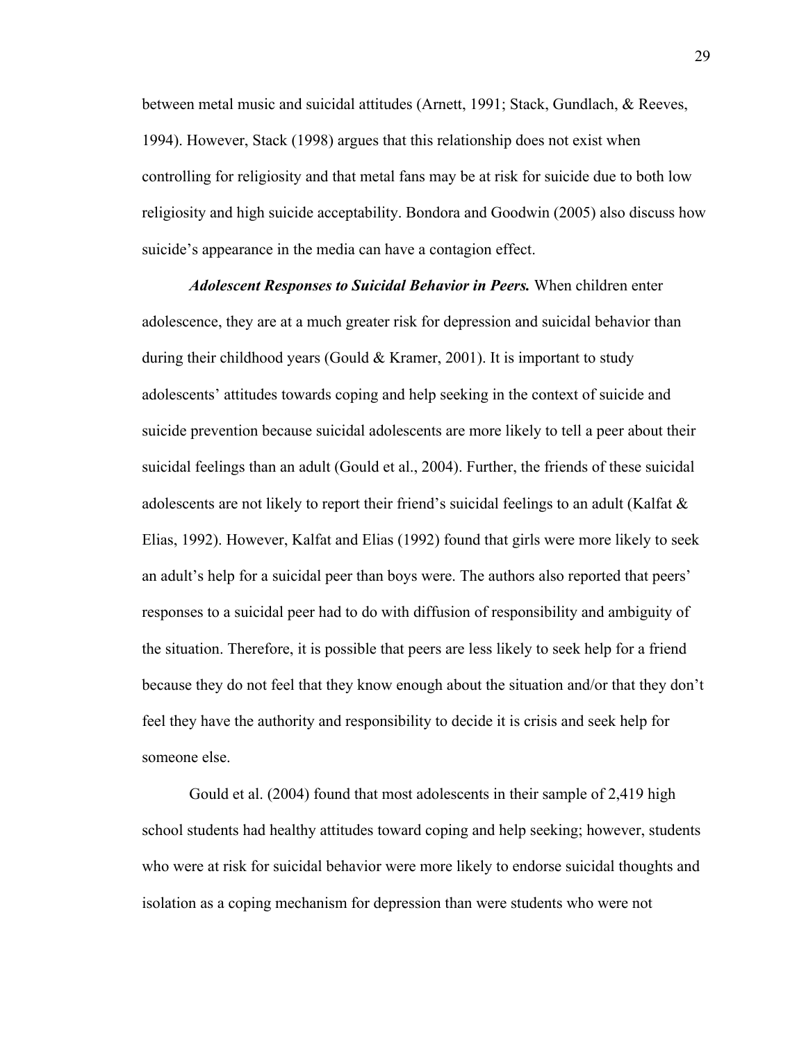between metal music and suicidal attitudes (Arnett, 1991; Stack, Gundlach, & Reeves, 1994). However, Stack (1998) argues that this relationship does not exist when controlling for religiosity and that metal fans may be at risk for suicide due to both low religiosity and high suicide acceptability. Bondora and Goodwin (2005) also discuss how suicide's appearance in the media can have a contagion effect.

***Adolescent Responses to Suicidal Behavior in Peers.*** When children enter adolescence, they are at a much greater risk for depression and suicidal behavior than during their childhood years (Gould & Kramer, 2001). It is important to study adolescents' attitudes towards coping and help seeking in the context of suicide and suicide prevention because suicidal adolescents are more likely to tell a peer about their suicidal feelings than an adult (Gould et al., 2004). Further, the friends of these suicidal adolescents are not likely to report their friend's suicidal feelings to an adult (Kalfat & Elias, 1992). However, Kalfat and Elias (1992) found that girls were more likely to seek an adult's help for a suicidal peer than boys were. The authors also reported that peers' responses to a suicidal peer had to do with diffusion of responsibility and ambiguity of the situation. Therefore, it is possible that peers are less likely to seek help for a friend because they do not feel that they know enough about the situation and/or that they don't feel they have the authority and responsibility to decide it is crisis and seek help for someone else.

Gould et al. (2004) found that most adolescents in their sample of 2,419 high school students had healthy attitudes toward coping and help seeking; however, students who were at risk for suicidal behavior were more likely to endorse suicidal thoughts and isolation as a coping mechanism for depression than were students who were not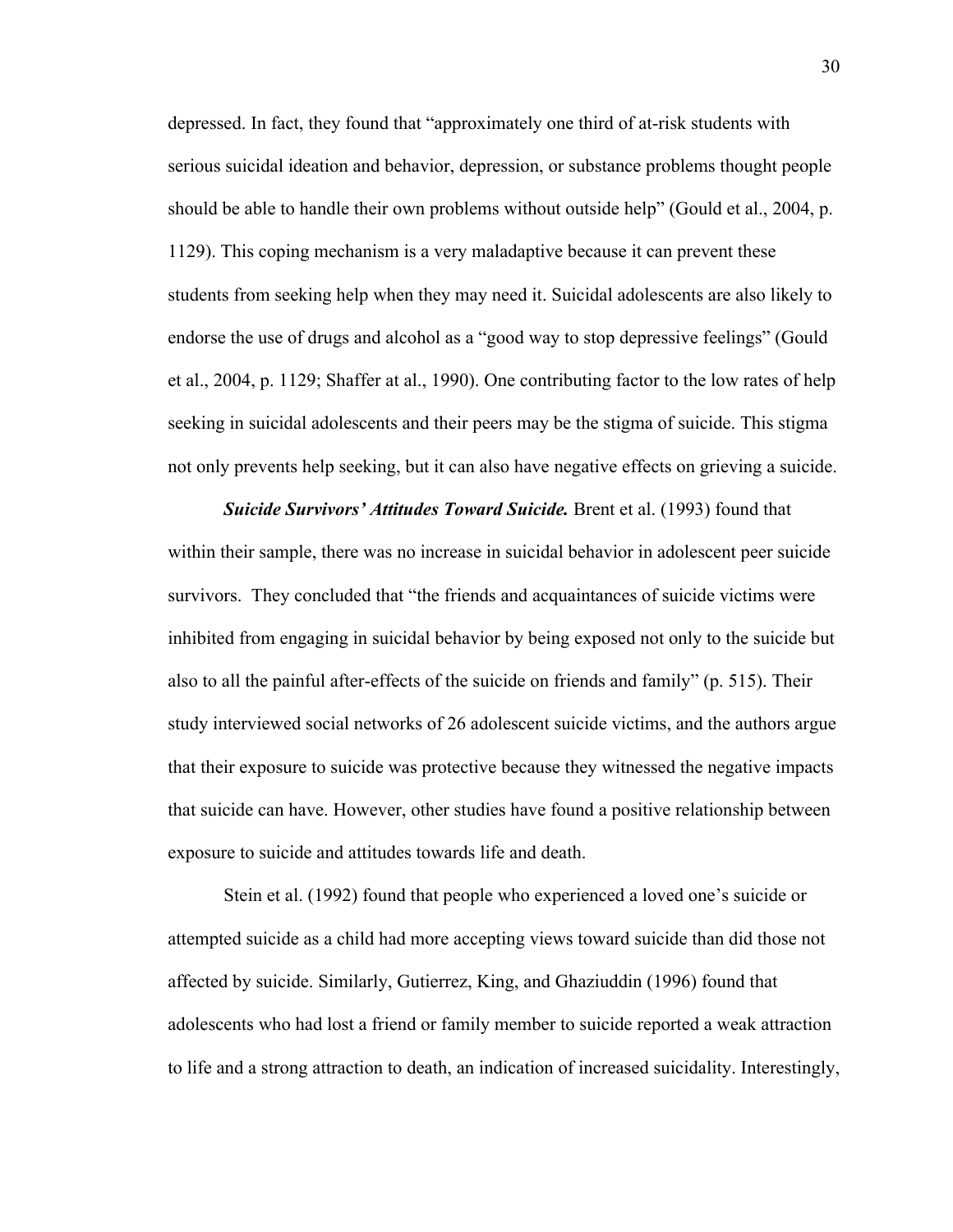depressed. In fact, they found that "approximately one third of at-risk students with serious suicidal ideation and behavior, depression, or substance problems thought people should be able to handle their own problems without outside help" (Gould et al., 2004, p. 1129). This coping mechanism is a very maladaptive because it can prevent these students from seeking help when they may need it. Suicidal adolescents are also likely to endorse the use of drugs and alcohol as a "good way to stop depressive feelings" (Gould et al., 2004, p. 1129; Shaffer at al., 1990). One contributing factor to the low rates of help seeking in suicidal adolescents and their peers may be the stigma of suicide. This stigma not only prevents help seeking, but it can also have negative effects on grieving a suicide.

***Suicide Survivors' Attitudes Toward Suicide.*** Brent et al. (1993) found that within their sample, there was no increase in suicidal behavior in adolescent peer suicide survivors. They concluded that "the friends and acquaintances of suicide victims were inhibited from engaging in suicidal behavior by being exposed not only to the suicide but also to all the painful after-effects of the suicide on friends and family" (p. 515). Their study interviewed social networks of 26 adolescent suicide victims, and the authors argue that their exposure to suicide was protective because they witnessed the negative impacts that suicide can have. However, other studies have found a positive relationship between exposure to suicide and attitudes towards life and death.

Stein et al. (1992) found that people who experienced a loved one's suicide or attempted suicide as a child had more accepting views toward suicide than did those not affected by suicide. Similarly, Gutierrez, King, and Ghaziuddin (1996) found that adolescents who had lost a friend or family member to suicide reported a weak attraction to life and a strong attraction to death, an indication of increased suicidality. Interestingly,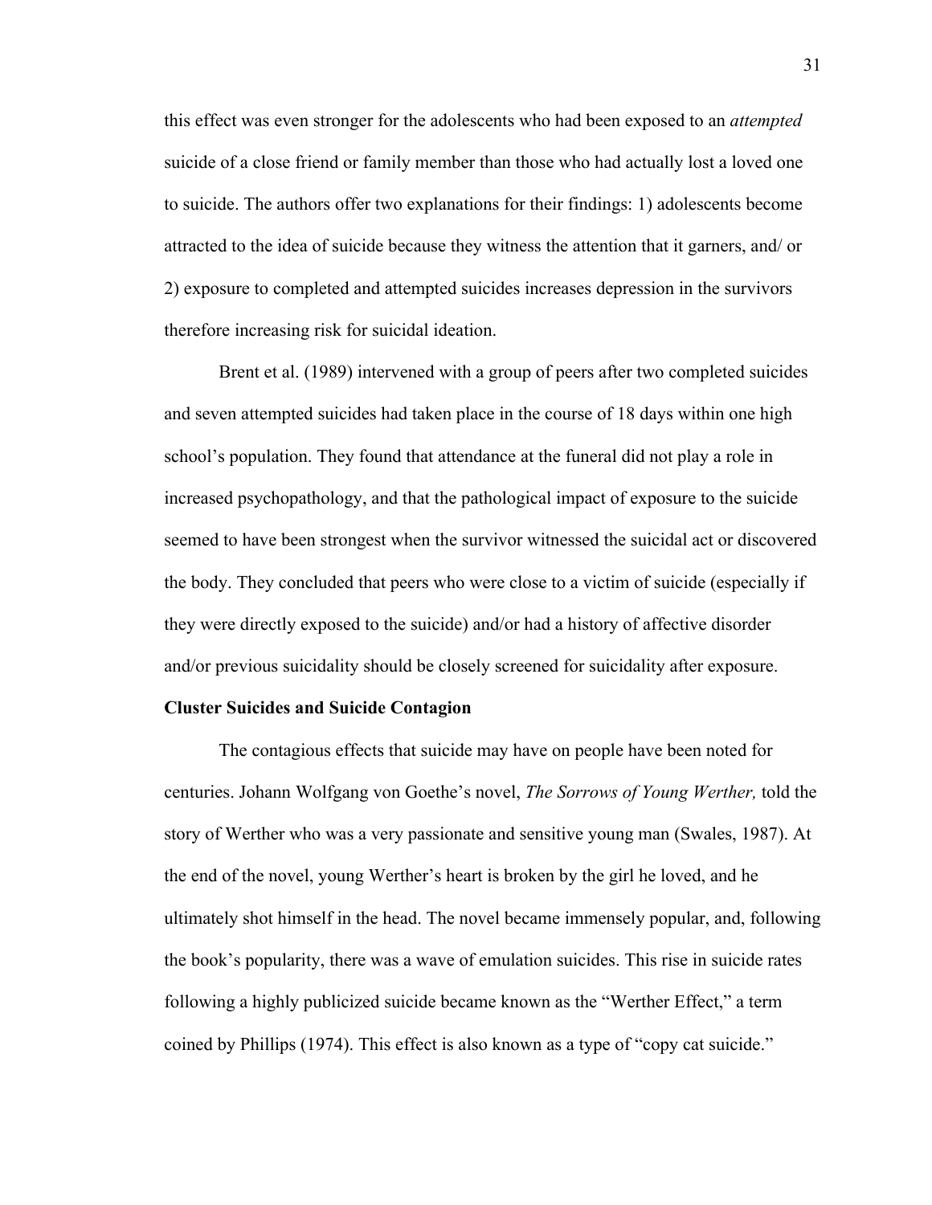this effect was even stronger for the adolescents who had been exposed to an *attempted* suicide of a close friend or family member than those who had actually lost a loved one to suicide. The authors offer two explanations for their findings: 1) adolescents become attracted to the idea of suicide because they witness the attention that it garners, and/ or 2) exposure to completed and attempted suicides increases depression in the survivors therefore increasing risk for suicidal ideation.

Brent et al. (1989) intervened with a group of peers after two completed suicides and seven attempted suicides had taken place in the course of 18 days within one high school's population. They found that attendance at the funeral did not play a role in increased psychopathology, and that the pathological impact of exposure to the suicide seemed to have been strongest when the survivor witnessed the suicidal act or discovered the body. They concluded that peers who were close to a victim of suicide (especially if they were directly exposed to the suicide) and/or had a history of affective disorder and/or previous suicidality should be closely screened for suicidality after exposure.

**Cluster Suicides and Suicide Contagion**

The contagious effects that suicide may have on people have been noted for centuries. Johann Wolfgang von Goethe's novel, *The Sorrows of Young Werther,* told the story of Werther who was a very passionate and sensitive young man (Swales, 1987). At the end of the novel, young Werther's heart is broken by the girl he loved, and he ultimately shot himself in the head. The novel became immensely popular, and, following the book's popularity, there was a wave of emulation suicides. This rise in suicide rates following a highly publicized suicide became known as the "Werther Effect," a term coined by Phillips (1974). This effect is also known as a type of "copy cat suicide."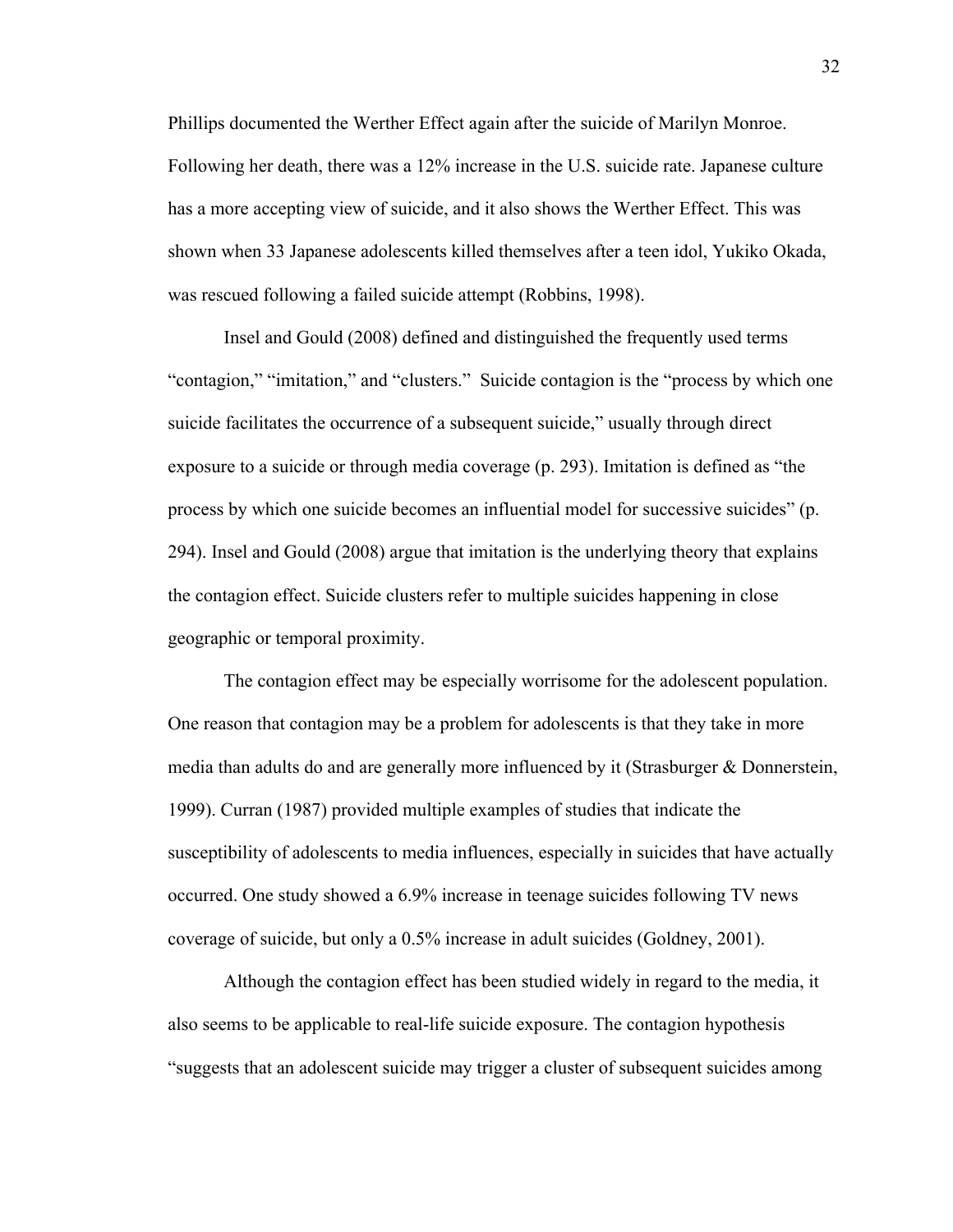Phillips documented the Werther Effect again after the suicide of Marilyn Monroe. Following her death, there was a 12% increase in the U.S. suicide rate. Japanese culture has a more accepting view of suicide, and it also shows the Werther Effect. This was shown when 33 Japanese adolescents killed themselves after a teen idol, Yukiko Okada, was rescued following a failed suicide attempt (Robbins, 1998).

Insel and Gould (2008) defined and distinguished the frequently used terms "contagion," "imitation," and "clusters." Suicide contagion is the "process by which one suicide facilitates the occurrence of a subsequent suicide," usually through direct exposure to a suicide or through media coverage (p. 293). Imitation is defined as "the process by which one suicide becomes an influential model for successive suicides" (p. 294). Insel and Gould (2008) argue that imitation is the underlying theory that explains the contagion effect. Suicide clusters refer to multiple suicides happening in close geographic or temporal proximity.

The contagion effect may be especially worrisome for the adolescent population. One reason that contagion may be a problem for adolescents is that they take in more media than adults do and are generally more influenced by it (Strasburger & Donnerstein, 1999). Curran (1987) provided multiple examples of studies that indicate the susceptibility of adolescents to media influences, especially in suicides that have actually occurred. One study showed a 6.9% increase in teenage suicides following TV news coverage of suicide, but only a 0.5% increase in adult suicides (Goldney, 2001).

Although the contagion effect has been studied widely in regard to the media, it also seems to be applicable to real-life suicide exposure. The contagion hypothesis "suggests that an adolescent suicide may trigger a cluster of subsequent suicides among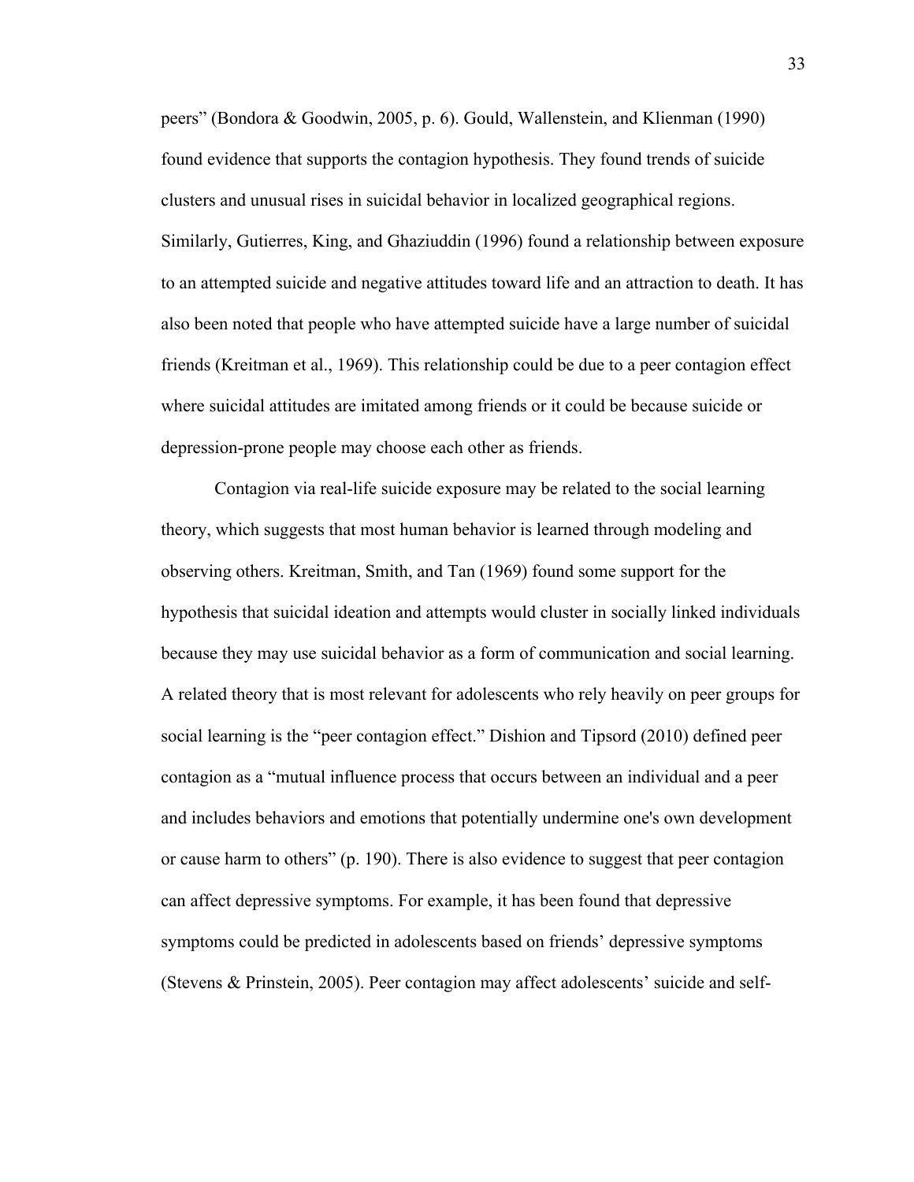peers" (Bondora & Goodwin, 2005, p. 6). Gould, Wallenstein, and Klienman (1990) found evidence that supports the contagion hypothesis. They found trends of suicide clusters and unusual rises in suicidal behavior in localized geographical regions. Similarly, Gutierres, King, and Ghaziuddin (1996) found a relationship between exposure to an attempted suicide and negative attitudes toward life and an attraction to death. It has also been noted that people who have attempted suicide have a large number of suicidal friends (Kreitman et al., 1969). This relationship could be due to a peer contagion effect where suicidal attitudes are imitated among friends or it could be because suicide or depression-prone people may choose each other as friends.

Contagion via real-life suicide exposure may be related to the social learning theory, which suggests that most human behavior is learned through modeling and observing others. Kreitman, Smith, and Tan (1969) found some support for the hypothesis that suicidal ideation and attempts would cluster in socially linked individuals because they may use suicidal behavior as a form of communication and social learning. A related theory that is most relevant for adolescents who rely heavily on peer groups for social learning is the "peer contagion effect." Dishion and Tipsord (2010) defined peer contagion as a "mutual influence process that occurs between an individual and a peer and includes behaviors and emotions that potentially undermine one's own development or cause harm to others" (p. 190). There is also evidence to suggest that peer contagion can affect depressive symptoms. For example, it has been found that depressive symptoms could be predicted in adolescents based on friends' depressive symptoms (Stevens & Prinstein, 2005). Peer contagion may affect adolescents' suicide and self-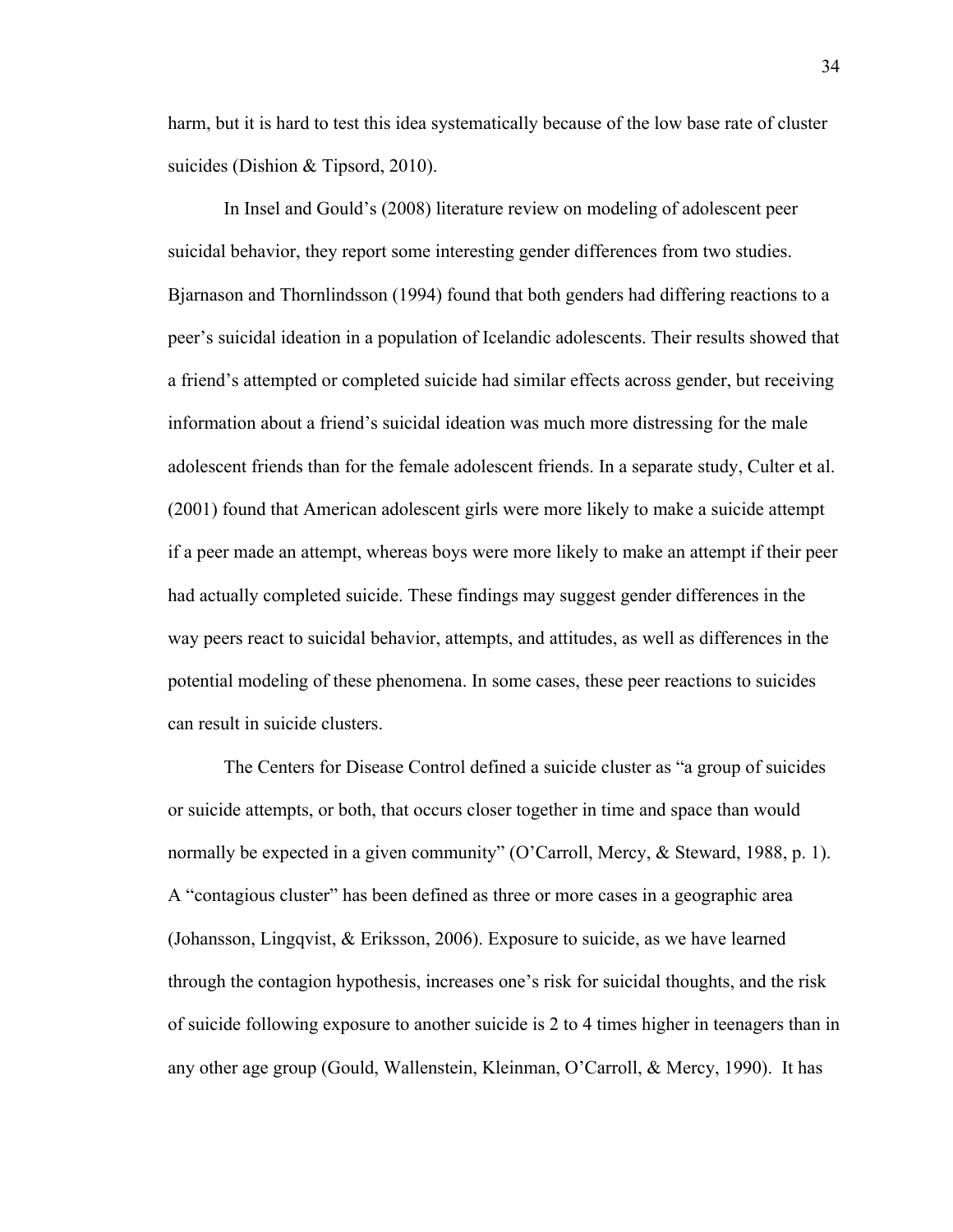harm, but it is hard to test this idea systematically because of the low base rate of cluster suicides (Dishion & Tipsord, 2010).

In Insel and Gould's (2008) literature review on modeling of adolescent peer suicidal behavior, they report some interesting gender differences from two studies. Bjarnason and Thornlindsson (1994) found that both genders had differing reactions to a peer's suicidal ideation in a population of Icelandic adolescents. Their results showed that a friend's attempted or completed suicide had similar effects across gender, but receiving information about a friend's suicidal ideation was much more distressing for the male adolescent friends than for the female adolescent friends. In a separate study, Culter et al. (2001) found that American adolescent girls were more likely to make a suicide attempt if a peer made an attempt, whereas boys were more likely to make an attempt if their peer had actually completed suicide. These findings may suggest gender differences in the way peers react to suicidal behavior, attempts, and attitudes, as well as differences in the potential modeling of these phenomena. In some cases, these peer reactions to suicides can result in suicide clusters.

The Centers for Disease Control defined a suicide cluster as "a group of suicides or suicide attempts, or both, that occurs closer together in time and space than would normally be expected in a given community" (O'Carroll, Mercy, & Steward, 1988, p. 1). A "contagious cluster" has been defined as three or more cases in a geographic area (Johansson, Lingqvist, & Eriksson, 2006). Exposure to suicide, as we have learned through the contagion hypothesis, increases one's risk for suicidal thoughts, and the risk of suicide following exposure to another suicide is 2 to 4 times higher in teenagers than in any other age group (Gould, Wallenstein, Kleinman, O'Carroll, & Mercy, 1990). It has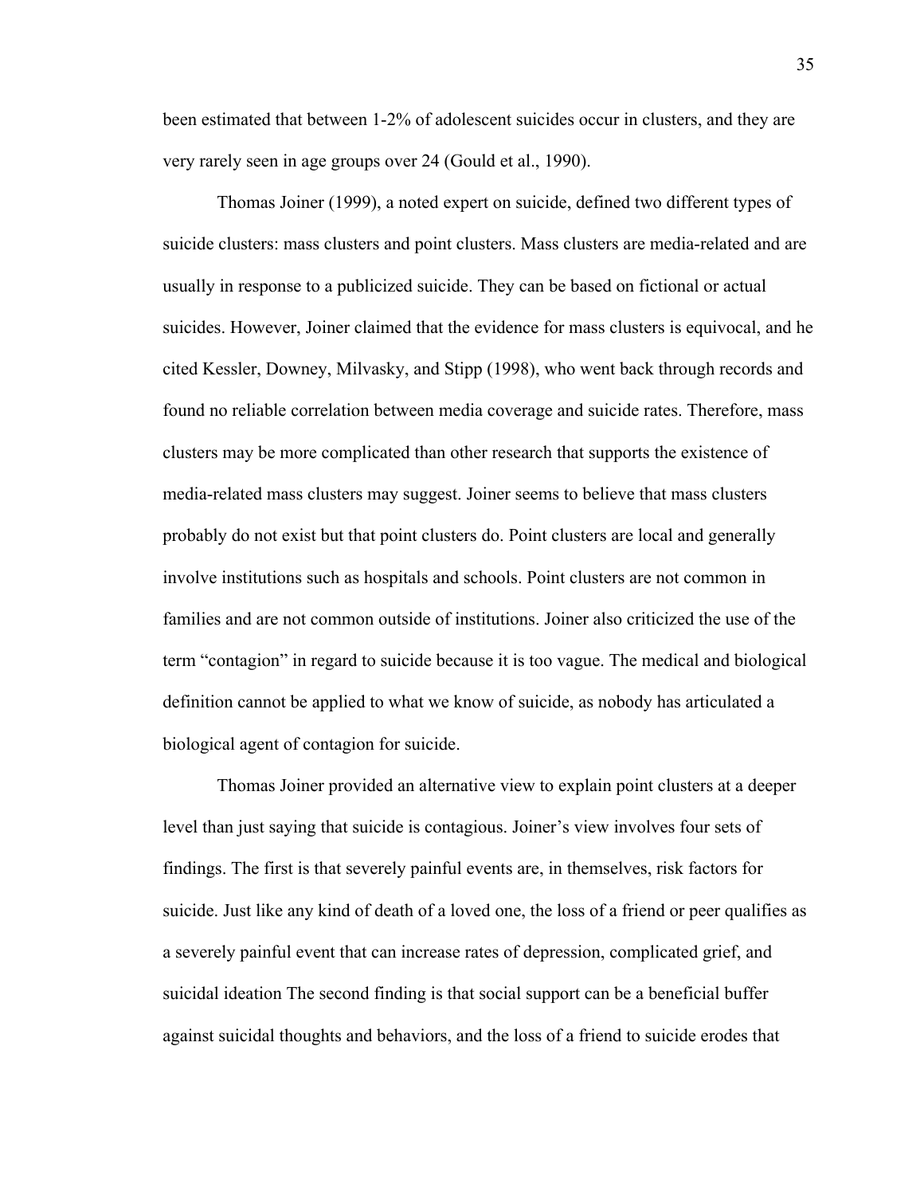been estimated that between 1-2% of adolescent suicides occur in clusters, and they are very rarely seen in age groups over 24 (Gould et al., 1990).

Thomas Joiner (1999), a noted expert on suicide, defined two different types of suicide clusters: mass clusters and point clusters. Mass clusters are media-related and are usually in response to a publicized suicide. They can be based on fictional or actual suicides. However, Joiner claimed that the evidence for mass clusters is equivocal, and he cited Kessler, Downey, Milvasky, and Stipp (1998), who went back through records and found no reliable correlation between media coverage and suicide rates. Therefore, mass clusters may be more complicated than other research that supports the existence of media-related mass clusters may suggest. Joiner seems to believe that mass clusters probably do not exist but that point clusters do. Point clusters are local and generally involve institutions such as hospitals and schools. Point clusters are not common in families and are not common outside of institutions. Joiner also criticized the use of the term "contagion" in regard to suicide because it is too vague. The medical and biological definition cannot be applied to what we know of suicide, as nobody has articulated a biological agent of contagion for suicide.

Thomas Joiner provided an alternative view to explain point clusters at a deeper level than just saying that suicide is contagious. Joiner's view involves four sets of findings. The first is that severely painful events are, in themselves, risk factors for suicide. Just like any kind of death of a loved one, the loss of a friend or peer qualifies as a severely painful event that can increase rates of depression, complicated grief, and suicidal ideation The second finding is that social support can be a beneficial buffer against suicidal thoughts and behaviors, and the loss of a friend to suicide erodes that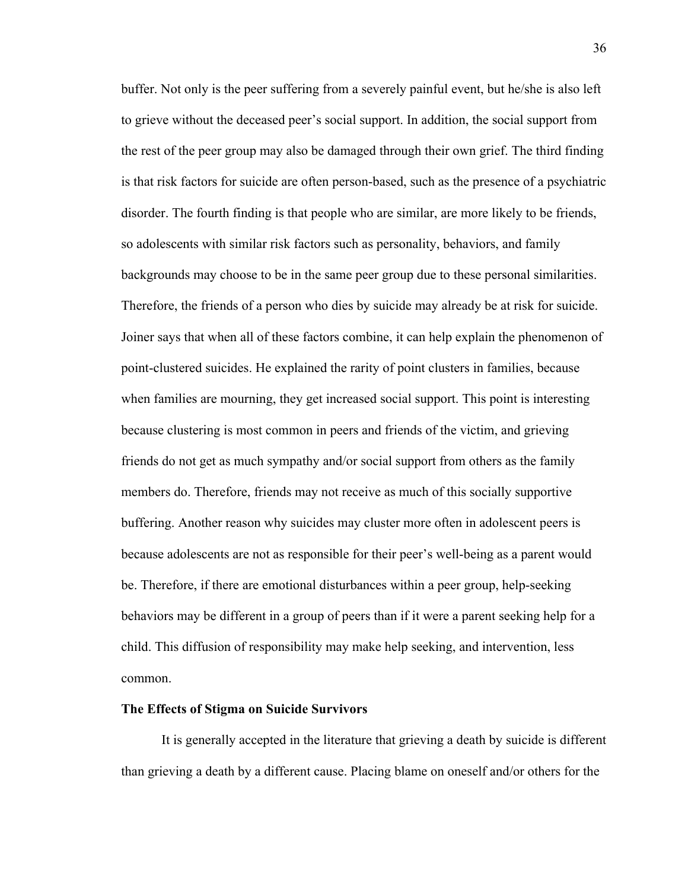buffer. Not only is the peer suffering from a severely painful event, but he/she is also left to grieve without the deceased peer's social support. In addition, the social support from the rest of the peer group may also be damaged through their own grief. The third finding is that risk factors for suicide are often person-based, such as the presence of a psychiatric disorder. The fourth finding is that people who are similar, are more likely to be friends, so adolescents with similar risk factors such as personality, behaviors, and family backgrounds may choose to be in the same peer group due to these personal similarities. Therefore, the friends of a person who dies by suicide may already be at risk for suicide. Joiner says that when all of these factors combine, it can help explain the phenomenon of point-clustered suicides. He explained the rarity of point clusters in families, because when families are mourning, they get increased social support. This point is interesting because clustering is most common in peers and friends of the victim, and grieving friends do not get as much sympathy and/or social support from others as the family members do. Therefore, friends may not receive as much of this socially supportive buffering. Another reason why suicides may cluster more often in adolescent peers is because adolescents are not as responsible for their peer's well-being as a parent would be. Therefore, if there are emotional disturbances within a peer group, help-seeking behaviors may be different in a group of peers than if it were a parent seeking help for a child. This diffusion of responsibility may make help seeking, and intervention, less common.

**The Effects of Stigma on Suicide Survivors**

It is generally accepted in the literature that grieving a death by suicide is different than grieving a death by a different cause. Placing blame on oneself and/or others for the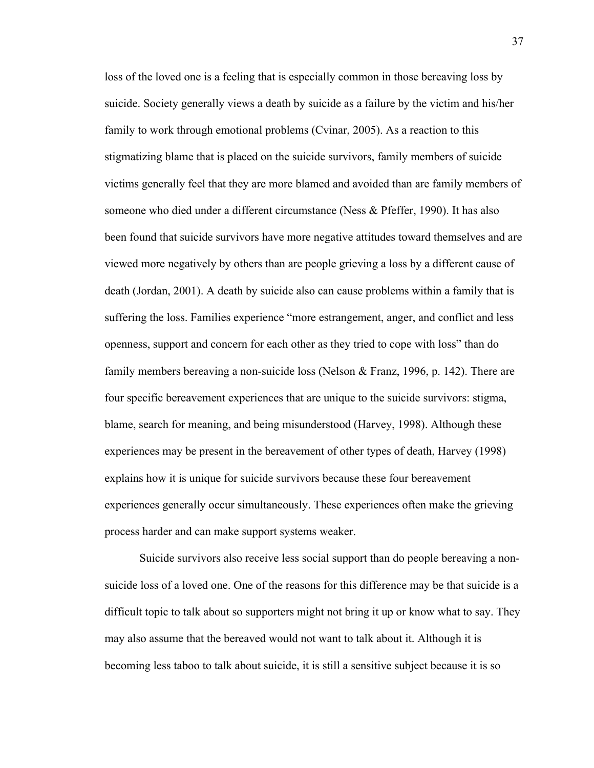loss of the loved one is a feeling that is especially common in those bereaving loss by suicide. Society generally views a death by suicide as a failure by the victim and his/her family to work through emotional problems (Cvinar, 2005). As a reaction to this stigmatizing blame that is placed on the suicide survivors, family members of suicide victims generally feel that they are more blamed and avoided than are family members of someone who died under a different circumstance (Ness & Pfeffer, 1990). It has also been found that suicide survivors have more negative attitudes toward themselves and are viewed more negatively by others than are people grieving a loss by a different cause of death (Jordan, 2001). A death by suicide also can cause problems within a family that is suffering the loss. Families experience "more estrangement, anger, and conflict and less openness, support and concern for each other as they tried to cope with loss" than do family members bereaving a non-suicide loss (Nelson & Franz, 1996, p. 142). There are four specific bereavement experiences that are unique to the suicide survivors: stigma, blame, search for meaning, and being misunderstood (Harvey, 1998). Although these experiences may be present in the bereavement of other types of death, Harvey (1998) explains how it is unique for suicide survivors because these four bereavement experiences generally occur simultaneously. These experiences often make the grieving process harder and can make support systems weaker.

Suicide survivors also receive less social support than do people bereaving a non-suicide loss of a loved one. One of the reasons for this difference may be that suicide is a difficult topic to talk about so supporters might not bring it up or know what to say. They may also assume that the bereaved would not want to talk about it. Although it is becoming less taboo to talk about suicide, it is still a sensitive subject because it is so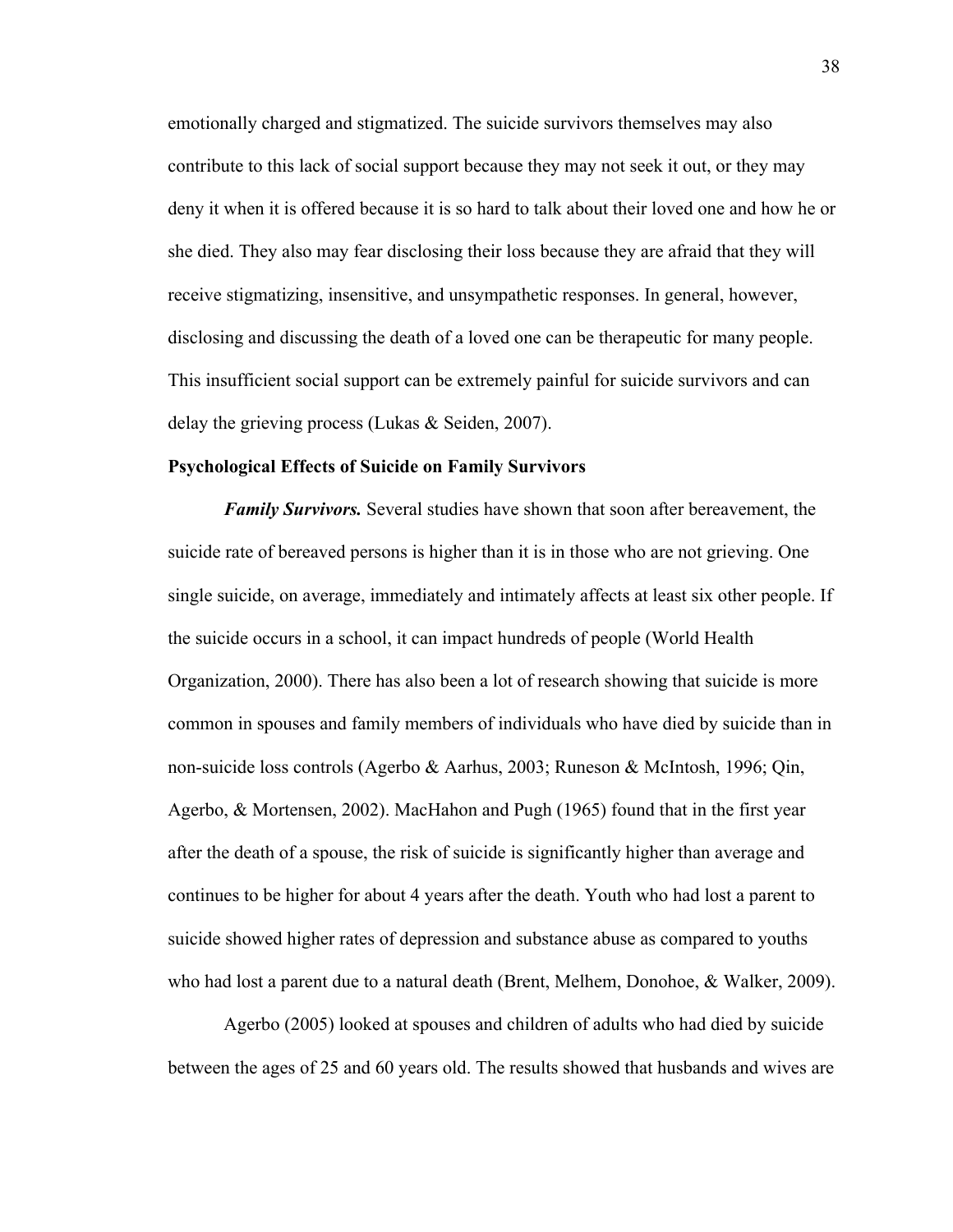emotionally charged and stigmatized. The suicide survivors themselves may also contribute to this lack of social support because they may not seek it out, or they may deny it when it is offered because it is so hard to talk about their loved one and how he or she died. They also may fear disclosing their loss because they are afraid that they will receive stigmatizing, insensitive, and unsympathetic responses. In general, however, disclosing and discussing the death of a loved one can be therapeutic for many people. This insufficient social support can be extremely painful for suicide survivors and can delay the grieving process (Lukas & Seiden, 2007).

### Psychological Effects of Suicide on Family Survivors

***Family Survivors.*** Several studies have shown that soon after bereavement, the suicide rate of bereaved persons is higher than it is in those who are not grieving. One single suicide, on average, immediately and intimately affects at least six other people. If the suicide occurs in a school, it can impact hundreds of people (World Health Organization, 2000). There has also been a lot of research showing that suicide is more common in spouses and family members of individuals who have died by suicide than in non-suicide loss controls (Agerbo & Aarhus, 2003; Runeson & McIntosh, 1996; Qin, Agerbo, & Mortensen, 2002). MacHahon and Pugh (1965) found that in the first year after the death of a spouse, the risk of suicide is significantly higher than average and continues to be higher for about 4 years after the death. Youth who had lost a parent to suicide showed higher rates of depression and substance abuse as compared to youths who had lost a parent due to a natural death (Brent, Melhem, Donohoe, & Walker, 2009).

Agerbo (2005) looked at spouses and children of adults who had died by suicide between the ages of 25 and 60 years old. The results showed that husbands and wives are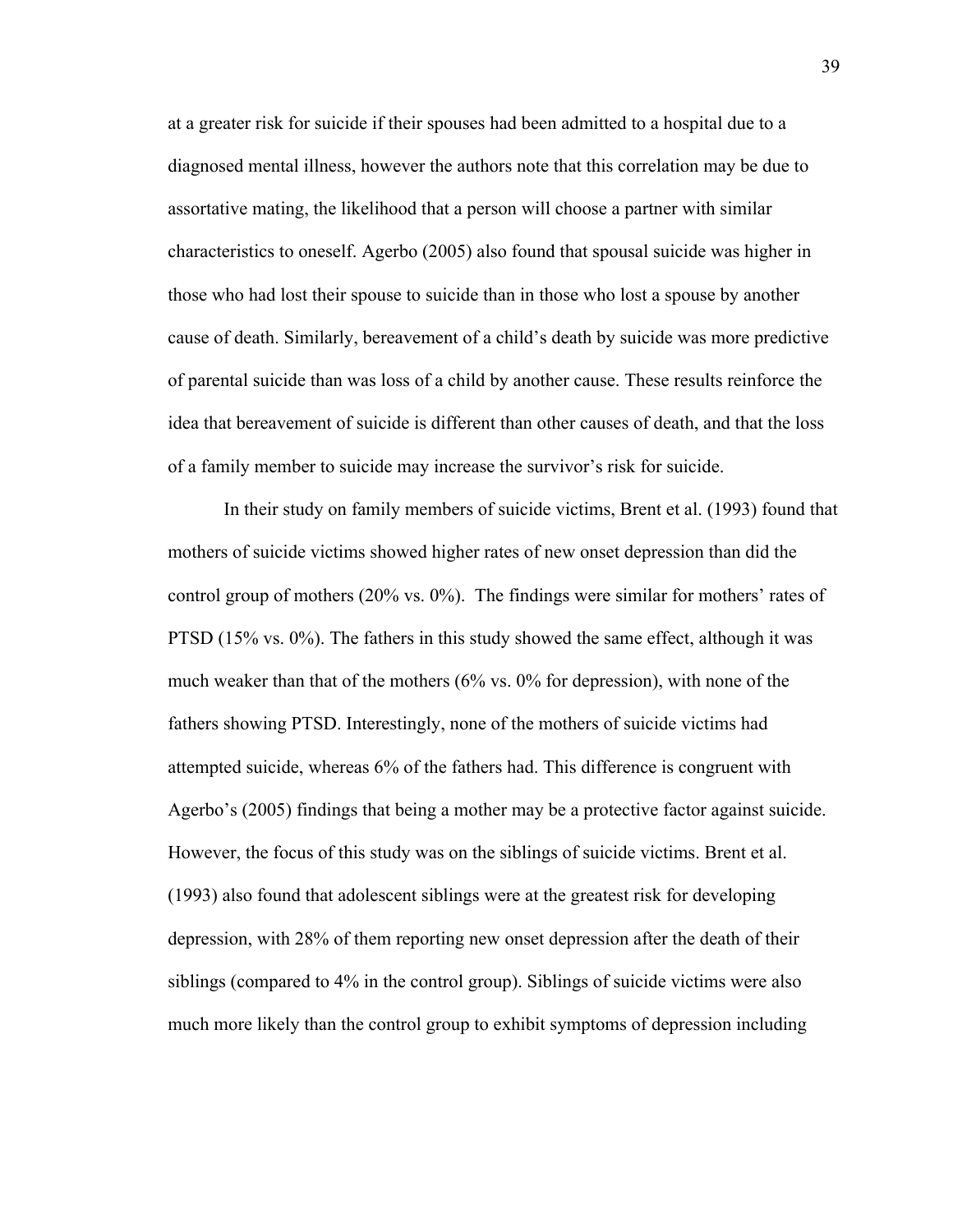at a greater risk for suicide if their spouses had been admitted to a hospital due to a diagnosed mental illness, however the authors note that this correlation may be due to assortative mating, the likelihood that a person will choose a partner with similar characteristics to oneself. Agerbo (2005) also found that spousal suicide was higher in those who had lost their spouse to suicide than in those who lost a spouse by another cause of death. Similarly, bereavement of a child's death by suicide was more predictive of parental suicide than was loss of a child by another cause. These results reinforce the idea that bereavement of suicide is different than other causes of death, and that the loss of a family member to suicide may increase the survivor's risk for suicide.

In their study on family members of suicide victims, Brent et al. (1993) found that mothers of suicide victims showed higher rates of new onset depression than did the control group of mothers (20% vs. 0%). The findings were similar for mothers' rates of PTSD (15% vs. 0%). The fathers in this study showed the same effect, although it was much weaker than that of the mothers (6% vs. 0% for depression), with none of the fathers showing PTSD. Interestingly, none of the mothers of suicide victims had attempted suicide, whereas 6% of the fathers had. This difference is congruent with Agerbo's (2005) findings that being a mother may be a protective factor against suicide. However, the focus of this study was on the siblings of suicide victims. Brent et al. (1993) also found that adolescent siblings were at the greatest risk for developing depression, with 28% of them reporting new onset depression after the death of their siblings (compared to 4% in the control group). Siblings of suicide victims were also much more likely than the control group to exhibit symptoms of depression including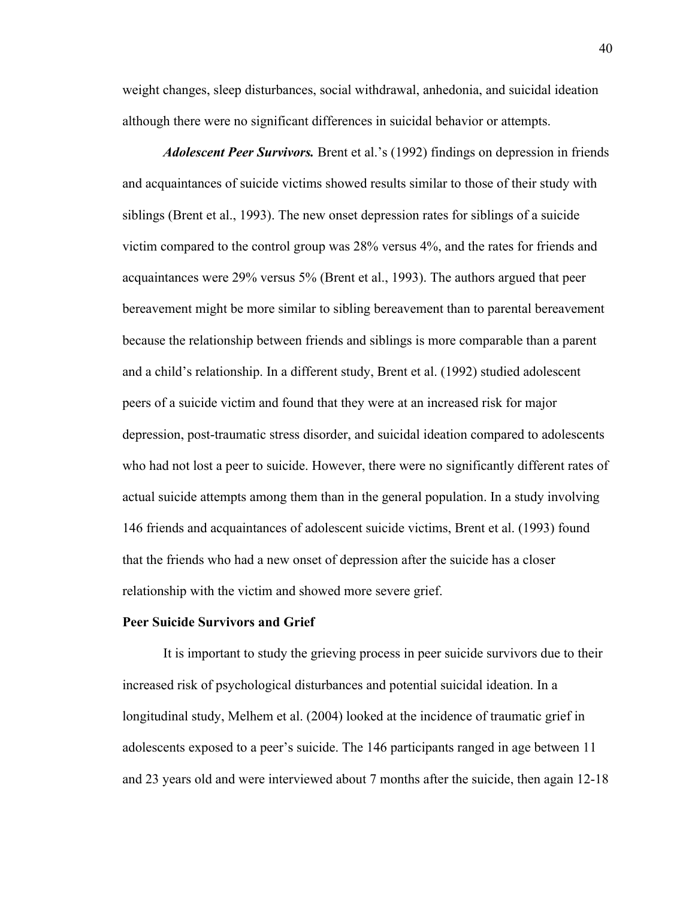weight changes, sleep disturbances, social withdrawal, anhedonia, and suicidal ideation although there were no significant differences in suicidal behavior or attempts.

***Adolescent Peer Survivors.*** Brent et al.'s (1992) findings on depression in friends and acquaintances of suicide victims showed results similar to those of their study with siblings (Brent et al., 1993). The new onset depression rates for siblings of a suicide victim compared to the control group was 28% versus 4%, and the rates for friends and acquaintances were 29% versus 5% (Brent et al., 1993). The authors argued that peer bereavement might be more similar to sibling bereavement than to parental bereavement because the relationship between friends and siblings is more comparable than a parent and a child's relationship. In a different study, Brent et al. (1992) studied adolescent peers of a suicide victim and found that they were at an increased risk for major depression, post-traumatic stress disorder, and suicidal ideation compared to adolescents who had not lost a peer to suicide. However, there were no significantly different rates of actual suicide attempts among them than in the general population. In a study involving 146 friends and acquaintances of adolescent suicide victims, Brent et al. (1993) found that the friends who had a new onset of depression after the suicide has a closer relationship with the victim and showed more severe grief.

**Peer Suicide Survivors and Grief**

It is important to study the grieving process in peer suicide survivors due to their increased risk of psychological disturbances and potential suicidal ideation. In a longitudinal study, Melhem et al. (2004) looked at the incidence of traumatic grief in adolescents exposed to a peer's suicide. The 146 participants ranged in age between 11 and 23 years old and were interviewed about 7 months after the suicide, then again 12-18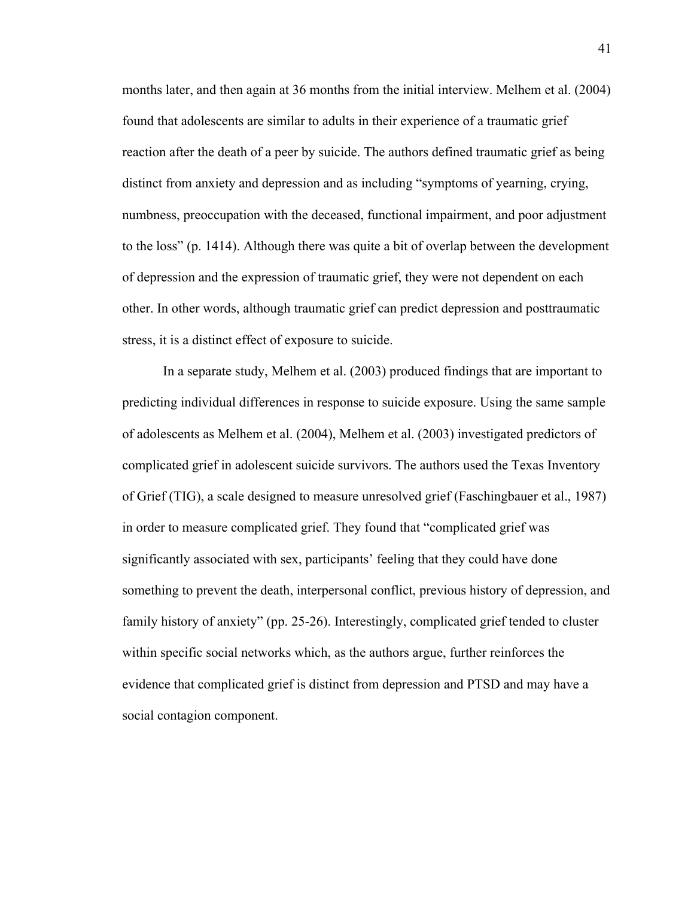months later, and then again at 36 months from the initial interview. Melhem et al. (2004) found that adolescents are similar to adults in their experience of a traumatic grief reaction after the death of a peer by suicide. The authors defined traumatic grief as being distinct from anxiety and depression and as including "symptoms of yearning, crying, numbness, preoccupation with the deceased, functional impairment, and poor adjustment to the loss" (p. 1414). Although there was quite a bit of overlap between the development of depression and the expression of traumatic grief, they were not dependent on each other. In other words, although traumatic grief can predict depression and posttraumatic stress, it is a distinct effect of exposure to suicide.

In a separate study, Melhem et al. (2003) produced findings that are important to predicting individual differences in response to suicide exposure. Using the same sample of adolescents as Melhem et al. (2004), Melhem et al. (2003) investigated predictors of complicated grief in adolescent suicide survivors. The authors used the Texas Inventory of Grief (TIG), a scale designed to measure unresolved grief (Faschingbauer et al., 1987) in order to measure complicated grief. They found that "complicated grief was significantly associated with sex, participants' feeling that they could have done something to prevent the death, interpersonal conflict, previous history of depression, and family history of anxiety" (pp. 25-26). Interestingly, complicated grief tended to cluster within specific social networks which, as the authors argue, further reinforces the evidence that complicated grief is distinct from depression and PTSD and may have a social contagion component.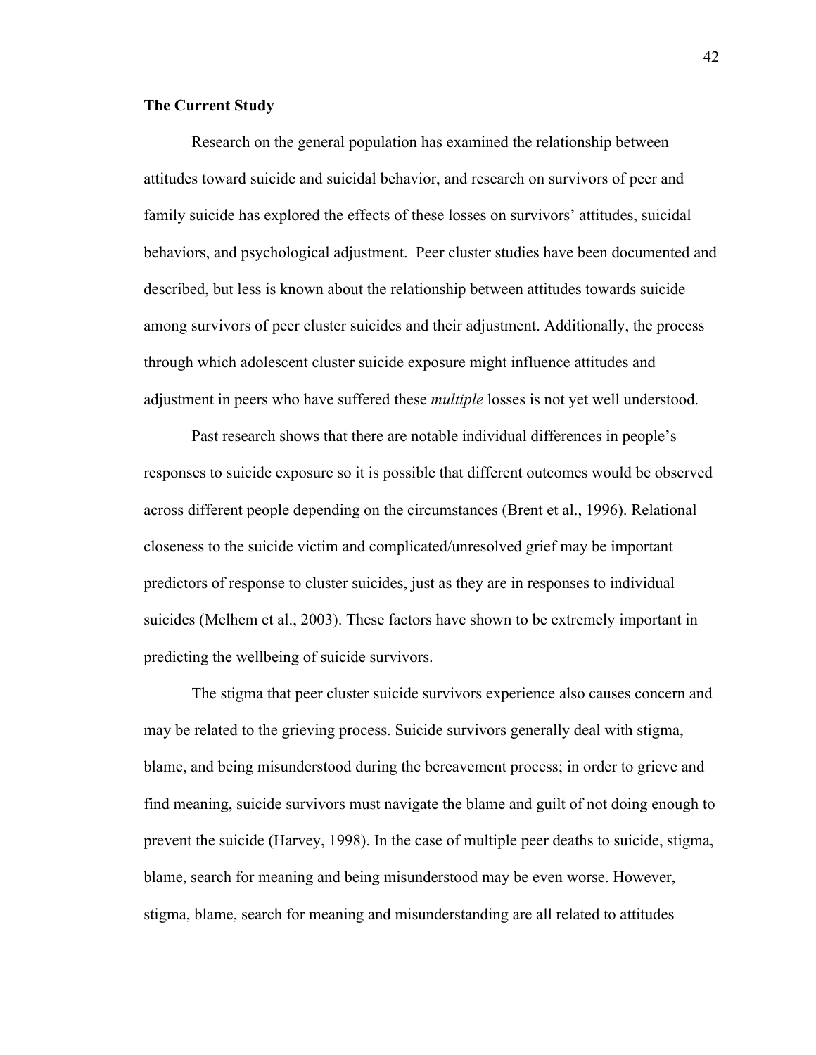**The Current Study**

Research on the general population has examined the relationship between attitudes toward suicide and suicidal behavior, and research on survivors of peer and family suicide has explored the effects of these losses on survivors' attitudes, suicidal behaviors, and psychological adjustment. Peer cluster studies have been documented and described, but less is known about the relationship between attitudes towards suicide among survivors of peer cluster suicides and their adjustment. Additionally, the process through which adolescent cluster suicide exposure might influence attitudes and adjustment in peers who have suffered these *multiple* losses is not yet well understood.

Past research shows that there are notable individual differences in people's responses to suicide exposure so it is possible that different outcomes would be observed across different people depending on the circumstances (Brent et al., 1996). Relational closeness to the suicide victim and complicated/unresolved grief may be important predictors of response to cluster suicides, just as they are in responses to individual suicides (Melhem et al., 2003). These factors have shown to be extremely important in predicting the wellbeing of suicide survivors.

The stigma that peer cluster suicide survivors experience also causes concern and may be related to the grieving process. Suicide survivors generally deal with stigma, blame, and being misunderstood during the bereavement process; in order to grieve and find meaning, suicide survivors must navigate the blame and guilt of not doing enough to prevent the suicide (Harvey, 1998). In the case of multiple peer deaths to suicide, stigma, blame, search for meaning and being misunderstood may be even worse. However, stigma, blame, search for meaning and misunderstanding are all related to attitudes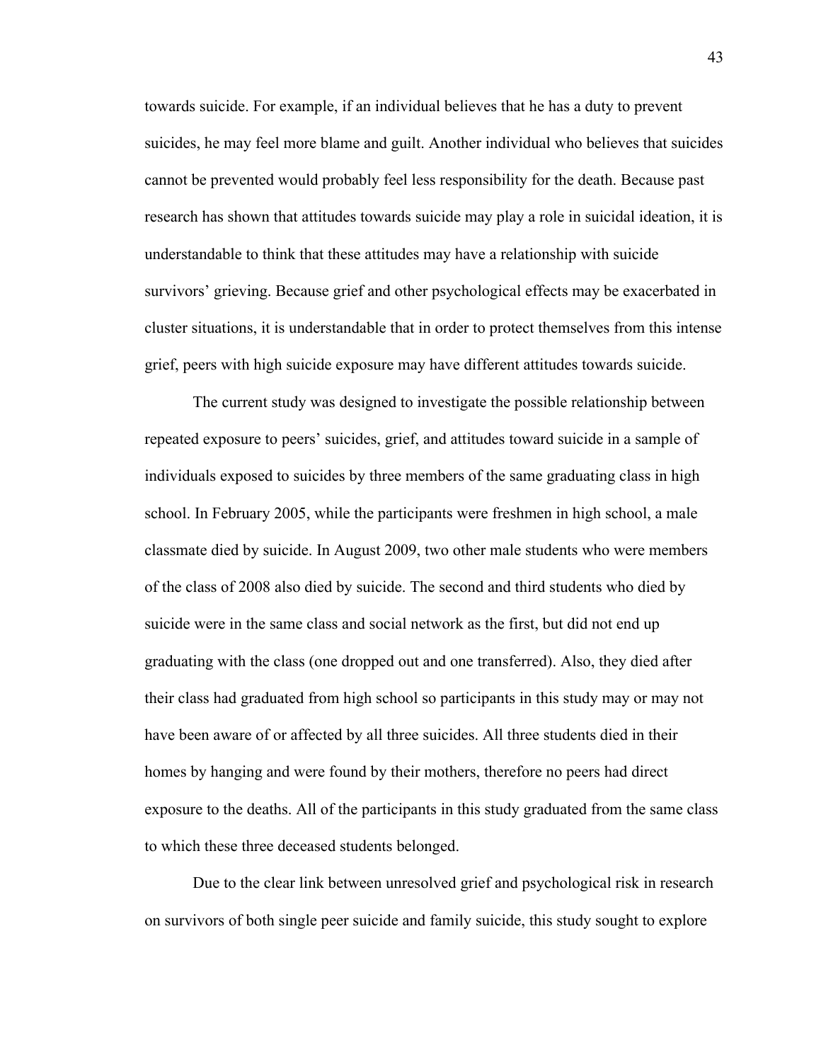towards suicide. For example, if an individual believes that he has a duty to prevent suicides, he may feel more blame and guilt. Another individual who believes that suicides cannot be prevented would probably feel less responsibility for the death. Because past research has shown that attitudes towards suicide may play a role in suicidal ideation, it is understandable to think that these attitudes may have a relationship with suicide survivors' grieving. Because grief and other psychological effects may be exacerbated in cluster situations, it is understandable that in order to protect themselves from this intense grief, peers with high suicide exposure may have different attitudes towards suicide.

The current study was designed to investigate the possible relationship between repeated exposure to peers' suicides, grief, and attitudes toward suicide in a sample of individuals exposed to suicides by three members of the same graduating class in high school. In February 2005, while the participants were freshmen in high school, a male classmate died by suicide. In August 2009, two other male students who were members of the class of 2008 also died by suicide. The second and third students who died by suicide were in the same class and social network as the first, but did not end up graduating with the class (one dropped out and one transferred). Also, they died after their class had graduated from high school so participants in this study may or may not have been aware of or affected by all three suicides. All three students died in their homes by hanging and were found by their mothers, therefore no peers had direct exposure to the deaths. All of the participants in this study graduated from the same class to which these three deceased students belonged.

Due to the clear link between unresolved grief and psychological risk in research on survivors of both single peer suicide and family suicide, this study sought to explore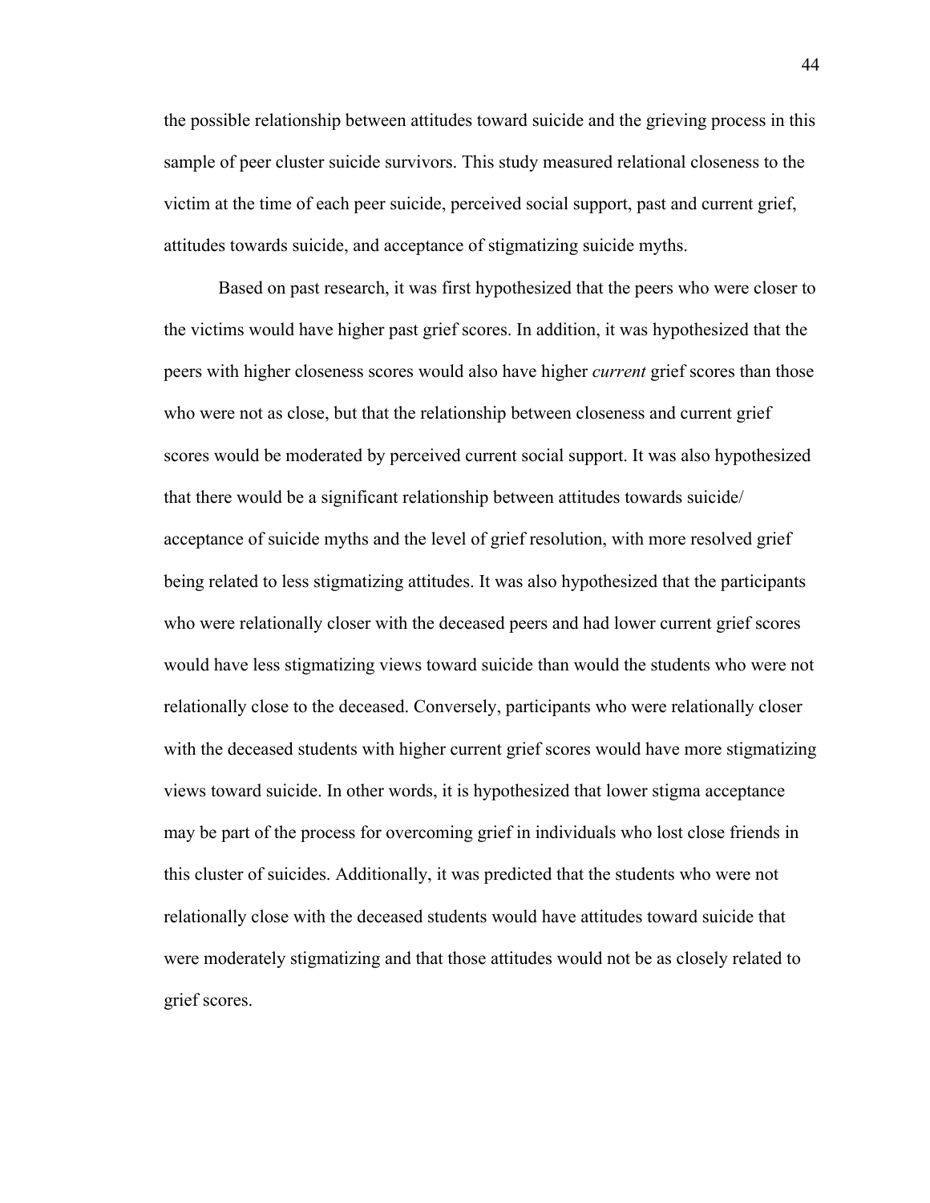the possible relationship between attitudes toward suicide and the grieving process in this sample of peer cluster suicide survivors. This study measured relational closeness to the victim at the time of each peer suicide, perceived social support, past and current grief, attitudes towards suicide, and acceptance of stigmatizing suicide myths.

Based on past research, it was first hypothesized that the peers who were closer to the victims would have higher past grief scores. In addition, it was hypothesized that the peers with higher closeness scores would also have higher *current* grief scores than those who were not as close, but that the relationship between closeness and current grief scores would be moderated by perceived current social support. It was also hypothesized that there would be a significant relationship between attitudes towards suicide/ acceptance of suicide myths and the level of grief resolution, with more resolved grief being related to less stigmatizing attitudes. It was also hypothesized that the participants who were relationally closer with the deceased peers and had lower current grief scores would have less stigmatizing views toward suicide than would the students who were not relationally close to the deceased. Conversely, participants who were relationally closer with the deceased students with higher current grief scores would have more stigmatizing views toward suicide. In other words, it is hypothesized that lower stigma acceptance may be part of the process for overcoming grief in individuals who lost close friends in this cluster of suicides. Additionally, it was predicted that the students who were not relationally close with the deceased students would have attitudes toward suicide that were moderately stigmatizing and that those attitudes would not be as closely related to grief scores.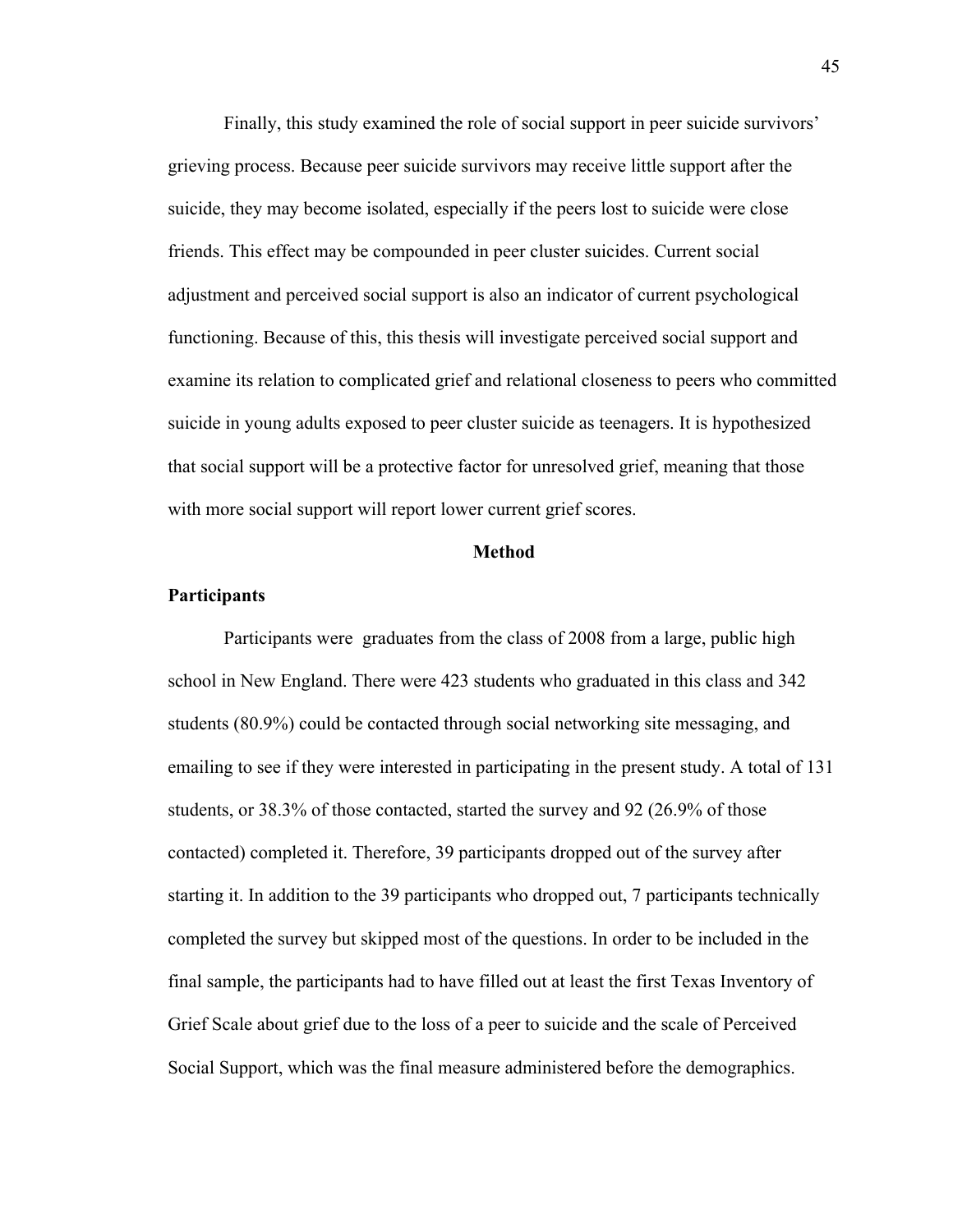Finally, this study examined the role of social support in peer suicide survivors' grieving process. Because peer suicide survivors may receive little support after the suicide, they may become isolated, especially if the peers lost to suicide were close friends. This effect may be compounded in peer cluster suicides. Current social adjustment and perceived social support is also an indicator of current psychological functioning. Because of this, this thesis will investigate perceived social support and examine its relation to complicated grief and relational closeness to peers who committed suicide in young adults exposed to peer cluster suicide as teenagers. It is hypothesized that social support will be a protective factor for unresolved grief, meaning that those with more social support will report lower current grief scores.

## Method

### Participants

Participants were graduates from the class of 2008 from a large, public high school in New England. There were 423 students who graduated in this class and 342 students (80.9%) could be contacted through social networking site messaging, and emailing to see if they were interested in participating in the present study. A total of 131 students, or 38.3% of those contacted, started the survey and 92 (26.9% of those contacted) completed it. Therefore, 39 participants dropped out of the survey after starting it. In addition to the 39 participants who dropped out, 7 participants technically completed the survey but skipped most of the questions. In order to be included in the final sample, the participants had to have filled out at least the first Texas Inventory of Grief Scale about grief due to the loss of a peer to suicide and the scale of Perceived Social Support, which was the final measure administered before the demographics.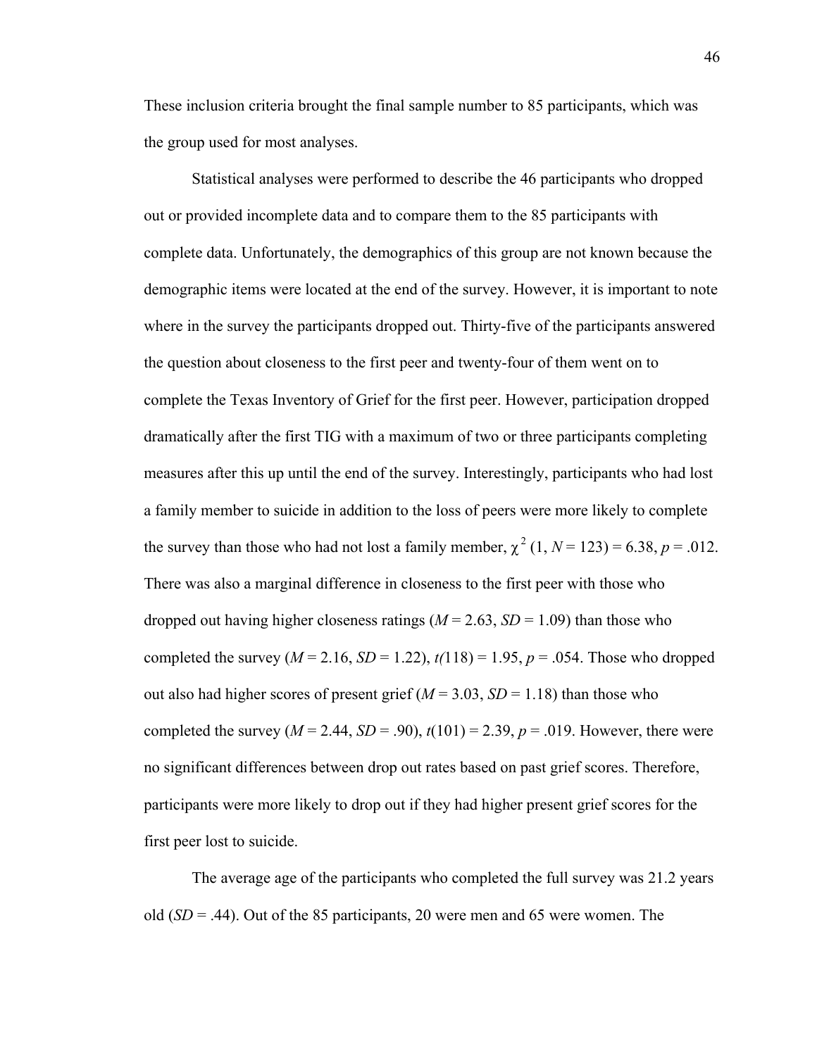These inclusion criteria brought the final sample number to 85 participants, which was the group used for most analyses.

Statistical analyses were performed to describe the 46 participants who dropped out or provided incomplete data and to compare them to the 85 participants with complete data. Unfortunately, the demographics of this group are not known because the demographic items were located at the end of the survey. However, it is important to note where in the survey the participants dropped out. Thirty-five of the participants answered the question about closeness to the first peer and twenty-four of them went on to complete the Texas Inventory of Grief for the first peer. However, participation dropped dramatically after the first TIG with a maximum of two or three participants completing measures after this up until the end of the survey. Interestingly, participants who had lost a family member to suicide in addition to the loss of peers were more likely to complete the survey than those who had not lost a family member, $\chi^2$ (1, *N* = 123) = 6.38, *p* = .012. There was also a marginal difference in closeness to the first peer with those who dropped out having higher closeness ratings (*M* = 2.63, *SD* = 1.09) than those who completed the survey (*M* = 2.16, *SD* = 1.22), *t*(118) = 1.95, *p* = .054. Those who dropped out also had higher scores of present grief (*M* = 3.03, *SD* = 1.18) than those who completed the survey (*M* = 2.44, *SD* = .90), *t*(101) = 2.39, *p* = .019. However, there were no significant differences between drop out rates based on past grief scores. Therefore, participants were more likely to drop out if they had higher present grief scores for the first peer lost to suicide.

The average age of the participants who completed the full survey was 21.2 years old (*SD* = .44). Out of the 85 participants, 20 were men and 65 were women. The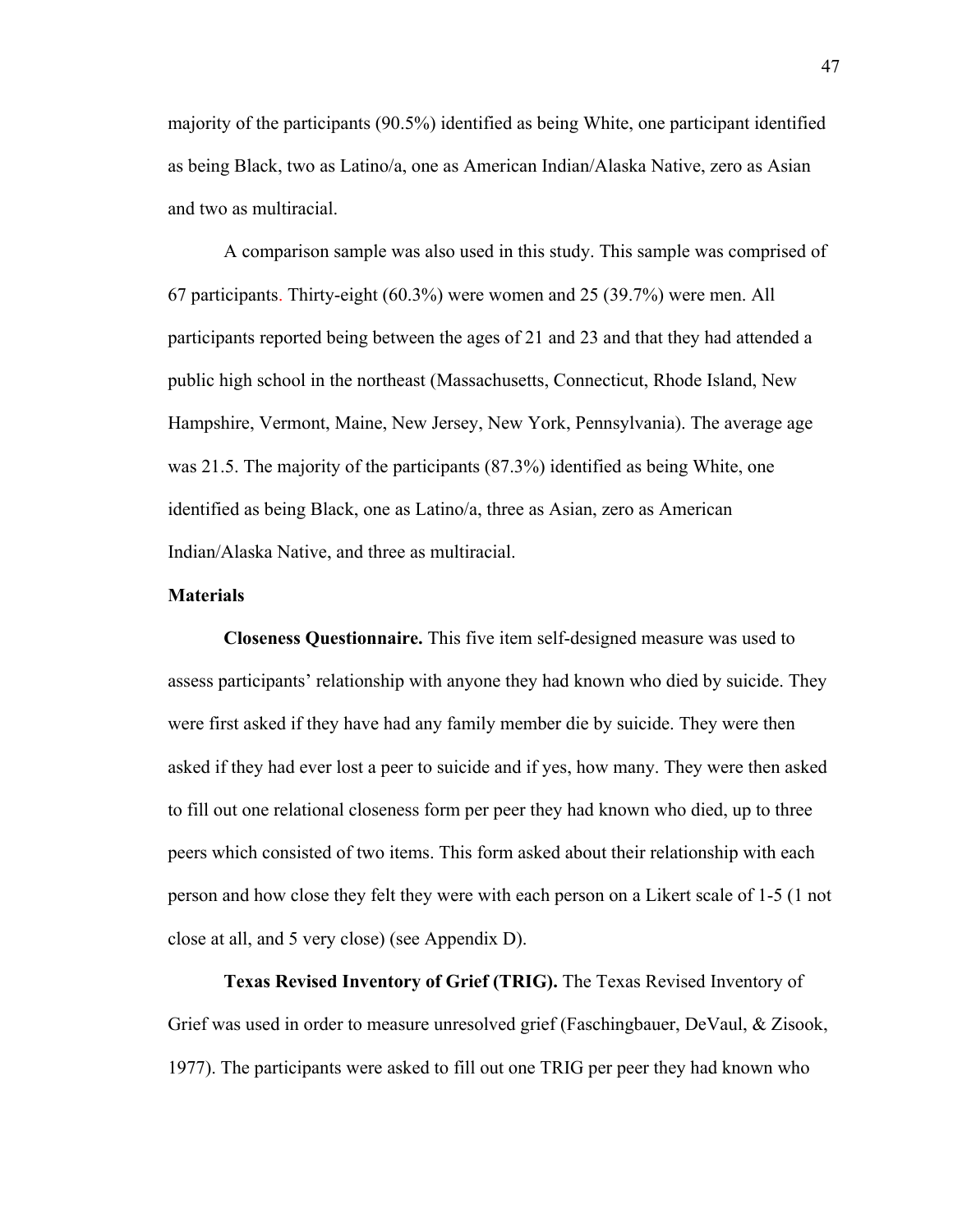majority of the participants (90.5%) identified as being White, one participant identified as being Black, two as Latino/a, one as American Indian/Alaska Native, zero as Asian and two as multiracial.

A comparison sample was also used in this study. This sample was comprised of 67 participants. Thirty-eight (60.3%) were women and 25 (39.7%) were men. All participants reported being between the ages of 21 and 23 and that they had attended a public high school in the northeast (Massachusetts, Connecticut, Rhode Island, New Hampshire, Vermont, Maine, New Jersey, New York, Pennsylvania). The average age was 21.5. The majority of the participants (87.3%) identified as being White, one identified as being Black, one as Latino/a, three as Asian, zero as American Indian/Alaska Native, and three as multiracial.

### Materials

**Closeness Questionnaire.** This five item self-designed measure was used to assess participants' relationship with anyone they had known who died by suicide. They were first asked if they have had any family member die by suicide. They were then asked if they had ever lost a peer to suicide and if yes, how many. They were then asked to fill out one relational closeness form per peer they had known who died, up to three peers which consisted of two items. This form asked about their relationship with each person and how close they felt they were with each person on a Likert scale of 1-5 (1 not close at all, and 5 very close) (see Appendix D).

**Texas Revised Inventory of Grief (TRIG).** The Texas Revised Inventory of Grief was used in order to measure unresolved grief (Faschingbauer, DeVaul, & Zisook, 1977). The participants were asked to fill out one TRIG per peer they had known who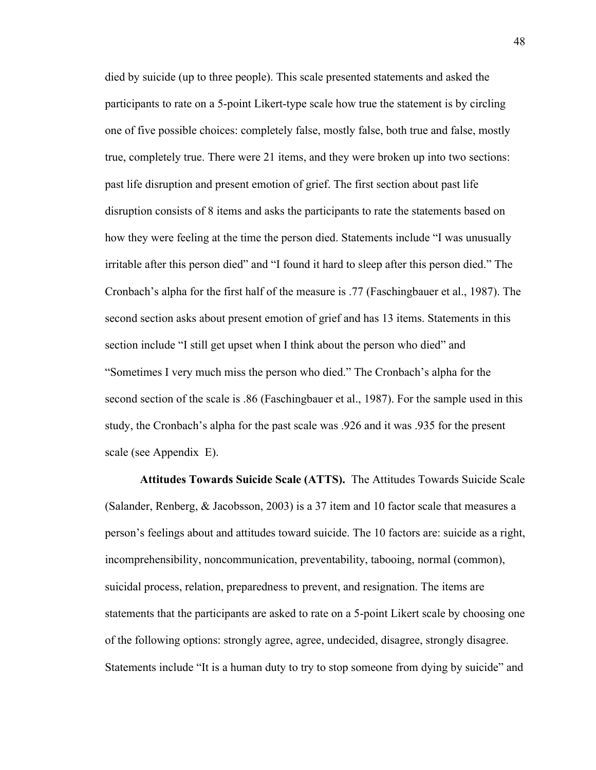died by suicide (up to three people). This scale presented statements and asked the participants to rate on a 5-point Likert-type scale how true the statement is by circling one of five possible choices: completely false, mostly false, both true and false, mostly true, completely true. There were 21 items, and they were broken up into two sections: past life disruption and present emotion of grief. The first section about past life disruption consists of 8 items and asks the participants to rate the statements based on how they were feeling at the time the person died. Statements include "I was unusually irritable after this person died" and "I found it hard to sleep after this person died." The Cronbach's alpha for the first half of the measure is .77 (Faschingbauer et al., 1987). The second section asks about present emotion of grief and has 13 items. Statements in this section include "I still get upset when I think about the person who died" and "Sometimes I very much miss the person who died." The Cronbach's alpha for the second section of the scale is .86 (Faschingbauer et al., 1987). For the sample used in this study, the Cronbach's alpha for the past scale was .926 and it was .935 for the present scale (see Appendix E).

**Attitudes Towards Suicide Scale (ATTS).** The Attitudes Towards Suicide Scale (Salander, Renberg, & Jacobsson, 2003) is a 37 item and 10 factor scale that measures a person's feelings about and attitudes toward suicide. The 10 factors are: suicide as a right, incomprehensibility, noncommunication, preventability, tabooing, normal (common), suicidal process, relation, preparedness to prevent, and resignation. The items are statements that the participants are asked to rate on a 5-point Likert scale by choosing one of the following options: strongly agree, agree, undecided, disagree, strongly disagree. Statements include "It is a human duty to try to stop someone from dying by suicide" and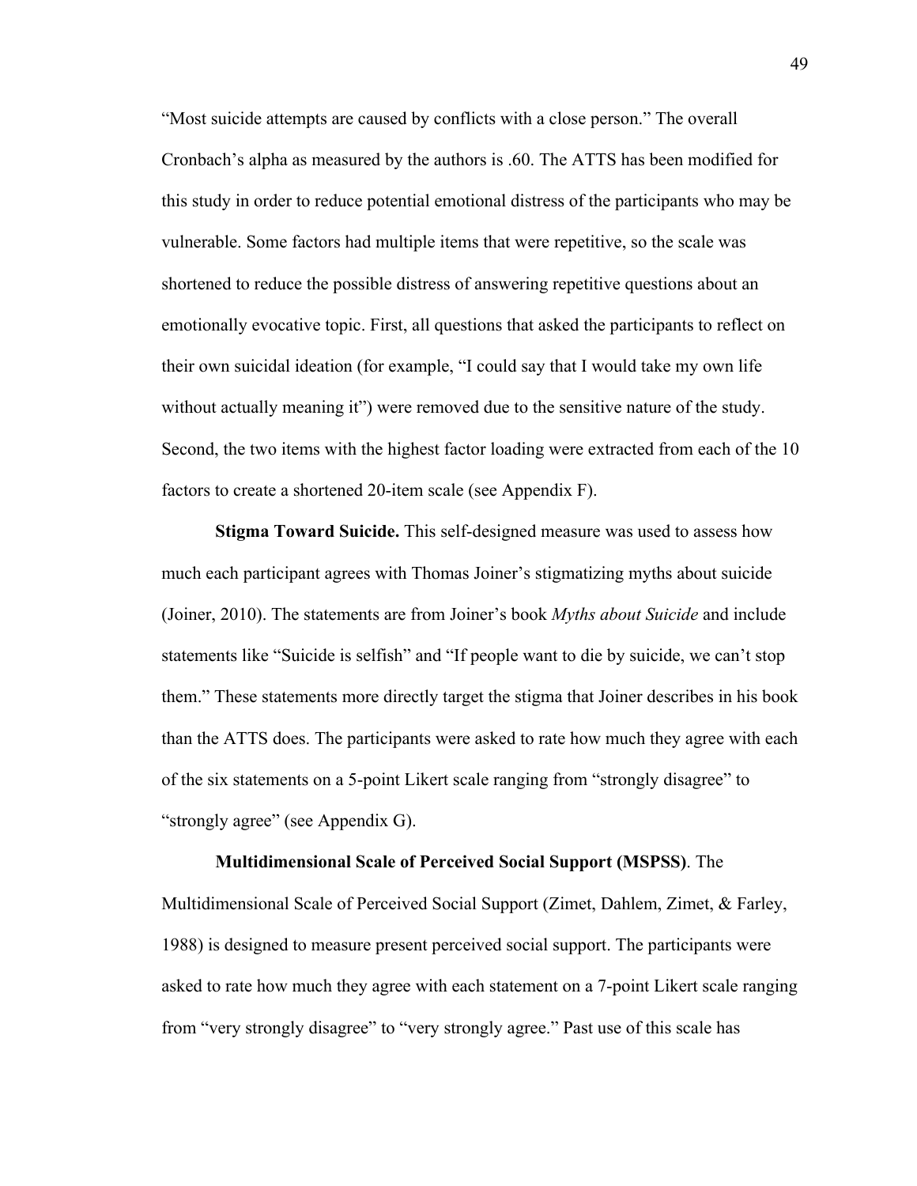"Most suicide attempts are caused by conflicts with a close person." The overall Cronbach's alpha as measured by the authors is .60. The ATTS has been modified for this study in order to reduce potential emotional distress of the participants who may be vulnerable. Some factors had multiple items that were repetitive, so the scale was shortened to reduce the possible distress of answering repetitive questions about an emotionally evocative topic. First, all questions that asked the participants to reflect on their own suicidal ideation (for example, "I could say that I would take my own life without actually meaning it") were removed due to the sensitive nature of the study. Second, the two items with the highest factor loading were extracted from each of the 10 factors to create a shortened 20-item scale (see Appendix F).

**Stigma Toward Suicide.** This self-designed measure was used to assess how much each participant agrees with Thomas Joiner's stigmatizing myths about suicide (Joiner, 2010). The statements are from Joiner's book *Myths about Suicide* and include statements like "Suicide is selfish" and "If people want to die by suicide, we can't stop them." These statements more directly target the stigma that Joiner describes in his book than the ATTS does. The participants were asked to rate how much they agree with each of the six statements on a 5-point Likert scale ranging from "strongly disagree" to "strongly agree" (see Appendix G).

**Multidimensional Scale of Perceived Social Support (MSPSS)**. The Multidimensional Scale of Perceived Social Support (Zimet, Dahlem, Zimet, & Farley, 1988) is designed to measure present perceived social support. The participants were asked to rate how much they agree with each statement on a 7-point Likert scale ranging from "very strongly disagree" to "very strongly agree." Past use of this scale has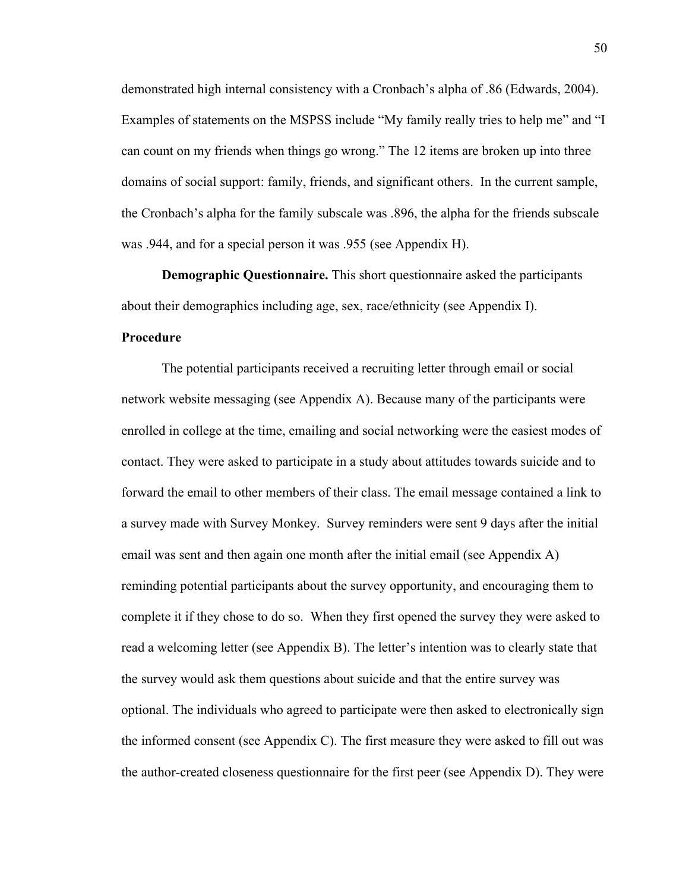demonstrated high internal consistency with a Cronbach's alpha of .86 (Edwards, 2004). Examples of statements on the MSPSS include "My family really tries to help me" and "I can count on my friends when things go wrong." The 12 items are broken up into three domains of social support: family, friends, and significant others. In the current sample, the Cronbach's alpha for the family subscale was .896, the alpha for the friends subscale was .944, and for a special person it was .955 (see Appendix H).

**Demographic Questionnaire.** This short questionnaire asked the participants about their demographics including age, sex, race/ethnicity (see Appendix I).

**Procedure**

The potential participants received a recruiting letter through email or social network website messaging (see Appendix A). Because many of the participants were enrolled in college at the time, emailing and social networking were the easiest modes of contact. They were asked to participate in a study about attitudes towards suicide and to forward the email to other members of their class. The email message contained a link to a survey made with Survey Monkey. Survey reminders were sent 9 days after the initial email was sent and then again one month after the initial email (see Appendix A) reminding potential participants about the survey opportunity, and encouraging them to complete it if they chose to do so. When they first opened the survey they were asked to read a welcoming letter (see Appendix B). The letter's intention was to clearly state that the survey would ask them questions about suicide and that the entire survey was optional. The individuals who agreed to participate were then asked to electronically sign the informed consent (see Appendix C). The first measure they were asked to fill out was the author-created closeness questionnaire for the first peer (see Appendix D). They were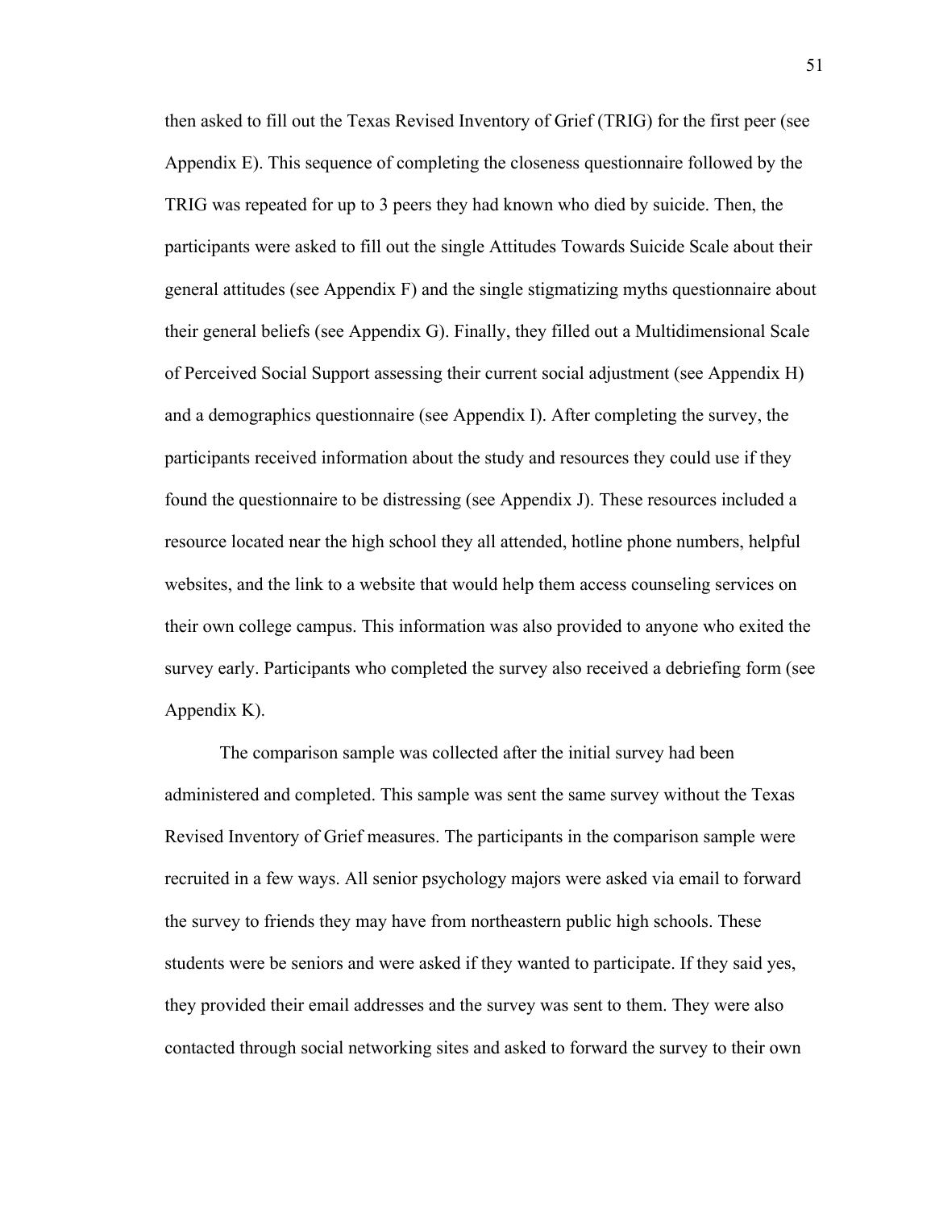then asked to fill out the Texas Revised Inventory of Grief (TRIG) for the first peer (see Appendix E). This sequence of completing the closeness questionnaire followed by the TRIG was repeated for up to 3 peers they had known who died by suicide. Then, the participants were asked to fill out the single Attitudes Towards Suicide Scale about their general attitudes (see Appendix F) and the single stigmatizing myths questionnaire about their general beliefs (see Appendix G). Finally, they filled out a Multidimensional Scale of Perceived Social Support assessing their current social adjustment (see Appendix H) and a demographics questionnaire (see Appendix I). After completing the survey, the participants received information about the study and resources they could use if they found the questionnaire to be distressing (see Appendix J). These resources included a resource located near the high school they all attended, hotline phone numbers, helpful websites, and the link to a website that would help them access counseling services on their own college campus. This information was also provided to anyone who exited the survey early. Participants who completed the survey also received a debriefing form (see Appendix K).

The comparison sample was collected after the initial survey had been administered and completed. This sample was sent the same survey without the Texas Revised Inventory of Grief measures. The participants in the comparison sample were recruited in a few ways. All senior psychology majors were asked via email to forward the survey to friends they may have from northeastern public high schools. These students were be seniors and were asked if they wanted to participate. If they said yes, they provided their email addresses and the survey was sent to them. They were also contacted through social networking sites and asked to forward the survey to their own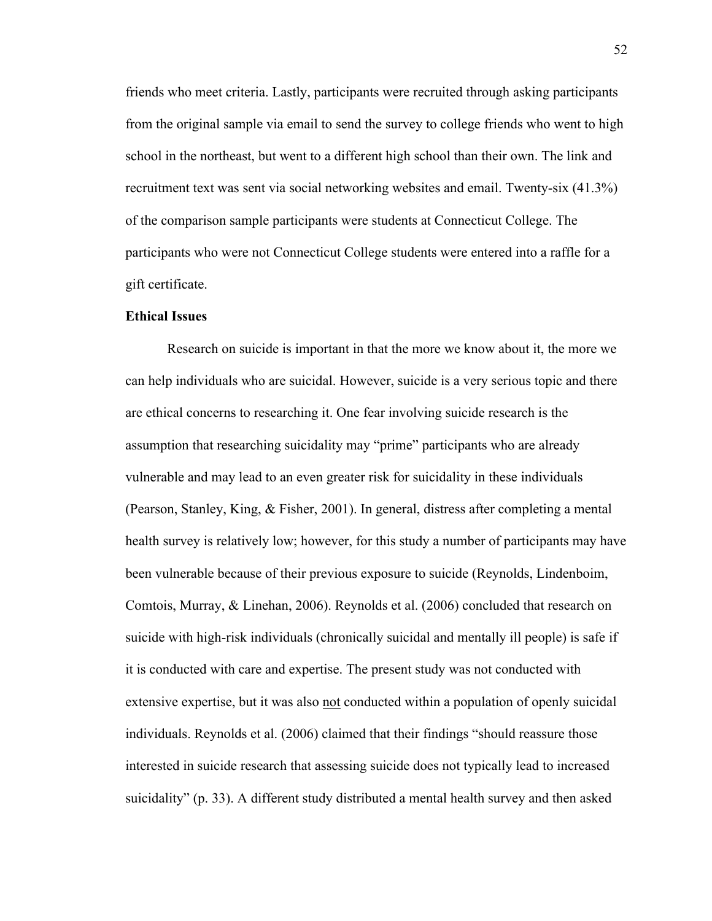friends who meet criteria. Lastly, participants were recruited through asking participants from the original sample via email to send the survey to college friends who went to high school in the northeast, but went to a different high school than their own. The link and recruitment text was sent via social networking websites and email. Twenty-six (41.3%) of the comparison sample participants were students at Connecticut College. The participants who were not Connecticut College students were entered into a raffle for a gift certificate.

**Ethical Issues**

Research on suicide is important in that the more we know about it, the more we can help individuals who are suicidal. However, suicide is a very serious topic and there are ethical concerns to researching it. One fear involving suicide research is the assumption that researching suicidality may "prime" participants who are already vulnerable and may lead to an even greater risk for suicidality in these individuals (Pearson, Stanley, King, & Fisher, 2001). In general, distress after completing a mental health survey is relatively low; however, for this study a number of participants may have been vulnerable because of their previous exposure to suicide (Reynolds, Lindenboim, Comtois, Murray, & Linehan, 2006). Reynolds et al. (2006) concluded that research on suicide with high-risk individuals (chronically suicidal and mentally ill people) is safe if it is conducted with care and expertise. The present study was not conducted with extensive expertise, but it was also <u>not</u> conducted within a population of openly suicidal individuals. Reynolds et al. (2006) claimed that their findings "should reassure those interested in suicide research that assessing suicide does not typically lead to increased suicidality" (p. 33). A different study distributed a mental health survey and then asked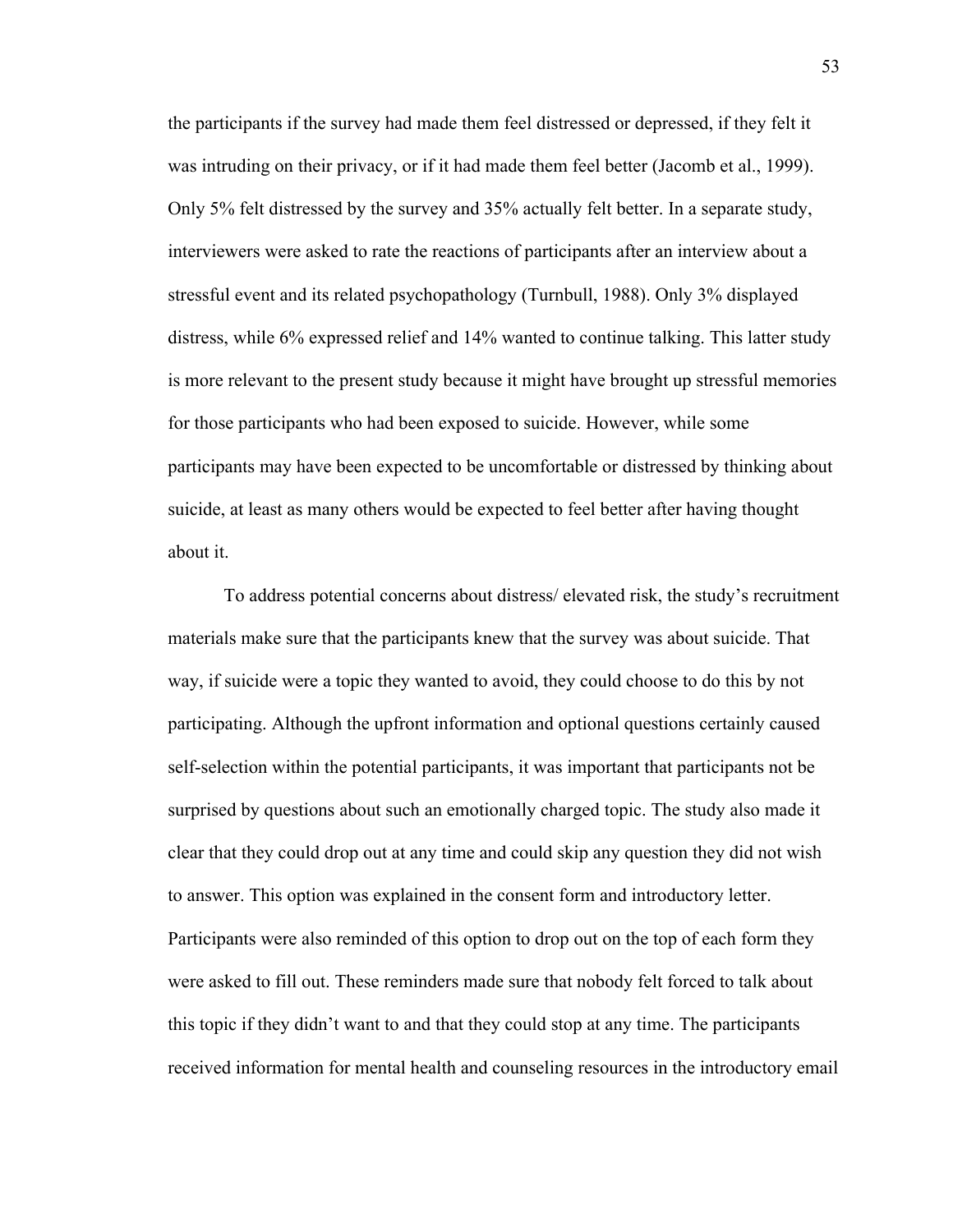the participants if the survey had made them feel distressed or depressed, if they felt it was intruding on their privacy, or if it had made them feel better (Jacomb et al., 1999). Only 5% felt distressed by the survey and 35% actually felt better. In a separate study, interviewers were asked to rate the reactions of participants after an interview about a stressful event and its related psychopathology (Turnbull, 1988). Only 3% displayed distress, while 6% expressed relief and 14% wanted to continue talking. This latter study is more relevant to the present study because it might have brought up stressful memories for those participants who had been exposed to suicide. However, while some participants may have been expected to be uncomfortable or distressed by thinking about suicide, at least as many others would be expected to feel better after having thought about it.

To address potential concerns about distress/ elevated risk, the study's recruitment materials make sure that the participants knew that the survey was about suicide. That way, if suicide were a topic they wanted to avoid, they could choose to do this by not participating. Although the upfront information and optional questions certainly caused self-selection within the potential participants, it was important that participants not be surprised by questions about such an emotionally charged topic. The study also made it clear that they could drop out at any time and could skip any question they did not wish to answer. This option was explained in the consent form and introductory letter. Participants were also reminded of this option to drop out on the top of each form they were asked to fill out. These reminders made sure that nobody felt forced to talk about this topic if they didn't want to and that they could stop at any time. The participants received information for mental health and counseling resources in the introductory email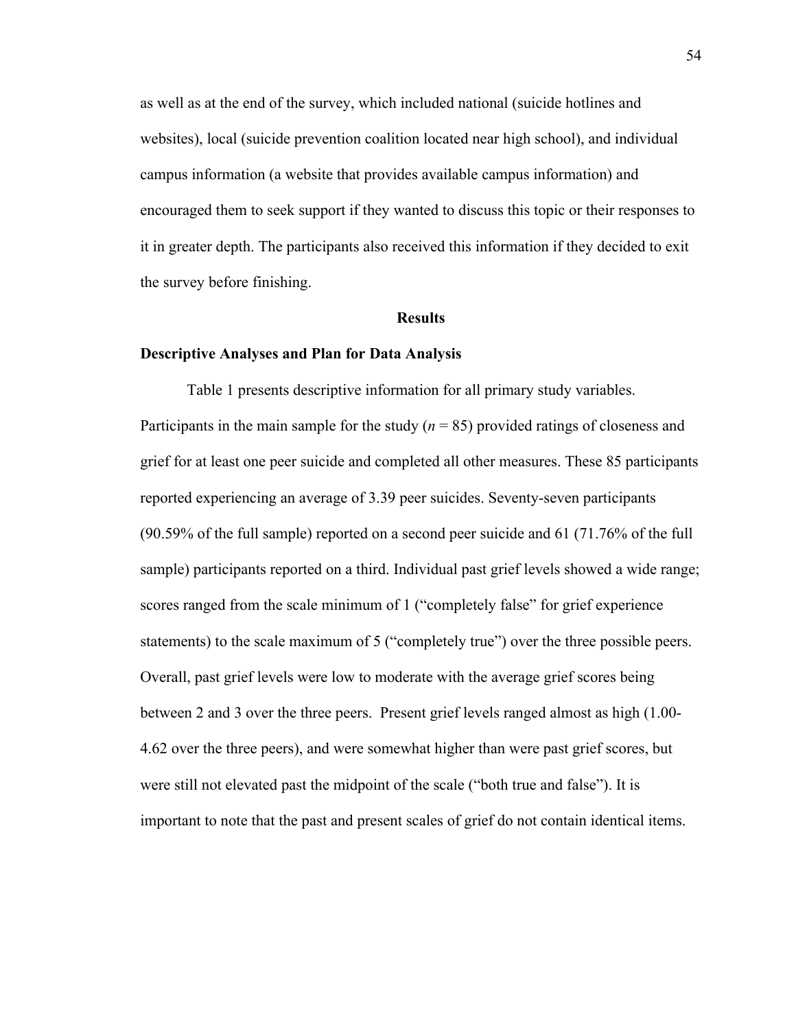as well as at the end of the survey, which included national (suicide hotlines and websites), local (suicide prevention coalition located near high school), and individual campus information (a website that provides available campus information) and encouraged them to seek support if they wanted to discuss this topic or their responses to it in greater depth. The participants also received this information if they decided to exit the survey before finishing.

## Results

### Descriptive Analyses and Plan for Data Analysis

Table 1 presents descriptive information for all primary study variables. Participants in the main sample for the study ($n$ = 85) provided ratings of closeness and grief for at least one peer suicide and completed all other measures. These 85 participants reported experiencing an average of 3.39 peer suicides. Seventy-seven participants (90.59% of the full sample) reported on a second peer suicide and 61 (71.76% of the full sample) participants reported on a third. Individual past grief levels showed a wide range; scores ranged from the scale minimum of 1 ("completely false" for grief experience statements) to the scale maximum of 5 ("completely true") over the three possible peers. Overall, past grief levels were low to moderate with the average grief scores being between 2 and 3 over the three peers. Present grief levels ranged almost as high (1.00-4.62 over the three peers), and were somewhat higher than were past grief scores, but were still not elevated past the midpoint of the scale ("both true and false"). It is important to note that the past and present scales of grief do not contain identical items.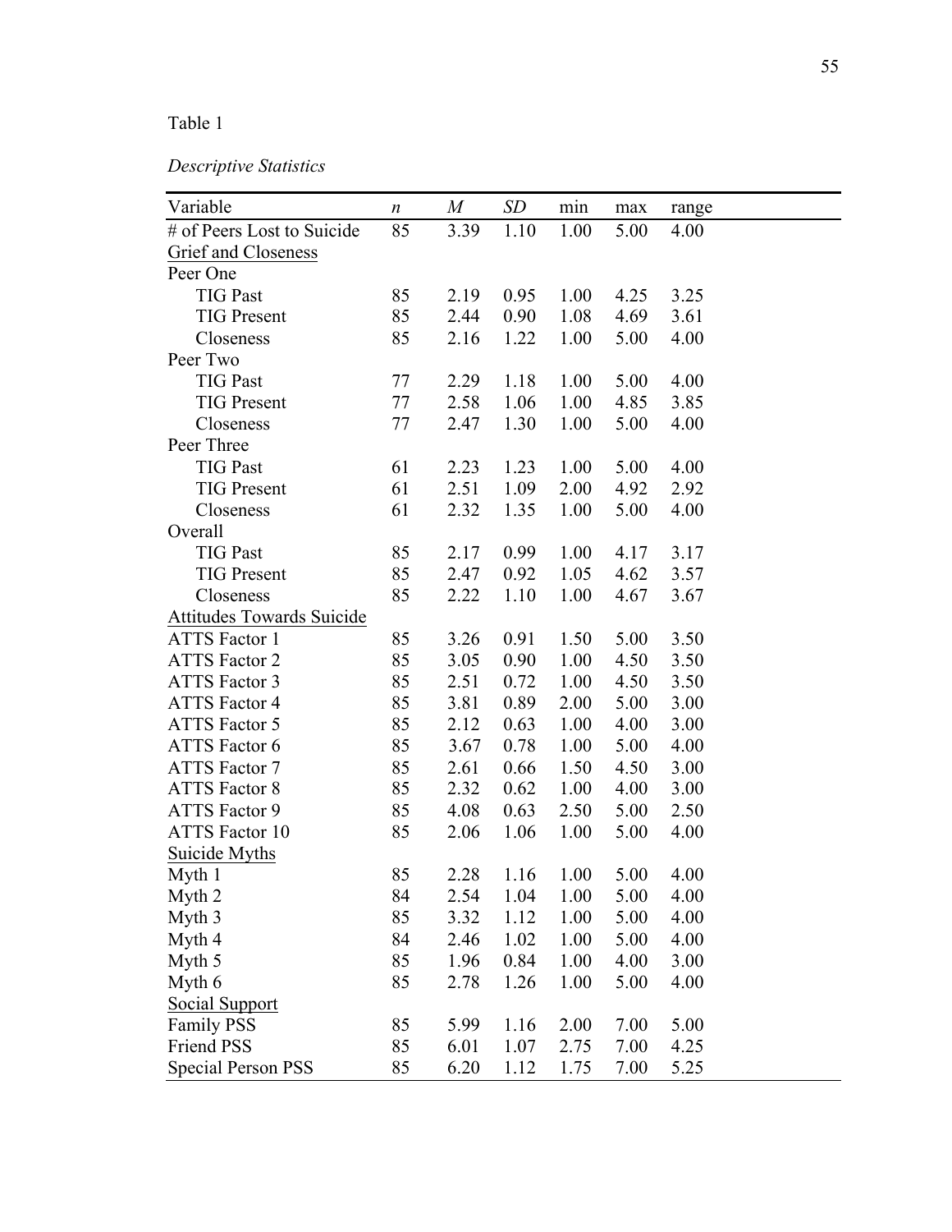Table 1

*Descriptive Statistics*

| Variable | *n* | *M* | *SD* | min | max | range |
|---|---|---|---|---|---|---|
| # of Peers Lost to Suicide | 85 | 3.39 | 1.10 | 1.00 | 5.00 | 4.00 |
| Grief and Closeness | | | | | | |
| Peer One | | | | | | |
| TIG Past | 85 | 2.19 | 0.95 | 1.00 | 4.25 | 3.25 |
| TIG Present | 85 | 2.44 | 0.90 | 1.08 | 4.69 | 3.61 |
| Closeness | 85 | 2.16 | 1.22 | 1.00 | 5.00 | 4.00 |
| Peer Two | | | | | | |
| TIG Past | 77 | 2.29 | 1.18 | 1.00 | 5.00 | 4.00 |
| TIG Present | 77 | 2.58 | 1.06 | 1.00 | 4.85 | 3.85 |
| Closeness | 77 | 2.47 | 1.30 | 1.00 | 5.00 | 4.00 |
| Peer Three | | | | | | |
| TIG Past | 61 | 2.23 | 1.23 | 1.00 | 5.00 | 4.00 |
| TIG Present | 61 | 2.51 | 1.09 | 2.00 | 4.92 | 2.92 |
| Closeness | 61 | 2.32 | 1.35 | 1.00 | 5.00 | 4.00 |
| Overall | | | | | | |
| TIG Past | 85 | 2.17 | 0.99 | 1.00 | 4.17 | 3.17 |
| TIG Present | 85 | 2.47 | 0.92 | 1.05 | 4.62 | 3.57 |
| Closeness | 85 | 2.22 | 1.10 | 1.00 | 4.67 | 3.67 |
| Attitudes Towards Suicide | | | | | | |
| ATTS Factor 1 | 85 | 3.26 | 0.91 | 1.50 | 5.00 | 3.50 |
| ATTS Factor 2 | 85 | 3.05 | 0.90 | 1.00 | 4.50 | 3.50 |
| ATTS Factor 3 | 85 | 2.51 | 0.72 | 1.00 | 4.50 | 3.50 |
| ATTS Factor 4 | 85 | 3.81 | 0.89 | 2.00 | 5.00 | 3.00 |
| ATTS Factor 5 | 85 | 2.12 | 0.63 | 1.00 | 4.00 | 3.00 |
| ATTS Factor 6 | 85 | 3.67 | 0.78 | 1.00 | 5.00 | 4.00 |
| ATTS Factor 7 | 85 | 2.61 | 0.66 | 1.50 | 4.50 | 3.00 |
| ATTS Factor 8 | 85 | 2.32 | 0.62 | 1.00 | 4.00 | 3.00 |
| ATTS Factor 9 | 85 | 4.08 | 0.63 | 2.50 | 5.00 | 2.50 |
| ATTS Factor 10 | 85 | 2.06 | 1.06 | 1.00 | 5.00 | 4.00 |
| Suicide Myths | | | | | | |
| Myth 1 | 85 | 2.28 | 1.16 | 1.00 | 5.00 | 4.00 |
| Myth 2 | 84 | 2.54 | 1.04 | 1.00 | 5.00 | 4.00 |
| Myth 3 | 85 | 3.32 | 1.12 | 1.00 | 5.00 | 4.00 |
| Myth 4 | 84 | 2.46 | 1.02 | 1.00 | 5.00 | 4.00 |
| Myth 5 | 85 | 1.96 | 0.84 | 1.00 | 4.00 | 3.00 |
| Myth 6 | 85 | 2.78 | 1.26 | 1.00 | 5.00 | 4.00 |
| Social Support | | | | | | |
| Family PSS | 85 | 5.99 | 1.16 | 2.00 | 7.00 | 5.00 |
| Friend PSS | 85 | 6.01 | 1.07 | 2.75 | 7.00 | 4.25 |
| Special Person PSS | 85 | 6.20 | 1.12 | 1.75 | 7.00 | 5.25 |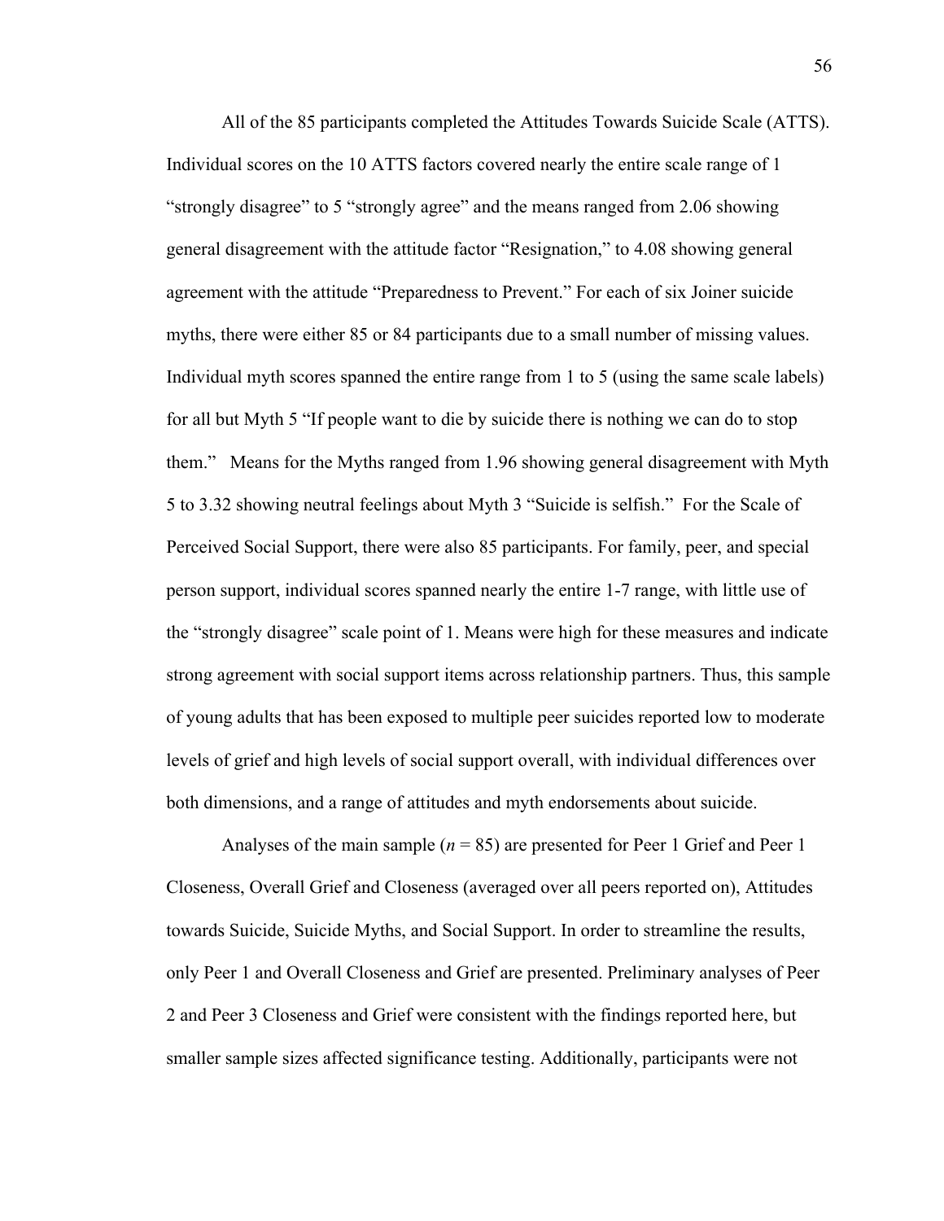All of the 85 participants completed the Attitudes Towards Suicide Scale (ATTS). Individual scores on the 10 ATTS factors covered nearly the entire scale range of 1 "strongly disagree" to 5 "strongly agree" and the means ranged from 2.06 showing general disagreement with the attitude factor "Resignation," to 4.08 showing general agreement with the attitude "Preparedness to Prevent." For each of six Joiner suicide myths, there were either 85 or 84 participants due to a small number of missing values. Individual myth scores spanned the entire range from 1 to 5 (using the same scale labels) for all but Myth 5 "If people want to die by suicide there is nothing we can do to stop them." Means for the Myths ranged from 1.96 showing general disagreement with Myth 5 to 3.32 showing neutral feelings about Myth 3 "Suicide is selfish." For the Scale of Perceived Social Support, there were also 85 participants. For family, peer, and special person support, individual scores spanned nearly the entire 1-7 range, with little use of the "strongly disagree" scale point of 1. Means were high for these measures and indicate strong agreement with social support items across relationship partners. Thus, this sample of young adults that has been exposed to multiple peer suicides reported low to moderate levels of grief and high levels of social support overall, with individual differences over both dimensions, and a range of attitudes and myth endorsements about suicide.

Analyses of the main sample ($n$ = 85) are presented for Peer 1 Grief and Peer 1 Closeness, Overall Grief and Closeness (averaged over all peers reported on), Attitudes towards Suicide, Suicide Myths, and Social Support. In order to streamline the results, only Peer 1 and Overall Closeness and Grief are presented. Preliminary analyses of Peer 2 and Peer 3 Closeness and Grief were consistent with the findings reported here, but smaller sample sizes affected significance testing. Additionally, participants were not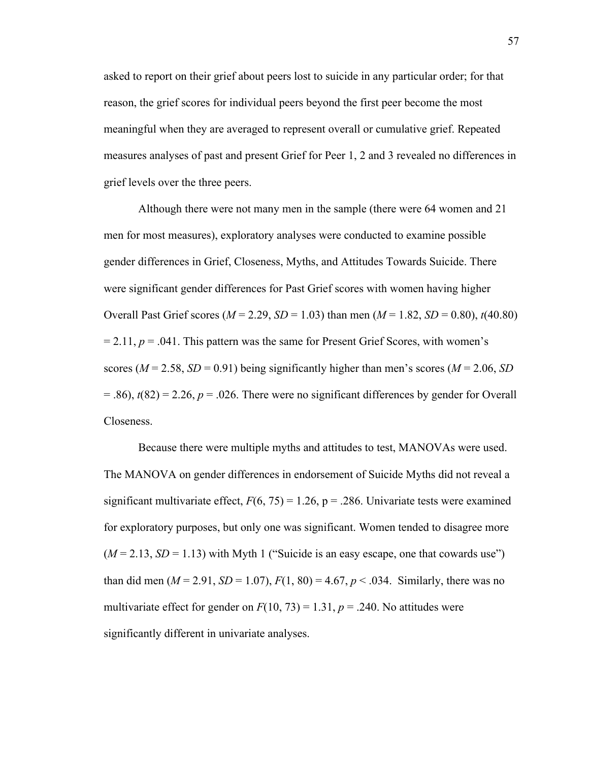asked to report on their grief about peers lost to suicide in any particular order; for that reason, the grief scores for individual peers beyond the first peer become the most meaningful when they are averaged to represent overall or cumulative grief. Repeated measures analyses of past and present Grief for Peer 1, 2 and 3 revealed no differences in grief levels over the three peers.

Although there were not many men in the sample (there were 64 women and 21 men for most measures), exploratory analyses were conducted to examine possible gender differences in Grief, Closeness, Myths, and Attitudes Towards Suicide. There were significant gender differences for Past Grief scores with women having higher Overall Past Grief scores ($M = 2.29$, $SD = 1.03$) than men ($M = 1.82$, $SD = 0.80$), $t(40.80) = 2.11$, $p = .041$. This pattern was the same for Present Grief Scores, with women's scores ($M = 2.58$, $SD = 0.91$) being significantly higher than men's scores ($M = 2.06$, $SD = .86$), $t(82) = 2.26$, $p = .026$. There were no significant differences by gender for Overall Closeness.

Because there were multiple myths and attitudes to test, MANOVAs were used. The MANOVA on gender differences in endorsement of Suicide Myths did not reveal a significant multivariate effect, $F(6, 75) = 1.26$, p = .286. Univariate tests were examined for exploratory purposes, but only one was significant. Women tended to disagree more ($M = 2.13$, $SD = 1.13$) with Myth 1 ("Suicide is an easy escape, one that cowards use") than did men ($M = 2.91$, $SD = 1.07$), $F(1, 80) = 4.67$, $p < .034$. Similarly, there was no multivariate effect for gender on $F(10, 73) = 1.31$, $p = .240$. No attitudes were significantly different in univariate analyses.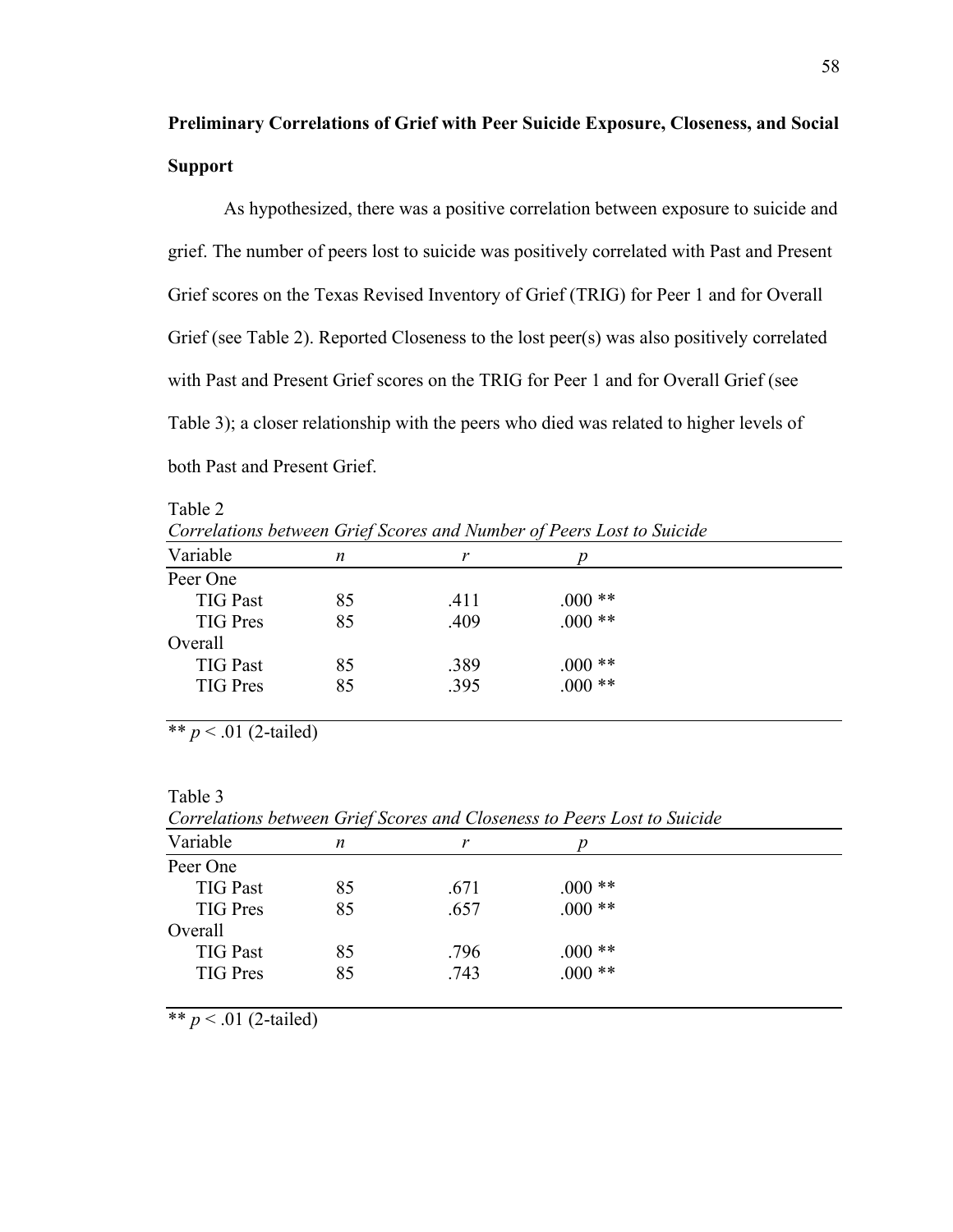**Preliminary Correlations of Grief with Peer Suicide Exposure, Closeness, and Social Support**

As hypothesized, there was a positive correlation between exposure to suicide and grief. The number of peers lost to suicide was positively correlated with Past and Present Grief scores on the Texas Revised Inventory of Grief (TRIG) for Peer 1 and for Overall Grief (see Table 2). Reported Closeness to the lost peer(s) was also positively correlated with Past and Present Grief scores on the TRIG for Peer 1 and for Overall Grief (see Table 3); a closer relationship with the peers who died was related to higher levels of both Past and Present Grief.

Table 2

*Correlations between Grief Scores and Number of Peers Lost to Suicide*

| Variable | *n* | *r* | *p* |
|---|---|---|---|
| Peer One | | | |
| TIG Past | 85 | .411 | .000 ** |
| TIG Pres | 85 | .409 | .000 ** |
| Overall | | | |
| TIG Past | 85 | .389 | .000 ** |
| TIG Pres | 85 | .395 | .000 ** |

** $p < .01$ (2-tailed)

Table 3

*Correlations between Grief Scores and Closeness to Peers Lost to Suicide*

| Variable | *n* | *r* | *p* |
|---|---|---|---|
| Peer One | | | |
| TIG Past | 85 | .671 | .000 ** |
| TIG Pres | 85 | .657 | .000 ** |
| Overall | | | |
| TIG Past | 85 | .796 | .000 ** |
| TIG Pres | 85 | .743 | .000 ** |

** $p < .01$ (2-tailed)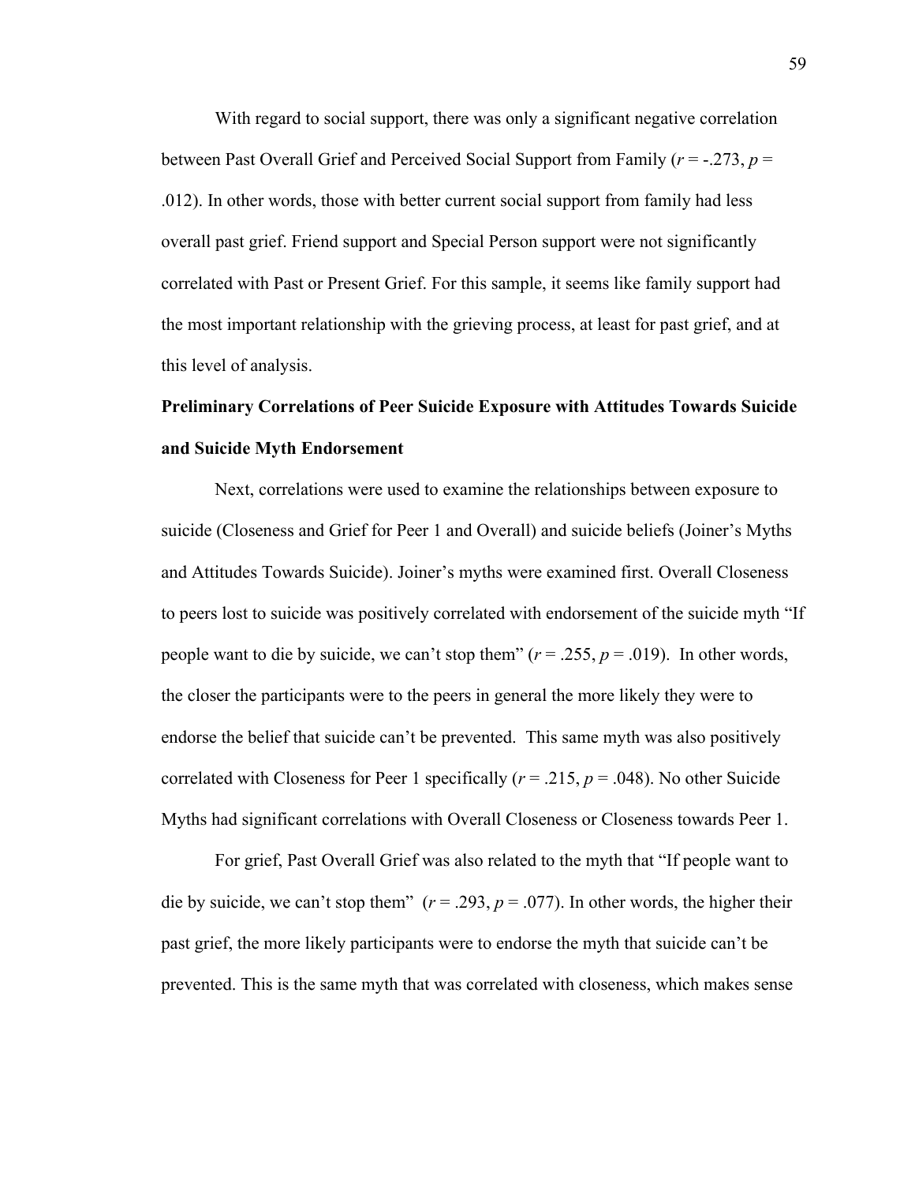With regard to social support, there was only a significant negative correlation between Past Overall Grief and Perceived Social Support from Family ($r$ = -.273, $p$ = .012). In other words, those with better current social support from family had less overall past grief. Friend support and Special Person support were not significantly correlated with Past or Present Grief. For this sample, it seems like family support had the most important relationship with the grieving process, at least for past grief, and at this level of analysis.

**Preliminary Correlations of Peer Suicide Exposure with Attitudes Towards Suicide and Suicide Myth Endorsement**

Next, correlations were used to examine the relationships between exposure to suicide (Closeness and Grief for Peer 1 and Overall) and suicide beliefs (Joiner's Myths and Attitudes Towards Suicide). Joiner's myths were examined first. Overall Closeness to peers lost to suicide was positively correlated with endorsement of the suicide myth "If people want to die by suicide, we can't stop them" ($r$ = .255, $p$ = .019). In other words, the closer the participants were to the peers in general the more likely they were to endorse the belief that suicide can't be prevented. This same myth was also positively correlated with Closeness for Peer 1 specifically ($r$ = .215, $p$ = .048). No other Suicide Myths had significant correlations with Overall Closeness or Closeness towards Peer 1.

For grief, Past Overall Grief was also related to the myth that "If people want to die by suicide, we can't stop them" ($r$ = .293, $p$ = .077). In other words, the higher their past grief, the more likely participants were to endorse the myth that suicide can't be prevented. This is the same myth that was correlated with closeness, which makes sense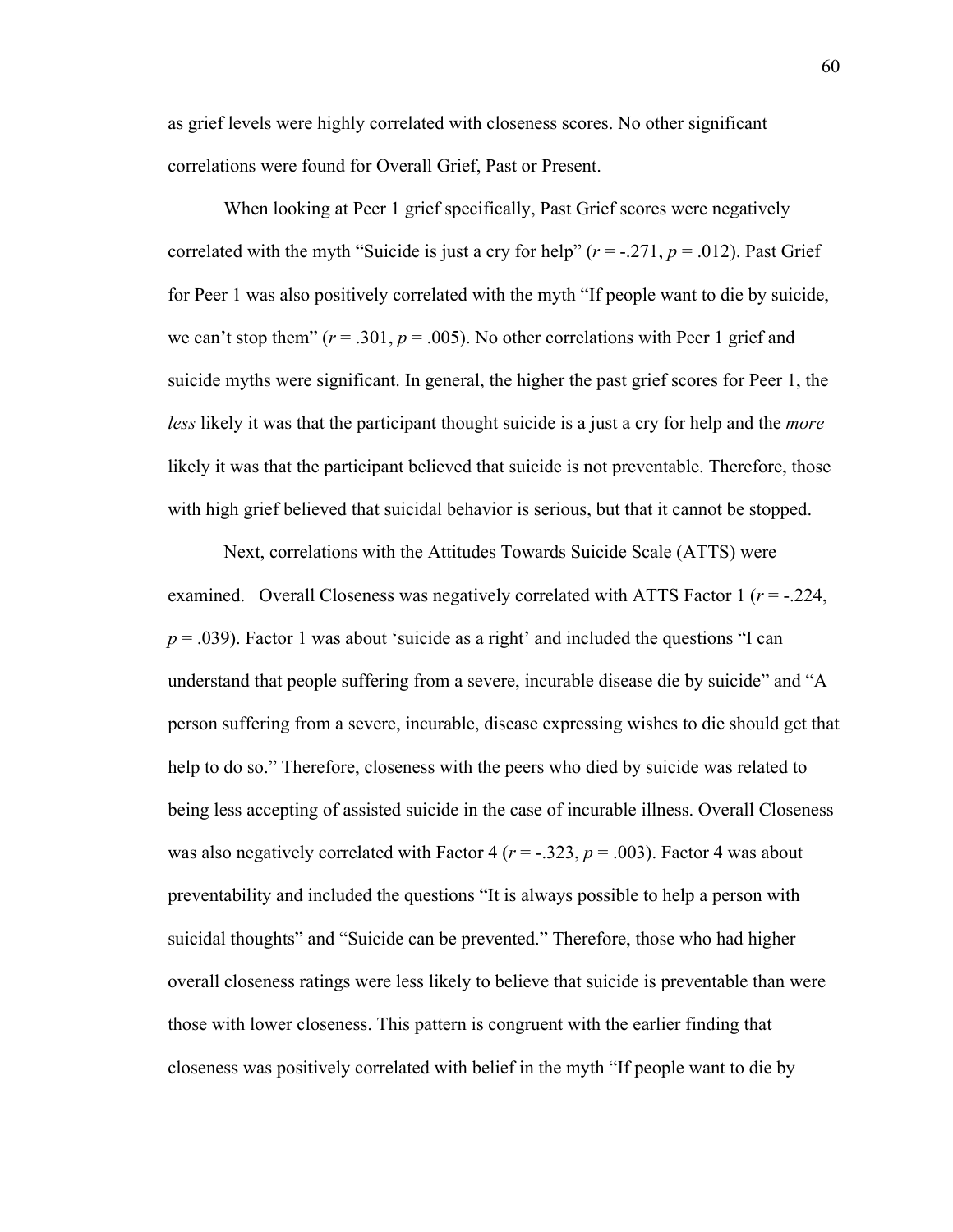as grief levels were highly correlated with closeness scores. No other significant correlations were found for Overall Grief, Past or Present.

When looking at Peer 1 grief specifically, Past Grief scores were negatively correlated with the myth "Suicide is just a cry for help" ($r$ = -.271, $p$ = .012). Past Grief for Peer 1 was also positively correlated with the myth "If people want to die by suicide, we can't stop them" ($r$ = .301, $p$ = .005). No other correlations with Peer 1 grief and suicide myths were significant. In general, the higher the past grief scores for Peer 1, the *less* likely it was that the participant thought suicide is a just a cry for help and the *more* likely it was that the participant believed that suicide is not preventable. Therefore, those with high grief believed that suicidal behavior is serious, but that it cannot be stopped.

Next, correlations with the Attitudes Towards Suicide Scale (ATTS) were examined. Overall Closeness was negatively correlated with ATTS Factor 1 ($r$ = -.224, $p$ = .039). Factor 1 was about 'suicide as a right' and included the questions "I can understand that people suffering from a severe, incurable disease die by suicide" and "A person suffering from a severe, incurable, disease expressing wishes to die should get that help to do so." Therefore, closeness with the peers who died by suicide was related to being less accepting of assisted suicide in the case of incurable illness. Overall Closeness was also negatively correlated with Factor 4 ($r$ = -.323, $p$ = .003). Factor 4 was about preventability and included the questions "It is always possible to help a person with suicidal thoughts" and "Suicide can be prevented." Therefore, those who had higher overall closeness ratings were less likely to believe that suicide is preventable than were those with lower closeness. This pattern is congruent with the earlier finding that closeness was positively correlated with belief in the myth "If people want to die by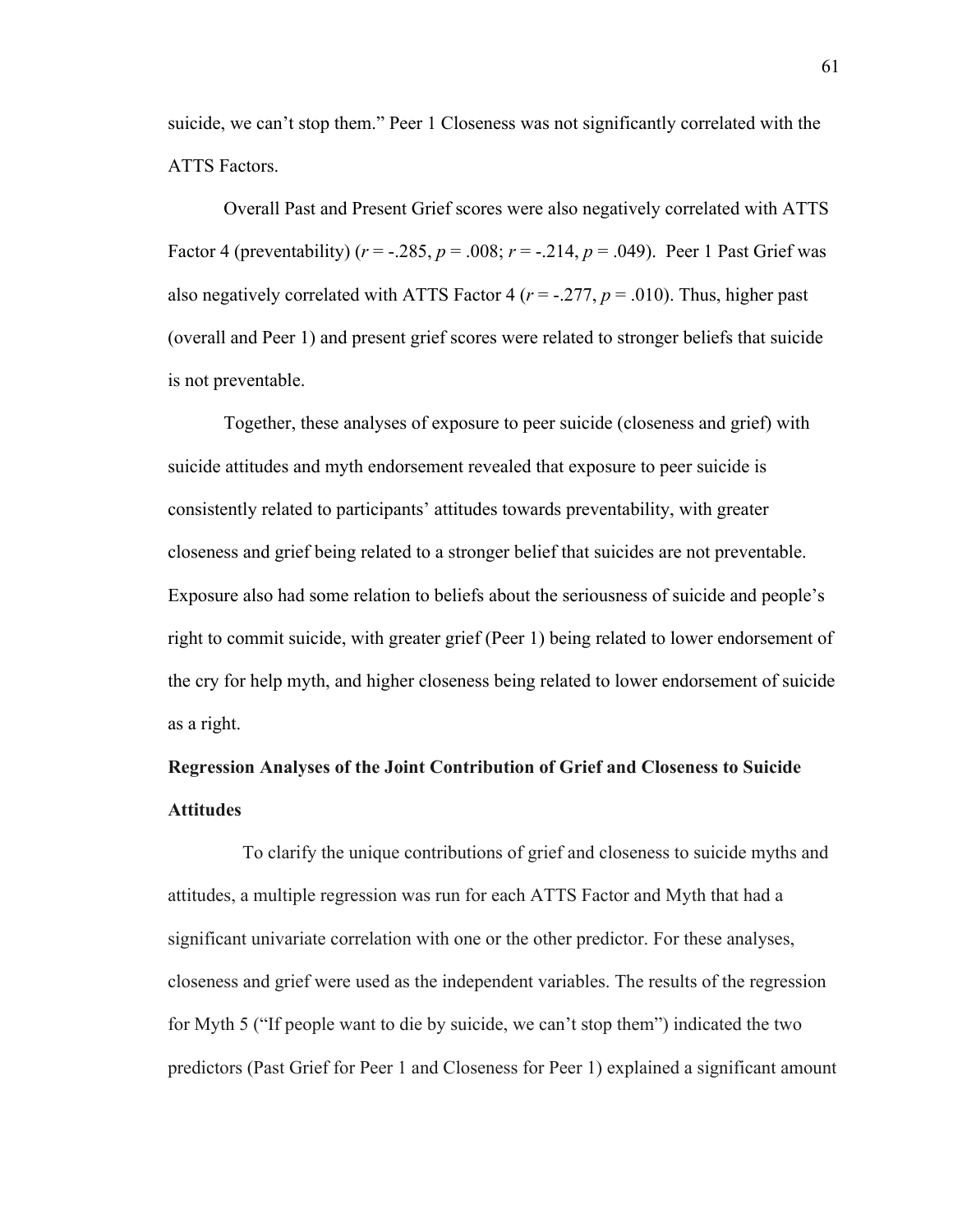suicide, we can't stop them." Peer 1 Closeness was not significantly correlated with the ATTS Factors.

Overall Past and Present Grief scores were also negatively correlated with ATTS Factor 4 (preventability) ($r = -.285$, $p = .008$; $r = -.214$, $p = .049$). Peer 1 Past Grief was also negatively correlated with ATTS Factor 4 ($r = -.277$, $p = .010$). Thus, higher past (overall and Peer 1) and present grief scores were related to stronger beliefs that suicide is not preventable.

Together, these analyses of exposure to peer suicide (closeness and grief) with suicide attitudes and myth endorsement revealed that exposure to peer suicide is consistently related to participants' attitudes towards preventability, with greater closeness and grief being related to a stronger belief that suicides are not preventable. Exposure also had some relation to beliefs about the seriousness of suicide and people's right to commit suicide, with greater grief (Peer 1) being related to lower endorsement of the cry for help myth, and higher closeness being related to lower endorsement of suicide as a right.

**Regression Analyses of the Joint Contribution of Grief and Closeness to Suicide Attitudes**

To clarify the unique contributions of grief and closeness to suicide myths and attitudes, a multiple regression was run for each ATTS Factor and Myth that had a significant univariate correlation with one or the other predictor. For these analyses, closeness and grief were used as the independent variables. The results of the regression for Myth 5 ("If people want to die by suicide, we can't stop them") indicated the two predictors (Past Grief for Peer 1 and Closeness for Peer 1) explained a significant amount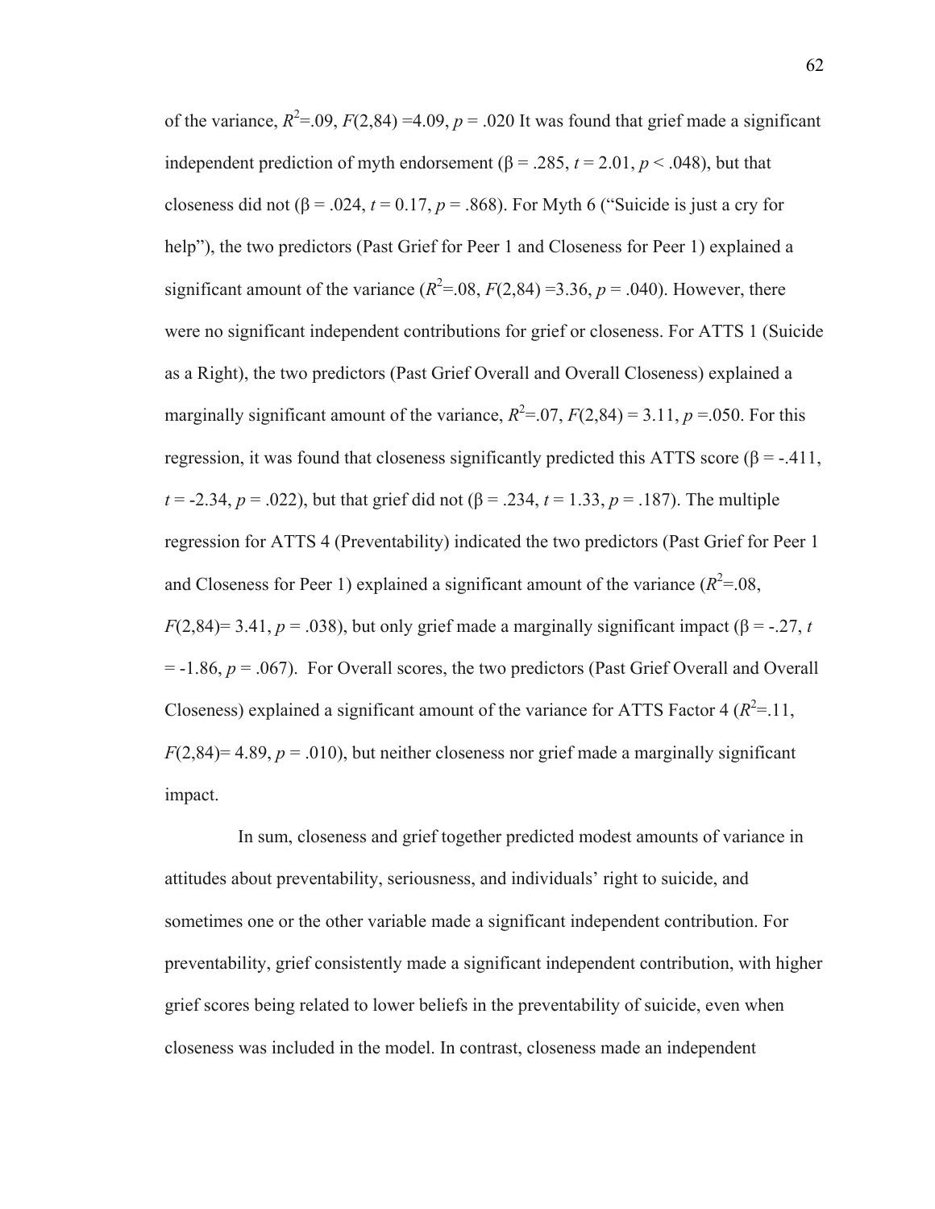of the variance, $R^2$=.09, $F$(2,84) =4.09, $p$ = .020 It was found that grief made a significant independent prediction of myth endorsement (β = .285, $t$ = 2.01, $p$ < .048), but that closeness did not (β = .024, $t$ = 0.17, $p$ = .868). For Myth 6 ("Suicide is just a cry for help"), the two predictors (Past Grief for Peer 1 and Closeness for Peer 1) explained a significant amount of the variance ($R^2$=.08, $F$(2,84) =3.36, $p$ = .040). However, there were no significant independent contributions for grief or closeness. For ATTS 1 (Suicide as a Right), the two predictors (Past Grief Overall and Overall Closeness) explained a marginally significant amount of the variance, $R^2$=.07, $F$(2,84) = 3.11, $p$ =.050. For this regression, it was found that closeness significantly predicted this ATTS score (β = -.411, $t$ = -2.34, $p$ = .022), but that grief did not (β = .234, $t$ = 1.33, $p$ = .187). The multiple regression for ATTS 4 (Preventability) indicated the two predictors (Past Grief for Peer 1 and Closeness for Peer 1) explained a significant amount of the variance ($R^2$=.08, $F$(2,84)= 3.41, $p$ = .038), but only grief made a marginally significant impact (β = -.27, $t$ = -1.86, $p$ = .067). For Overall scores, the two predictors (Past Grief Overall and Overall Closeness) explained a significant amount of the variance for ATTS Factor 4 ($R^2$=.11, $F$(2,84)= 4.89, $p$ = .010), but neither closeness nor grief made a marginally significant impact.

In sum, closeness and grief together predicted modest amounts of variance in attitudes about preventability, seriousness, and individuals' right to suicide, and sometimes one or the other variable made a significant independent contribution. For preventability, grief consistently made a significant independent contribution, with higher grief scores being related to lower beliefs in the preventability of suicide, even when closeness was included in the model. In contrast, closeness made an independent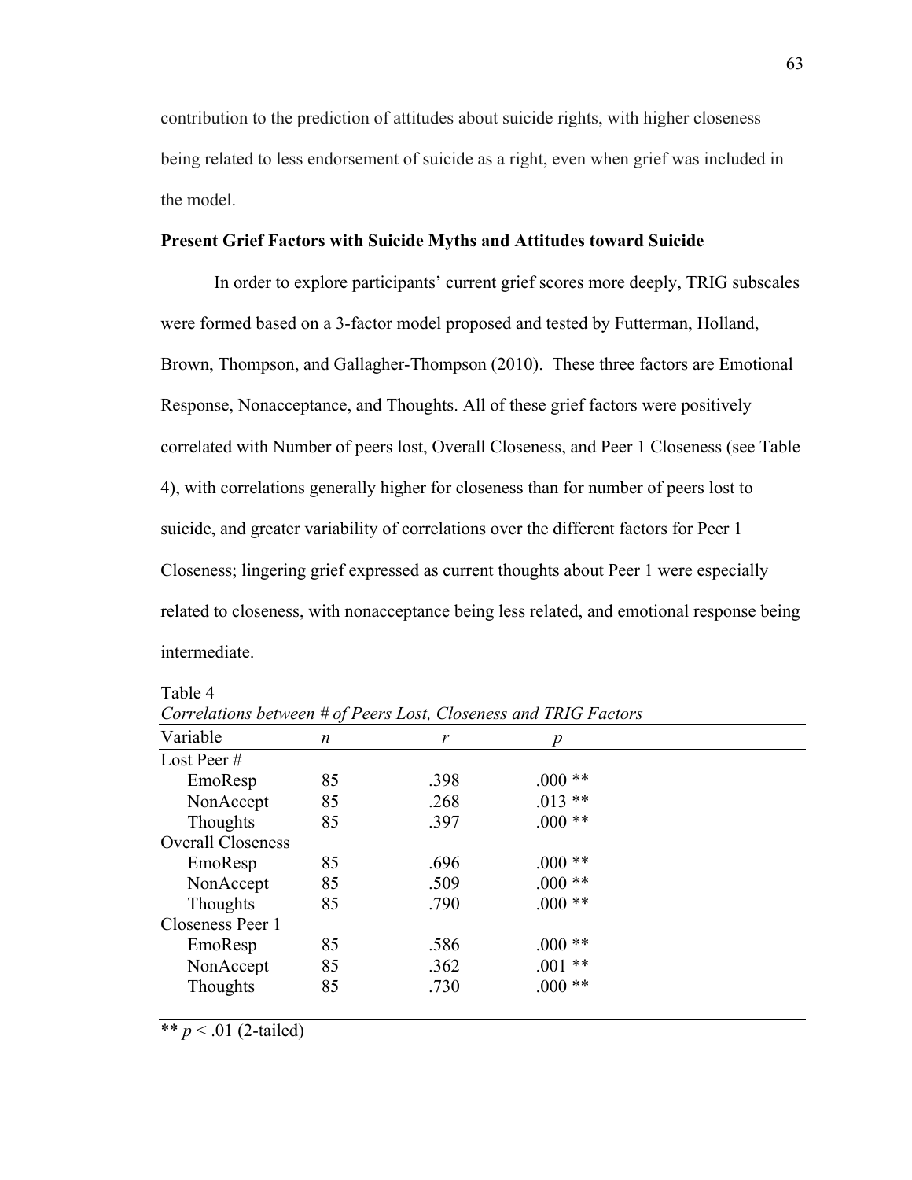contribution to the prediction of attitudes about suicide rights, with higher closeness being related to less endorsement of suicide as a right, even when grief was included in the model.

**Present Grief Factors with Suicide Myths and Attitudes toward Suicide**

In order to explore participants' current grief scores more deeply, TRIG subscales were formed based on a 3-factor model proposed and tested by Futterman, Holland, Brown, Thompson, and Gallagher-Thompson (2010). These three factors are Emotional Response, Nonacceptance, and Thoughts. All of these grief factors were positively correlated with Number of peers lost, Overall Closeness, and Peer 1 Closeness (see Table 4), with correlations generally higher for closeness than for number of peers lost to suicide, and greater variability of correlations over the different factors for Peer 1 Closeness; lingering grief expressed as current thoughts about Peer 1 were especially related to closeness, with nonacceptance being less related, and emotional response being intermediate.

Table 4

*Correlations between # of Peers Lost, Closeness and TRIG Factors*

| Variable | *n* | *r* | *p* |
|---|---|---|---|
| Lost Peer # | | | |
| EmoResp | 85 | .398 | .000 ** |
| NonAccept | 85 | .268 | .013 ** |
| Thoughts | 85 | .397 | .000 ** |
| Overall Closeness | | | |
| EmoResp | 85 | .696 | .000 ** |
| NonAccept | 85 | .509 | .000 ** |
| Thoughts | 85 | .790 | .000 ** |
| Closeness Peer 1 | | | |
| EmoResp | 85 | .586 | .000 ** |
| NonAccept | 85 | .362 | .001 ** |
| Thoughts | 85 | .730 | .000 ** |

** $p < .01$ (2-tailed)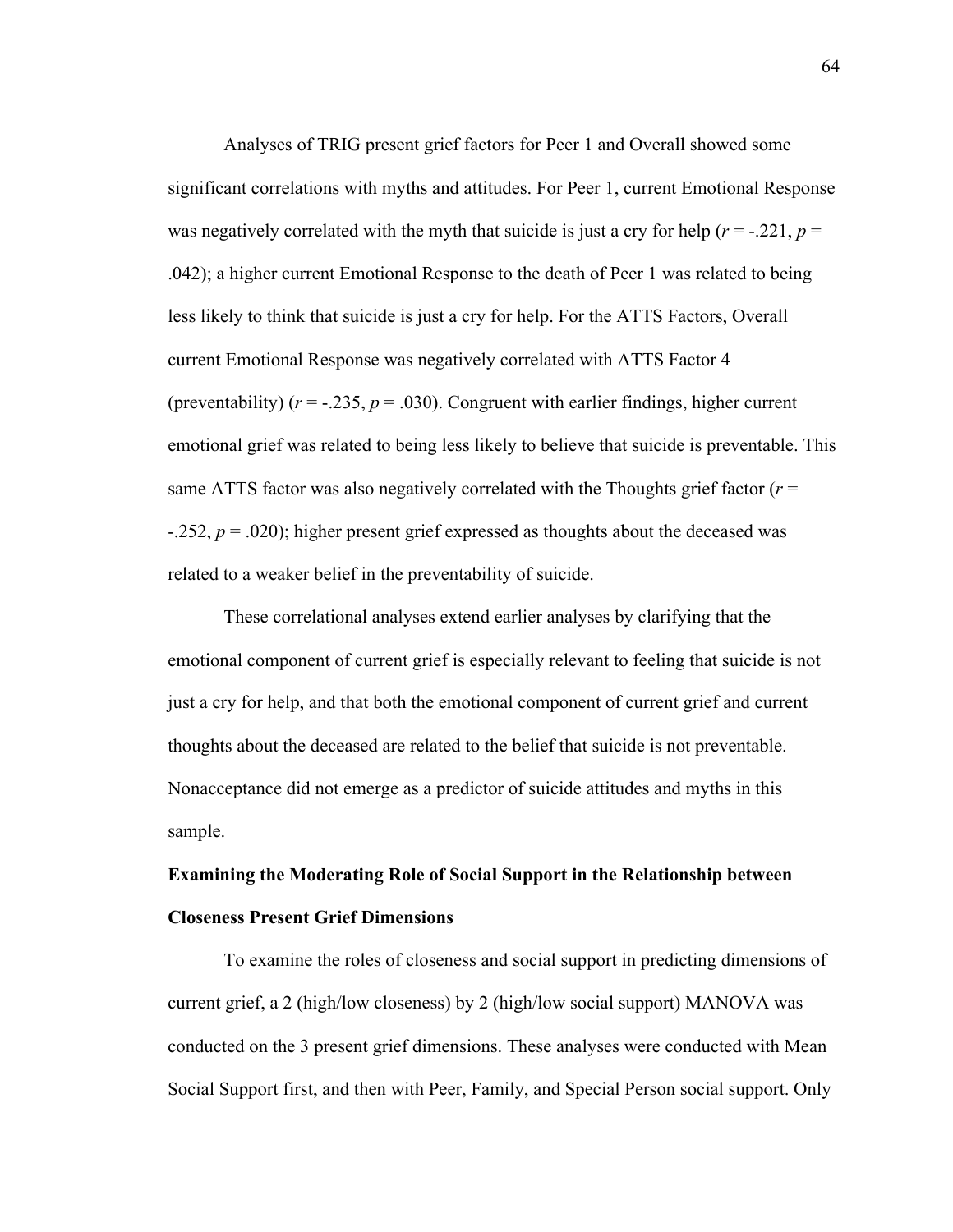Analyses of TRIG present grief factors for Peer 1 and Overall showed some significant correlations with myths and attitudes. For Peer 1, current Emotional Response was negatively correlated with the myth that suicide is just a cry for help ($r$ = -.221, $p$ = .042); a higher current Emotional Response to the death of Peer 1 was related to being less likely to think that suicide is just a cry for help. For the ATTS Factors, Overall current Emotional Response was negatively correlated with ATTS Factor 4 (preventability) ($r$ = -.235, $p$ = .030). Congruent with earlier findings, higher current emotional grief was related to being less likely to believe that suicide is preventable. This same ATTS factor was also negatively correlated with the Thoughts grief factor ($r$ = -.252, $p$ = .020); higher present grief expressed as thoughts about the deceased was related to a weaker belief in the preventability of suicide.

These correlational analyses extend earlier analyses by clarifying that the emotional component of current grief is especially relevant to feeling that suicide is not just a cry for help, and that both the emotional component of current grief and current thoughts about the deceased are related to the belief that suicide is not preventable. Nonacceptance did not emerge as a predictor of suicide attitudes and myths in this sample.

**Examining the Moderating Role of Social Support in the Relationship between Closeness Present Grief Dimensions**

To examine the roles of closeness and social support in predicting dimensions of current grief, a 2 (high/low closeness) by 2 (high/low social support) MANOVA was conducted on the 3 present grief dimensions. These analyses were conducted with Mean Social Support first, and then with Peer, Family, and Special Person social support. Only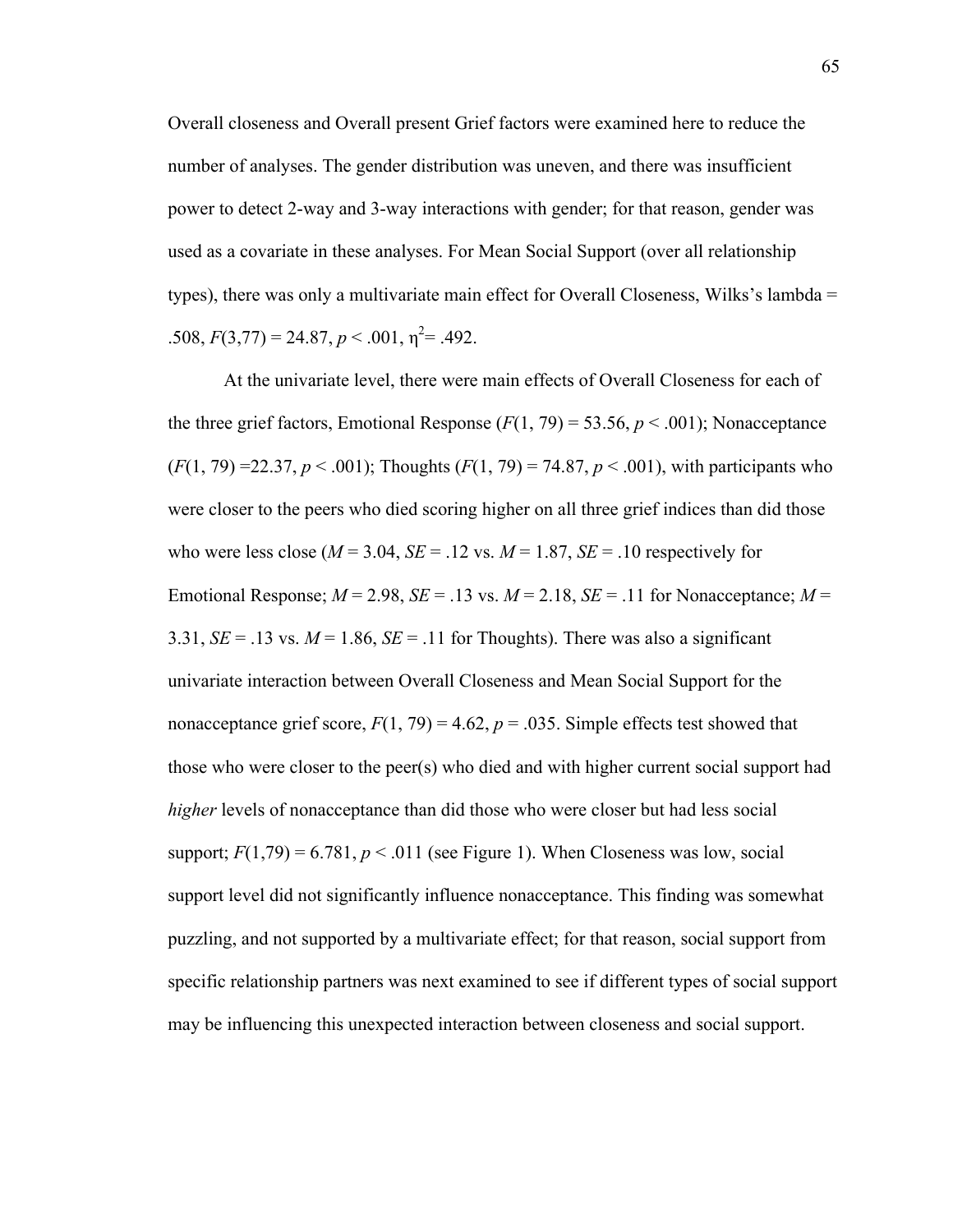Overall closeness and Overall present Grief factors were examined here to reduce the number of analyses. The gender distribution was uneven, and there was insufficient power to detect 2-way and 3-way interactions with gender; for that reason, gender was used as a covariate in these analyses. For Mean Social Support (over all relationship types), there was only a multivariate main effect for Overall Closeness, Wilks's lambda = .508, $F(3,77) = 24.87$, $p < .001$, $\eta^2 = .492$.

At the univariate level, there were main effects of Overall Closeness for each of the three grief factors, Emotional Response ($F(1, 79) = 53.56$, $p < .001$); Nonacceptance ($F(1, 79) = 22.37$, $p < .001$); Thoughts ($F(1, 79) = 74.87$, $p < .001$), with participants who were closer to the peers who died scoring higher on all three grief indices than did those who were less close ($M = 3.04$, $SE = .12$ vs. $M = 1.87$, $SE = .10$ respectively for Emotional Response; $M = 2.98$, $SE = .13$ vs. $M = 2.18$, $SE = .11$ for Nonacceptance; $M = 3.31$, $SE = .13$ vs. $M = 1.86$, $SE = .11$ for Thoughts). There was also a significant univariate interaction between Overall Closeness and Mean Social Support for the nonacceptance grief score, $F(1, 79) = 4.62$, $p = .035$. Simple effects test showed that those who were closer to the peer(s) who died and with higher current social support had *higher* levels of nonacceptance than did those who were closer but had less social support; $F(1,79) = 6.781$, $p < .011$ (see Figure 1). When Closeness was low, social support level did not significantly influence nonacceptance. This finding was somewhat puzzling, and not supported by a multivariate effect; for that reason, social support from specific relationship partners was next examined to see if different types of social support may be influencing this unexpected interaction between closeness and social support.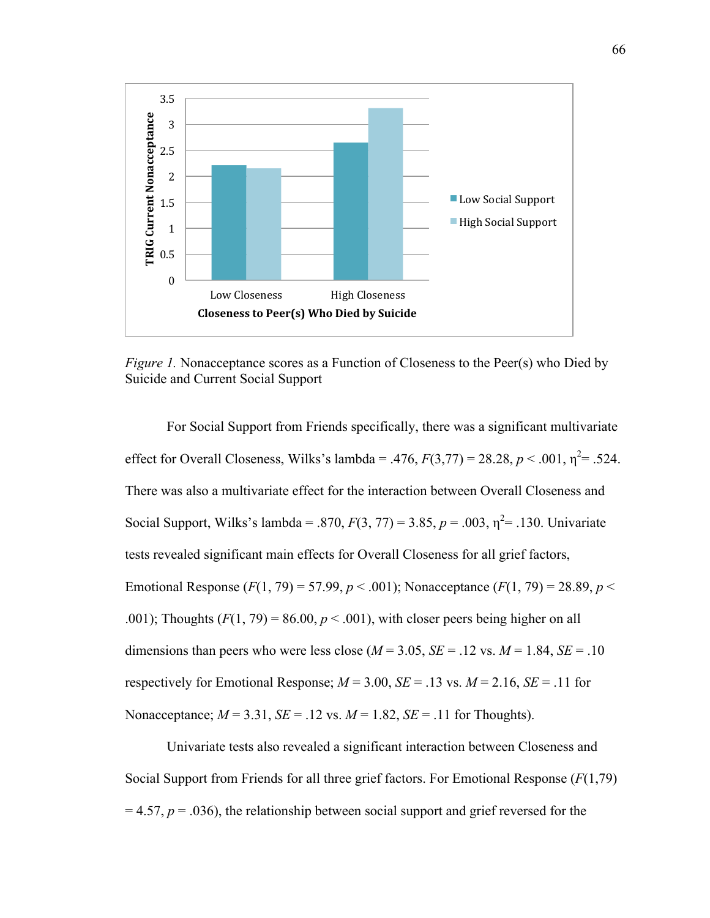*Figure 1.* Nonacceptance scores as a Function of Closeness to the Peer(s) who Died by Suicide and Current Social Support

For Social Support from Friends specifically, there was a significant multivariate effect for Overall Closeness, Wilks's lambda = .476, $F(3,77) = 28.28$, $p < .001$, $\eta^2 = .524$. There was also a multivariate effect for the interaction between Overall Closeness and Social Support, Wilks's lambda = .870, $F(3, 77) = 3.85$, $p = .003$, $\eta^2 = .130$. Univariate tests revealed significant main effects for Overall Closeness for all grief factors, Emotional Response ($F(1, 79) = 57.99$, $p < .001$); Nonacceptance ($F(1, 79) = 28.89$, $p < .001$); Thoughts ($F(1, 79) = 86.00$, $p < .001$), with closer peers being higher on all dimensions than peers who were less close ($M = 3.05$, $SE = .12$ vs. $M = 1.84$, $SE = .10$ respectively for Emotional Response; $M = 3.00$, $SE = .13$ vs. $M = 2.16$, $SE = .11$ for Nonacceptance; $M = 3.31$, $SE = .12$ vs. $M = 1.82$, $SE = .11$ for Thoughts).

Univariate tests also revealed a significant interaction between Closeness and Social Support from Friends for all three grief factors. For Emotional Response ($F(1,79) = 4.57$, $p = .036$), the relationship between social support and grief reversed for the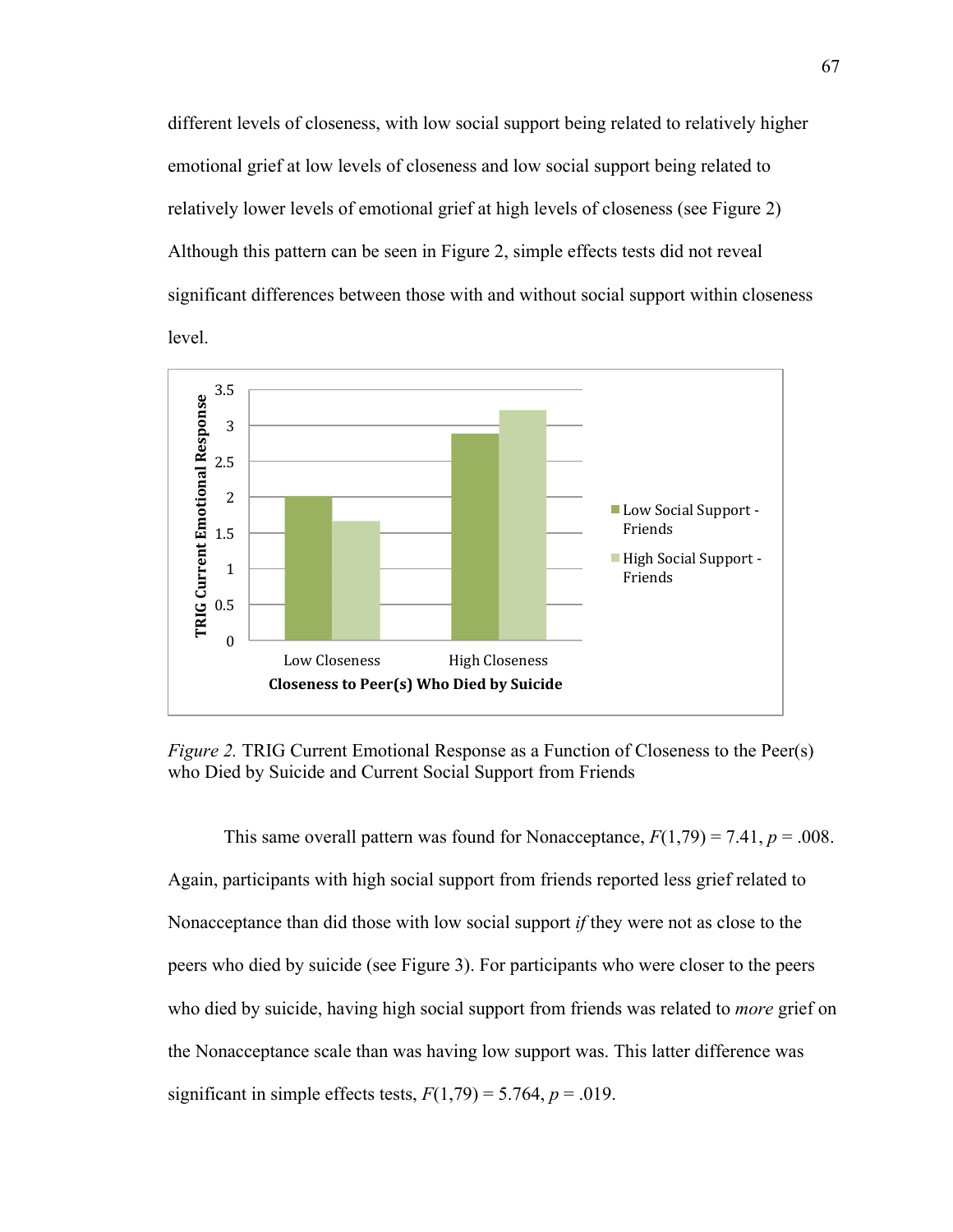different levels of closeness, with low social support being related to relatively higher emotional grief at low levels of closeness and low social support being related to relatively lower levels of emotional grief at high levels of closeness (see Figure 2) Although this pattern can be seen in Figure 2, simple effects tests did not reveal significant differences between those with and without social support within closeness level.

*Figure 2.* TRIG Current Emotional Response as a Function of Closeness to the Peer(s) who Died by Suicide and Current Social Support from Friends

This same overall pattern was found for Nonacceptance, $F(1,79) = 7.41$, $p = .008$. Again, participants with high social support from friends reported less grief related to Nonacceptance than did those with low social support *if* they were not as close to the peers who died by suicide (see Figure 3). For participants who were closer to the peers who died by suicide, having high social support from friends was related to *more* grief on the Nonacceptance scale than was having low support was. This latter difference was significant in simple effects tests, $F(1,79) = 5.764$, $p = .019$.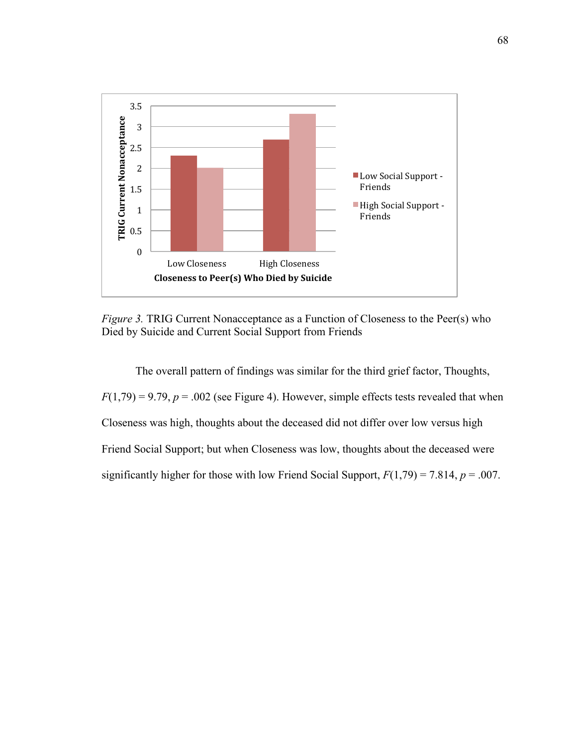*Figure 3.* TRIG Current Nonacceptance as a Function of Closeness to the Peer(s) who Died by Suicide and Current Social Support from Friends

The overall pattern of findings was similar for the third grief factor, Thoughts, $F(1,79) = 9.79$, $p = .002$ (see Figure 4). However, simple effects tests revealed that when Closeness was high, thoughts about the deceased did not differ over low versus high Friend Social Support; but when Closeness was low, thoughts about the deceased were significantly higher for those with low Friend Social Support, $F(1,79) = 7.814$, $p = .007$.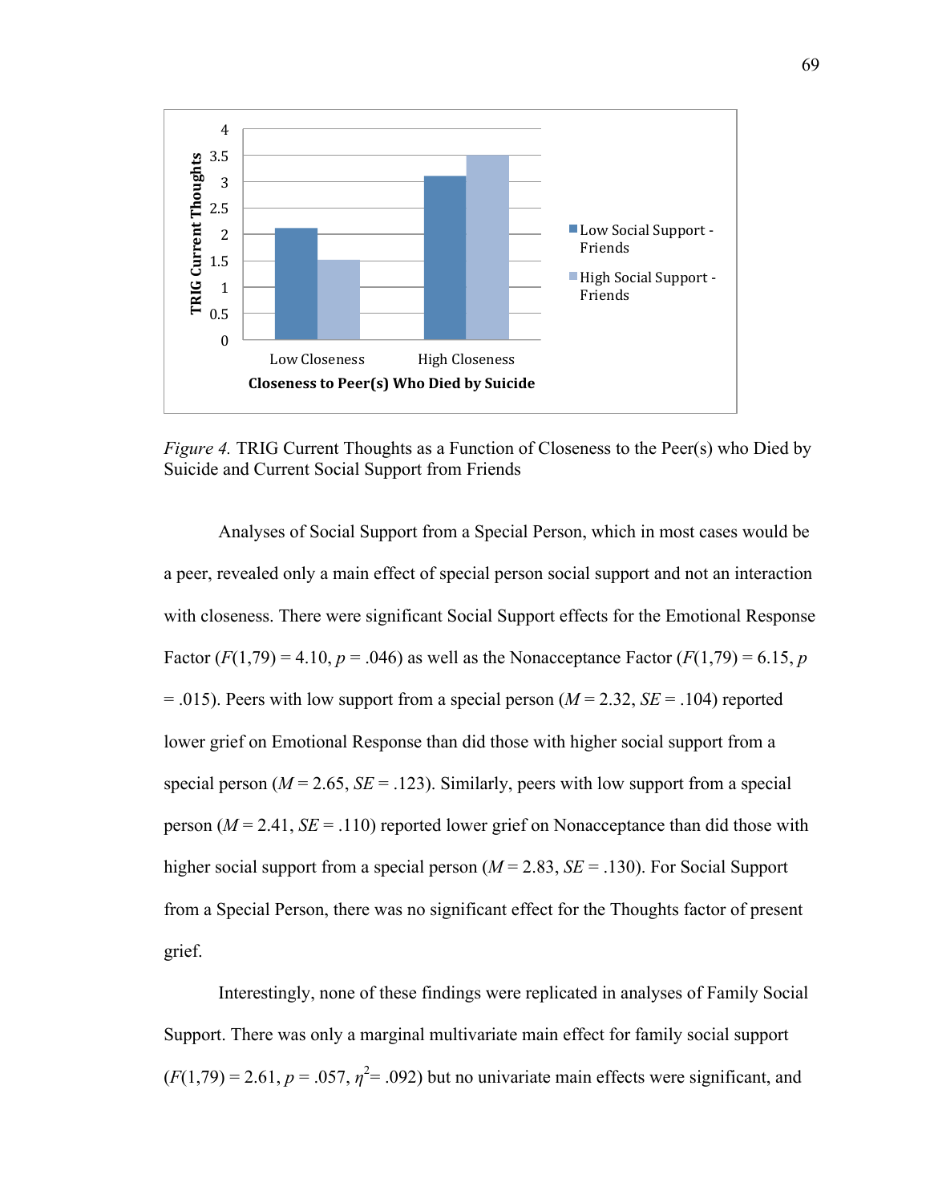*Figure 4.* TRIG Current Thoughts as a Function of Closeness to the Peer(s) who Died by Suicide and Current Social Support from Friends

Analyses of Social Support from a Special Person, which in most cases would be a peer, revealed only a main effect of special person social support and not an interaction with closeness. There were significant Social Support effects for the Emotional Response Factor ($F(1,79) = 4.10$, $p = .046$) as well as the Nonacceptance Factor ($F(1,79) = 6.15$, $p = .015$). Peers with low support from a special person ($M = 2.32$, $SE = .104$) reported lower grief on Emotional Response than did those with higher social support from a special person ($M = 2.65$, $SE = .123$). Similarly, peers with low support from a special person ($M = 2.41$, $SE = .110$) reported lower grief on Nonacceptance than did those with higher social support from a special person ($M = 2.83$, $SE = .130$). For Social Support from a Special Person, there was no significant effect for the Thoughts factor of present grief.

Interestingly, none of these findings were replicated in analyses of Family Social Support. There was only a marginal multivariate main effect for family social support ($F(1,79) = 2.61$, $p = .057$, $\eta^2 = .092$) but no univariate main effects were significant, and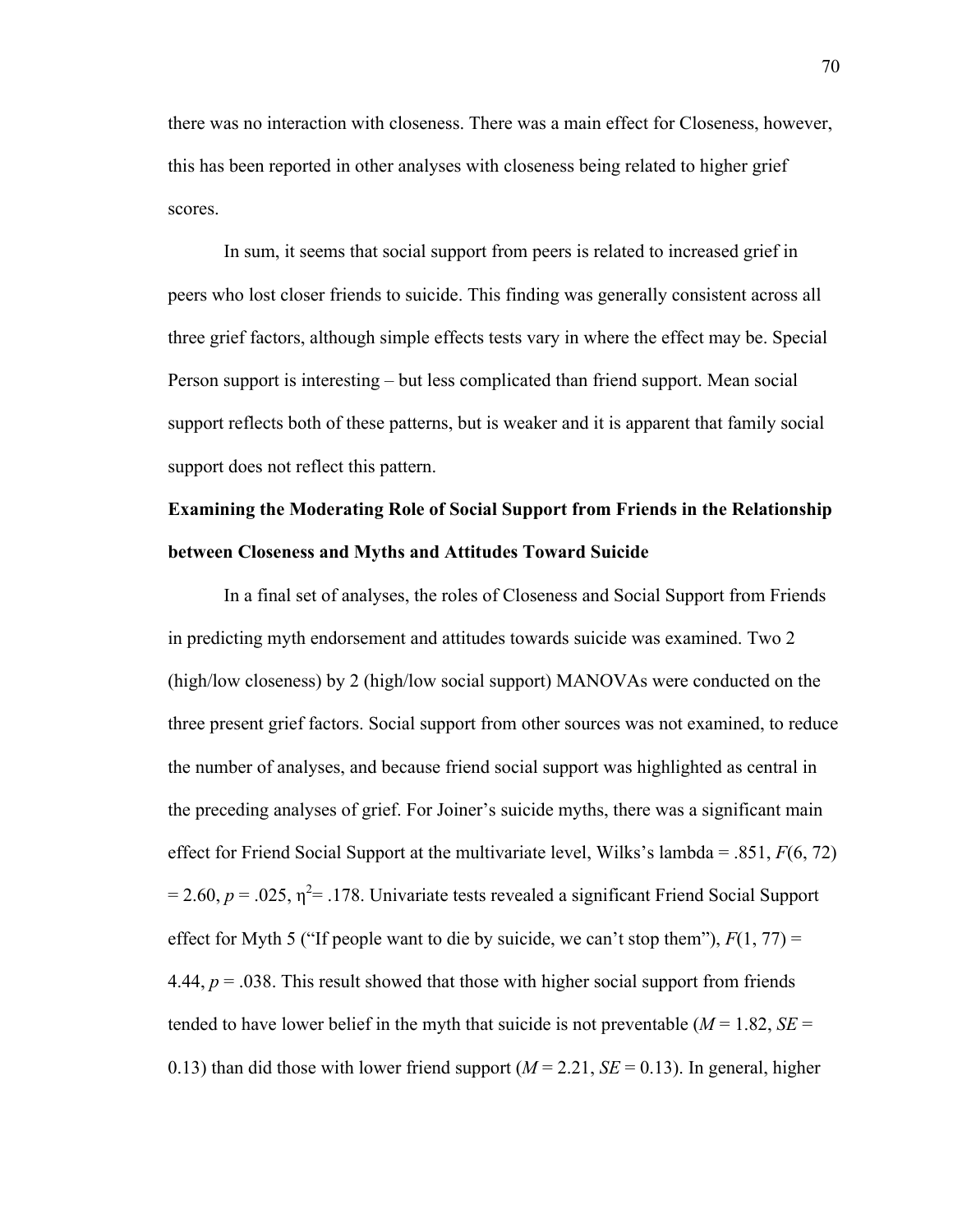there was no interaction with closeness. There was a main effect for Closeness, however, this has been reported in other analyses with closeness being related to higher grief scores.

In sum, it seems that social support from peers is related to increased grief in peers who lost closer friends to suicide. This finding was generally consistent across all three grief factors, although simple effects tests vary in where the effect may be. Special Person support is interesting – but less complicated than friend support. Mean social support reflects both of these patterns, but is weaker and it is apparent that family social support does not reflect this pattern.

**Examining the Moderating Role of Social Support from Friends in the Relationship between Closeness and Myths and Attitudes Toward Suicide**

In a final set of analyses, the roles of Closeness and Social Support from Friends in predicting myth endorsement and attitudes towards suicide was examined. Two 2 (high/low closeness) by 2 (high/low social support) MANOVAs were conducted on the three present grief factors. Social support from other sources was not examined, to reduce the number of analyses, and because friend social support was highlighted as central in the preceding analyses of grief. For Joiner's suicide myths, there was a significant main effect for Friend Social Support at the multivariate level, Wilks's lambda = .851, $F(6, 72) = 2.60$, $p = .025$, $\eta^2 = .178$. Univariate tests revealed a significant Friend Social Support effect for Myth 5 ("If people want to die by suicide, we can't stop them"), $F(1, 77) = 4.44$, $p = .038$. This result showed that those with higher social support from friends tended to have lower belief in the myth that suicide is not preventable ($M = 1.82$, $SE = 0.13$) than did those with lower friend support ($M = 2.21$, $SE = 0.13$). In general, higher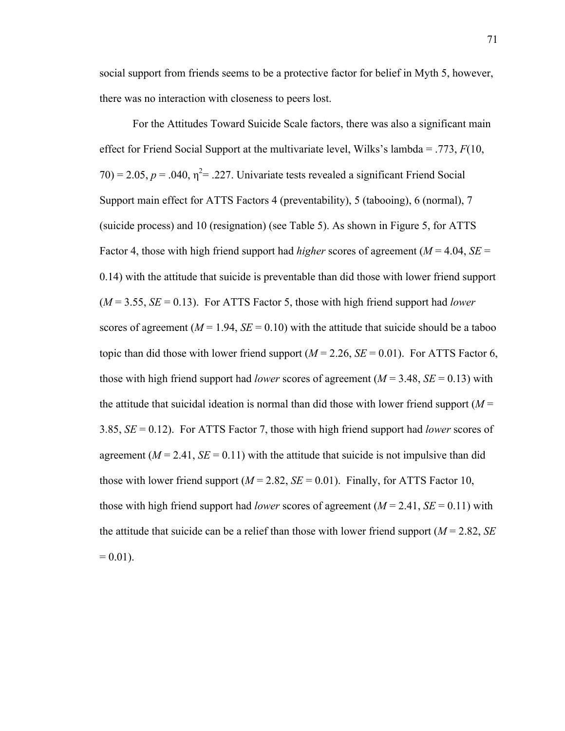social support from friends seems to be a protective factor for belief in Myth 5, however, there was no interaction with closeness to peers lost.

For the Attitudes Toward Suicide Scale factors, there was also a significant main effect for Friend Social Support at the multivariate level, Wilks's lambda = .773, $F(10, 70) = 2.05$, $p = .040$, $\eta^2 = .227$. Univariate tests revealed a significant Friend Social Support main effect for ATTS Factors 4 (preventability), 5 (tabooing), 6 (normal), 7 (suicide process) and 10 (resignation) (see Table 5). As shown in Figure 5, for ATTS Factor 4, those with high friend support had *higher* scores of agreement ($M = 4.04$, $SE = 0.14$) with the attitude that suicide is preventable than did those with lower friend support ($M = 3.55$, $SE = 0.13$). For ATTS Factor 5, those with high friend support had *lower* scores of agreement ($M = 1.94$, $SE = 0.10$) with the attitude that suicide should be a taboo topic than did those with lower friend support ($M = 2.26$, $SE = 0.01$). For ATTS Factor 6, those with high friend support had *lower* scores of agreement ($M = 3.48$, $SE = 0.13$) with the attitude that suicidal ideation is normal than did those with lower friend support ($M = 3.85$, $SE = 0.12$). For ATTS Factor 7, those with high friend support had *lower* scores of agreement ($M = 2.41$, $SE = 0.11$) with the attitude that suicide is not impulsive than did those with lower friend support ($M = 2.82$, $SE = 0.01$). Finally, for ATTS Factor 10, those with high friend support had *lower* scores of agreement ($M = 2.41$, $SE = 0.11$) with the attitude that suicide can be a relief than those with lower friend support ($M = 2.82$, $SE = 0.01$).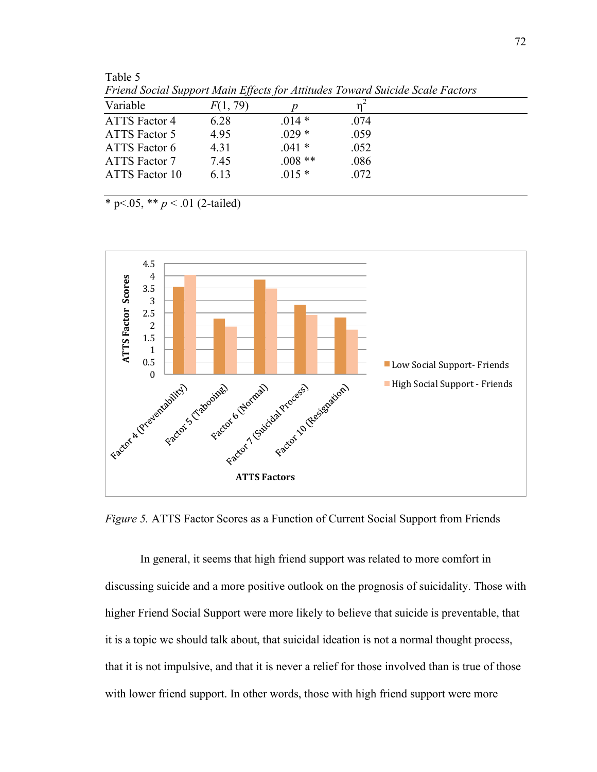Table 5

*Friend Social Support Main Effects for Attitudes Toward Suicide Scale Factors*

| Variable | $F(1, 79)$ | $p$ | $\eta^2$ |
|---|---|---|---|
| ATTS Factor 4 | 6.28 | .014 * | .074 |
| ATTS Factor 5 | 4.95 | .029 * | .059 |
| ATTS Factor 6 | 4.31 | .041 * | .052 |
| ATTS Factor 7 | 7.45 | .008 ** | .086 |
| ATTS Factor 10 | 6.13 | .015 * | .072 |

* $p<.05$, ** $p < .01$ (2-tailed)

*Figure 5.* ATTS Factor Scores as a Function of Current Social Support from Friends

In general, it seems that high friend support was related to more comfort in discussing suicide and a more positive outlook on the prognosis of suicidality. Those with higher Friend Social Support were more likely to believe that suicide is preventable, that it is a topic we should talk about, that suicidal ideation is not a normal thought process, that it is not impulsive, and that it is never a relief for those involved than is true of those with lower friend support. In other words, those with high friend support were more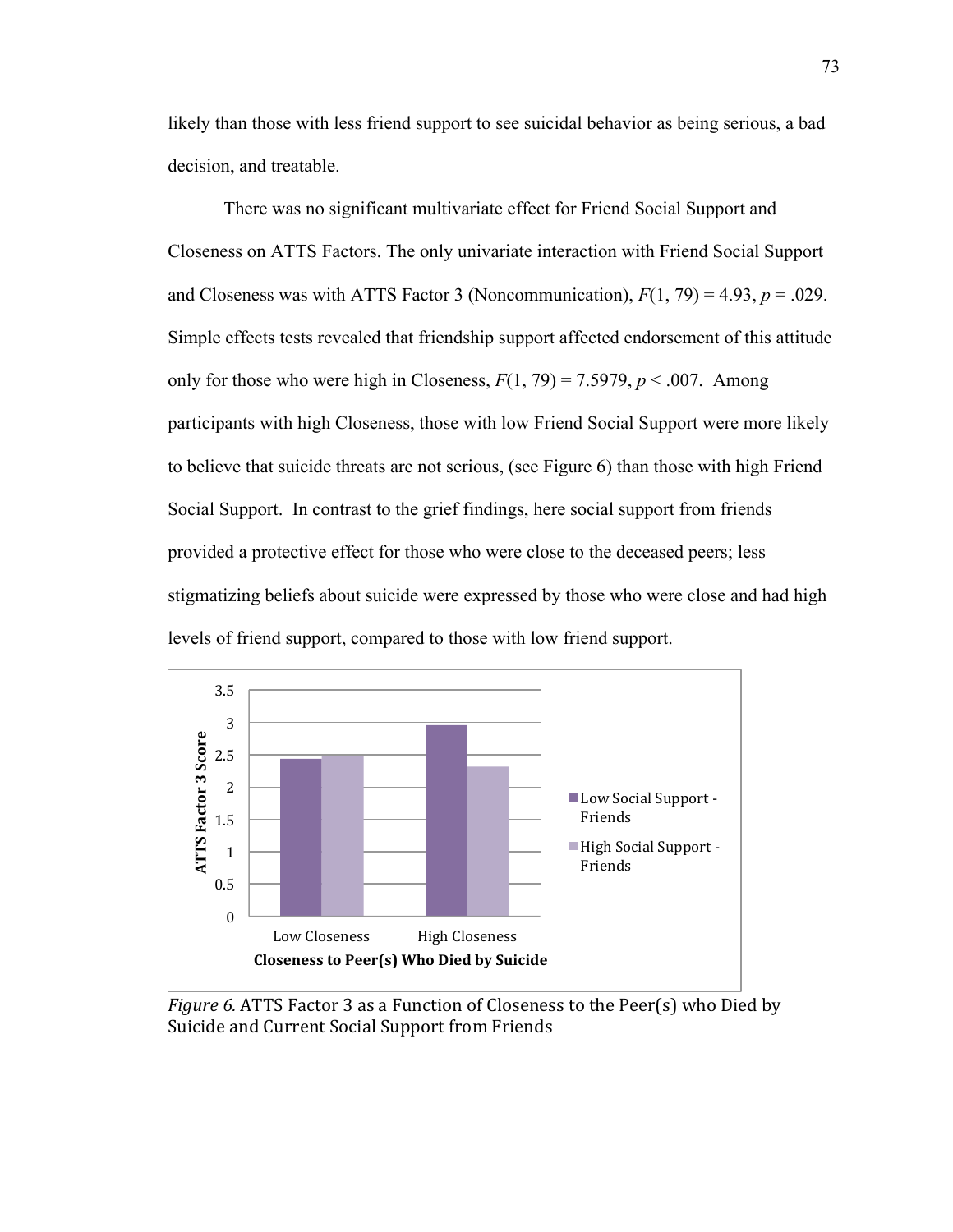likely than those with less friend support to see suicidal behavior as being serious, a bad decision, and treatable.

There was no significant multivariate effect for Friend Social Support and Closeness on ATTS Factors. The only univariate interaction with Friend Social Support and Closeness was with ATTS Factor 3 (Noncommunication), $F(1, 79) = 4.93$, $p = .029$. Simple effects tests revealed that friendship support affected endorsement of this attitude only for those who were high in Closeness, $F(1, 79) = 7.5979$, $p < .007$. Among participants with high Closeness, those with low Friend Social Support were more likely to believe that suicide threats are not serious, (see Figure 6) than those with high Friend Social Support. In contrast to the grief findings, here social support from friends provided a protective effect for those who were close to the deceased peers; less stigmatizing beliefs about suicide were expressed by those who were close and had high levels of friend support, compared to those with low friend support.

*Figure 6.* ATTS Factor 3 as a Function of Closeness to the Peer(s) who Died by Suicide and Current Social Support from Friends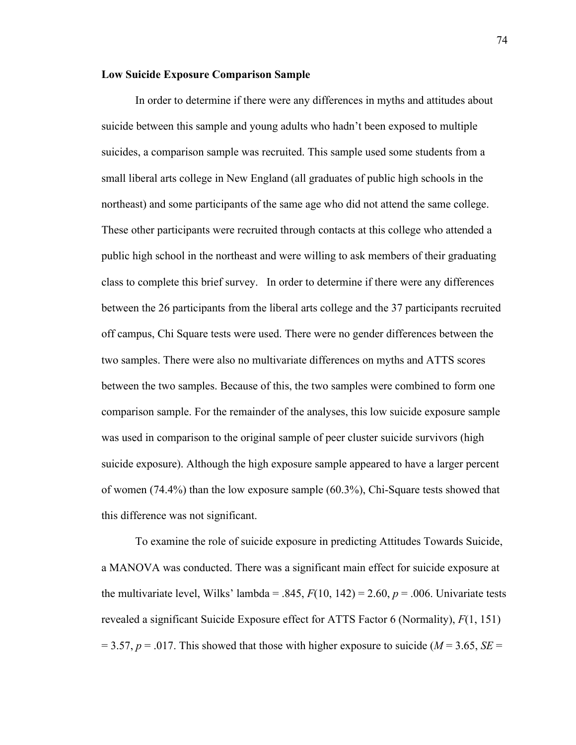**Low Suicide Exposure Comparison Sample**

In order to determine if there were any differences in myths and attitudes about suicide between this sample and young adults who hadn't been exposed to multiple suicides, a comparison sample was recruited. This sample used some students from a small liberal arts college in New England (all graduates of public high schools in the northeast) and some participants of the same age who did not attend the same college. These other participants were recruited through contacts at this college who attended a public high school in the northeast and were willing to ask members of their graduating class to complete this brief survey. In order to determine if there were any differences between the 26 participants from the liberal arts college and the 37 participants recruited off campus, Chi Square tests were used. There were no gender differences between the two samples. There were also no multivariate differences on myths and ATTS scores between the two samples. Because of this, the two samples were combined to form one comparison sample. For the remainder of the analyses, this low suicide exposure sample was used in comparison to the original sample of peer cluster suicide survivors (high suicide exposure). Although the high exposure sample appeared to have a larger percent of women (74.4%) than the low exposure sample (60.3%), Chi-Square tests showed that this difference was not significant.

To examine the role of suicide exposure in predicting Attitudes Towards Suicide, a MANOVA was conducted. There was a significant main effect for suicide exposure at the multivariate level, Wilks' lambda = .845, $F(10, 142) = 2.60$, $p = .006$. Univariate tests revealed a significant Suicide Exposure effect for ATTS Factor 6 (Normality), $F(1, 151) = 3.57$, $p = .017$. This showed that those with higher exposure to suicide ($M = 3.65$, $SE =$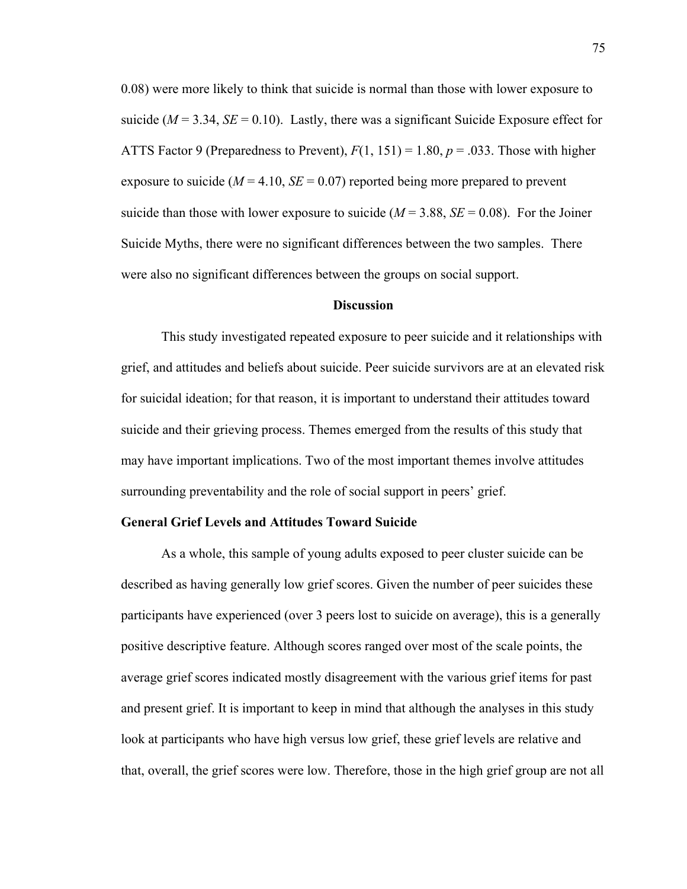0.08) were more likely to think that suicide is normal than those with lower exposure to suicide (*M* = 3.34, *SE* = 0.10). Lastly, there was a significant Suicide Exposure effect for ATTS Factor 9 (Preparedness to Prevent), $F(1, 151) = 1.80$, $p = .033$. Those with higher exposure to suicide (*M* = 4.10, *SE* = 0.07) reported being more prepared to prevent suicide than those with lower exposure to suicide (*M* = 3.88, *SE* = 0.08). For the Joiner Suicide Myths, there were no significant differences between the two samples. There were also no significant differences between the groups on social support.

## Discussion

This study investigated repeated exposure to peer suicide and it relationships with grief, and attitudes and beliefs about suicide. Peer suicide survivors are at an elevated risk for suicidal ideation; for that reason, it is important to understand their attitudes toward suicide and their grieving process. Themes emerged from the results of this study that may have important implications. Two of the most important themes involve attitudes surrounding preventability and the role of social support in peers' grief.

### General Grief Levels and Attitudes Toward Suicide

As a whole, this sample of young adults exposed to peer cluster suicide can be described as having generally low grief scores. Given the number of peer suicides these participants have experienced (over 3 peers lost to suicide on average), this is a generally positive descriptive feature. Although scores ranged over most of the scale points, the average grief scores indicated mostly disagreement with the various grief items for past and present grief. It is important to keep in mind that although the analyses in this study look at participants who have high versus low grief, these grief levels are relative and that, overall, the grief scores were low. Therefore, those in the high grief group are not all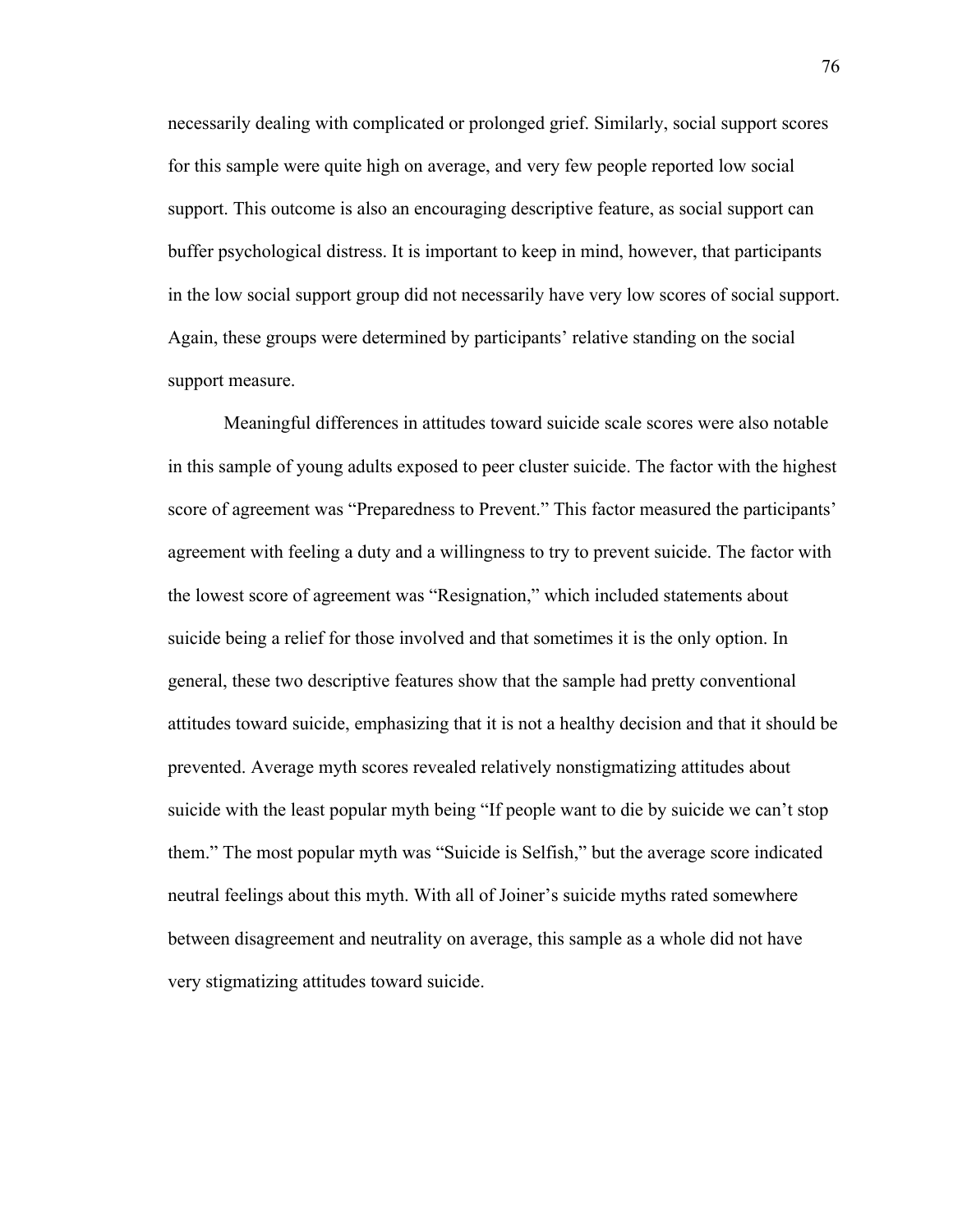necessarily dealing with complicated or prolonged grief. Similarly, social support scores for this sample were quite high on average, and very few people reported low social support. This outcome is also an encouraging descriptive feature, as social support can buffer psychological distress. It is important to keep in mind, however, that participants in the low social support group did not necessarily have very low scores of social support. Again, these groups were determined by participants' relative standing on the social support measure.

Meaningful differences in attitudes toward suicide scale scores were also notable in this sample of young adults exposed to peer cluster suicide. The factor with the highest score of agreement was "Preparedness to Prevent." This factor measured the participants' agreement with feeling a duty and a willingness to try to prevent suicide. The factor with the lowest score of agreement was "Resignation," which included statements about suicide being a relief for those involved and that sometimes it is the only option. In general, these two descriptive features show that the sample had pretty conventional attitudes toward suicide, emphasizing that it is not a healthy decision and that it should be prevented. Average myth scores revealed relatively nonstigmatizing attitudes about suicide with the least popular myth being "If people want to die by suicide we can't stop them." The most popular myth was "Suicide is Selfish," but the average score indicated neutral feelings about this myth. With all of Joiner's suicide myths rated somewhere between disagreement and neutrality on average, this sample as a whole did not have very stigmatizing attitudes toward suicide.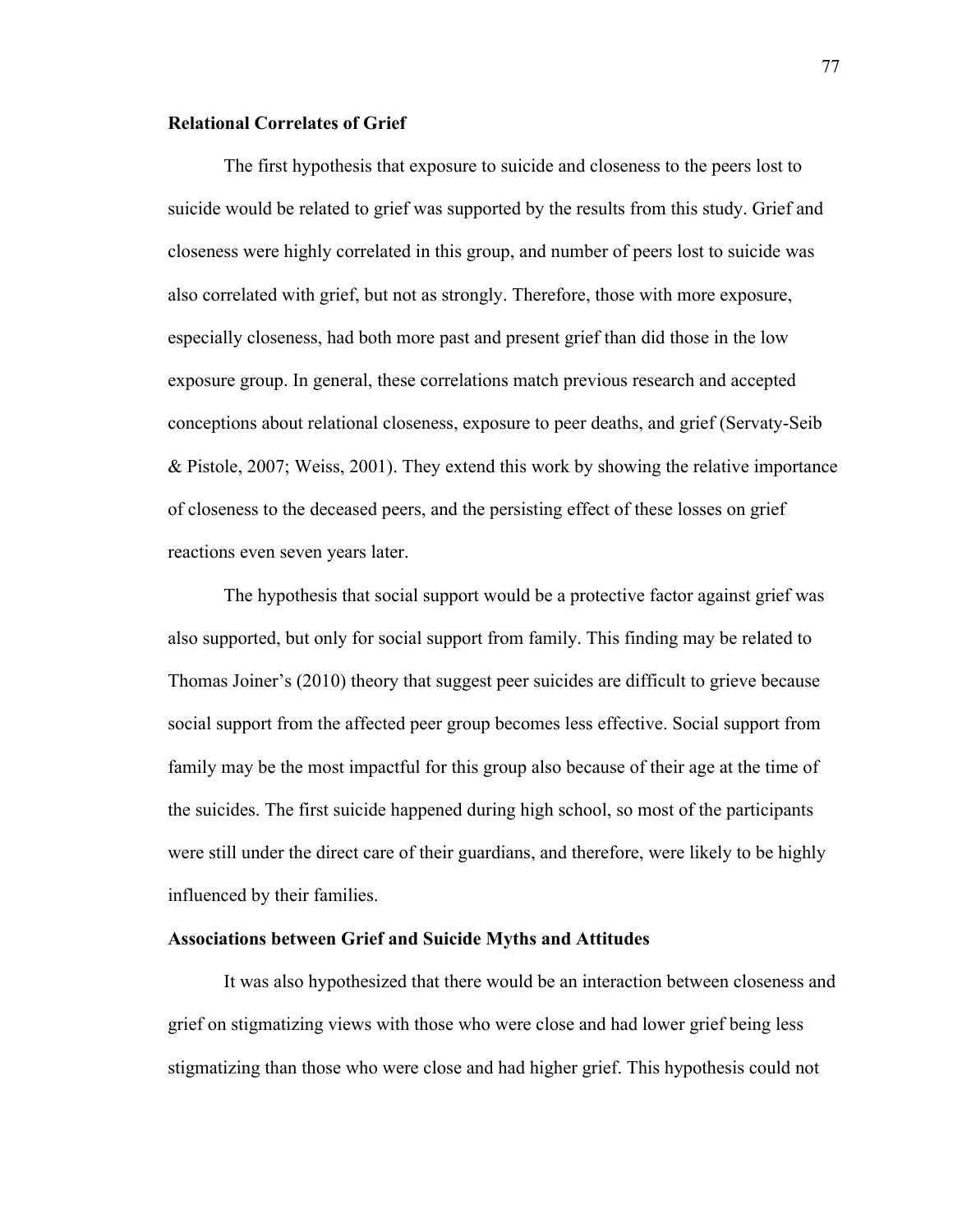## Relational Correlates of Grief

The first hypothesis that exposure to suicide and closeness to the peers lost to suicide would be related to grief was supported by the results from this study. Grief and closeness were highly correlated in this group, and number of peers lost to suicide was also correlated with grief, but not as strongly. Therefore, those with more exposure, especially closeness, had both more past and present grief than did those in the low exposure group. In general, these correlations match previous research and accepted conceptions about relational closeness, exposure to peer deaths, and grief (Servaty-Seib & Pistole, 2007; Weiss, 2001). They extend this work by showing the relative importance of closeness to the deceased peers, and the persisting effect of these losses on grief reactions even seven years later.

The hypothesis that social support would be a protective factor against grief was also supported, but only for social support from family. This finding may be related to Thomas Joiner's (2010) theory that suggest peer suicides are difficult to grieve because social support from the affected peer group becomes less effective. Social support from family may be the most impactful for this group also because of their age at the time of the suicides. The first suicide happened during high school, so most of the participants were still under the direct care of their guardians, and therefore, were likely to be highly influenced by their families.

## Associations between Grief and Suicide Myths and Attitudes

It was also hypothesized that there would be an interaction between closeness and grief on stigmatizing views with those who were close and had lower grief being less stigmatizing than those who were close and had higher grief. This hypothesis could not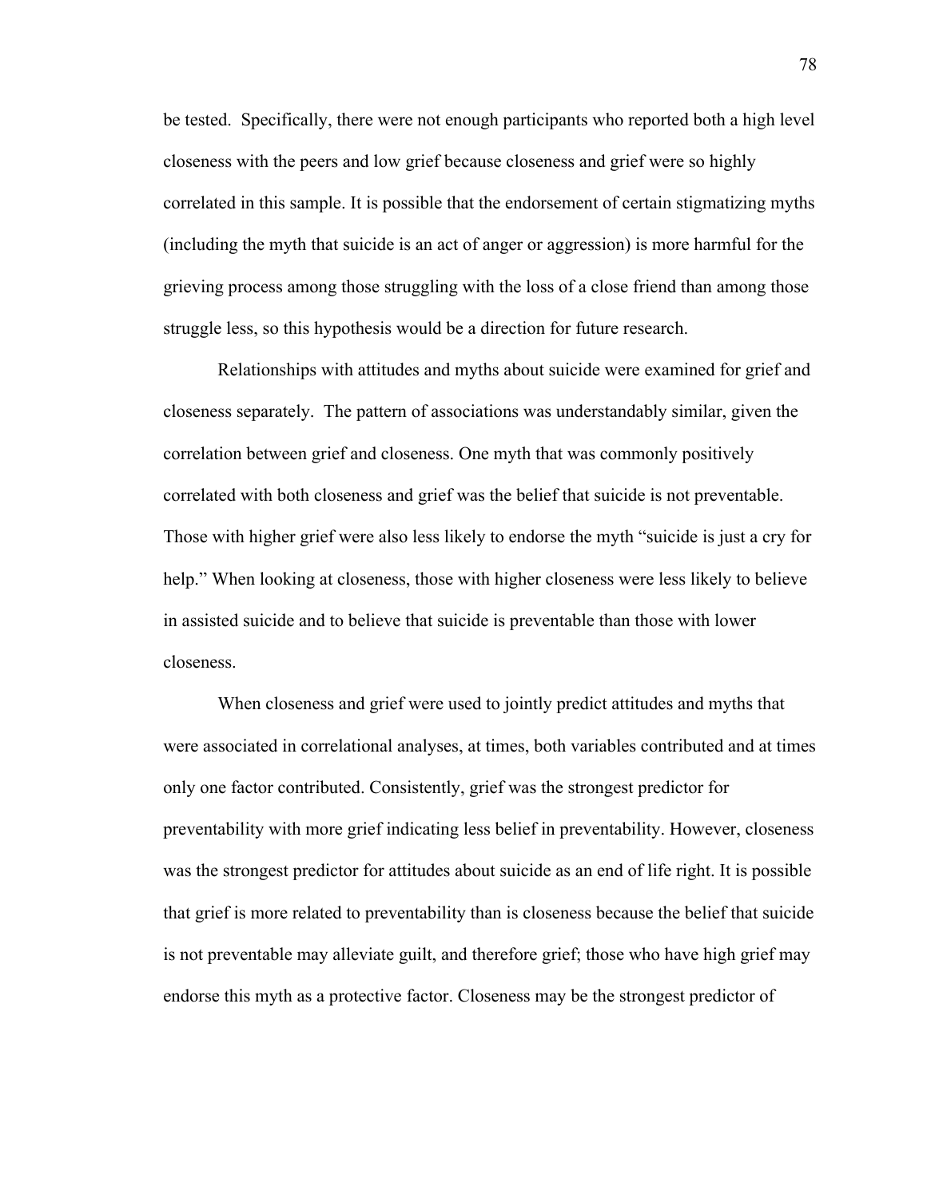be tested. Specifically, there were not enough participants who reported both a high level closeness with the peers and low grief because closeness and grief were so highly correlated in this sample. It is possible that the endorsement of certain stigmatizing myths (including the myth that suicide is an act of anger or aggression) is more harmful for the grieving process among those struggling with the loss of a close friend than among those struggle less, so this hypothesis would be a direction for future research.

Relationships with attitudes and myths about suicide were examined for grief and closeness separately. The pattern of associations was understandably similar, given the correlation between grief and closeness. One myth that was commonly positively correlated with both closeness and grief was the belief that suicide is not preventable. Those with higher grief were also less likely to endorse the myth "suicide is just a cry for help." When looking at closeness, those with higher closeness were less likely to believe in assisted suicide and to believe that suicide is preventable than those with lower closeness.

When closeness and grief were used to jointly predict attitudes and myths that were associated in correlational analyses, at times, both variables contributed and at times only one factor contributed. Consistently, grief was the strongest predictor for preventability with more grief indicating less belief in preventability. However, closeness was the strongest predictor for attitudes about suicide as an end of life right. It is possible that grief is more related to preventability than is closeness because the belief that suicide is not preventable may alleviate guilt, and therefore grief; those who have high grief may endorse this myth as a protective factor. Closeness may be the strongest predictor of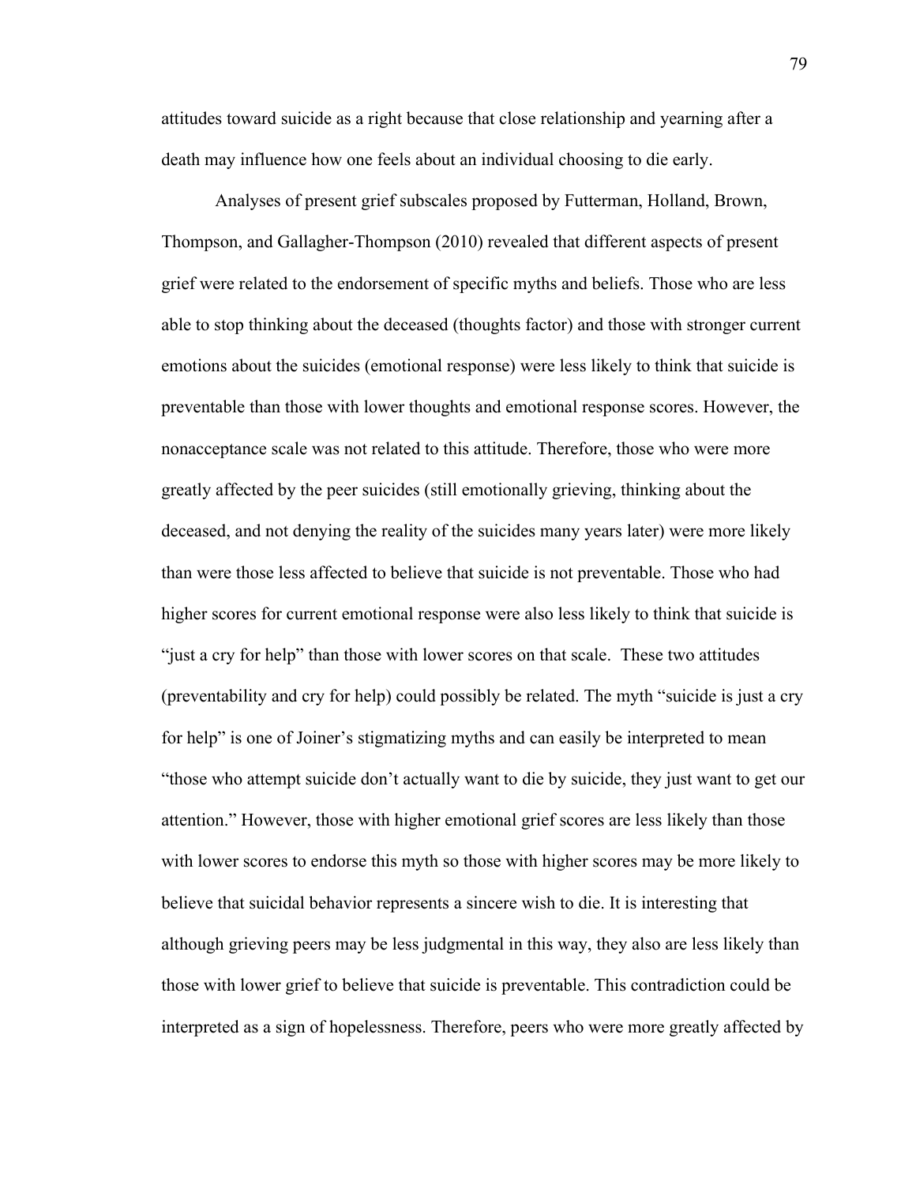attitudes toward suicide as a right because that close relationship and yearning after a death may influence how one feels about an individual choosing to die early.

Analyses of present grief subscales proposed by Futterman, Holland, Brown, Thompson, and Gallagher-Thompson (2010) revealed that different aspects of present grief were related to the endorsement of specific myths and beliefs. Those who are less able to stop thinking about the deceased (thoughts factor) and those with stronger current emotions about the suicides (emotional response) were less likely to think that suicide is preventable than those with lower thoughts and emotional response scores. However, the nonacceptance scale was not related to this attitude. Therefore, those who were more greatly affected by the peer suicides (still emotionally grieving, thinking about the deceased, and not denying the reality of the suicides many years later) were more likely than were those less affected to believe that suicide is not preventable. Those who had higher scores for current emotional response were also less likely to think that suicide is "just a cry for help" than those with lower scores on that scale. These two attitudes (preventability and cry for help) could possibly be related. The myth "suicide is just a cry for help" is one of Joiner's stigmatizing myths and can easily be interpreted to mean "those who attempt suicide don't actually want to die by suicide, they just want to get our attention." However, those with higher emotional grief scores are less likely than those with lower scores to endorse this myth so those with higher scores may be more likely to believe that suicidal behavior represents a sincere wish to die. It is interesting that although grieving peers may be less judgmental in this way, they also are less likely than those with lower grief to believe that suicide is preventable. This contradiction could be interpreted as a sign of hopelessness. Therefore, peers who were more greatly affected by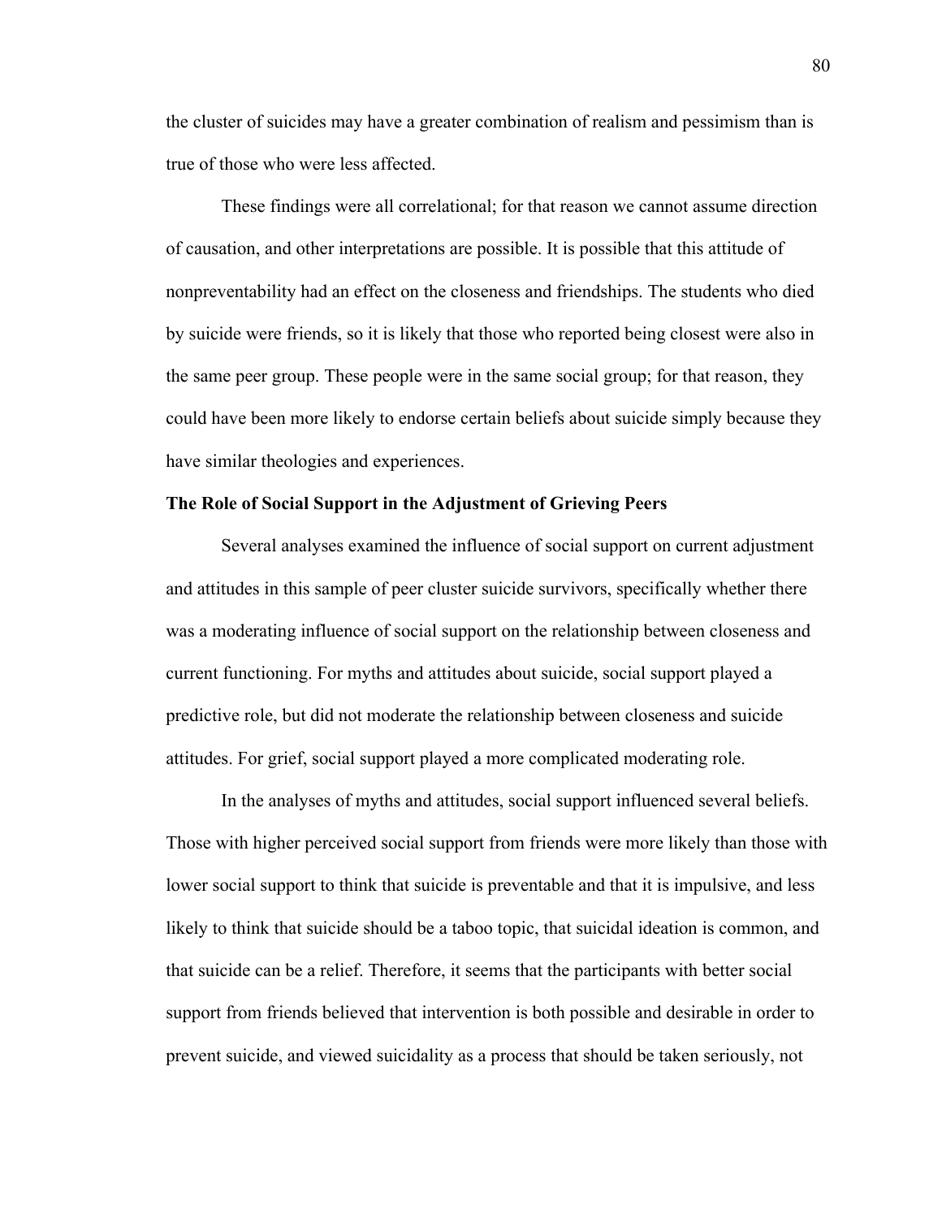the cluster of suicides may have a greater combination of realism and pessimism than is true of those who were less affected.

These findings were all correlational; for that reason we cannot assume direction of causation, and other interpretations are possible. It is possible that this attitude of nonpreventability had an effect on the closeness and friendships. The students who died by suicide were friends, so it is likely that those who reported being closest were also in the same peer group. These people were in the same social group; for that reason, they could have been more likely to endorse certain beliefs about suicide simply because they have similar theologies and experiences.

**The Role of Social Support in the Adjustment of Grieving Peers**

Several analyses examined the influence of social support on current adjustment and attitudes in this sample of peer cluster suicide survivors, specifically whether there was a moderating influence of social support on the relationship between closeness and current functioning. For myths and attitudes about suicide, social support played a predictive role, but did not moderate the relationship between closeness and suicide attitudes. For grief, social support played a more complicated moderating role.

In the analyses of myths and attitudes, social support influenced several beliefs. Those with higher perceived social support from friends were more likely than those with lower social support to think that suicide is preventable and that it is impulsive, and less likely to think that suicide should be a taboo topic, that suicidal ideation is common, and that suicide can be a relief. Therefore, it seems that the participants with better social support from friends believed that intervention is both possible and desirable in order to prevent suicide, and viewed suicidality as a process that should be taken seriously, not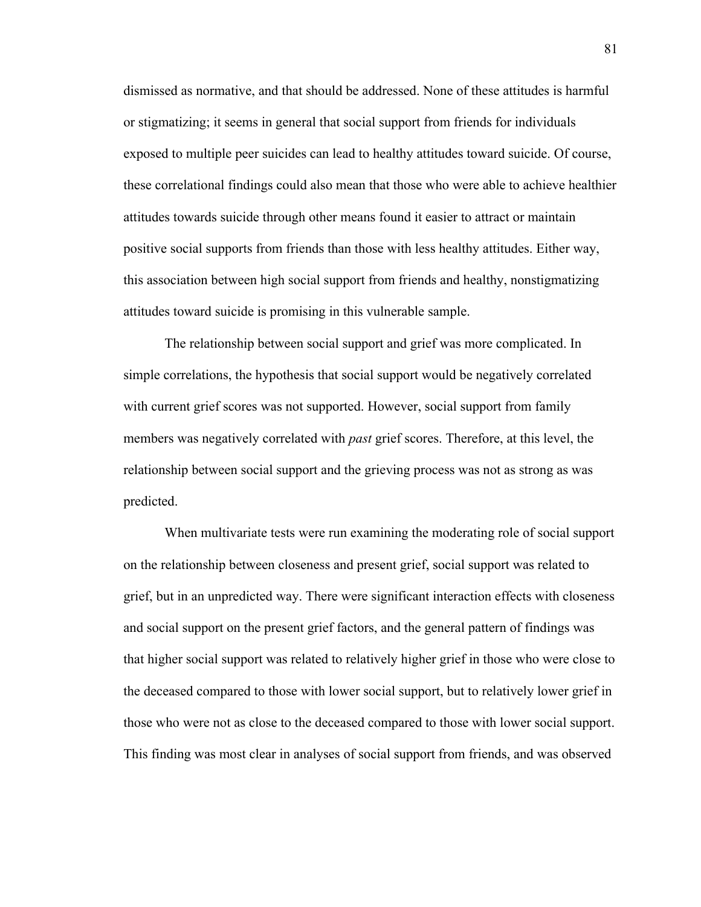dismissed as normative, and that should be addressed. None of these attitudes is harmful or stigmatizing; it seems in general that social support from friends for individuals exposed to multiple peer suicides can lead to healthy attitudes toward suicide. Of course, these correlational findings could also mean that those who were able to achieve healthier attitudes towards suicide through other means found it easier to attract or maintain positive social supports from friends than those with less healthy attitudes. Either way, this association between high social support from friends and healthy, nonstigmatizing attitudes toward suicide is promising in this vulnerable sample.

The relationship between social support and grief was more complicated. In simple correlations, the hypothesis that social support would be negatively correlated with current grief scores was not supported. However, social support from family members was negatively correlated with *past* grief scores. Therefore, at this level, the relationship between social support and the grieving process was not as strong as was predicted.

When multivariate tests were run examining the moderating role of social support on the relationship between closeness and present grief, social support was related to grief, but in an unpredicted way. There were significant interaction effects with closeness and social support on the present grief factors, and the general pattern of findings was that higher social support was related to relatively higher grief in those who were close to the deceased compared to those with lower social support, but to relatively lower grief in those who were not as close to the deceased compared to those with lower social support. This finding was most clear in analyses of social support from friends, and was observed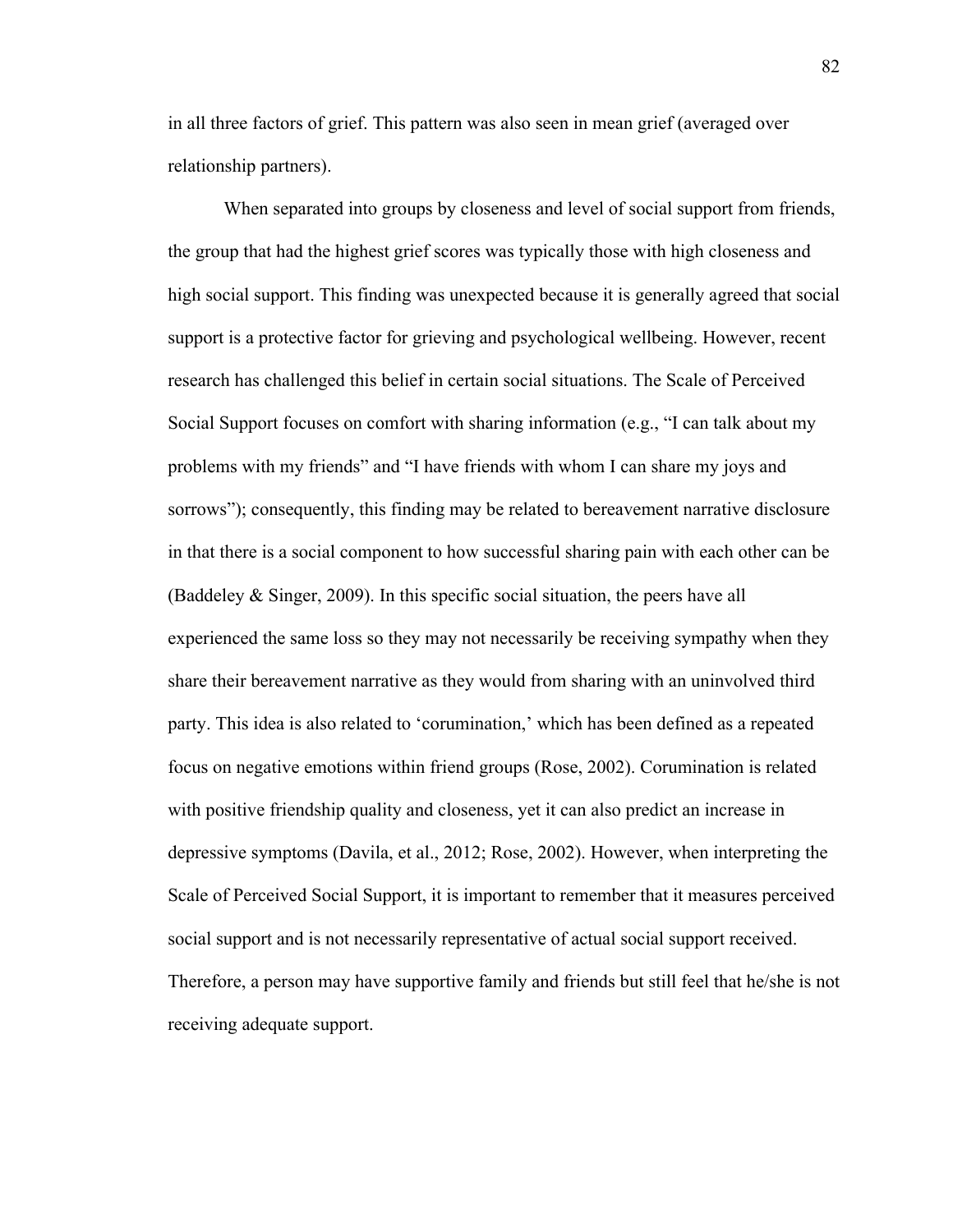in all three factors of grief. This pattern was also seen in mean grief (averaged over relationship partners).

When separated into groups by closeness and level of social support from friends, the group that had the highest grief scores was typically those with high closeness and high social support. This finding was unexpected because it is generally agreed that social support is a protective factor for grieving and psychological wellbeing. However, recent research has challenged this belief in certain social situations. The Scale of Perceived Social Support focuses on comfort with sharing information (e.g., "I can talk about my problems with my friends" and "I have friends with whom I can share my joys and sorrows"); consequently, this finding may be related to bereavement narrative disclosure in that there is a social component to how successful sharing pain with each other can be (Baddeley & Singer, 2009). In this specific social situation, the peers have all experienced the same loss so they may not necessarily be receiving sympathy when they share their bereavement narrative as they would from sharing with an uninvolved third party. This idea is also related to 'corumination,' which has been defined as a repeated focus on negative emotions within friend groups (Rose, 2002). Corumination is related with positive friendship quality and closeness, yet it can also predict an increase in depressive symptoms (Davila, et al., 2012; Rose, 2002). However, when interpreting the Scale of Perceived Social Support, it is important to remember that it measures perceived social support and is not necessarily representative of actual social support received. Therefore, a person may have supportive family and friends but still feel that he/she is not receiving adequate support.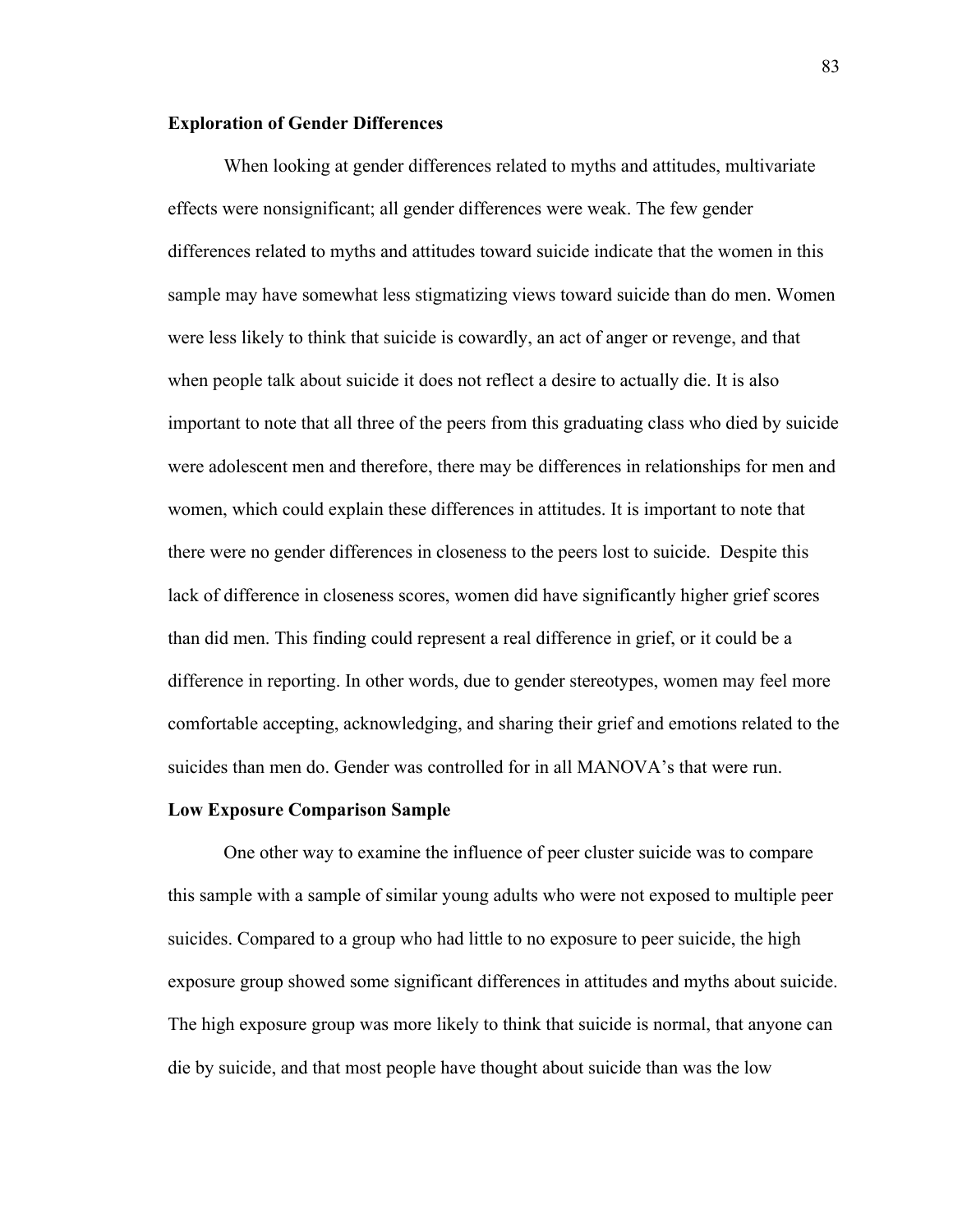### Exploration of Gender Differences

When looking at gender differences related to myths and attitudes, multivariate effects were nonsignificant; all gender differences were weak. The few gender differences related to myths and attitudes toward suicide indicate that the women in this sample may have somewhat less stigmatizing views toward suicide than do men. Women were less likely to think that suicide is cowardly, an act of anger or revenge, and that when people talk about suicide it does not reflect a desire to actually die. It is also important to note that all three of the peers from this graduating class who died by suicide were adolescent men and therefore, there may be differences in relationships for men and women, which could explain these differences in attitudes. It is important to note that there were no gender differences in closeness to the peers lost to suicide. Despite this lack of difference in closeness scores, women did have significantly higher grief scores than did men. This finding could represent a real difference in grief, or it could be a difference in reporting. In other words, due to gender stereotypes, women may feel more comfortable accepting, acknowledging, and sharing their grief and emotions related to the suicides than men do. Gender was controlled for in all MANOVA's that were run.

### Low Exposure Comparison Sample

One other way to examine the influence of peer cluster suicide was to compare this sample with a sample of similar young adults who were not exposed to multiple peer suicides. Compared to a group who had little to no exposure to peer suicide, the high exposure group showed some significant differences in attitudes and myths about suicide. The high exposure group was more likely to think that suicide is normal, that anyone can die by suicide, and that most people have thought about suicide than was the low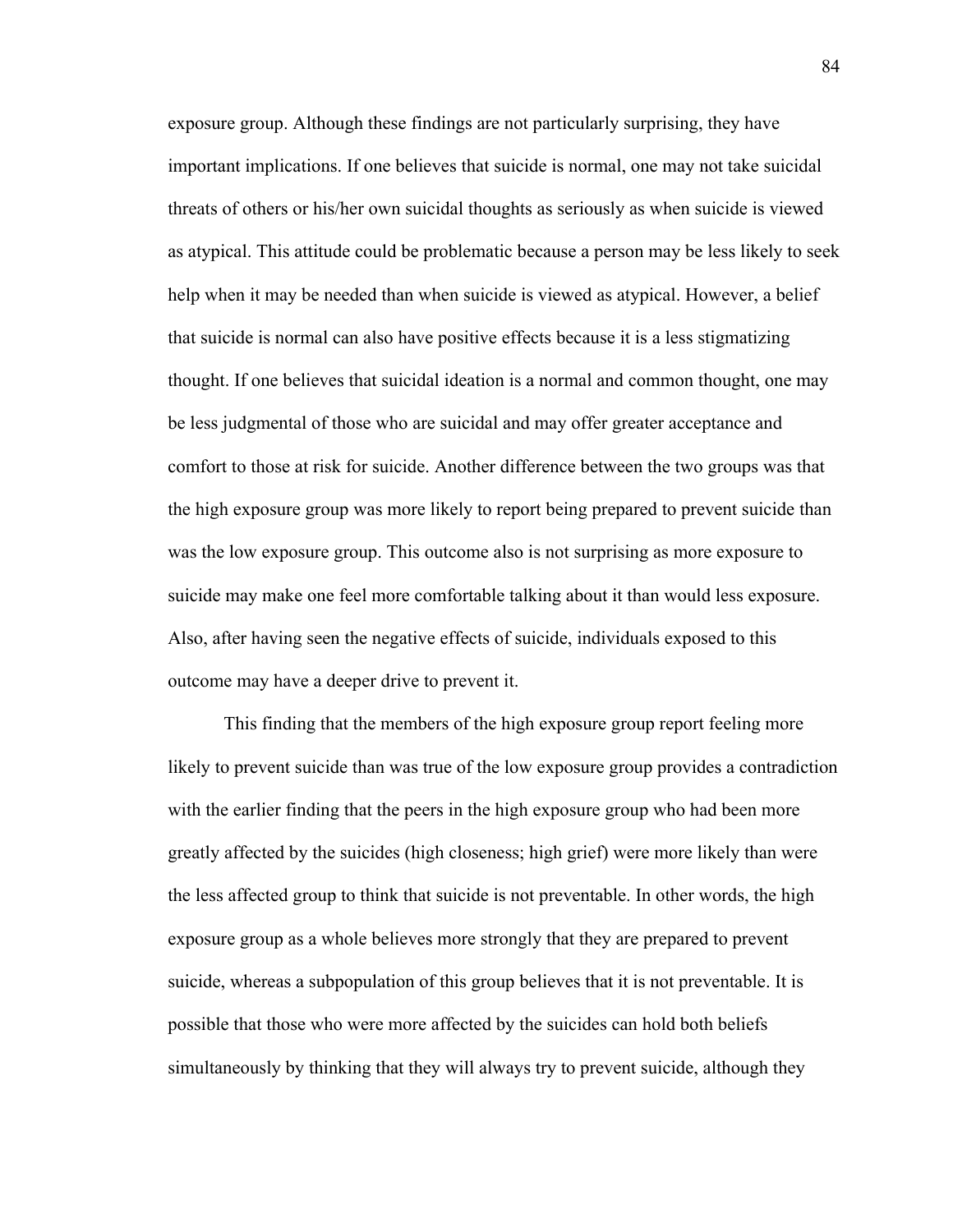exposure group. Although these findings are not particularly surprising, they have important implications. If one believes that suicide is normal, one may not take suicidal threats of others or his/her own suicidal thoughts as seriously as when suicide is viewed as atypical. This attitude could be problematic because a person may be less likely to seek help when it may be needed than when suicide is viewed as atypical. However, a belief that suicide is normal can also have positive effects because it is a less stigmatizing thought. If one believes that suicidal ideation is a normal and common thought, one may be less judgmental of those who are suicidal and may offer greater acceptance and comfort to those at risk for suicide. Another difference between the two groups was that the high exposure group was more likely to report being prepared to prevent suicide than was the low exposure group. This outcome also is not surprising as more exposure to suicide may make one feel more comfortable talking about it than would less exposure. Also, after having seen the negative effects of suicide, individuals exposed to this outcome may have a deeper drive to prevent it.

This finding that the members of the high exposure group report feeling more likely to prevent suicide than was true of the low exposure group provides a contradiction with the earlier finding that the peers in the high exposure group who had been more greatly affected by the suicides (high closeness; high grief) were more likely than were the less affected group to think that suicide is not preventable. In other words, the high exposure group as a whole believes more strongly that they are prepared to prevent suicide, whereas a subpopulation of this group believes that it is not preventable. It is possible that those who were more affected by the suicides can hold both beliefs simultaneously by thinking that they will always try to prevent suicide, although they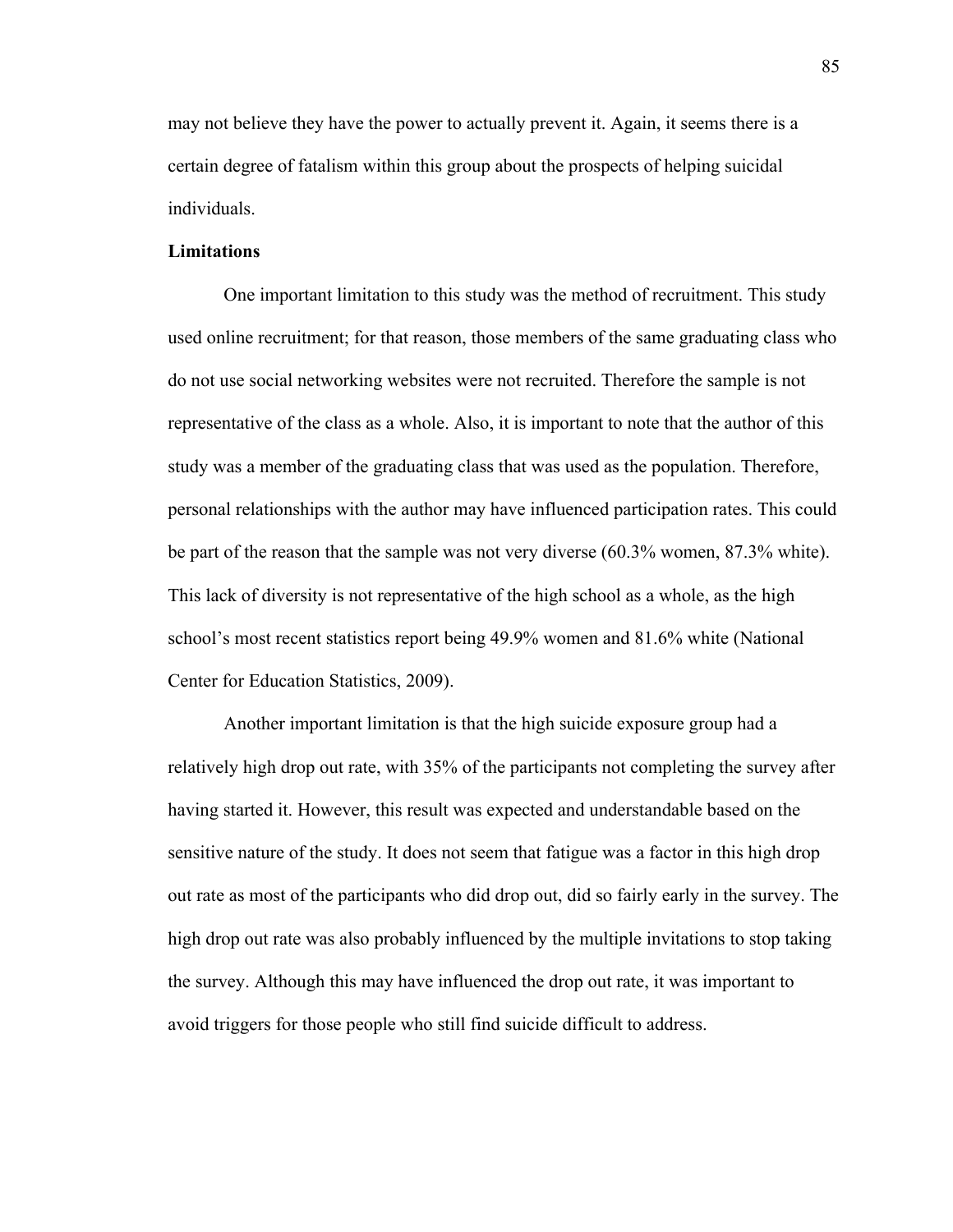may not believe they have the power to actually prevent it. Again, it seems there is a certain degree of fatalism within this group about the prospects of helping suicidal individuals.

**Limitations**

One important limitation to this study was the method of recruitment. This study used online recruitment; for that reason, those members of the same graduating class who do not use social networking websites were not recruited. Therefore the sample is not representative of the class as a whole. Also, it is important to note that the author of this study was a member of the graduating class that was used as the population. Therefore, personal relationships with the author may have influenced participation rates. This could be part of the reason that the sample was not very diverse (60.3% women, 87.3% white). This lack of diversity is not representative of the high school as a whole, as the high school's most recent statistics report being 49.9% women and 81.6% white (National Center for Education Statistics, 2009).

Another important limitation is that the high suicide exposure group had a relatively high drop out rate, with 35% of the participants not completing the survey after having started it. However, this result was expected and understandable based on the sensitive nature of the study. It does not seem that fatigue was a factor in this high drop out rate as most of the participants who did drop out, did so fairly early in the survey. The high drop out rate was also probably influenced by the multiple invitations to stop taking the survey. Although this may have influenced the drop out rate, it was important to avoid triggers for those people who still find suicide difficult to address.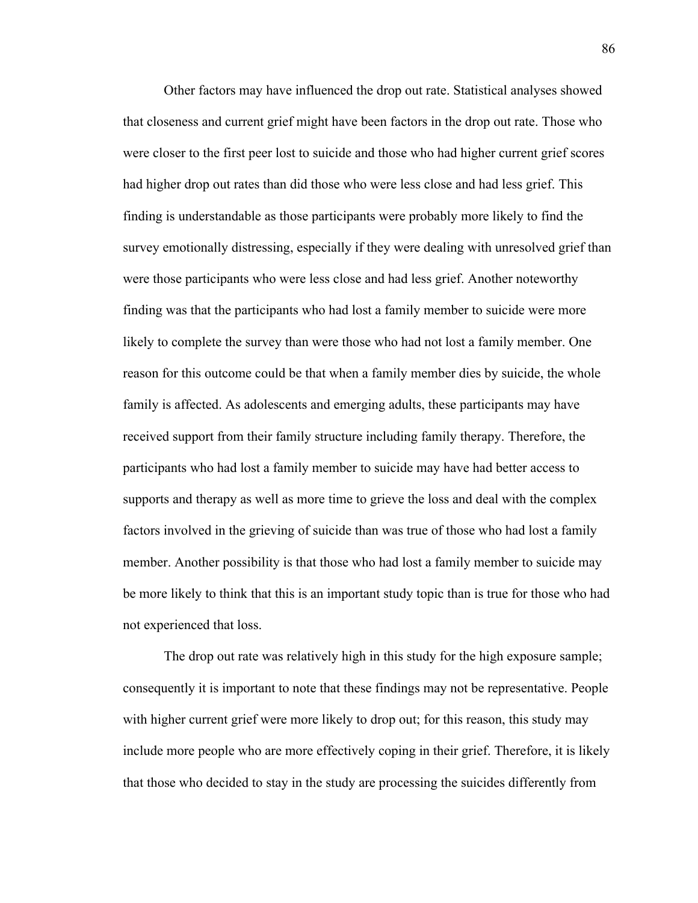Other factors may have influenced the drop out rate. Statistical analyses showed that closeness and current grief might have been factors in the drop out rate. Those who were closer to the first peer lost to suicide and those who had higher current grief scores had higher drop out rates than did those who were less close and had less grief. This finding is understandable as those participants were probably more likely to find the survey emotionally distressing, especially if they were dealing with unresolved grief than were those participants who were less close and had less grief. Another noteworthy finding was that the participants who had lost a family member to suicide were more likely to complete the survey than were those who had not lost a family member. One reason for this outcome could be that when a family member dies by suicide, the whole family is affected. As adolescents and emerging adults, these participants may have received support from their family structure including family therapy. Therefore, the participants who had lost a family member to suicide may have had better access to supports and therapy as well as more time to grieve the loss and deal with the complex factors involved in the grieving of suicide than was true of those who had lost a family member. Another possibility is that those who had lost a family member to suicide may be more likely to think that this is an important study topic than is true for those who had not experienced that loss.

The drop out rate was relatively high in this study for the high exposure sample; consequently it is important to note that these findings may not be representative. People with higher current grief were more likely to drop out; for this reason, this study may include more people who are more effectively coping in their grief. Therefore, it is likely that those who decided to stay in the study are processing the suicides differently from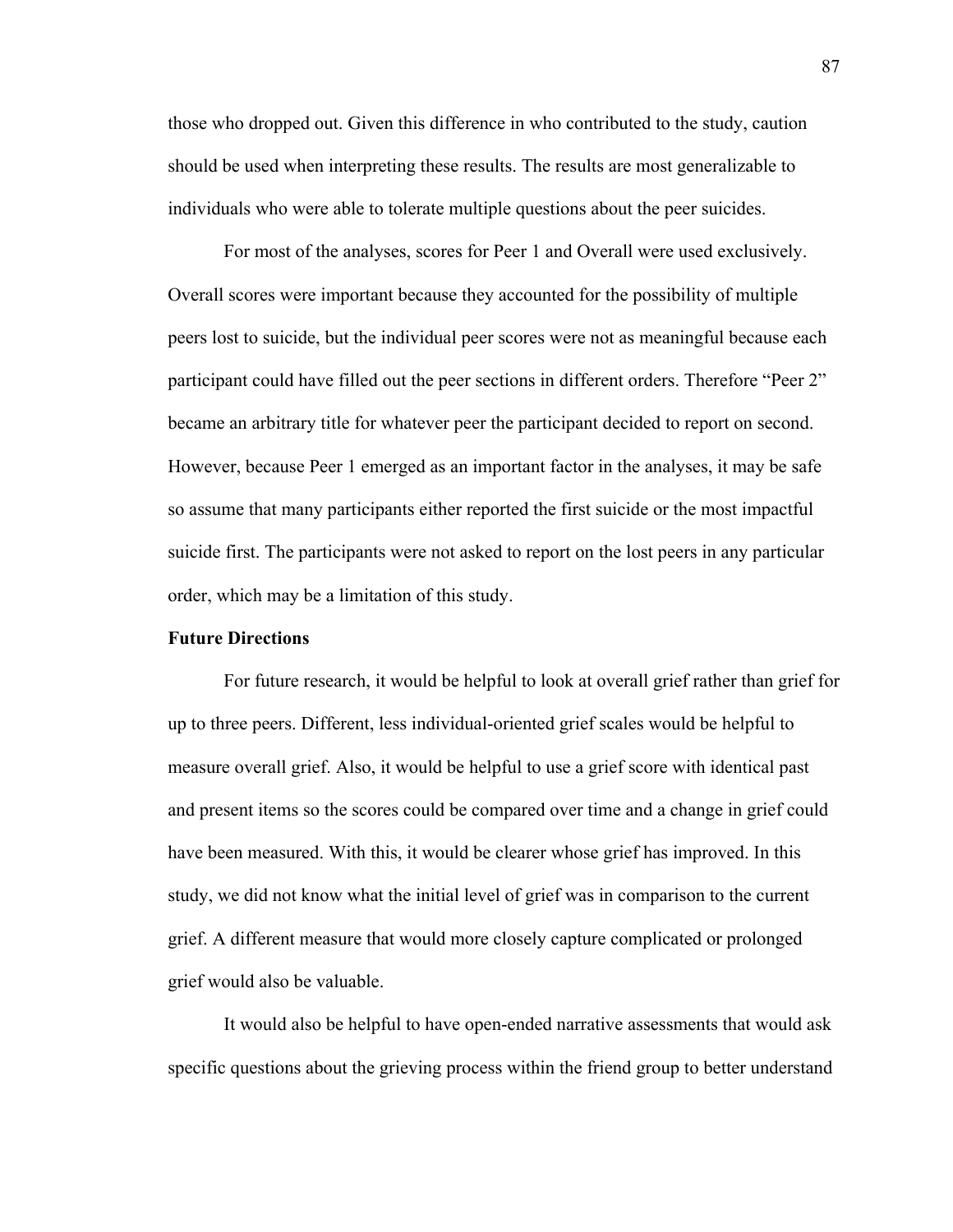those who dropped out. Given this difference in who contributed to the study, caution should be used when interpreting these results. The results are most generalizable to individuals who were able to tolerate multiple questions about the peer suicides.

For most of the analyses, scores for Peer 1 and Overall were used exclusively. Overall scores were important because they accounted for the possibility of multiple peers lost to suicide, but the individual peer scores were not as meaningful because each participant could have filled out the peer sections in different orders. Therefore "Peer 2" became an arbitrary title for whatever peer the participant decided to report on second. However, because Peer 1 emerged as an important factor in the analyses, it may be safe so assume that many participants either reported the first suicide or the most impactful suicide first. The participants were not asked to report on the lost peers in any particular order, which may be a limitation of this study.

**Future Directions**

For future research, it would be helpful to look at overall grief rather than grief for up to three peers. Different, less individual-oriented grief scales would be helpful to measure overall grief. Also, it would be helpful to use a grief score with identical past and present items so the scores could be compared over time and a change in grief could have been measured. With this, it would be clearer whose grief has improved. In this study, we did not know what the initial level of grief was in comparison to the current grief. A different measure that would more closely capture complicated or prolonged grief would also be valuable.

It would also be helpful to have open-ended narrative assessments that would ask specific questions about the grieving process within the friend group to better understand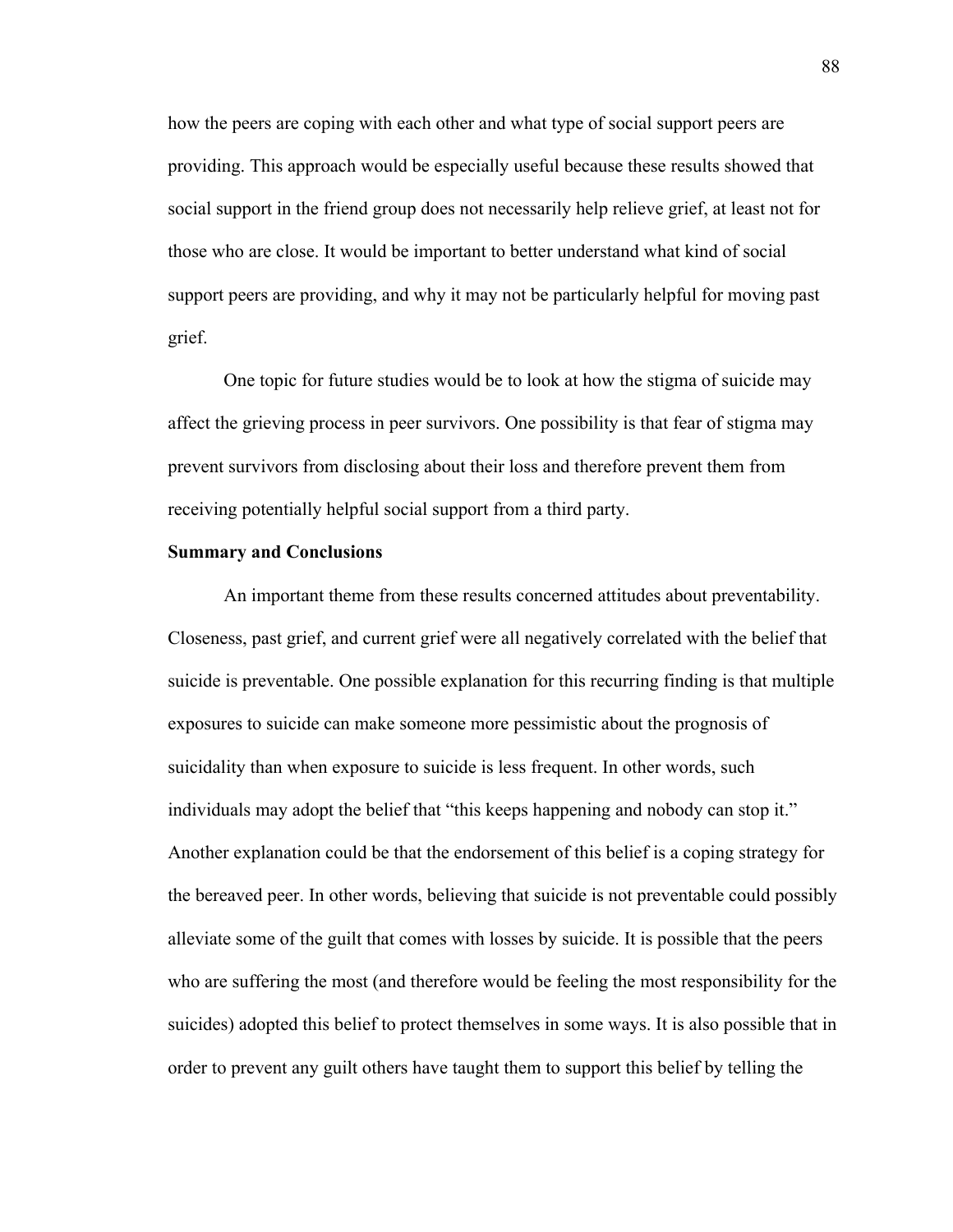how the peers are coping with each other and what type of social support peers are providing. This approach would be especially useful because these results showed that social support in the friend group does not necessarily help relieve grief, at least not for those who are close. It would be important to better understand what kind of social support peers are providing, and why it may not be particularly helpful for moving past grief.

One topic for future studies would be to look at how the stigma of suicide may affect the grieving process in peer survivors. One possibility is that fear of stigma may prevent survivors from disclosing about their loss and therefore prevent them from receiving potentially helpful social support from a third party.

**Summary and Conclusions**

An important theme from these results concerned attitudes about preventability. Closeness, past grief, and current grief were all negatively correlated with the belief that suicide is preventable. One possible explanation for this recurring finding is that multiple exposures to suicide can make someone more pessimistic about the prognosis of suicidality than when exposure to suicide is less frequent. In other words, such individuals may adopt the belief that "this keeps happening and nobody can stop it." Another explanation could be that the endorsement of this belief is a coping strategy for the bereaved peer. In other words, believing that suicide is not preventable could possibly alleviate some of the guilt that comes with losses by suicide. It is possible that the peers who are suffering the most (and therefore would be feeling the most responsibility for the suicides) adopted this belief to protect themselves in some ways. It is also possible that in order to prevent any guilt others have taught them to support this belief by telling the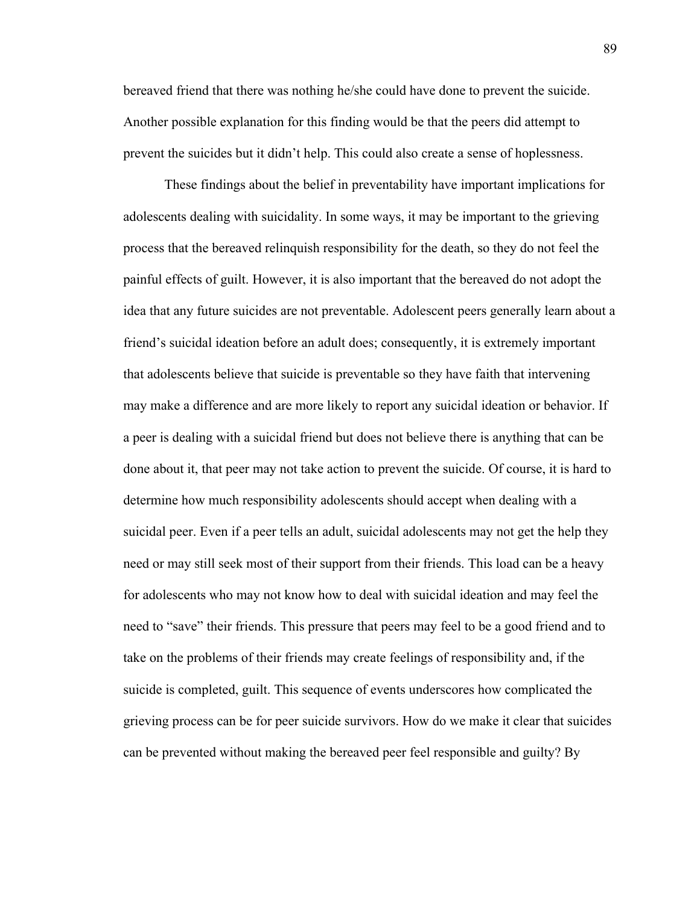bereaved friend that there was nothing he/she could have done to prevent the suicide. Another possible explanation for this finding would be that the peers did attempt to prevent the suicides but it didn't help. This could also create a sense of hoplessness.

These findings about the belief in preventability have important implications for adolescents dealing with suicidality. In some ways, it may be important to the grieving process that the bereaved relinquish responsibility for the death, so they do not feel the painful effects of guilt. However, it is also important that the bereaved do not adopt the idea that any future suicides are not preventable. Adolescent peers generally learn about a friend's suicidal ideation before an adult does; consequently, it is extremely important that adolescents believe that suicide is preventable so they have faith that intervening may make a difference and are more likely to report any suicidal ideation or behavior. If a peer is dealing with a suicidal friend but does not believe there is anything that can be done about it, that peer may not take action to prevent the suicide. Of course, it is hard to determine how much responsibility adolescents should accept when dealing with a suicidal peer. Even if a peer tells an adult, suicidal adolescents may not get the help they need or may still seek most of their support from their friends. This load can be a heavy for adolescents who may not know how to deal with suicidal ideation and may feel the need to "save" their friends. This pressure that peers may feel to be a good friend and to take on the problems of their friends may create feelings of responsibility and, if the suicide is completed, guilt. This sequence of events underscores how complicated the grieving process can be for peer suicide survivors. How do we make it clear that suicides can be prevented without making the bereaved peer feel responsible and guilty? By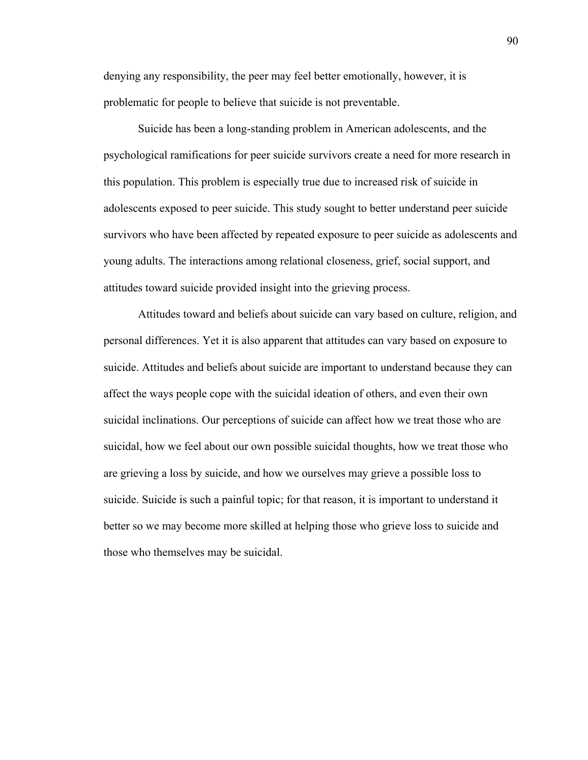denying any responsibility, the peer may feel better emotionally, however, it is problematic for people to believe that suicide is not preventable.

Suicide has been a long-standing problem in American adolescents, and the psychological ramifications for peer suicide survivors create a need for more research in this population. This problem is especially true due to increased risk of suicide in adolescents exposed to peer suicide. This study sought to better understand peer suicide survivors who have been affected by repeated exposure to peer suicide as adolescents and young adults. The interactions among relational closeness, grief, social support, and attitudes toward suicide provided insight into the grieving process.

Attitudes toward and beliefs about suicide can vary based on culture, religion, and personal differences. Yet it is also apparent that attitudes can vary based on exposure to suicide. Attitudes and beliefs about suicide are important to understand because they can affect the ways people cope with the suicidal ideation of others, and even their own suicidal inclinations. Our perceptions of suicide can affect how we treat those who are suicidal, how we feel about our own possible suicidal thoughts, how we treat those who are grieving a loss by suicide, and how we ourselves may grieve a possible loss to suicide. Suicide is such a painful topic; for that reason, it is important to understand it better so we may become more skilled at helping those who grieve loss to suicide and those who themselves may be suicidal.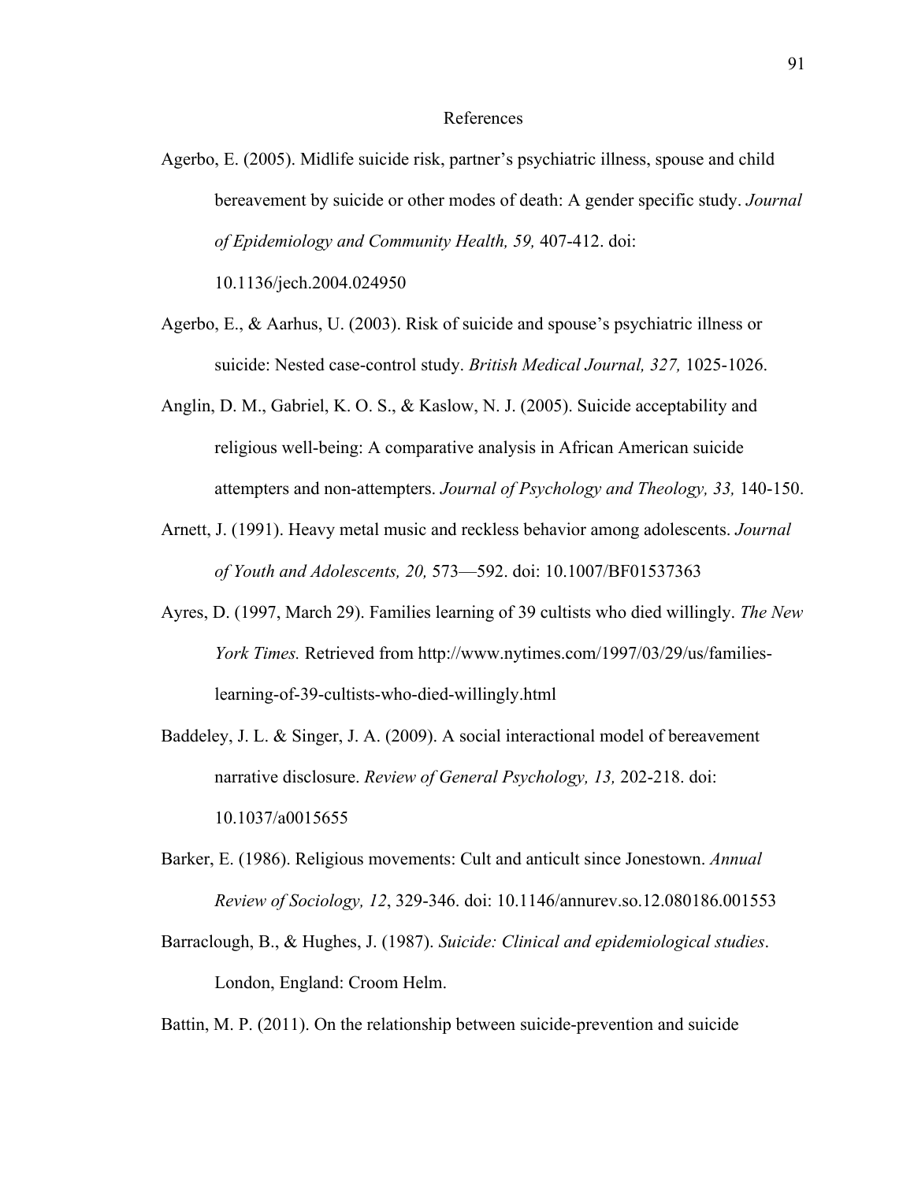# References

Agerbo, E. (2005). Midlife suicide risk, partner's psychiatric illness, spouse and child bereavement by suicide or other modes of death: A gender specific study. *Journal of Epidemiology and Community Health, 59,* 407-412. doi: 10.1136/jech.2004.024950

Agerbo, E., & Aarhus, U. (2003). Risk of suicide and spouse's psychiatric illness or suicide: Nested case-control study. *British Medical Journal, 327,* 1025-1026.

Anglin, D. M., Gabriel, K. O. S., & Kaslow, N. J. (2005). Suicide acceptability and religious well-being: A comparative analysis in African American suicide attempters and non-attempters. *Journal of Psychology and Theology, 33,* 140-150.

Arnett, J. (1991). Heavy metal music and reckless behavior among adolescents. *Journal of Youth and Adolescents, 20,* 573—592. doi: 10.1007/BF01537363

Ayres, D. (1997, March 29). Families learning of 39 cultists who died willingly. *The New York Times.* Retrieved from http://www.nytimes.com/1997/03/29/us/families-learning-of-39-cultists-who-died-willingly.html

Baddeley, J. L. & Singer, J. A. (2009). A social interactional model of bereavement narrative disclosure. *Review of General Psychology, 13,* 202-218. doi: 10.1037/a0015655

Barker, E. (1986). Religious movements: Cult and anticult since Jonestown. *Annual Review of Sociology, 12*, 329-346. doi: 10.1146/annurev.so.12.080186.001553

Barraclough, B., & Hughes, J. (1987). *Suicide: Clinical and epidemiological studies*. London, England: Croom Helm.

Battin, M. P. (2011). On the relationship between suicide-prevention and suicide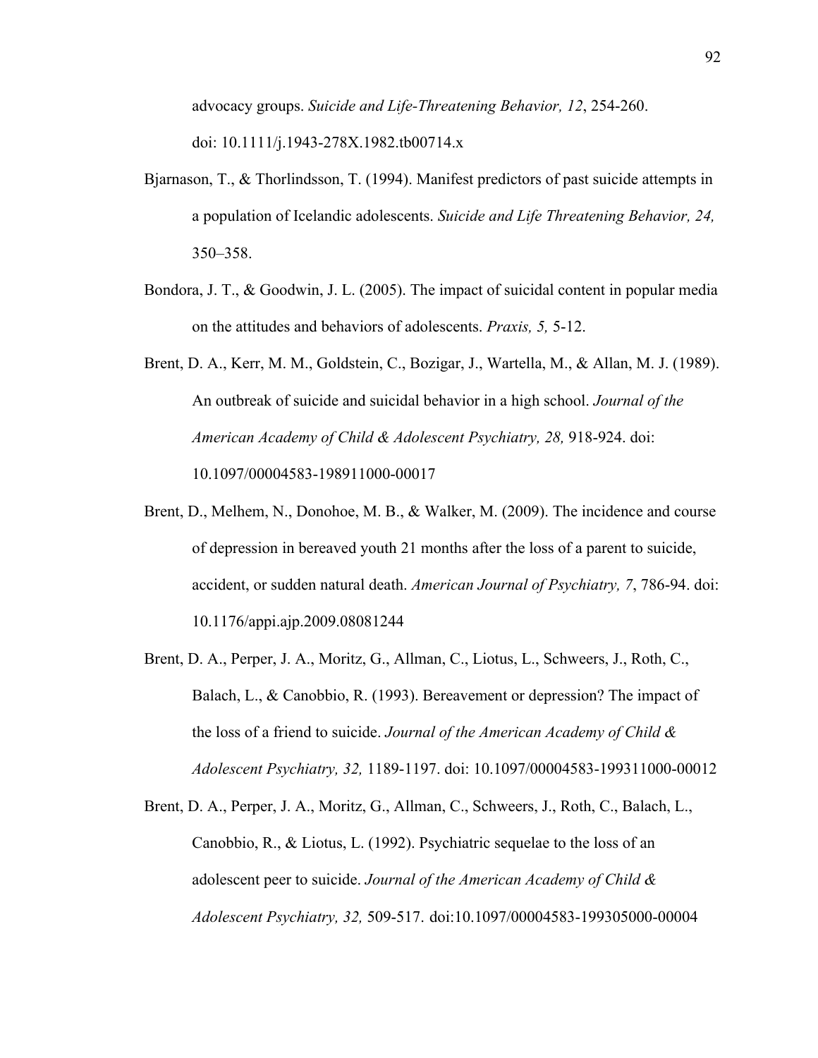advocacy groups. *Suicide and Life-Threatening Behavior, 12*, 254-260. doi: 10.1111/j.1943-278X.1982.tb00714.x

Bjarnason, T., & Thorlindsson, T. (1994). Manifest predictors of past suicide attempts in a population of Icelandic adolescents. *Suicide and Life Threatening Behavior, 24,* 350–358.

Bondora, J. T., & Goodwin, J. L. (2005). The impact of suicidal content in popular media on the attitudes and behaviors of adolescents. *Praxis, 5,* 5-12.

Brent, D. A., Kerr, M. M., Goldstein, C., Bozigar, J., Wartella, M., & Allan, M. J. (1989). An outbreak of suicide and suicidal behavior in a high school. *Journal of the American Academy of Child & Adolescent Psychiatry, 28,* 918-924. doi: 10.1097/00004583-198911000-00017

Brent, D., Melhem, N., Donohoe, M. B., & Walker, M. (2009). The incidence and course of depression in bereaved youth 21 months after the loss of a parent to suicide, accident, or sudden natural death. *American Journal of Psychiatry, 7*, 786-94. doi: 10.1176/appi.ajp.2009.08081244

Brent, D. A., Perper, J. A., Moritz, G., Allman, C., Liotus, L., Schweers, J., Roth, C., Balach, L., & Canobbio, R. (1993). Bereavement or depression? The impact of the loss of a friend to suicide. *Journal of the American Academy of Child & Adolescent Psychiatry, 32,* 1189-1197. doi: 10.1097/00004583-199311000-00012

Brent, D. A., Perper, J. A., Moritz, G., Allman, C., Schweers, J., Roth, C., Balach, L., Canobbio, R., & Liotus, L. (1992). Psychiatric sequelae to the loss of an adolescent peer to suicide. *Journal of the American Academy of Child & Adolescent Psychiatry, 32,* 509-517. doi:10.1097/00004583-199305000-00004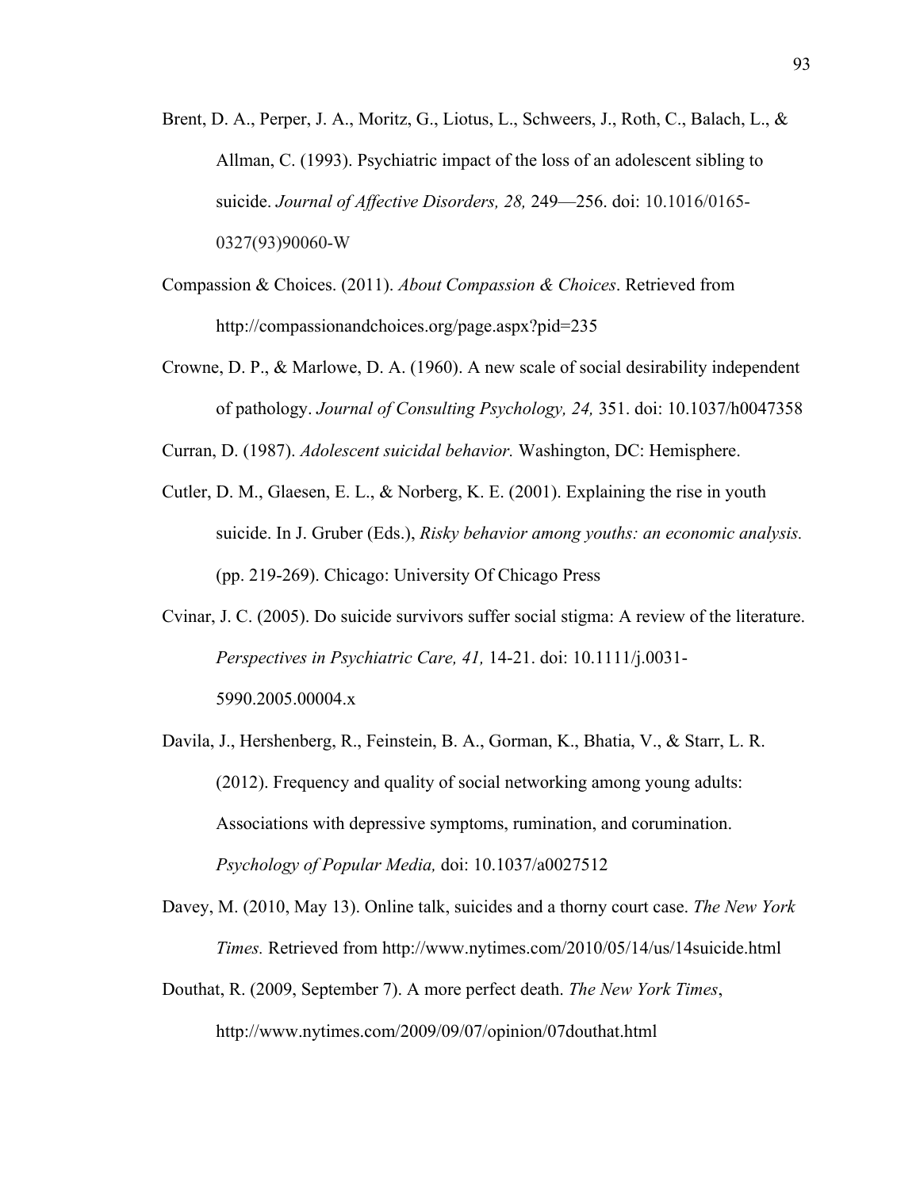Brent, D. A., Perper, J. A., Moritz, G., Liotus, L., Schweers, J., Roth, C., Balach, L., & Allman, C. (1993). Psychiatric impact of the loss of an adolescent sibling to suicide. *Journal of Affective Disorders, 28,* 249—256. doi: 10.1016/0165-0327(93)90060-W

Compassion & Choices. (2011). *About Compassion & Choices*. Retrieved from http://compassionandchoices.org/page.aspx?pid=235

Crowne, D. P., & Marlowe, D. A. (1960). A new scale of social desirability independent of pathology. *Journal of Consulting Psychology, 24,* 351. doi: 10.1037/h0047358

Curran, D. (1987). *Adolescent suicidal behavior.* Washington, DC: Hemisphere.

Cutler, D. M., Glaesen, E. L., & Norberg, K. E. (2001). Explaining the rise in youth suicide. In J. Gruber (Eds.), *Risky behavior among youths: an economic analysis.* (pp. 219-269). Chicago: University Of Chicago Press

Cvinar, J. C. (2005). Do suicide survivors suffer social stigma: A review of the literature. *Perspectives in Psychiatric Care, 41,* 14-21. doi: 10.1111/j.0031-5990.2005.00004.x

Davila, J., Hershenberg, R., Feinstein, B. A., Gorman, K., Bhatia, V., & Starr, L. R. (2012). Frequency and quality of social networking among young adults: Associations with depressive symptoms, rumination, and corumination. *Psychology of Popular Media,* doi: 10.1037/a0027512

Davey, M. (2010, May 13). Online talk, suicides and a thorny court case. *The New York Times.* Retrieved from http://www.nytimes.com/2010/05/14/us/14suicide.html

Douthat, R. (2009, September 7). A more perfect death. *The New York Times*, http://www.nytimes.com/2009/09/07/opinion/07douthat.html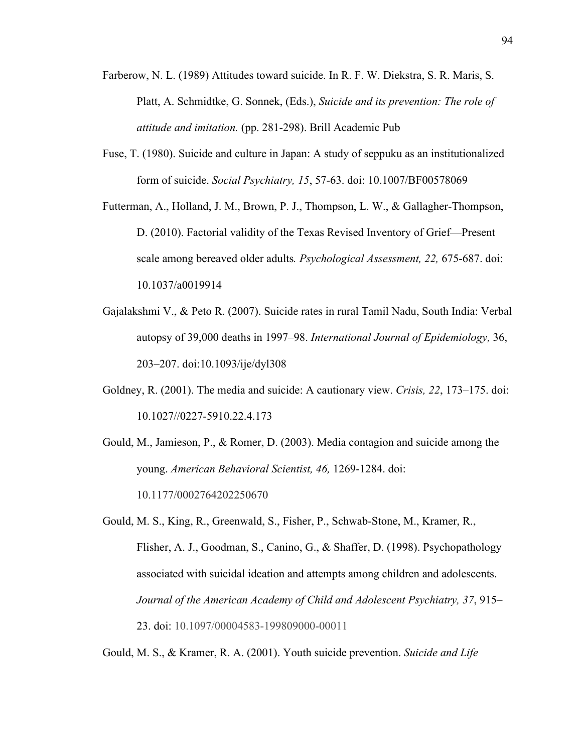Farberow, N. L. (1989) Attitudes toward suicide. In R. F. W. Diekstra, S. R. Maris, S. Platt, A. Schmidtke, G. Sonnek, (Eds.), *Suicide and its prevention: The role of attitude and imitation.* (pp. 281-298). Brill Academic Pub

Fuse, T. (1980). Suicide and culture in Japan: A study of seppuku as an institutionalized form of suicide. *Social Psychiatry, 15*, 57-63. doi: 10.1007/BF00578069

Futterman, A., Holland, J. M., Brown, P. J., Thompson, L. W., & Gallagher-Thompson, D. (2010). Factorial validity of the Texas Revised Inventory of Grief—Present scale among bereaved older adults*. Psychological Assessment, 22,* 675-687. doi: 10.1037/a0019914

Gajalakshmi V., & Peto R. (2007). Suicide rates in rural Tamil Nadu, South India: Verbal autopsy of 39,000 deaths in 1997–98. *International Journal of Epidemiology,* 36, 203–207. doi:10.1093/ije/dyl308

Goldney, R. (2001). The media and suicide: A cautionary view. *Crisis, 22*, 173–175. doi: 10.1027//0227-5910.22.4.173

Gould, M., Jamieson, P., & Romer, D. (2003). Media contagion and suicide among the young. *American Behavioral Scientist, 46,* 1269-1284. doi: 10.1177/0002764202250670

Gould, M. S., King, R., Greenwald, S., Fisher, P., Schwab-Stone, M., Kramer, R., Flisher, A. J., Goodman, S., Canino, G., & Shaffer, D. (1998). Psychopathology associated with suicidal ideation and attempts among children and adolescents. *Journal of the American Academy of Child and Adolescent Psychiatry, 37*, 915–23. doi: 10.1097/00004583-199809000-00011

Gould, M. S., & Kramer, R. A. (2001). Youth suicide prevention. *Suicide and Life*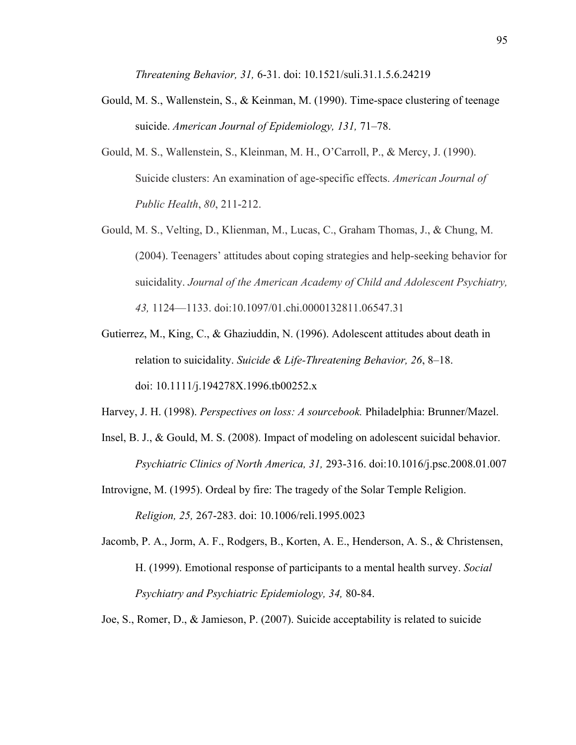*Threatening Behavior, 31,* 6-31. doi: 10.1521/suli.31.1.5.6.24219

Gould, M. S., Wallenstein, S., & Keinman, M. (1990). Time-space clustering of teenage suicide. *American Journal of Epidemiology, 131,* 71–78.

Gould, M. S., Wallenstein, S., Kleinman, M. H., O'Carroll, P., & Mercy, J. (1990). Suicide clusters: An examination of age-specific effects. *American Journal of Public Health*, *80*, 211-212.

Gould, M. S., Velting, D., Klienman, M., Lucas, C., Graham Thomas, J., & Chung, M. (2004). Teenagers' attitudes about coping strategies and help-seeking behavior for suicidality. *Journal of the American Academy of Child and Adolescent Psychiatry, 43,* 1124—1133. doi:10.1097/01.chi.0000132811.06547.31

Gutierrez, M., King, C., & Ghaziuddin, N. (1996). Adolescent attitudes about death in relation to suicidality. *Suicide & Life-Threatening Behavior, 26*, 8–18. doi: 10.1111/j.194278X.1996.tb00252.x

Harvey, J. H. (1998). *Perspectives on loss: A sourcebook.* Philadelphia: Brunner/Mazel.

Insel, B. J., & Gould, M. S. (2008). Impact of modeling on adolescent suicidal behavior. *Psychiatric Clinics of North America, 31,* 293-316. doi:10.1016/j.psc.2008.01.007

Introvigne, M. (1995). Ordeal by fire: The tragedy of the Solar Temple Religion. *Religion, 25,* 267-283. doi: 10.1006/reli.1995.0023

Jacomb, P. A., Jorm, A. F., Rodgers, B., Korten, A. E., Henderson, A. S., & Christensen, H. (1999). Emotional response of participants to a mental health survey. *Social Psychiatry and Psychiatric Epidemiology, 34,* 80-84.

Joe, S., Romer, D., & Jamieson, P. (2007). Suicide acceptability is related to suicide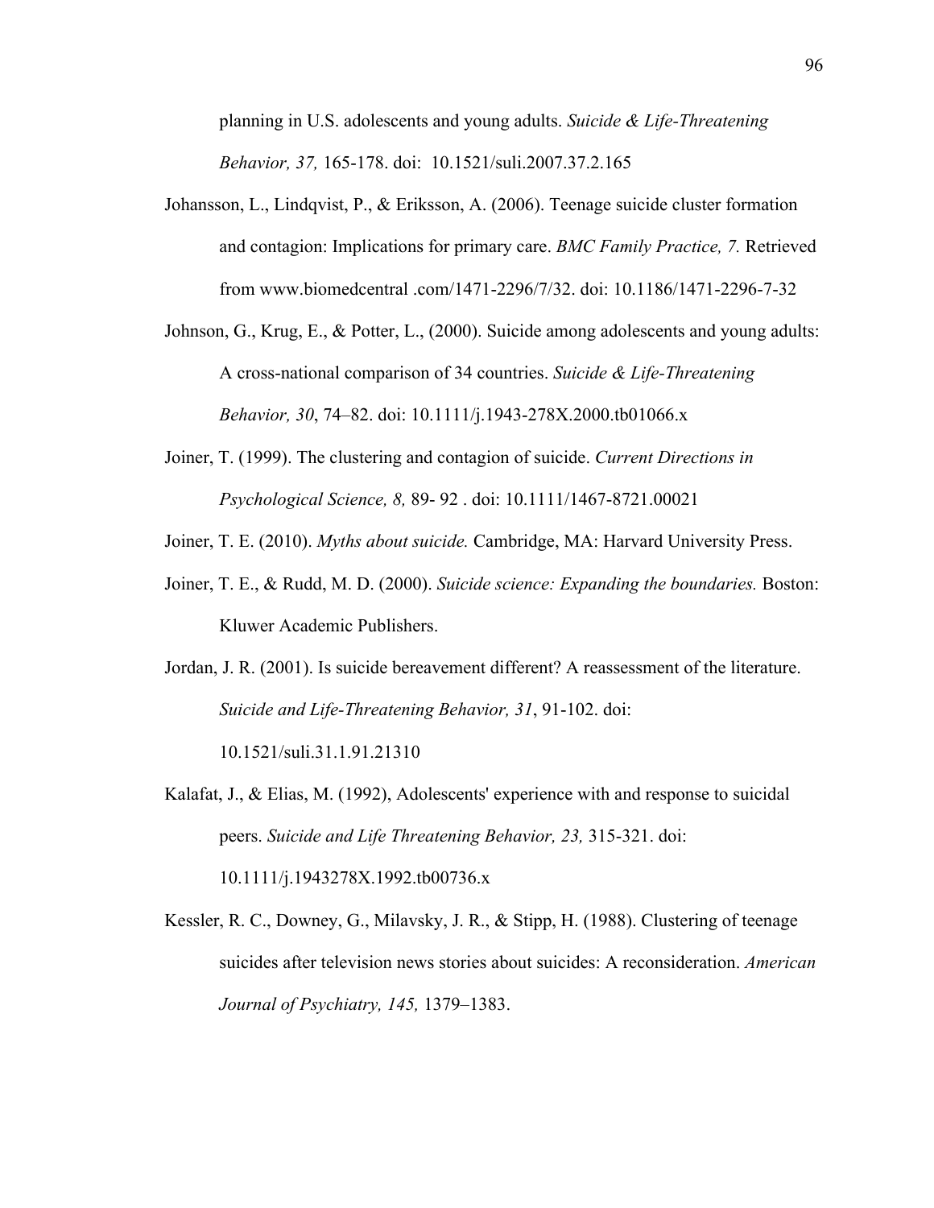planning in U.S. adolescents and young adults. *Suicide & Life-Threatening Behavior, 37,* 165-178. doi:  10.1521/suli.2007.37.2.165

Johansson, L., Lindqvist, P., & Eriksson, A. (2006). Teenage suicide cluster formation and contagion: Implications for primary care. *BMC Family Practice, 7.* Retrieved from www.biomedcentral .com/1471-2296/7/32. doi: 10.1186/1471-2296-7-32

Johnson, G., Krug, E., & Potter, L., (2000). Suicide among adolescents and young adults: A cross-national comparison of 34 countries. *Suicide & Life-Threatening Behavior, 30*, 74–82. doi: 10.1111/j.1943-278X.2000.tb01066.x

Joiner, T. (1999). The clustering and contagion of suicide. *Current Directions in Psychological Science, 8,* 89- 92 . doi: 10.1111/1467-8721.00021

Joiner, T. E. (2010). *Myths about suicide.* Cambridge, MA: Harvard University Press.

Joiner, T. E., & Rudd, M. D. (2000). *Suicide science: Expanding the boundaries.* Boston: Kluwer Academic Publishers.

Jordan, J. R. (2001). Is suicide bereavement different? A reassessment of the literature. *Suicide and Life-Threatening Behavior, 31*, 91-102. doi: 10.1521/suli.31.1.91.21310

Kalafat, J., & Elias, M. (1992), Adolescents' experience with and response to suicidal peers. *Suicide and Life Threatening Behavior, 23,* 315-321. doi: 10.1111/j.1943278X.1992.tb00736.x

Kessler, R. C., Downey, G., Milavsky, J. R., & Stipp, H. (1988). Clustering of teenage suicides after television news stories about suicides: A reconsideration. *American Journal of Psychiatry, 145,* 1379–1383.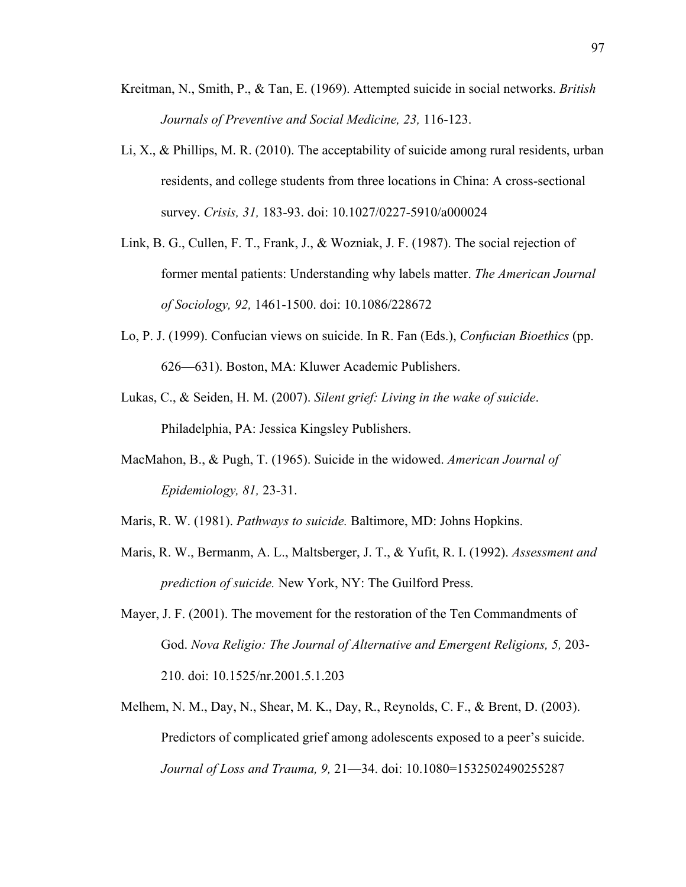Kreitman, N., Smith, P., & Tan, E. (1969). Attempted suicide in social networks. *British Journals of Preventive and Social Medicine, 23,* 116-123.

Li, X., & Phillips, M. R. (2010). The acceptability of suicide among rural residents, urban residents, and college students from three locations in China: A cross-sectional survey. *Crisis, 31,* 183-93. doi: 10.1027/0227-5910/a000024

Link, B. G., Cullen, F. T., Frank, J., & Wozniak, J. F. (1987). The social rejection of former mental patients: Understanding why labels matter. *The American Journal of Sociology, 92,* 1461-1500. doi: 10.1086/228672

Lo, P. J. (1999). Confucian views on suicide. In R. Fan (Eds.), *Confucian Bioethics* (pp. 626—631). Boston, MA: Kluwer Academic Publishers.

Lukas, C., & Seiden, H. M. (2007). *Silent grief: Living in the wake of suicide*. Philadelphia, PA: Jessica Kingsley Publishers.

MacMahon, B., & Pugh, T. (1965). Suicide in the widowed. *American Journal of Epidemiology, 81,* 23-31.

Maris, R. W. (1981). *Pathways to suicide.* Baltimore, MD: Johns Hopkins.

Maris, R. W., Bermanm, A. L., Maltsberger, J. T., & Yufit, R. I. (1992). *Assessment and prediction of suicide.* New York, NY: The Guilford Press.

Mayer, J. F. (2001). The movement for the restoration of the Ten Commandments of God. *Nova Religio: The Journal of Alternative and Emergent Religions, 5,* 203-210. doi: 10.1525/nr.2001.5.1.203

Melhem, N. M., Day, N., Shear, M. K., Day, R., Reynolds, C. F., & Brent, D. (2003). Predictors of complicated grief among adolescents exposed to a peer's suicide. *Journal of Loss and Trauma, 9,* 21—34. doi: 10.1080=1532502490255287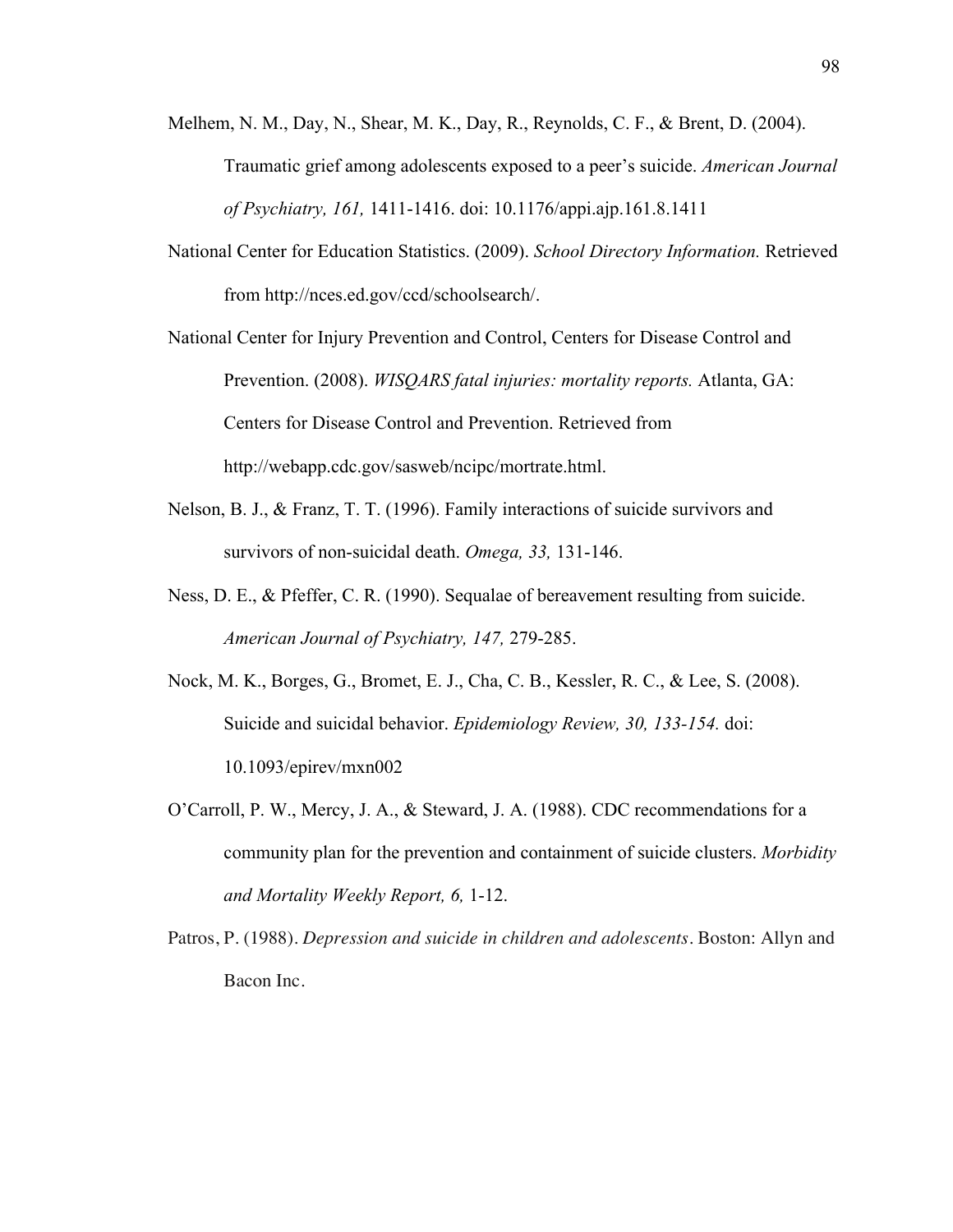Melhem, N. M., Day, N., Shear, M. K., Day, R., Reynolds, C. F., & Brent, D. (2004). Traumatic grief among adolescents exposed to a peer's suicide. *American Journal of Psychiatry, 161,* 1411-1416. doi: 10.1176/appi.ajp.161.8.1411

National Center for Education Statistics. (2009). *School Directory Information.* Retrieved from http://nces.ed.gov/ccd/schoolsearch/.

National Center for Injury Prevention and Control, Centers for Disease Control and Prevention. (2008). *WISQARS fatal injuries: mortality reports.* Atlanta, GA: Centers for Disease Control and Prevention. Retrieved from http://webapp.cdc.gov/sasweb/ncipc/mortrate.html.

Nelson, B. J., & Franz, T. T. (1996). Family interactions of suicide survivors and survivors of non-suicidal death. *Omega, 33,* 131-146.

Ness, D. E., & Pfeffer, C. R. (1990). Sequalae of bereavement resulting from suicide. *American Journal of Psychiatry, 147,* 279-285.

Nock, M. K., Borges, G., Bromet, E. J., Cha, C. B., Kessler, R. C., & Lee, S. (2008). Suicide and suicidal behavior. *Epidemiology Review, 30, 133-154.* doi: 10.1093/epirev/mxn002

O'Carroll, P. W., Mercy, J. A., & Steward, J. A. (1988). CDC recommendations for a community plan for the prevention and containment of suicide clusters. *Morbidity and Mortality Weekly Report, 6,* 1-12.

Patros, P. (1988). *Depression and suicide in children and adolescents*. Boston: Allyn and Bacon Inc.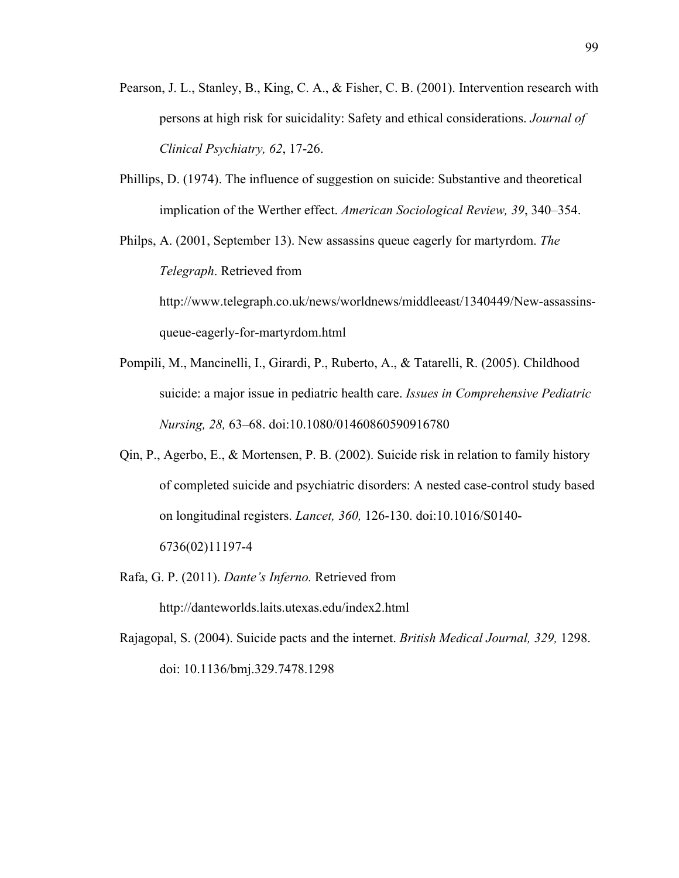Pearson, J. L., Stanley, B., King, C. A., & Fisher, C. B. (2001). Intervention research with persons at high risk for suicidality: Safety and ethical considerations. *Journal of Clinical Psychiatry, 62*, 17-26.

Phillips, D. (1974). The influence of suggestion on suicide: Substantive and theoretical implication of the Werther effect. *American Sociological Review, 39*, 340–354.

Philps, A. (2001, September 13). New assassins queue eagerly for martyrdom. *The Telegraph*. Retrieved from http://www.telegraph.co.uk/news/worldnews/middleeast/1340449/New-assassins-queue-eagerly-for-martyrdom.html

Pompili, M., Mancinelli, I., Girardi, P., Ruberto, A., & Tatarelli, R. (2005). Childhood suicide: a major issue in pediatric health care. *Issues in Comprehensive Pediatric Nursing, 28,* 63–68. doi:10.1080/01460860590916780

Qin, P., Agerbo, E., & Mortensen, P. B. (2002). Suicide risk in relation to family history of completed suicide and psychiatric disorders: A nested case-control study based on longitudinal registers. *Lancet, 360,* 126-130. doi:10.1016/S0140-6736(02)11197-4

Rafa, G. P. (2011). *Dante's Inferno.* Retrieved from http://danteworlds.laits.utexas.edu/index2.html

Rajagopal, S. (2004). Suicide pacts and the internet. *British Medical Journal, 329,* 1298. doi: 10.1136/bmj.329.7478.1298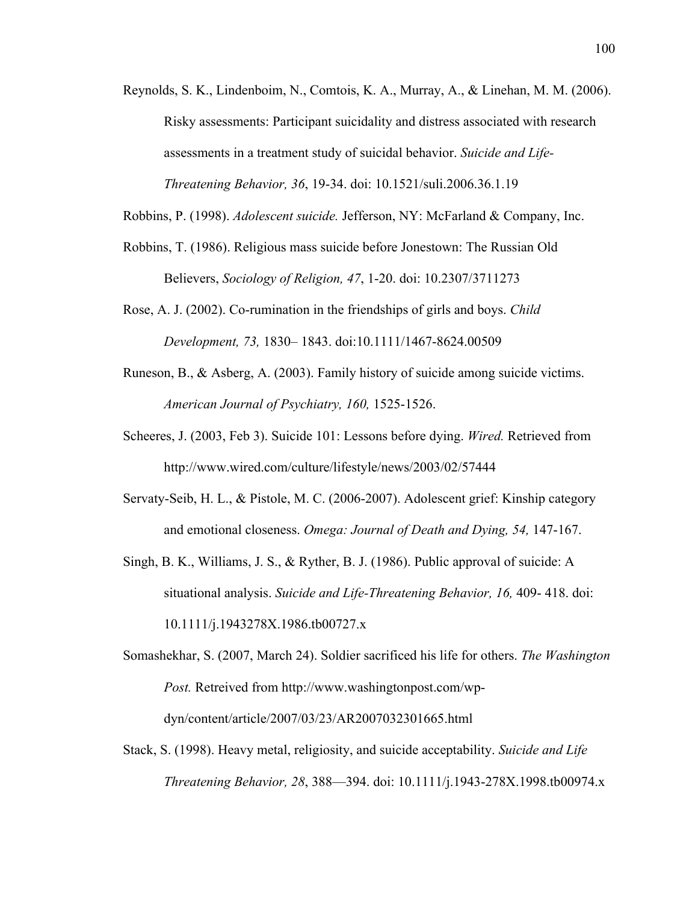Reynolds, S. K., Lindenboim, N., Comtois, K. A., Murray, A., & Linehan, M. M. (2006). Risky assessments: Participant suicidality and distress associated with research assessments in a treatment study of suicidal behavior. *Suicide and Life-Threatening Behavior, 36*, 19-34. doi: 10.1521/suli.2006.36.1.19

Robbins, P. (1998). *Adolescent suicide.* Jefferson, NY: McFarland & Company, Inc.

Robbins, T. (1986). Religious mass suicide before Jonestown: The Russian Old Believers, *Sociology of Religion, 47*, 1-20. doi: 10.2307/3711273

Rose, A. J. (2002). Co-rumination in the friendships of girls and boys. *Child Development, 73,* 1830– 1843. doi:10.1111/1467-8624.00509

Runeson, B., & Asberg, A. (2003). Family history of suicide among suicide victims. *American Journal of Psychiatry, 160,* 1525-1526.

Scheeres, J. (2003, Feb 3). Suicide 101: Lessons before dying. *Wired.* Retrieved from http://www.wired.com/culture/lifestyle/news/2003/02/57444

Servaty-Seib, H. L., & Pistole, M. C. (2006-2007). Adolescent grief: Kinship category and emotional closeness. *Omega: Journal of Death and Dying, 54,* 147-167.

Singh, B. K., Williams, J. S., & Ryther, B. J. (1986). Public approval of suicide: A situational analysis. *Suicide and Life-Threatening Behavior, 16,* 409- 418. doi: 10.1111/j.1943278X.1986.tb00727.x

Somashekhar, S. (2007, March 24). Soldier sacrificed his life for others. *The Washington Post.* Retreived from http://www.washingtonpost.com/wp-dyn/content/article/2007/03/23/AR2007032301665.html

Stack, S. (1998). Heavy metal, religiosity, and suicide acceptability. *Suicide and Life Threatening Behavior, 28*, 388—394. doi: 10.1111/j.1943-278X.1998.tb00974.x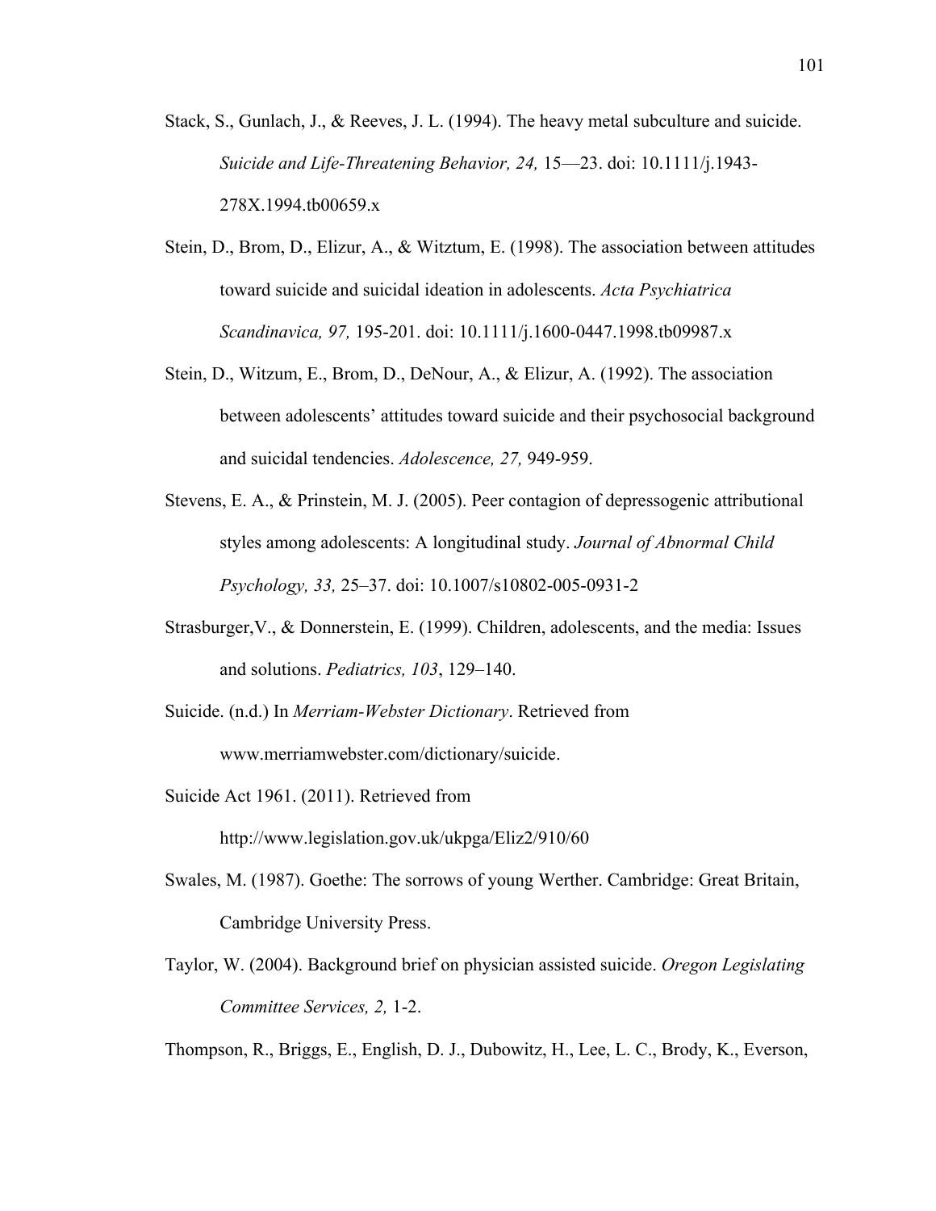Stack, S., Gunlach, J., & Reeves, J. L. (1994). The heavy metal subculture and suicide. *Suicide and Life-Threatening Behavior, 24,* 15—23. doi: 10.1111/j.1943-278X.1994.tb00659.x

Stein, D., Brom, D., Elizur, A., & Witztum, E. (1998). The association between attitudes toward suicide and suicidal ideation in adolescents. *Acta Psychiatrica Scandinavica, 97,* 195-201. doi: 10.1111/j.1600-0447.1998.tb09987.x

Stein, D., Witzum, E., Brom, D., DeNour, A., & Elizur, A. (1992). The association between adolescents' attitudes toward suicide and their psychosocial background and suicidal tendencies. *Adolescence, 27,* 949-959.

Stevens, E. A., & Prinstein, M. J. (2005). Peer contagion of depressogenic attributional styles among adolescents: A longitudinal study. *Journal of Abnormal Child Psychology, 33,* 25–37. doi: 10.1007/s10802-005-0931-2

Strasburger,V., & Donnerstein, E. (1999). Children, adolescents, and the media: Issues and solutions. *Pediatrics, 103*, 129–140.

Suicide. (n.d.) In *Merriam-Webster Dictionary*. Retrieved from www.merriamwebster.com/dictionary/suicide.

Suicide Act 1961. (2011). Retrieved from http://www.legislation.gov.uk/ukpga/Eliz2/910/60

Swales, M. (1987). Goethe: The sorrows of young Werther. Cambridge: Great Britain, Cambridge University Press.

Taylor, W. (2004). Background brief on physician assisted suicide. *Oregon Legislating Committee Services, 2,* 1-2.

Thompson, R., Briggs, E., English, D. J., Dubowitz, H., Lee, L. C., Brody, K., Everson,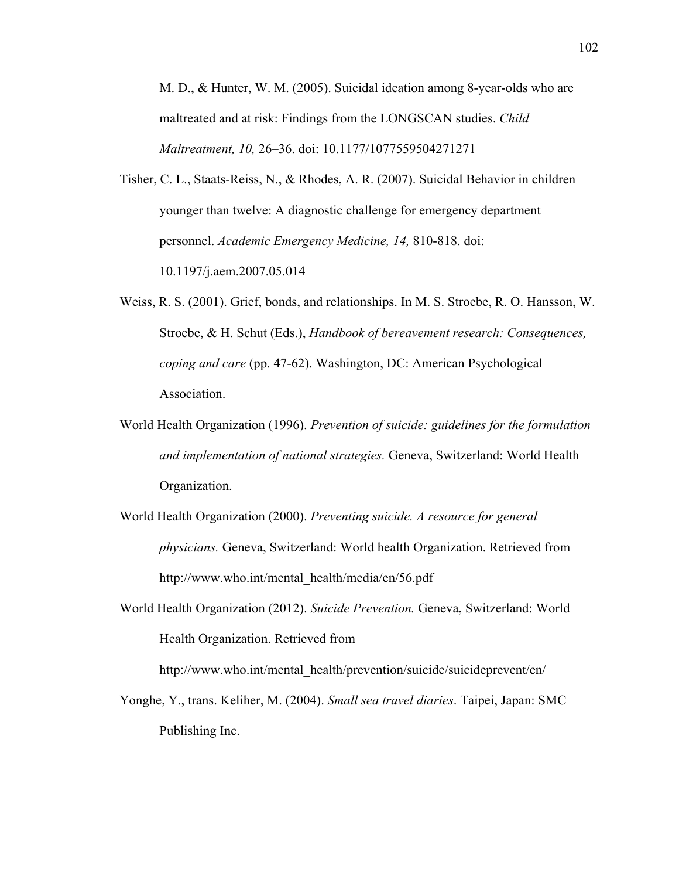M. D., & Hunter, W. M. (2005). Suicidal ideation among 8-year-olds who are maltreated and at risk: Findings from the LONGSCAN studies. *Child Maltreatment, 10,* 26–36. doi: 10.1177/1077559504271271

Tisher, C. L., Staats-Reiss, N., & Rhodes, A. R. (2007). Suicidal Behavior in children younger than twelve: A diagnostic challenge for emergency department personnel. *Academic Emergency Medicine, 14,* 810-818. doi: 10.1197/j.aem.2007.05.014

Weiss, R. S. (2001). Grief, bonds, and relationships. In M. S. Stroebe, R. O. Hansson, W. Stroebe, & H. Schut (Eds.), *Handbook of bereavement research: Consequences, coping and care* (pp. 47-62). Washington, DC: American Psychological Association.

World Health Organization (1996). *Prevention of suicide: guidelines for the formulation and implementation of national strategies.* Geneva, Switzerland: World Health Organization.

World Health Organization (2000). *Preventing suicide. A resource for general physicians.* Geneva, Switzerland: World health Organization. Retrieved from http://www.who.int/mental_health/media/en/56.pdf

World Health Organization (2012). *Suicide Prevention.* Geneva, Switzerland: World Health Organization. Retrieved from http://www.who.int/mental_health/prevention/suicide/suicideprevent/en/

Yonghe, Y., trans. Keliher, M. (2004). *Small sea travel diaries*. Taipei, Japan: SMC Publishing Inc.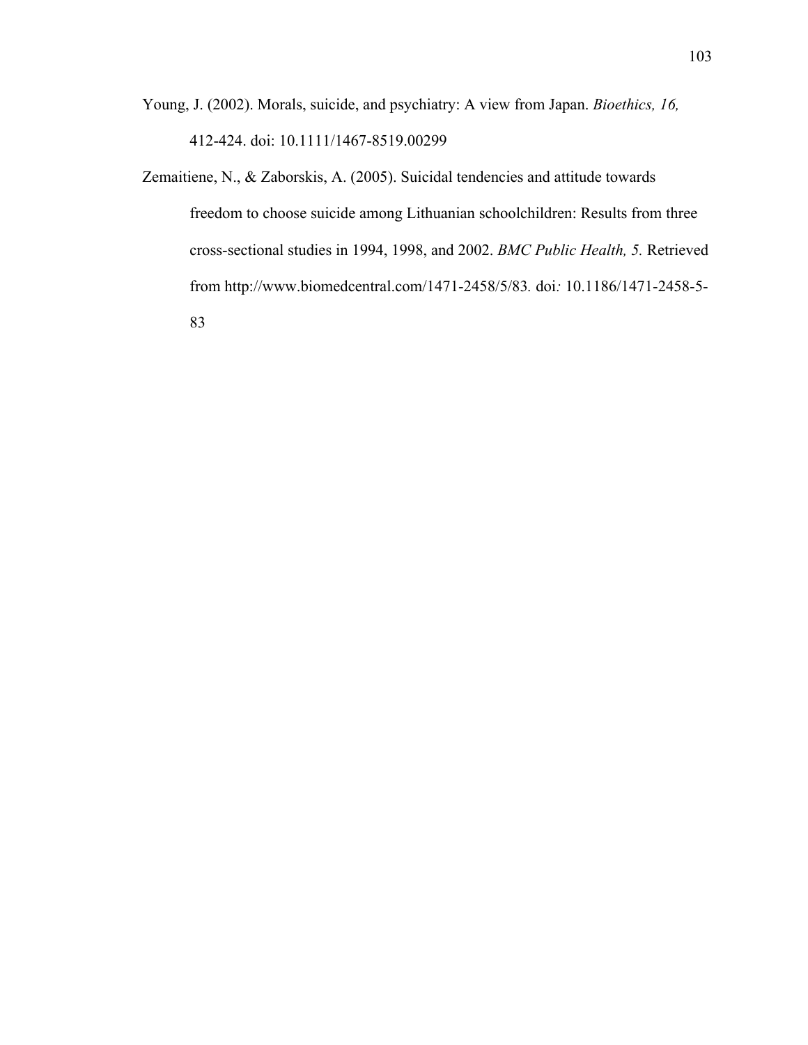Young, J. (2002). Morals, suicide, and psychiatry: A view from Japan. *Bioethics, 16,* 412-424. doi: 10.1111/1467-8519.00299

Zemaitiene, N., & Zaborskis, A. (2005). Suicidal tendencies and attitude towards freedom to choose suicide among Lithuanian schoolchildren: Results from three cross-sectional studies in 1994, 1998, and 2002. *BMC Public Health, 5.* Retrieved from http://www.biomedcentral.com/1471-2458/5/83. doi*:* 10.1186/1471-2458-5-83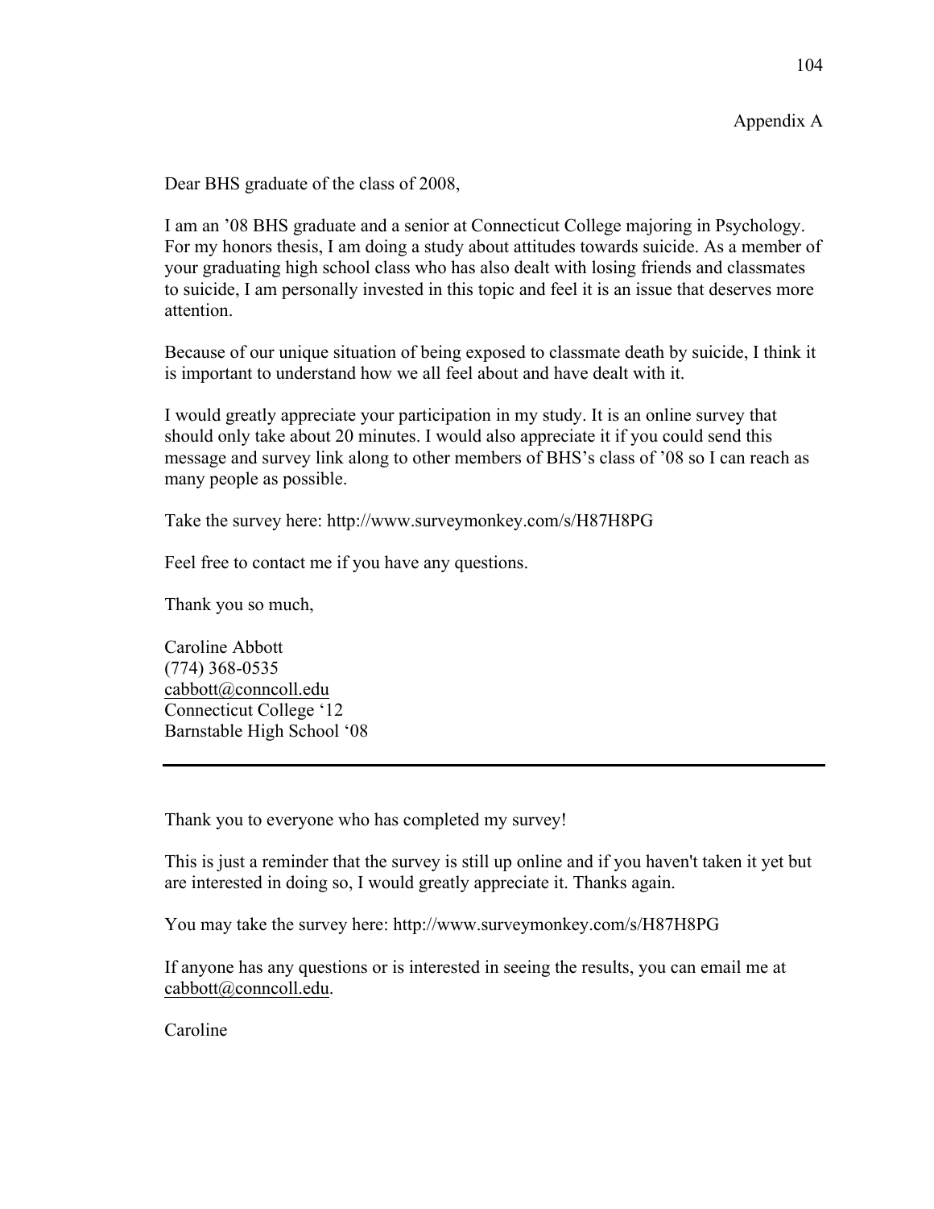Appendix A

Dear BHS graduate of the class of 2008,

I am an '08 BHS graduate and a senior at Connecticut College majoring in Psychology. For my honors thesis, I am doing a study about attitudes towards suicide. As a member of your graduating high school class who has also dealt with losing friends and classmates to suicide, I am personally invested in this topic and feel it is an issue that deserves more attention.

Because of our unique situation of being exposed to classmate death by suicide, I think it is important to understand how we all feel about and have dealt with it.

I would greatly appreciate your participation in my study. It is an online survey that should only take about 20 minutes. I would also appreciate it if you could send this message and survey link along to other members of BHS's class of '08 so I can reach as many people as possible.

Take the survey here: http://www.surveymonkey.com/s/H87H8PG

Feel free to contact me if you have any questions.

Thank you so much,

Caroline Abbott  
(774) 368-0535  
cabbott@conncoll.edu  
Connecticut College '12  
Barnstable High School '08

---

Thank you to everyone who has completed my survey!

This is just a reminder that the survey is still up online and if you haven't taken it yet but are interested in doing so, I would greatly appreciate it. Thanks again.

You may take the survey here: http://www.surveymonkey.com/s/H87H8PG

If anyone has any questions or is interested in seeing the results, you can email me at cabbott@conncoll.edu.

Caroline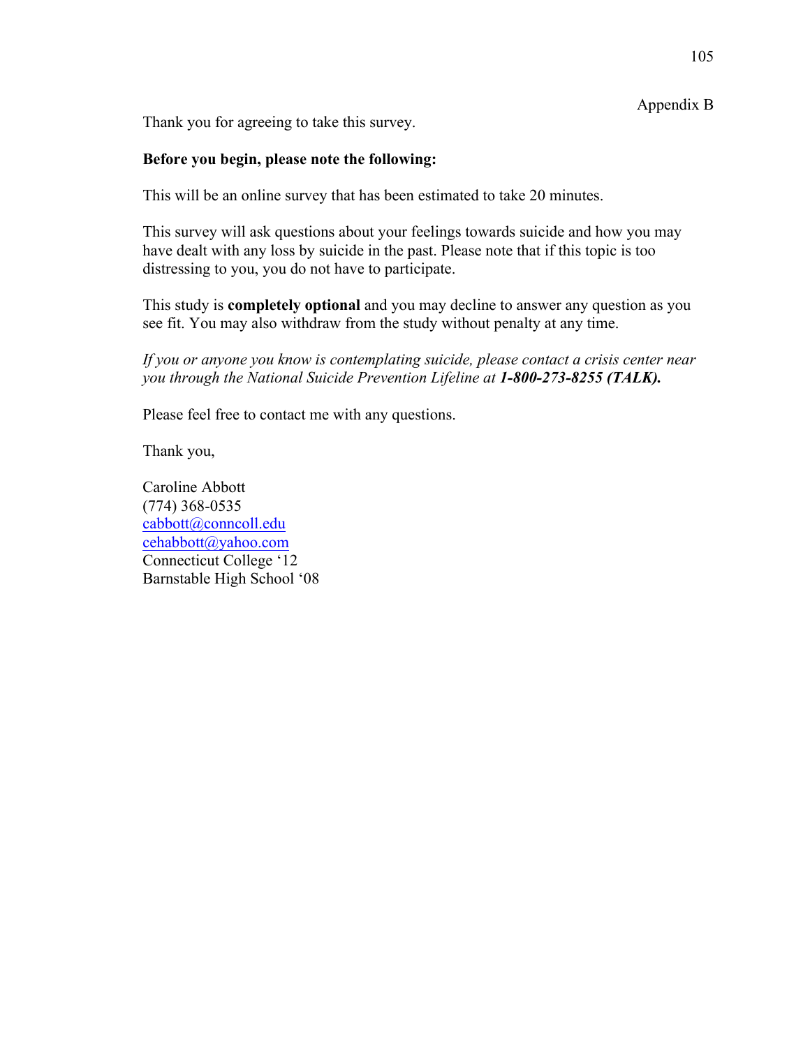Appendix B

Thank you for agreeing to take this survey.

**Before you begin, please note the following:**

This will be an online survey that has been estimated to take 20 minutes.

This survey will ask questions about your feelings towards suicide and how you may have dealt with any loss by suicide in the past. Please note that if this topic is too distressing to you, you do not have to participate.

This study is **completely optional** and you may decline to answer any question as you see fit. You may also withdraw from the study without penalty at any time.

*If you or anyone you know is contemplating suicide, please contact a crisis center near you through the National Suicide Prevention Lifeline at* ***1-800-273-8255 (TALK).***

Please feel free to contact me with any questions.

Thank you,

Caroline Abbott
(774) 368-0535
cabbott@conncoll.edu
cehabbott@yahoo.com
Connecticut College '12
Barnstable High School '08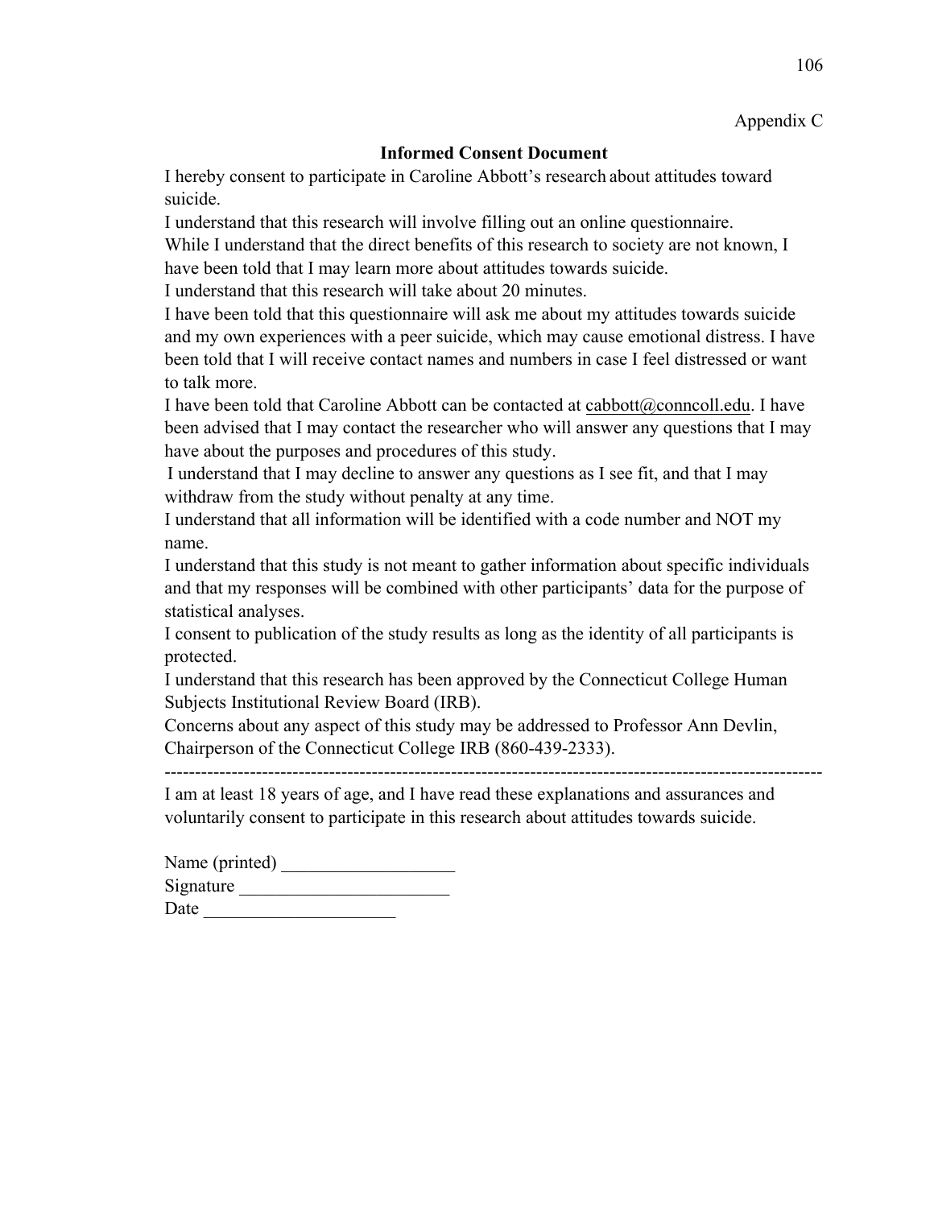Appendix C

**Informed Consent Document**

I hereby consent to participate in Caroline Abbott's research about attitudes toward suicide.

I understand that this research will involve filling out an online questionnaire.

While I understand that the direct benefits of this research to society are not known, I have been told that I may learn more about attitudes towards suicide.

I understand that this research will take about 20 minutes.

I have been told that this questionnaire will ask me about my attitudes towards suicide and my own experiences with a peer suicide, which may cause emotional distress. I have been told that I will receive contact names and numbers in case I feel distressed or want to talk more.

I have been told that Caroline Abbott can be contacted at cabbott@conncoll.edu. I have been advised that I may contact the researcher who will answer any questions that I may have about the purposes and procedures of this study.

I understand that I may decline to answer any questions as I see fit, and that I may withdraw from the study without penalty at any time.

I understand that all information will be identified with a code number and NOT my name.

I understand that this study is not meant to gather information about specific individuals and that my responses will be combined with other participants' data for the purpose of statistical analyses.

I consent to publication of the study results as long as the identity of all participants is protected.

I understand that this research has been approved by the Connecticut College Human Subjects Institutional Review Board (IRB).

Concerns about any aspect of this study may be addressed to Professor Ann Devlin, Chairperson of the Connecticut College IRB (860-439-2333).

---

I am at least 18 years of age, and I have read these explanations and assurances and voluntarily consent to participate in this research about attitudes towards suicide.

Name (printed) ___________________

Signature _______________________

Date _____________________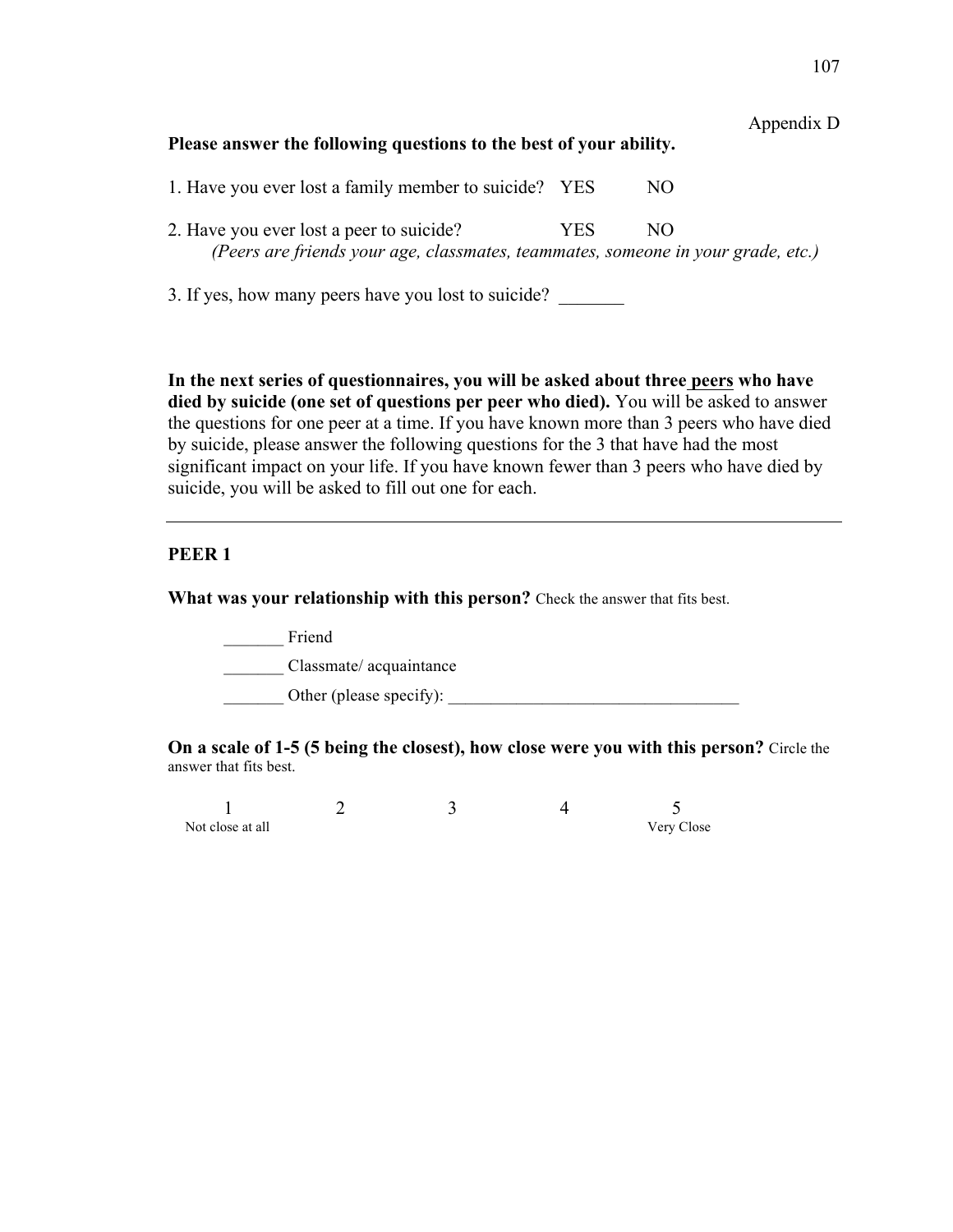Appendix D

**Please answer the following questions to the best of your ability.**

1. Have you ever lost a family member to suicide? YES NO

2. Have you ever lost a peer to suicide? YES NO
   *(Peers are friends your age, classmates, teammates, someone in your grade, etc.)*

3. If yes, how many peers have you lost to suicide? _______

**In the next series of questionnaires, you will be asked about three peers who have died by suicide (one set of questions per peer who died).** You will be asked to answer the questions for one peer at a time. If you have known more than 3 peers who have died by suicide, please answer the following questions for the 3 that have had the most significant impact on your life. If you have known fewer than 3 peers who have died by suicide, you will be asked to fill out one for each.

---

**PEER 1**

**What was your relationship with this person?** Check the answer that fits best.

_______ Friend

_______ Classmate/ acquaintance

_______ Other (please specify): ___________________________________

**On a scale of 1-5 (5 being the closest), how close were you with this person?** Circle the answer that fits best.

| 1 | 2 | 3 | 4 | 5 |
|---|---|---|---|---|
| Not close at all | | | | Very Close |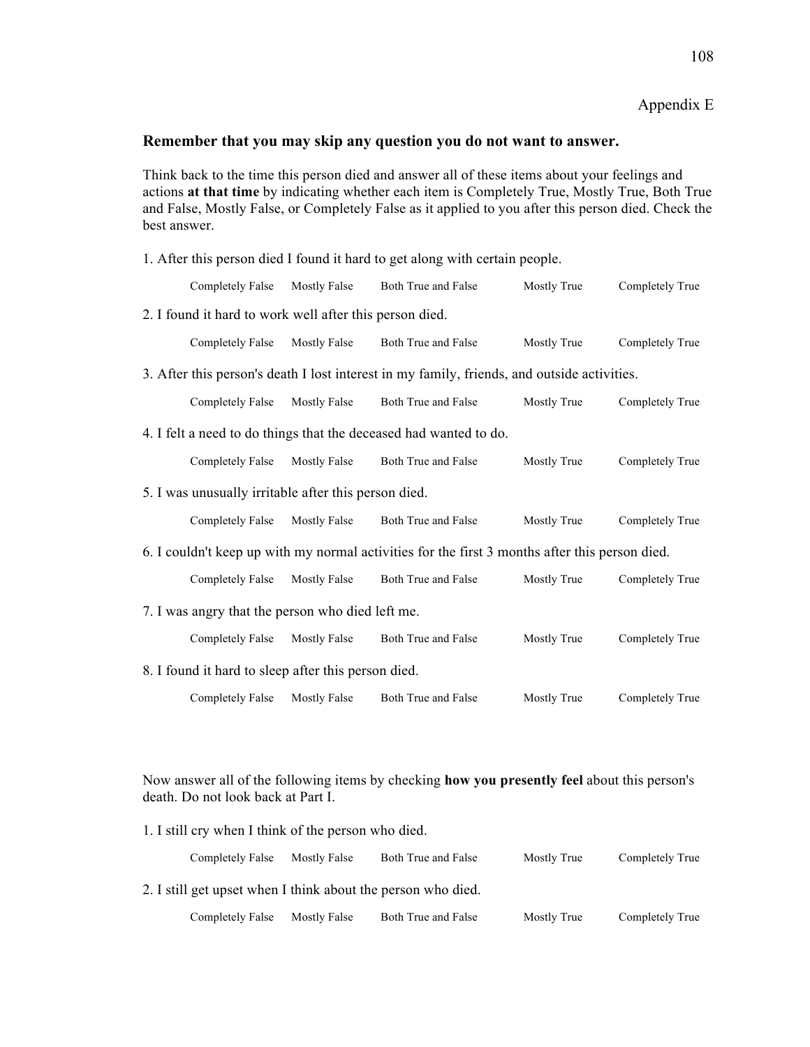Appendix E

**Remember that you may skip any question you do not want to answer.**

Think back to the time this person died and answer all of these items about your feelings and actions **at that time** by indicating whether each item is Completely True, Mostly True, Both True and False, Mostly False, or Completely False as it applied to you after this person died. Check the best answer.

1. After this person died I found it hard to get along with certain people.

   Completely False    Mostly False    Both True and False    Mostly True    Completely True

2. I found it hard to work well after this person died.

   Completely False    Mostly False    Both True and False    Mostly True    Completely True

3. After this person's death I lost interest in my family, friends, and outside activities.

   Completely False    Mostly False    Both True and False    Mostly True    Completely True

4. I felt a need to do things that the deceased had wanted to do.

   Completely False    Mostly False    Both True and False    Mostly True    Completely True

5. I was unusually irritable after this person died.

   Completely False    Mostly False    Both True and False    Mostly True    Completely True

6. I couldn't keep up with my normal activities for the first 3 months after this person died.

   Completely False    Mostly False    Both True and False    Mostly True    Completely True

7. I was angry that the person who died left me.

   Completely False    Mostly False    Both True and False    Mostly True    Completely True

8. I found it hard to sleep after this person died.

   Completely False    Mostly False    Both True and False    Mostly True    Completely True

Now answer all of the following items by checking **how you presently feel** about this person's death. Do not look back at Part I.

1. I still cry when I think of the person who died.

   Completely False    Mostly False    Both True and False    Mostly True    Completely True

2. I still get upset when I think about the person who died.

   Completely False    Mostly False    Both True and False    Mostly True    Completely True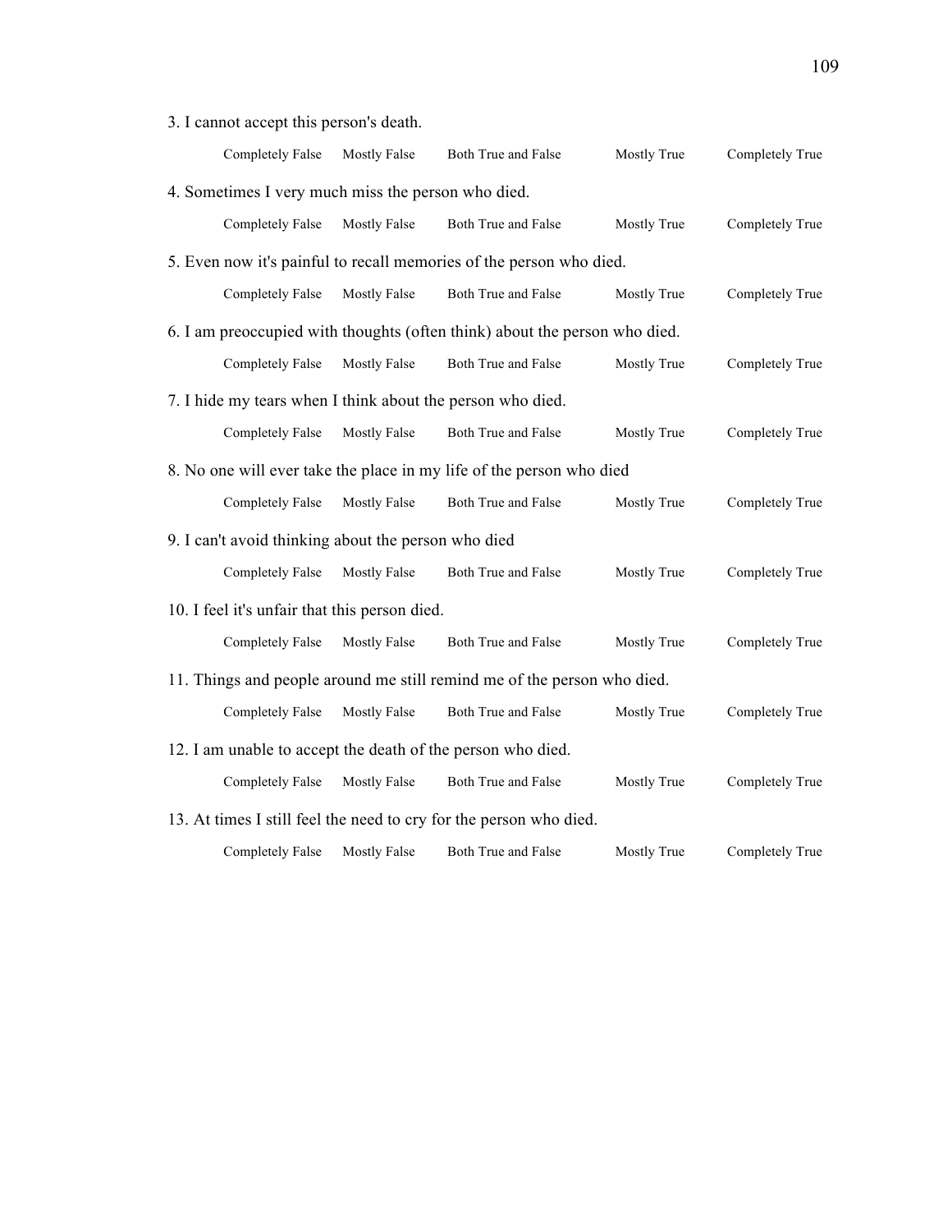3. I cannot accept this person's death.

Completely False  Mostly False  Both True and False  Mostly True  Completely True

4. Sometimes I very much miss the person who died.

Completely False  Mostly False  Both True and False  Mostly True  Completely True

5. Even now it's painful to recall memories of the person who died.

Completely False  Mostly False  Both True and False  Mostly True  Completely True

6. I am preoccupied with thoughts (often think) about the person who died.

Completely False  Mostly False  Both True and False  Mostly True  Completely True

7. I hide my tears when I think about the person who died.

Completely False  Mostly False  Both True and False  Mostly True  Completely True

8. No one will ever take the place in my life of the person who died

Completely False  Mostly False  Both True and False  Mostly True  Completely True

9. I can't avoid thinking about the person who died

Completely False  Mostly False  Both True and False  Mostly True  Completely True

10. I feel it's unfair that this person died.

Completely False  Mostly False  Both True and False  Mostly True  Completely True

11. Things and people around me still remind me of the person who died.

Completely False  Mostly False  Both True and False  Mostly True  Completely True

12. I am unable to accept the death of the person who died.

Completely False  Mostly False  Both True and False  Mostly True  Completely True

13. At times I still feel the need to cry for the person who died.

Completely False  Mostly False  Both True and False  Mostly True  Completely True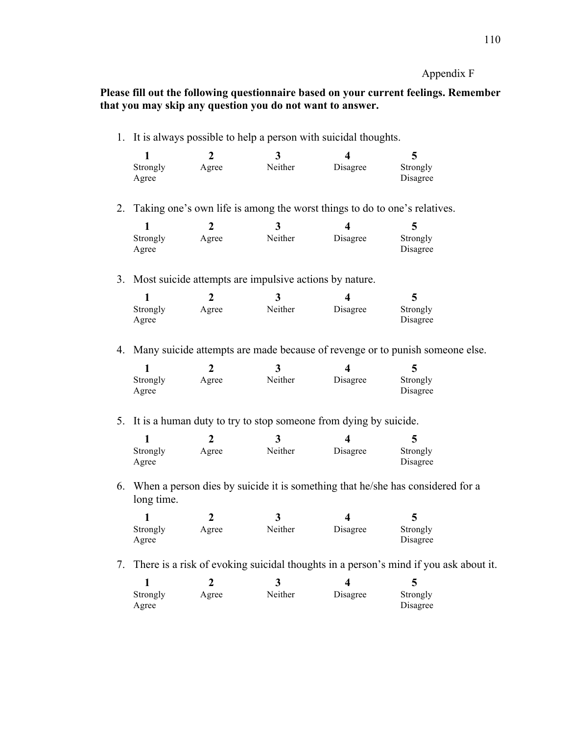Appendix F

**Please fill out the following questionnaire based on your current feelings. Remember that you may skip any question you do not want to answer.**

1. It is always possible to help a person with suicidal thoughts.

| 1 | 2 | 3 | 4 | 5 |
|---|---|---|---|---|
| Strongly Agree | Agree | Neither | Disagree | Strongly Disagree |

2. Taking one's own life is among the worst things to do to one's relatives.

| 1 | 2 | 3 | 4 | 5 |
|---|---|---|---|---|
| Strongly Agree | Agree | Neither | Disagree | Strongly Disagree |

3. Most suicide attempts are impulsive actions by nature.

| 1 | 2 | 3 | 4 | 5 |
|---|---|---|---|---|
| Strongly Agree | Agree | Neither | Disagree | Strongly Disagree |

4. Many suicide attempts are made because of revenge or to punish someone else.

| 1 | 2 | 3 | 4 | 5 |
|---|---|---|---|---|
| Strongly Agree | Agree | Neither | Disagree | Strongly Disagree |

5. It is a human duty to try to stop someone from dying by suicide.

| 1 | 2 | 3 | 4 | 5 |
|---|---|---|---|---|
| Strongly Agree | Agree | Neither | Disagree | Strongly Disagree |

6. When a person dies by suicide it is something that he/she has considered for a long time.

| 1 | 2 | 3 | 4 | 5 |
|---|---|---|---|---|
| Strongly Agree | Agree | Neither | Disagree | Strongly Disagree |

7. There is a risk of evoking suicidal thoughts in a person's mind if you ask about it.

| 1 | 2 | 3 | 4 | 5 |
|---|---|---|---|---|
| Strongly Agree | Agree | Neither | Disagree | Strongly Disagree |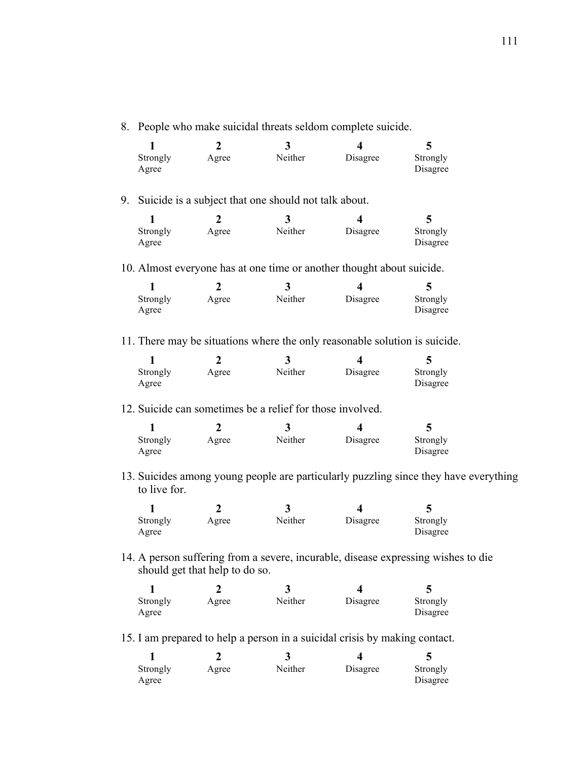8. People who make suicidal threats seldom complete suicide.

| **1** | **2** | **3** | **4** | **5** |
|---|---|---|---|---|
| Strongly Agree | Agree | Neither | Disagree | Strongly Disagree |

9. Suicide is a subject that one should not talk about.

| **1** | **2** | **3** | **4** | **5** |
|---|---|---|---|---|
| Strongly Agree | Agree | Neither | Disagree | Strongly Disagree |

10. Almost everyone has at one time or another thought about suicide.

| **1** | **2** | **3** | **4** | **5** |
|---|---|---|---|---|
| Strongly Agree | Agree | Neither | Disagree | Strongly Disagree |

11. There may be situations where the only reasonable solution is suicide.

| **1** | **2** | **3** | **4** | **5** |
|---|---|---|---|---|
| Strongly Agree | Agree | Neither | Disagree | Strongly Disagree |

12. Suicide can sometimes be a relief for those involved.

| **1** | **2** | **3** | **4** | **5** |
|---|---|---|---|---|
| Strongly Agree | Agree | Neither | Disagree | Strongly Disagree |

13. Suicides among young people are particularly puzzling since they have everything to live for.

| **1** | **2** | **3** | **4** | **5** |
|---|---|---|---|---|
| Strongly Agree | Agree | Neither | Disagree | Strongly Disagree |

14. A person suffering from a severe, incurable, disease expressing wishes to die should get that help to do so.

| **1** | **2** | **3** | **4** | **5** |
|---|---|---|---|---|
| Strongly Agree | Agree | Neither | Disagree | Strongly Disagree |

15. I am prepared to help a person in a suicidal crisis by making contact.

| **1** | **2** | **3** | **4** | **5** |
|---|---|---|---|---|
| Strongly Agree | Agree | Neither | Disagree | Strongly Disagree |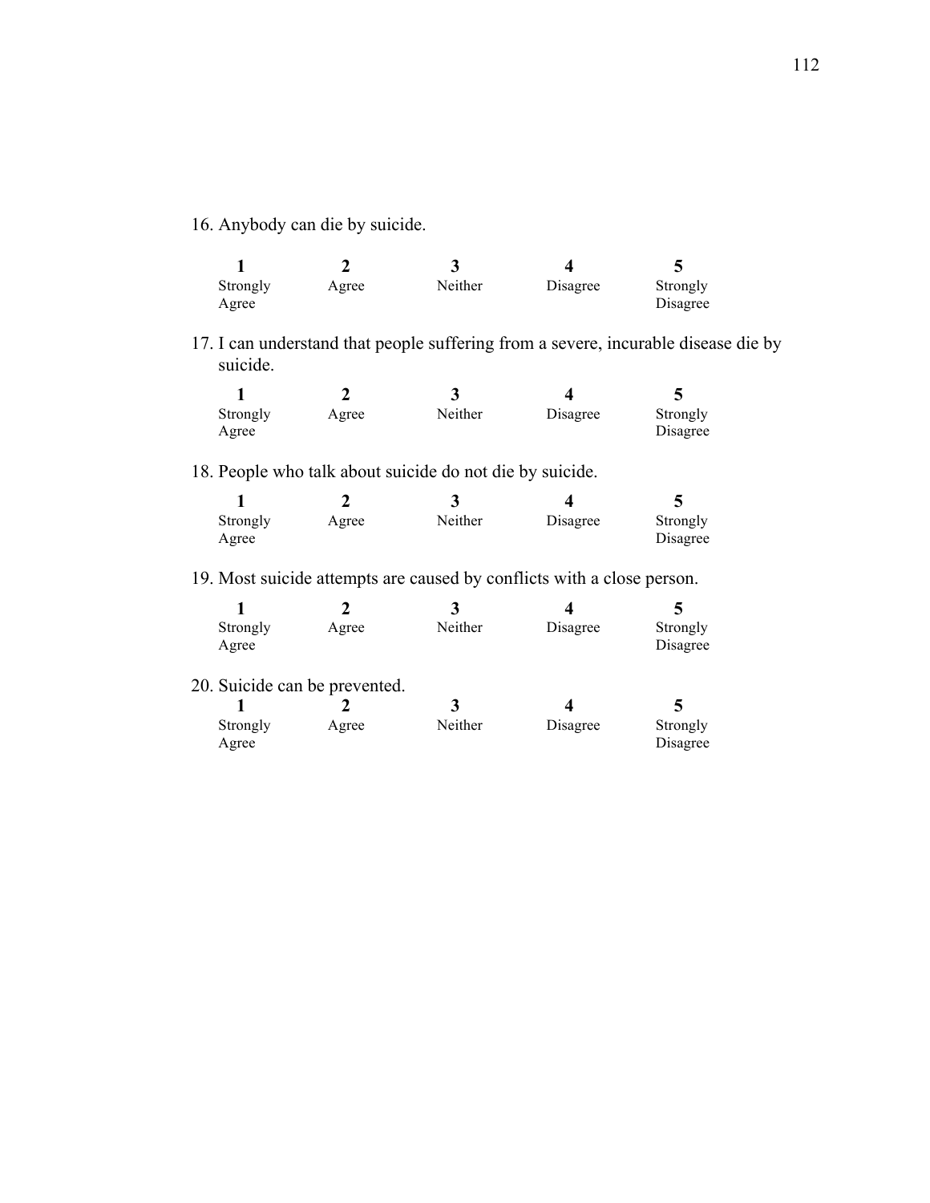16. Anybody can die by suicide.

| **1** | **2** | **3** | **4** | **5** |
|---|---|---|---|---|
| Strongly Agree | Agree | Neither | Disagree | Strongly Disagree |

17. I can understand that people suffering from a severe, incurable disease die by suicide.

| **1** | **2** | **3** | **4** | **5** |
|---|---|---|---|---|
| Strongly Agree | Agree | Neither | Disagree | Strongly Disagree |

18. People who talk about suicide do not die by suicide.

| **1** | **2** | **3** | **4** | **5** |
|---|---|---|---|---|
| Strongly Agree | Agree | Neither | Disagree | Strongly Disagree |

19. Most suicide attempts are caused by conflicts with a close person.

| **1** | **2** | **3** | **4** | **5** |
|---|---|---|---|---|
| Strongly Agree | Agree | Neither | Disagree | Strongly Disagree |

20. Suicide can be prevented.

| **1** | **2** | **3** | **4** | **5** |
|---|---|---|---|---|
| Strongly Agree | Agree | Neither | Disagree | Strongly Disagree |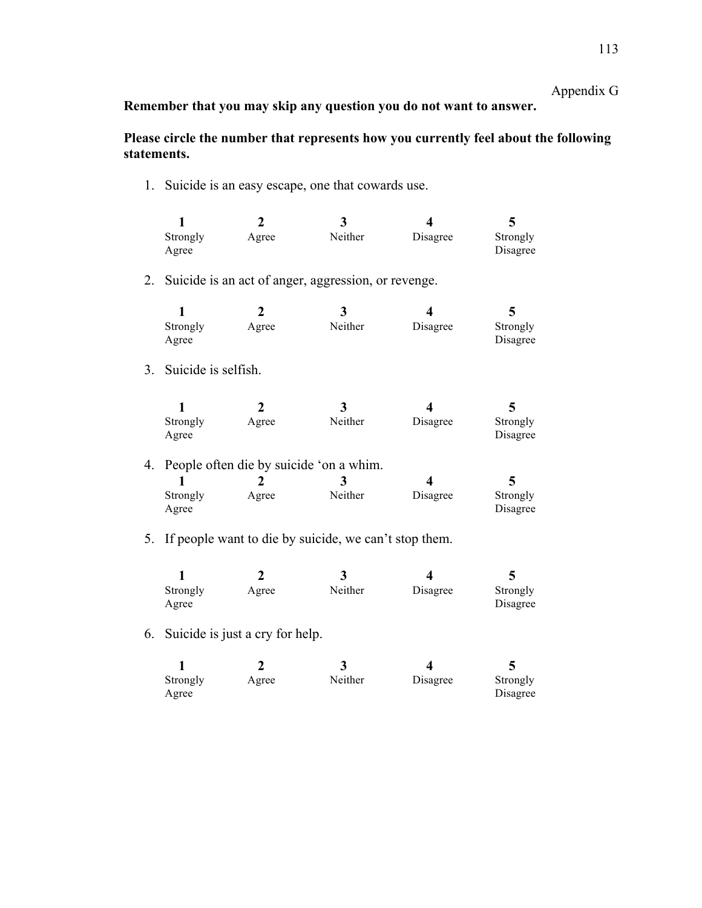Appendix G

**Remember that you may skip any question you do not want to answer.**

**Please circle the number that represents how you currently feel about the following statements.**

1. Suicide is an easy escape, one that cowards use.

| 1 | 2 | 3 | 4 | 5 |
|---|---|---|---|---|
| Strongly Agree | Agree | Neither | Disagree | Strongly Disagree |

2. Suicide is an act of anger, aggression, or revenge.

| 1 | 2 | 3 | 4 | 5 |
|---|---|---|---|---|
| Strongly Agree | Agree | Neither | Disagree | Strongly Disagree |

3. Suicide is selfish.

| 1 | 2 | 3 | 4 | 5 |
|---|---|---|---|---|
| Strongly Agree | Agree | Neither | Disagree | Strongly Disagree |

4. People often die by suicide 'on a whim.

| 1 | 2 | 3 | 4 | 5 |
|---|---|---|---|---|
| Strongly Agree | Agree | Neither | Disagree | Strongly Disagree |

5. If people want to die by suicide, we can't stop them.

| 1 | 2 | 3 | 4 | 5 |
|---|---|---|---|---|
| Strongly Agree | Agree | Neither | Disagree | Strongly Disagree |

6. Suicide is just a cry for help.

| 1 | 2 | 3 | 4 | 5 |
|---|---|---|---|---|
| Strongly Agree | Agree | Neither | Disagree | Strongly Disagree |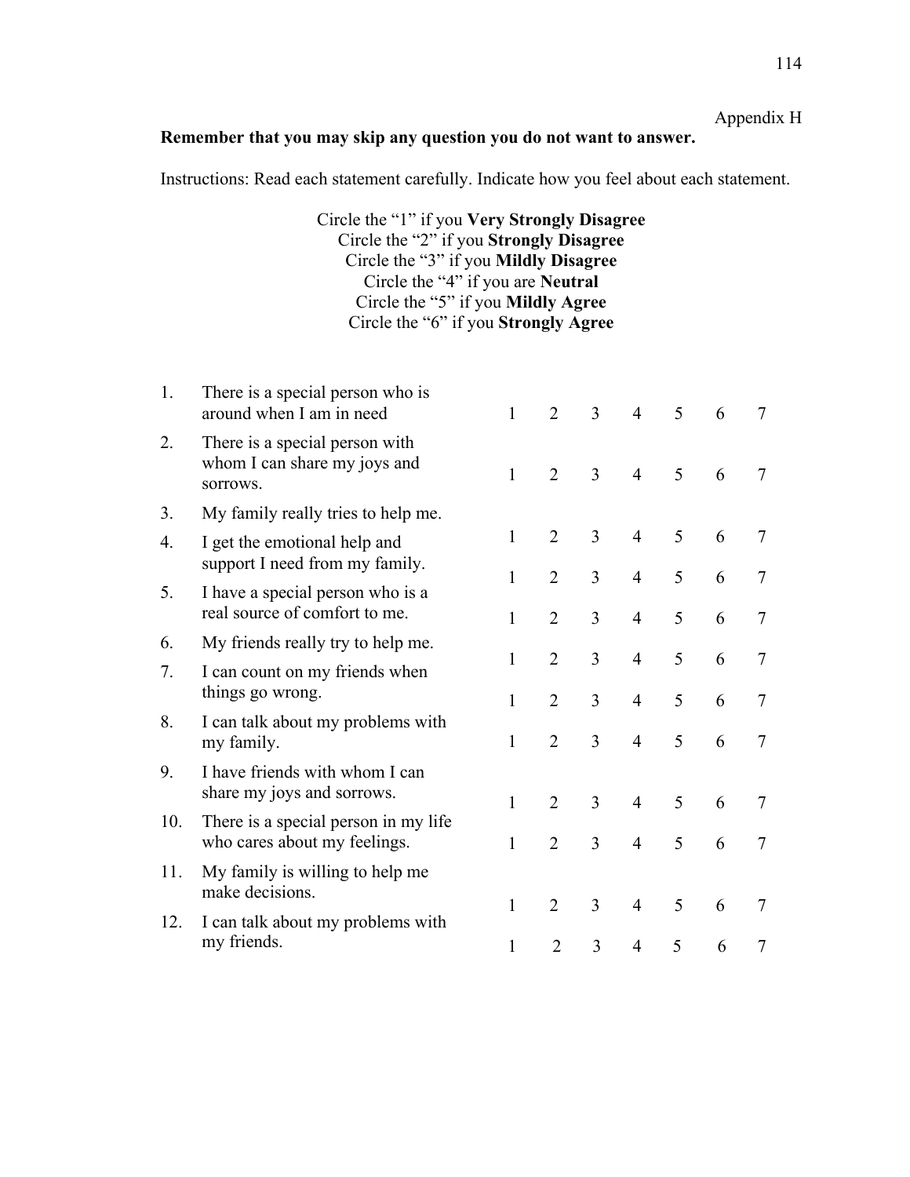Appendix H

**Remember that you may skip any question you do not want to answer.**

Instructions: Read each statement carefully. Indicate how you feel about each statement.

Circle the "1" if you **Very Strongly Disagree**
Circle the "2" if you **Strongly Disagree**
Circle the "3" if you **Mildly Disagree**
Circle the "4" if you are **Neutral**
Circle the "5" if you **Mildly Agree**
Circle the "6" if you **Strongly Agree**

| | | | | | | | | |
|---|---|---|---|---|---|---|---|---|
| 1. | There is a special person who is around when I am in need | 1 | 2 | 3 | 4 | 5 | 6 | 7 |
| 2. | There is a special person with whom I can share my joys and sorrows. | 1 | 2 | 3 | 4 | 5 | 6 | 7 |
| 3. | My family really tries to help me. | 1 | 2 | 3 | 4 | 5 | 6 | 7 |
| 4. | I get the emotional help and support I need from my family. | 1 | 2 | 3 | 4 | 5 | 6 | 7 |
| 5. | I have a special person who is a real source of comfort to me. | 1 | 2 | 3 | 4 | 5 | 6 | 7 |
| 6. | My friends really try to help me. | 1 | 2 | 3 | 4 | 5 | 6 | 7 |
| 7. | I can count on my friends when things go wrong. | 1 | 2 | 3 | 4 | 5 | 6 | 7 |
| 8. | I can talk about my problems with my family. | 1 | 2 | 3 | 4 | 5 | 6 | 7 |
| 9. | I have friends with whom I can share my joys and sorrows. | 1 | 2 | 3 | 4 | 5 | 6 | 7 |
| 10. | There is a special person in my life who cares about my feelings. | 1 | 2 | 3 | 4 | 5 | 6 | 7 |
| 11. | My family is willing to help me make decisions. | 1 | 2 | 3 | 4 | 5 | 6 | 7 |
| 12. | I can talk about my problems with my friends. | 1 | 2 | 3 | 4 | 5 | 6 | 7 |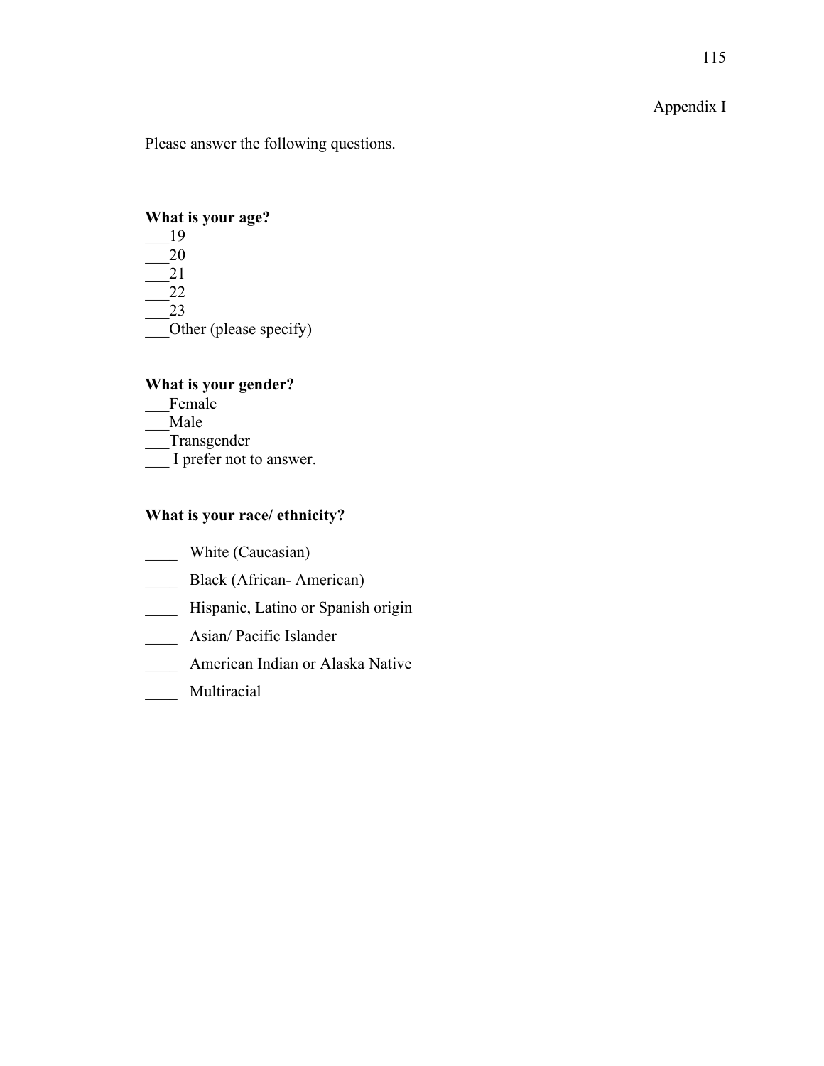Appendix I

Please answer the following questions.

**What is your age?**

___19
___20
___21
___22
___23
___Other (please specify)

**What is your gender?**

___Female
___Male
___Transgender
___ I prefer not to answer.

**What is your race/ ethnicity?**

____ White (Caucasian)

____ Black (African- American)

____ Hispanic, Latino or Spanish origin

____ Asian/ Pacific Islander

____ American Indian or Alaska Native

____ Multiracial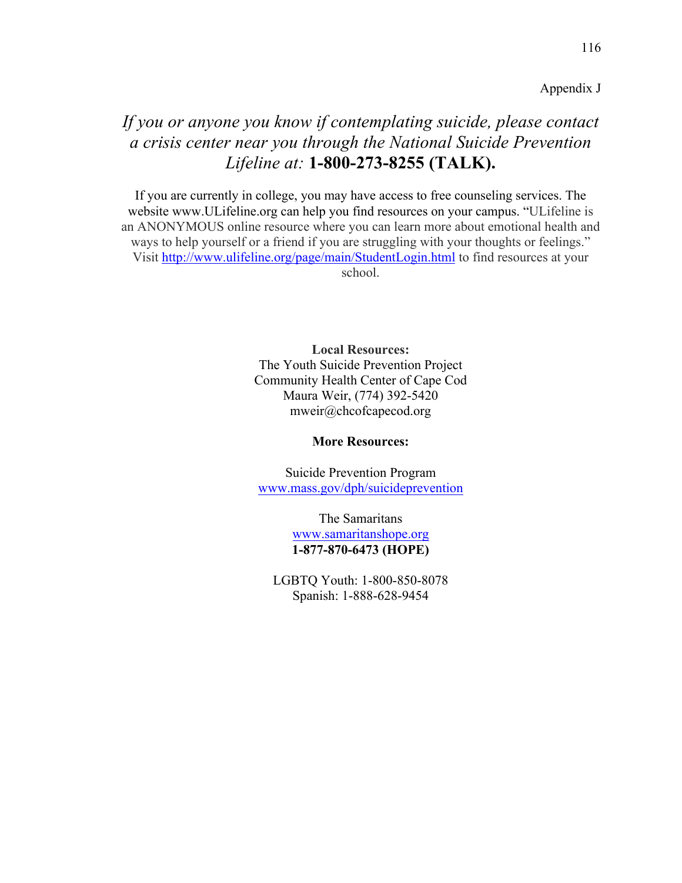Appendix J

## *If you or anyone you know if contemplating suicide, please contact a crisis center near you through the National Suicide Prevention Lifeline at:* **1-800-273-8255 (TALK).**

If you are currently in college, you may have access to free counseling services. The website www.ULifeline.org can help you find resources on your campus. "ULifeline is an ANONYMOUS online resource where you can learn more about emotional health and ways to help yourself or a friend if you are struggling with your thoughts or feelings." Visit http://www.ulifeline.org/page/main/StudentLogin.html to find resources at your school.

**Local Resources:**
The Youth Suicide Prevention Project
Community Health Center of Cape Cod
Maura Weir, (774) 392-5420
mweir@chcofcapecod.org

**More Resources:**

Suicide Prevention Program
www.mass.gov/dph/suicideprevention

The Samaritans
www.samaritanshope.org
**1-877-870-6473 (HOPE)**

LGBTQ Youth: 1-800-850-8078
Spanish: 1-888-628-9454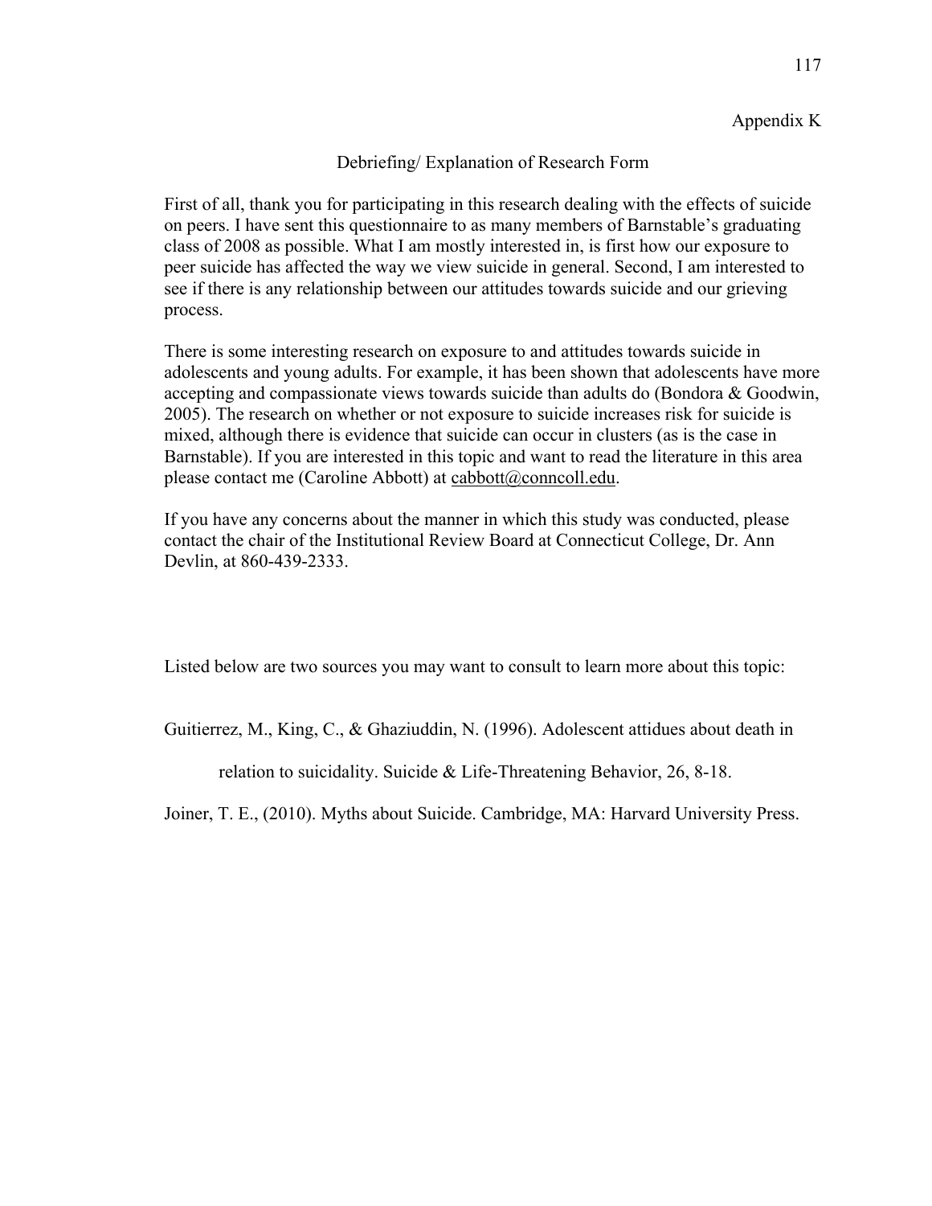Appendix K

## Debriefing/ Explanation of Research Form

First of all, thank you for participating in this research dealing with the effects of suicide on peers. I have sent this questionnaire to as many members of Barnstable's graduating class of 2008 as possible. What I am mostly interested in, is first how our exposure to peer suicide has affected the way we view suicide in general. Second, I am interested to see if there is any relationship between our attitudes towards suicide and our grieving process.

There is some interesting research on exposure to and attitudes towards suicide in adolescents and young adults. For example, it has been shown that adolescents have more accepting and compassionate views towards suicide than adults do (Bondora & Goodwin, 2005). The research on whether or not exposure to suicide increases risk for suicide is mixed, although there is evidence that suicide can occur in clusters (as is the case in Barnstable). If you are interested in this topic and want to read the literature in this area please contact me (Caroline Abbott) at cabbott@conncoll.edu.

If you have any concerns about the manner in which this study was conducted, please contact the chair of the Institutional Review Board at Connecticut College, Dr. Ann Devlin, at 860-439-2333.

Listed below are two sources you may want to consult to learn more about this topic:

Guitierrez, M., King, C., & Ghaziuddin, N. (1996). Adolescent attidues about death in relation to suicidality. Suicide & Life-Threatening Behavior, 26, 8-18.

Joiner, T. E., (2010). Myths about Suicide. Cambridge, MA: Harvard University Press.